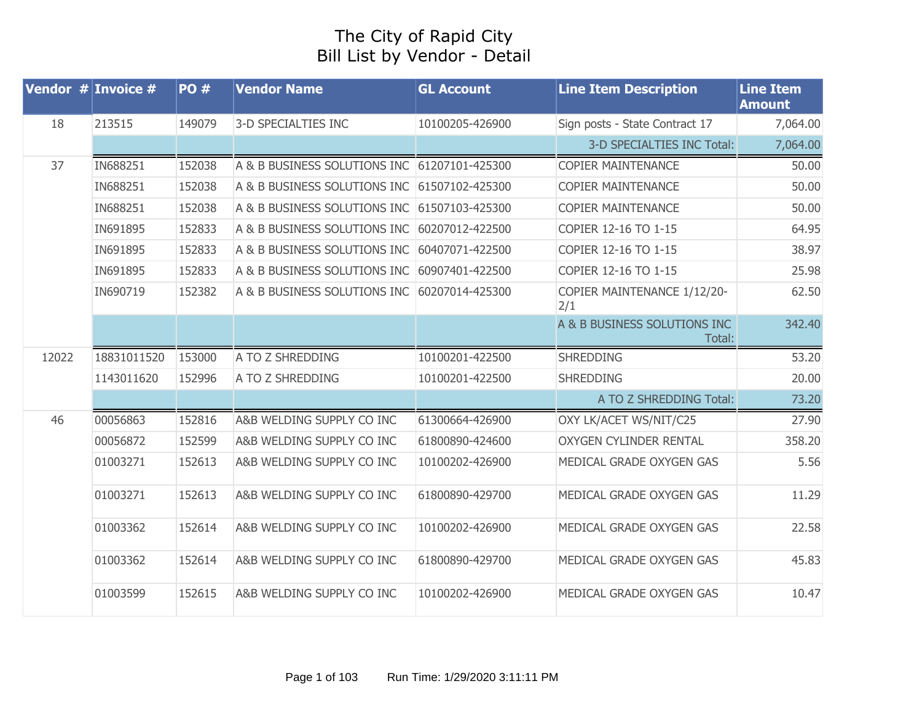# The City of Rapid City
## Bill List by Vendor - Detail

| Vendor # | Invoice # | PO # | Vendor Name | GL Account | Line Item Description | Line Item Amount |
|---|---|---|---|---|---|---|
| 18 | 213515 | 149079 | 3-D SPECIALTIES INC | 10100205-426900 | Sign posts - State Contract 17 | 7,064.00 |
| | | | | | 3-D SPECIALTIES INC Total: | 7,064.00 |
| 37 | IN688251 | 152038 | A & B BUSINESS SOLUTIONS INC | 61207101-425300 | COPIER MAINTENANCE | 50.00 |
| | IN688251 | 152038 | A & B BUSINESS SOLUTIONS INC | 61507102-425300 | COPIER MAINTENANCE | 50.00 |
| | IN688251 | 152038 | A & B BUSINESS SOLUTIONS INC | 61507103-425300 | COPIER MAINTENANCE | 50.00 |
| | IN691895 | 152833 | A & B BUSINESS SOLUTIONS INC | 60207012-422500 | COPIER 12-16 TO 1-15 | 64.95 |
| | IN691895 | 152833 | A & B BUSINESS SOLUTIONS INC | 60407071-422500 | COPIER 12-16 TO 1-15 | 38.97 |
| | IN691895 | 152833 | A & B BUSINESS SOLUTIONS INC | 60907401-422500 | COPIER 12-16 TO 1-15 | 25.98 |
| | IN690719 | 152382 | A & B BUSINESS SOLUTIONS INC | 60207014-425300 | COPIER MAINTENANCE 1/12/20-2/1 | 62.50 |
| | | | | | A & B BUSINESS SOLUTIONS INC Total: | 342.40 |
| 12022 | 18831011520 | 153000 | A TO Z SHREDDING | 10100201-422500 | SHREDDING | 53.20 |
| | 1143011620 | 152996 | A TO Z SHREDDING | 10100201-422500 | SHREDDING | 20.00 |
| | | | | | A TO Z SHREDDING Total: | 73.20 |
| 46 | 00056863 | 152816 | A&B WELDING SUPPLY CO INC | 61300664-426900 | OXY LK/ACET WS/NIT/C25 | 27.90 |
| | 00056872 | 152599 | A&B WELDING SUPPLY CO INC | 61800890-424600 | OXYGEN CYLINDER RENTAL | 358.20 |
| | 01003271 | 152613 | A&B WELDING SUPPLY CO INC | 10100202-426900 | MEDICAL GRADE OXYGEN GAS | 5.56 |
| | 01003271 | 152613 | A&B WELDING SUPPLY CO INC | 61800890-429700 | MEDICAL GRADE OXYGEN GAS | 11.29 |
| | 01003362 | 152614 | A&B WELDING SUPPLY CO INC | 10100202-426900 | MEDICAL GRADE OXYGEN GAS | 22.58 |
| | 01003362 | 152614 | A&B WELDING SUPPLY CO INC | 61800890-429700 | MEDICAL GRADE OXYGEN GAS | 45.83 |
| | 01003599 | 152615 | A&B WELDING SUPPLY CO INC | 10100202-426900 | MEDICAL GRADE OXYGEN GAS | 10.47 |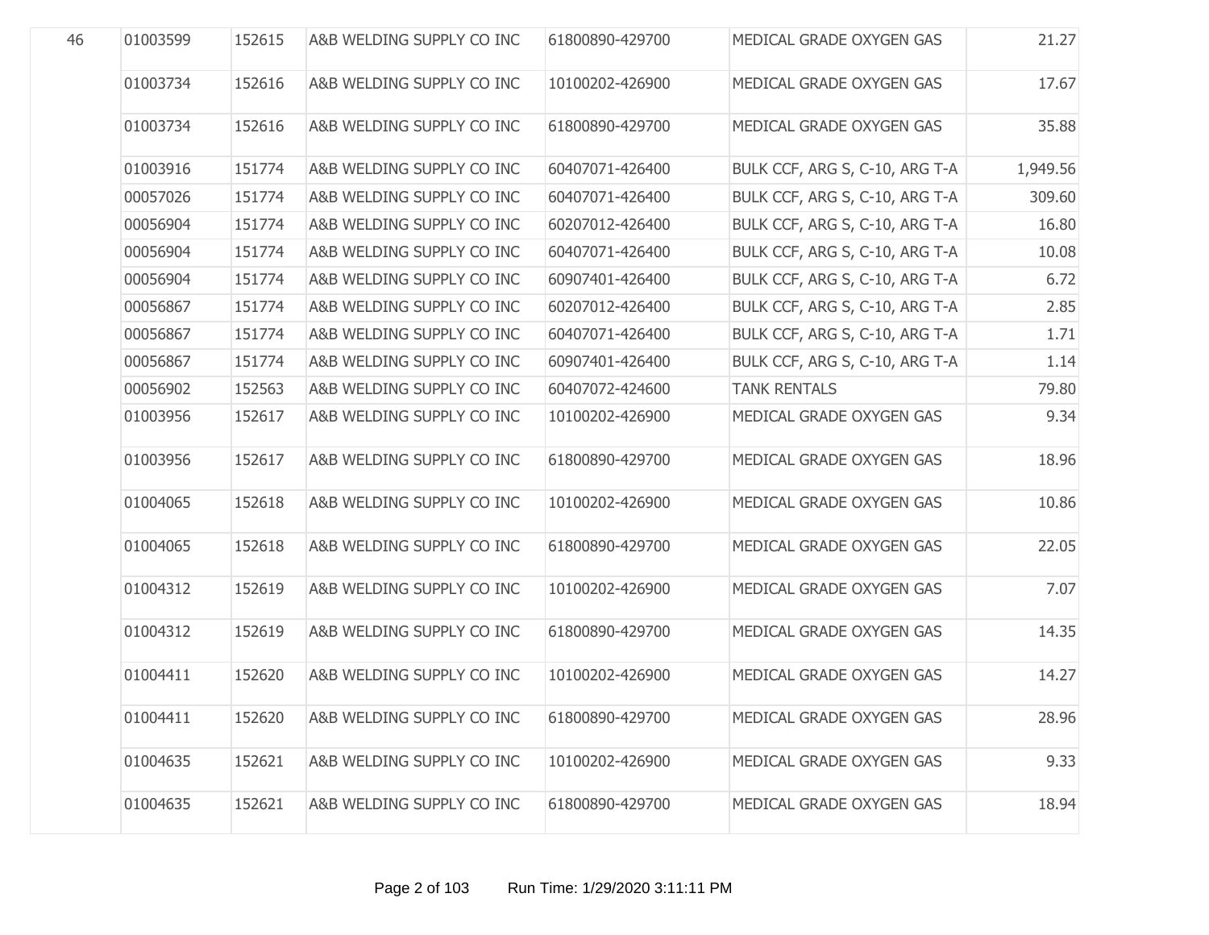| | | | | | | |
|---|---|---|---|---|---|---|
| 46 | 01003599 | 152615 | A&B WELDING SUPPLY CO INC | 61800890-429700 | MEDICAL GRADE OXYGEN GAS | 21.27 |
| | 01003734 | 152616 | A&B WELDING SUPPLY CO INC | 10100202-426900 | MEDICAL GRADE OXYGEN GAS | 17.67 |
| | 01003734 | 152616 | A&B WELDING SUPPLY CO INC | 61800890-429700 | MEDICAL GRADE OXYGEN GAS | 35.88 |
| | 01003916 | 151774 | A&B WELDING SUPPLY CO INC | 60407071-426400 | BULK CCF, ARG S, C-10, ARG T-A | 1,949.56 |
| | 00057026 | 151774 | A&B WELDING SUPPLY CO INC | 60407071-426400 | BULK CCF, ARG S, C-10, ARG T-A | 309.60 |
| | 00056904 | 151774 | A&B WELDING SUPPLY CO INC | 60207012-426400 | BULK CCF, ARG S, C-10, ARG T-A | 16.80 |
| | 00056904 | 151774 | A&B WELDING SUPPLY CO INC | 60407071-426400 | BULK CCF, ARG S, C-10, ARG T-A | 10.08 |
| | 00056904 | 151774 | A&B WELDING SUPPLY CO INC | 60907401-426400 | BULK CCF, ARG S, C-10, ARG T-A | 6.72 |
| | 00056867 | 151774 | A&B WELDING SUPPLY CO INC | 60207012-426400 | BULK CCF, ARG S, C-10, ARG T-A | 2.85 |
| | 00056867 | 151774 | A&B WELDING SUPPLY CO INC | 60407071-426400 | BULK CCF, ARG S, C-10, ARG T-A | 1.71 |
| | 00056867 | 151774 | A&B WELDING SUPPLY CO INC | 60907401-426400 | BULK CCF, ARG S, C-10, ARG T-A | 1.14 |
| | 00056902 | 152563 | A&B WELDING SUPPLY CO INC | 60407072-424600 | TANK RENTALS | 79.80 |
| | 01003956 | 152617 | A&B WELDING SUPPLY CO INC | 10100202-426900 | MEDICAL GRADE OXYGEN GAS | 9.34 |
| | 01003956 | 152617 | A&B WELDING SUPPLY CO INC | 61800890-429700 | MEDICAL GRADE OXYGEN GAS | 18.96 |
| | 01004065 | 152618 | A&B WELDING SUPPLY CO INC | 10100202-426900 | MEDICAL GRADE OXYGEN GAS | 10.86 |
| | 01004065 | 152618 | A&B WELDING SUPPLY CO INC | 61800890-429700 | MEDICAL GRADE OXYGEN GAS | 22.05 |
| | 01004312 | 152619 | A&B WELDING SUPPLY CO INC | 10100202-426900 | MEDICAL GRADE OXYGEN GAS | 7.07 |
| | 01004312 | 152619 | A&B WELDING SUPPLY CO INC | 61800890-429700 | MEDICAL GRADE OXYGEN GAS | 14.35 |
| | 01004411 | 152620 | A&B WELDING SUPPLY CO INC | 10100202-426900 | MEDICAL GRADE OXYGEN GAS | 14.27 |
| | 01004411 | 152620 | A&B WELDING SUPPLY CO INC | 61800890-429700 | MEDICAL GRADE OXYGEN GAS | 28.96 |
| | 01004635 | 152621 | A&B WELDING SUPPLY CO INC | 10100202-426900 | MEDICAL GRADE OXYGEN GAS | 9.33 |
| | 01004635 | 152621 | A&B WELDING SUPPLY CO INC | 61800890-429700 | MEDICAL GRADE OXYGEN GAS | 18.94 |

Run Time: 1/29/2020 3:11:11 PM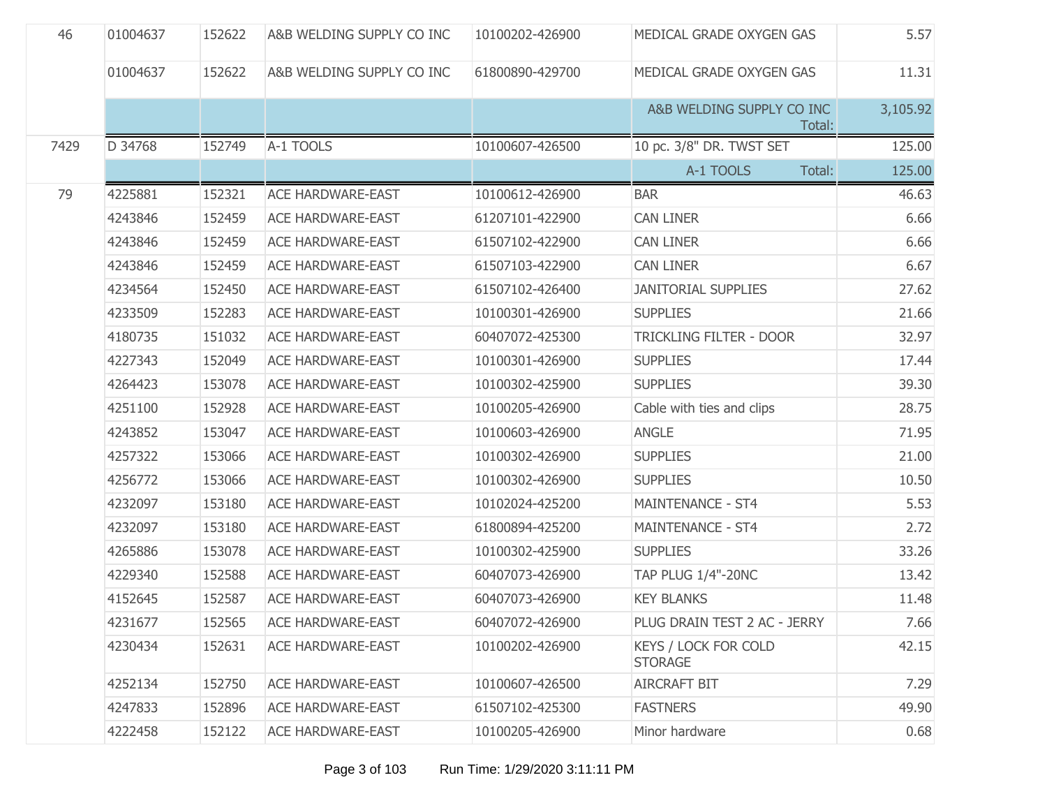| | | | | | | |
|---|---|---|---|---|---|---|
| 46 | 01004637 | 152622 | A&B WELDING SUPPLY CO INC | 10100202-426900 | MEDICAL GRADE OXYGEN GAS | 5.57 |
| | 01004637 | 152622 | A&B WELDING SUPPLY CO INC | 61800890-429700 | MEDICAL GRADE OXYGEN GAS | 11.31 |
| | | | | | A&B WELDING SUPPLY CO INC Total: | 3,105.92 |
| 7429 | D 34768 | 152749 | A-1 TOOLS | 10100607-426500 | 10 pc. 3/8" DR. TWST SET | 125.00 |
| | | | | | A-1 TOOLS Total: | 125.00 |
| 79 | 4225881 | 152321 | ACE HARDWARE-EAST | 10100612-426900 | BAR | 46.63 |
| | 4243846 | 152459 | ACE HARDWARE-EAST | 61207101-422900 | CAN LINER | 6.66 |
| | 4243846 | 152459 | ACE HARDWARE-EAST | 61507102-422900 | CAN LINER | 6.66 |
| | 4243846 | 152459 | ACE HARDWARE-EAST | 61507103-422900 | CAN LINER | 6.67 |
| | 4234564 | 152450 | ACE HARDWARE-EAST | 61507102-426400 | JANITORIAL SUPPLIES | 27.62 |
| | 4233509 | 152283 | ACE HARDWARE-EAST | 10100301-426900 | SUPPLIES | 21.66 |
| | 4180735 | 151032 | ACE HARDWARE-EAST | 60407072-425300 | TRICKLING FILTER - DOOR | 32.97 |
| | 4227343 | 152049 | ACE HARDWARE-EAST | 10100301-426900 | SUPPLIES | 17.44 |
| | 4264423 | 153078 | ACE HARDWARE-EAST | 10100302-425900 | SUPPLIES | 39.30 |
| | 4251100 | 152928 | ACE HARDWARE-EAST | 10100205-426900 | Cable with ties and clips | 28.75 |
| | 4243852 | 153047 | ACE HARDWARE-EAST | 10100603-426900 | ANGLE | 71.95 |
| | 4257322 | 153066 | ACE HARDWARE-EAST | 10100302-426900 | SUPPLIES | 21.00 |
| | 4256772 | 153066 | ACE HARDWARE-EAST | 10100302-426900 | SUPPLIES | 10.50 |
| | 4232097 | 153180 | ACE HARDWARE-EAST | 10102024-425200 | MAINTENANCE - ST4 | 5.53 |
| | 4232097 | 153180 | ACE HARDWARE-EAST | 61800894-425200 | MAINTENANCE - ST4 | 2.72 |
| | 4265886 | 153078 | ACE HARDWARE-EAST | 10100302-425900 | SUPPLIES | 33.26 |
| | 4229340 | 152588 | ACE HARDWARE-EAST | 60407073-426900 | TAP PLUG 1/4"-20NC | 13.42 |
| | 4152645 | 152587 | ACE HARDWARE-EAST | 60407073-426900 | KEY BLANKS | 11.48 |
| | 4231677 | 152565 | ACE HARDWARE-EAST | 60407072-426900 | PLUG DRAIN TEST 2 AC - JERRY | 7.66 |
| | 4230434 | 152631 | ACE HARDWARE-EAST | 10100202-426900 | KEYS / LOCK FOR COLD STORAGE | 42.15 |
| | 4252134 | 152750 | ACE HARDWARE-EAST | 10100607-426500 | AIRCRAFT BIT | 7.29 |
| | 4247833 | 152896 | ACE HARDWARE-EAST | 61507102-425300 | FASTNERS | 49.90 |
| | 4222458 | 152122 | ACE HARDWARE-EAST | 10100205-426900 | Minor hardware | 0.68 |

Run Time: 1/29/2020 3:11:11 PM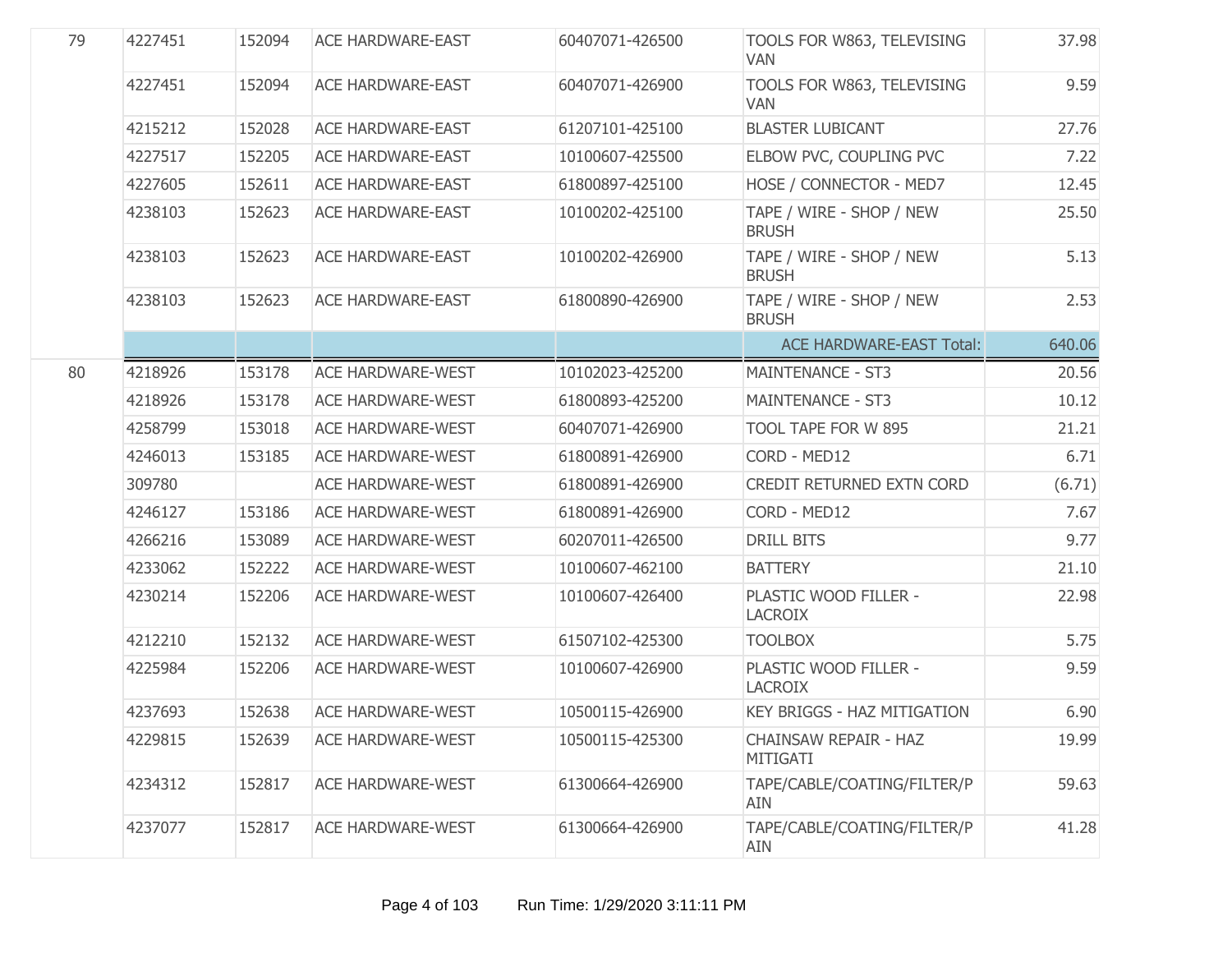| | | | | | | |
|---|---|---|---|---|---|---|
| 79 | 4227451 | 152094 | ACE HARDWARE-EAST | 60407071-426500 | TOOLS FOR W863, TELEVISING VAN | 37.98 |
| | 4227451 | 152094 | ACE HARDWARE-EAST | 60407071-426900 | TOOLS FOR W863, TELEVISING VAN | 9.59 |
| | 4215212 | 152028 | ACE HARDWARE-EAST | 61207101-425100 | BLASTER LUBICANT | 27.76 |
| | 4227517 | 152205 | ACE HARDWARE-EAST | 10100607-425500 | ELBOW PVC, COUPLING PVC | 7.22 |
| | 4227605 | 152611 | ACE HARDWARE-EAST | 61800897-425100 | HOSE / CONNECTOR - MED7 | 12.45 |
| | 4238103 | 152623 | ACE HARDWARE-EAST | 10100202-425100 | TAPE / WIRE - SHOP / NEW BRUSH | 25.50 |
| | 4238103 | 152623 | ACE HARDWARE-EAST | 10100202-426900 | TAPE / WIRE - SHOP / NEW BRUSH | 5.13 |
| | 4238103 | 152623 | ACE HARDWARE-EAST | 61800890-426900 | TAPE / WIRE - SHOP / NEW BRUSH | 2.53 |
| | | | | | ACE HARDWARE-EAST Total: | 640.06 |
| 80 | 4218926 | 153178 | ACE HARDWARE-WEST | 10102023-425200 | MAINTENANCE - ST3 | 20.56 |
| | 4218926 | 153178 | ACE HARDWARE-WEST | 61800893-425200 | MAINTENANCE - ST3 | 10.12 |
| | 4258799 | 153018 | ACE HARDWARE-WEST | 60407071-426900 | TOOL TAPE FOR W 895 | 21.21 |
| | 4246013 | 153185 | ACE HARDWARE-WEST | 61800891-426900 | CORD - MED12 | 6.71 |
| | 309780 | | ACE HARDWARE-WEST | 61800891-426900 | CREDIT RETURNED EXTN CORD | (6.71) |
| | 4246127 | 153186 | ACE HARDWARE-WEST | 61800891-426900 | CORD - MED12 | 7.67 |
| | 4266216 | 153089 | ACE HARDWARE-WEST | 60207011-426500 | DRILL BITS | 9.77 |
| | 4233062 | 152222 | ACE HARDWARE-WEST | 10100607-462100 | BATTERY | 21.10 |
| | 4230214 | 152206 | ACE HARDWARE-WEST | 10100607-426400 | PLASTIC WOOD FILLER - LACROIX | 22.98 |
| | 4212210 | 152132 | ACE HARDWARE-WEST | 61507102-425300 | TOOLBOX | 5.75 |
| | 4225984 | 152206 | ACE HARDWARE-WEST | 10100607-426900 | PLASTIC WOOD FILLER - LACROIX | 9.59 |
| | 4237693 | 152638 | ACE HARDWARE-WEST | 10500115-426900 | KEY BRIGGS - HAZ MITIGATION | 6.90 |
| | 4229815 | 152639 | ACE HARDWARE-WEST | 10500115-425300 | CHAINSAW REPAIR - HAZ MITIGATI | 19.99 |
| | 4234312 | 152817 | ACE HARDWARE-WEST | 61300664-426900 | TAPE/CABLE/COATING/FILTER/P AIN | 59.63 |
| | 4237077 | 152817 | ACE HARDWARE-WEST | 61300664-426900 | TAPE/CABLE/COATING/FILTER/P AIN | 41.28 |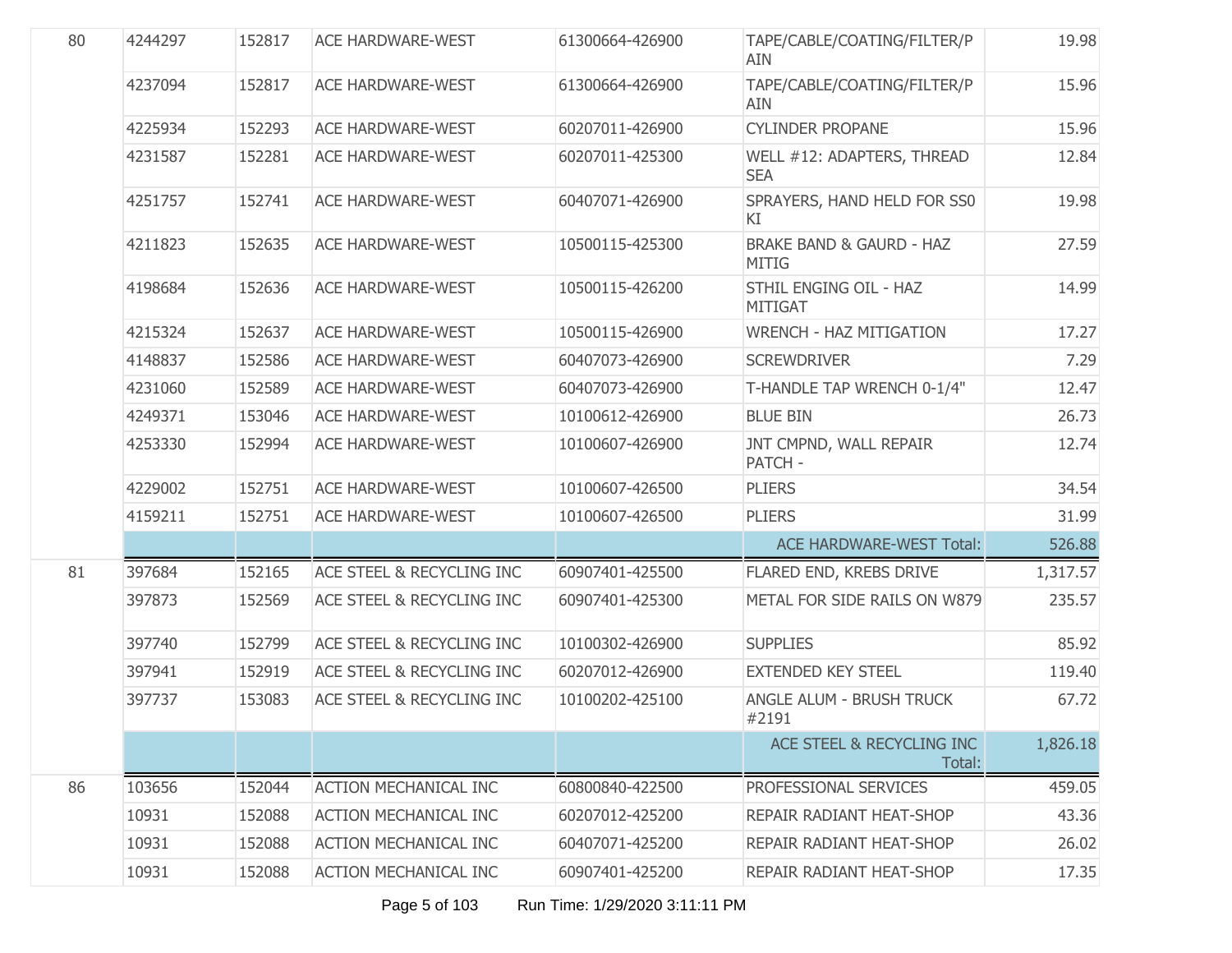| | | | | | | |
|---|---|---|---|---|---|---|
| 80 | 4244297 | 152817 | ACE HARDWARE-WEST | 61300664-426900 | TAPE/CABLE/COATING/FILTER/P AIN | 19.98 |
| | 4237094 | 152817 | ACE HARDWARE-WEST | 61300664-426900 | TAPE/CABLE/COATING/FILTER/P AIN | 15.96 |
| | 4225934 | 152293 | ACE HARDWARE-WEST | 60207011-426900 | CYLINDER PROPANE | 15.96 |
| | 4231587 | 152281 | ACE HARDWARE-WEST | 60207011-425300 | WELL #12: ADAPTERS, THREAD SEA | 12.84 |
| | 4251757 | 152741 | ACE HARDWARE-WEST | 60407071-426900 | SPRAYERS, HAND HELD FOR SS0 KI | 19.98 |
| | 4211823 | 152635 | ACE HARDWARE-WEST | 10500115-425300 | BRAKE BAND & GAURD - HAZ MITIG | 27.59 |
| | 4198684 | 152636 | ACE HARDWARE-WEST | 10500115-426200 | STHIL ENGING OIL - HAZ MITIGAT | 14.99 |
| | 4215324 | 152637 | ACE HARDWARE-WEST | 10500115-426900 | WRENCH - HAZ MITIGATION | 17.27 |
| | 4148837 | 152586 | ACE HARDWARE-WEST | 60407073-426900 | SCREWDRIVER | 7.29 |
| | 4231060 | 152589 | ACE HARDWARE-WEST | 60407073-426900 | T-HANDLE TAP WRENCH 0-1/4" | 12.47 |
| | 4249371 | 153046 | ACE HARDWARE-WEST | 10100612-426900 | BLUE BIN | 26.73 |
| | 4253330 | 152994 | ACE HARDWARE-WEST | 10100607-426900 | JNT CMPND, WALL REPAIR PATCH - | 12.74 |
| | 4229002 | 152751 | ACE HARDWARE-WEST | 10100607-426500 | PLIERS | 34.54 |
| | 4159211 | 152751 | ACE HARDWARE-WEST | 10100607-426500 | PLIERS | 31.99 |
| | | | | | ACE HARDWARE-WEST Total: | 526.88 |
| 81 | 397684 | 152165 | ACE STEEL & RECYCLING INC | 60907401-425500 | FLARED END, KREBS DRIVE | 1,317.57 |
| | 397873 | 152569 | ACE STEEL & RECYCLING INC | 60907401-425300 | METAL FOR SIDE RAILS ON W879 | 235.57 |
| | 397740 | 152799 | ACE STEEL & RECYCLING INC | 10100302-426900 | SUPPLIES | 85.92 |
| | 397941 | 152919 | ACE STEEL & RECYCLING INC | 60207012-426900 | EXTENDED KEY STEEL | 119.40 |
| | 397737 | 153083 | ACE STEEL & RECYCLING INC | 10100202-425100 | ANGLE ALUM - BRUSH TRUCK #2191 | 67.72 |
| | | | | | ACE STEEL & RECYCLING INC Total: | 1,826.18 |
| 86 | 103656 | 152044 | ACTION MECHANICAL INC | 60800840-422500 | PROFESSIONAL SERVICES | 459.05 |
| | 10931 | 152088 | ACTION MECHANICAL INC | 60207012-425200 | REPAIR RADIANT HEAT-SHOP | 43.36 |
| | 10931 | 152088 | ACTION MECHANICAL INC | 60407071-425200 | REPAIR RADIANT HEAT-SHOP | 26.02 |
| | 10931 | 152088 | ACTION MECHANICAL INC | 60907401-425200 | REPAIR RADIANT HEAT-SHOP | 17.35 |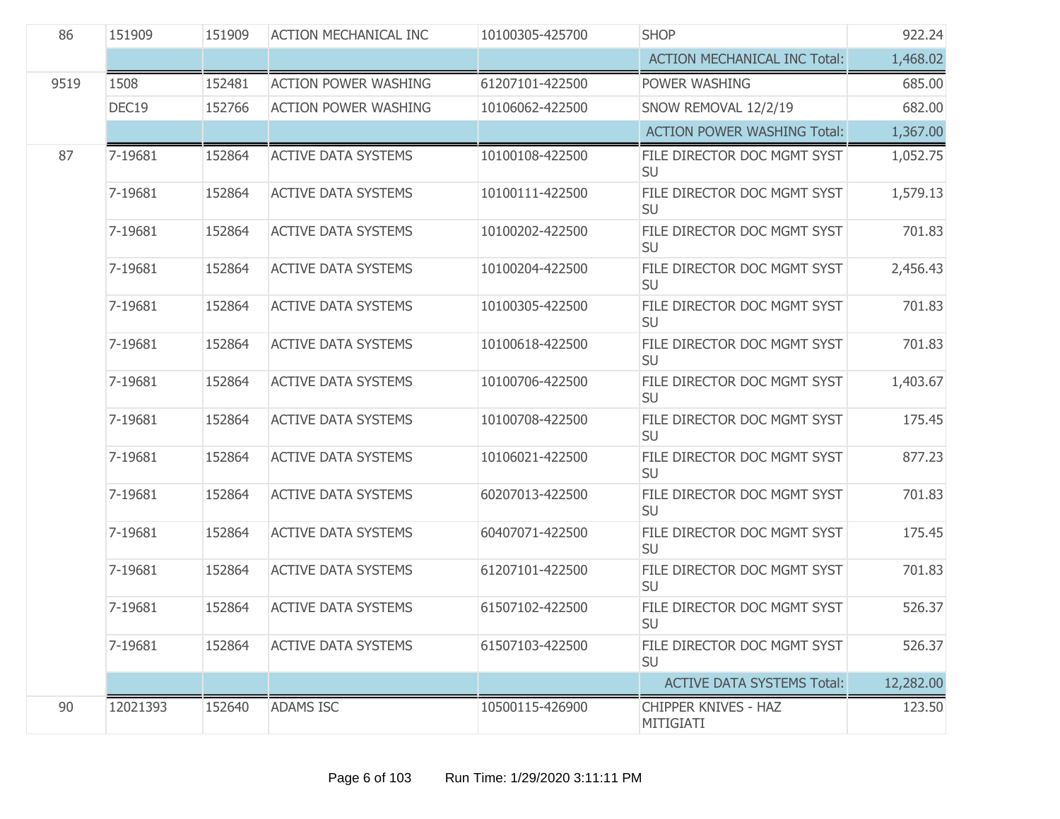| | | | | | | |
|---|---|---|---|---|---|---|
| 86 | 151909 | 151909 | ACTION MECHANICAL INC | 10100305-425700 | SHOP | 922.24 |
| | | | | | ACTION MECHANICAL INC Total: | 1,468.02 |
| 9519 | 1508 | 152481 | ACTION POWER WASHING | 61207101-422500 | POWER WASHING | 685.00 |
| | DEC19 | 152766 | ACTION POWER WASHING | 10106062-422500 | SNOW REMOVAL 12/2/19 | 682.00 |
| | | | | | ACTION POWER WASHING Total: | 1,367.00 |
| 87 | 7-19681 | 152864 | ACTIVE DATA SYSTEMS | 10100108-422500 | FILE DIRECTOR DOC MGMT SYST SU | 1,052.75 |
| | 7-19681 | 152864 | ACTIVE DATA SYSTEMS | 10100111-422500 | FILE DIRECTOR DOC MGMT SYST SU | 1,579.13 |
| | 7-19681 | 152864 | ACTIVE DATA SYSTEMS | 10100202-422500 | FILE DIRECTOR DOC MGMT SYST SU | 701.83 |
| | 7-19681 | 152864 | ACTIVE DATA SYSTEMS | 10100204-422500 | FILE DIRECTOR DOC MGMT SYST SU | 2,456.43 |
| | 7-19681 | 152864 | ACTIVE DATA SYSTEMS | 10100305-422500 | FILE DIRECTOR DOC MGMT SYST SU | 701.83 |
| | 7-19681 | 152864 | ACTIVE DATA SYSTEMS | 10100618-422500 | FILE DIRECTOR DOC MGMT SYST SU | 701.83 |
| | 7-19681 | 152864 | ACTIVE DATA SYSTEMS | 10100706-422500 | FILE DIRECTOR DOC MGMT SYST SU | 1,403.67 |
| | 7-19681 | 152864 | ACTIVE DATA SYSTEMS | 10100708-422500 | FILE DIRECTOR DOC MGMT SYST SU | 175.45 |
| | 7-19681 | 152864 | ACTIVE DATA SYSTEMS | 10106021-422500 | FILE DIRECTOR DOC MGMT SYST SU | 877.23 |
| | 7-19681 | 152864 | ACTIVE DATA SYSTEMS | 60207013-422500 | FILE DIRECTOR DOC MGMT SYST SU | 701.83 |
| | 7-19681 | 152864 | ACTIVE DATA SYSTEMS | 60407071-422500 | FILE DIRECTOR DOC MGMT SYST SU | 175.45 |
| | 7-19681 | 152864 | ACTIVE DATA SYSTEMS | 61207101-422500 | FILE DIRECTOR DOC MGMT SYST SU | 701.83 |
| | 7-19681 | 152864 | ACTIVE DATA SYSTEMS | 61507102-422500 | FILE DIRECTOR DOC MGMT SYST SU | 526.37 |
| | 7-19681 | 152864 | ACTIVE DATA SYSTEMS | 61507103-422500 | FILE DIRECTOR DOC MGMT SYST SU | 526.37 |
| | | | | | ACTIVE DATA SYSTEMS Total: | 12,282.00 |
| 90 | 12021393 | 152640 | ADAMS ISC | 10500115-426900 | CHIPPER KNIVES - HAZ MITIGIATI | 123.50 |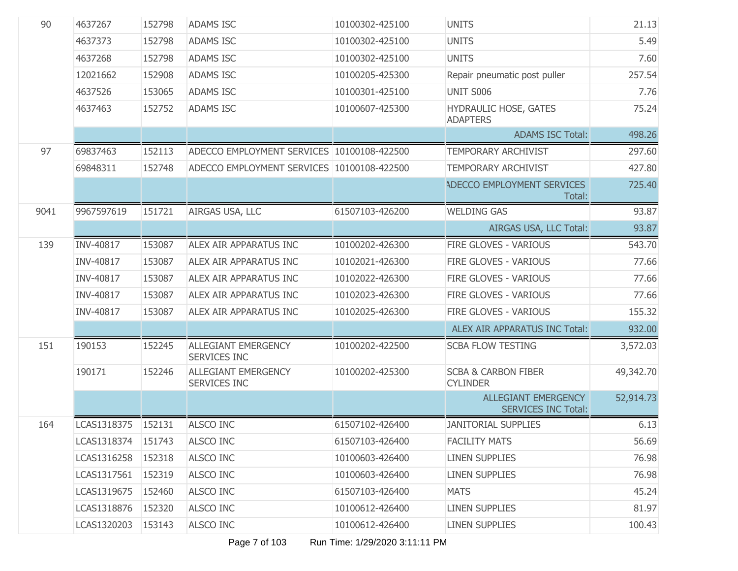| | | | | | | |
|---|---|---|---|---|---|---|
| 90 | 4637267 | 152798 | ADAMS ISC | 10100302-425100 | UNITS | 21.13 |
| | 4637373 | 152798 | ADAMS ISC | 10100302-425100 | UNITS | 5.49 |
| | 4637268 | 152798 | ADAMS ISC | 10100302-425100 | UNITS | 7.60 |
| | 12021662 | 152908 | ADAMS ISC | 10100205-425300 | Repair pneumatic post puller | 257.54 |
| | 4637526 | 153065 | ADAMS ISC | 10100301-425100 | UNIT S006 | 7.76 |
| | 4637463 | 152752 | ADAMS ISC | 10100607-425300 | HYDRAULIC HOSE, GATES ADAPTERS | 75.24 |
| | | | | | ADAMS ISC Total: | 498.26 |
| 97 | 69837463 | 152113 | ADECCO EMPLOYMENT SERVICES | 10100108-422500 | TEMPORARY ARCHIVIST | 297.60 |
| | 69848311 | 152748 | ADECCO EMPLOYMENT SERVICES | 10100108-422500 | TEMPORARY ARCHIVIST | 427.80 |
| | | | | | ADECCO EMPLOYMENT SERVICES Total: | 725.40 |
| 9041 | 9967597619 | 151721 | AIRGAS USA, LLC | 61507103-426200 | WELDING GAS | 93.87 |
| | | | | | AIRGAS USA, LLC Total: | 93.87 |
| 139 | INV-40817 | 153087 | ALEX AIR APPARATUS INC | 10100202-426300 | FIRE GLOVES - VARIOUS | 543.70 |
| | INV-40817 | 153087 | ALEX AIR APPARATUS INC | 10102021-426300 | FIRE GLOVES - VARIOUS | 77.66 |
| | INV-40817 | 153087 | ALEX AIR APPARATUS INC | 10102022-426300 | FIRE GLOVES - VARIOUS | 77.66 |
| | INV-40817 | 153087 | ALEX AIR APPARATUS INC | 10102023-426300 | FIRE GLOVES - VARIOUS | 77.66 |
| | INV-40817 | 153087 | ALEX AIR APPARATUS INC | 10102025-426300 | FIRE GLOVES - VARIOUS | 155.32 |
| | | | | | ALEX AIR APPARATUS INC Total: | 932.00 |
| 151 | 190153 | 152245 | ALLEGIANT EMERGENCY SERVICES INC | 10100202-422500 | SCBA FLOW TESTING | 3,572.03 |
| | 190171 | 152246 | ALLEGIANT EMERGENCY SERVICES INC | 10100202-425300 | SCBA & CARBON FIBER CYLINDER | 49,342.70 |
| | | | | | ALLEGIANT EMERGENCY SERVICES INC Total: | 52,914.73 |
| 164 | LCAS1318375 | 152131 | ALSCO INC | 61507102-426400 | JANITORIAL SUPPLIES | 6.13 |
| | LCAS1318374 | 151743 | ALSCO INC | 61507103-426400 | FACILITY MATS | 56.69 |
| | LCAS1316258 | 152318 | ALSCO INC | 10100603-426400 | LINEN SUPPLIES | 76.98 |
| | LCAS1317561 | 152319 | ALSCO INC | 10100603-426400 | LINEN SUPPLIES | 76.98 |
| | LCAS1319675 | 152460 | ALSCO INC | 61507103-426400 | MATS | 45.24 |
| | LCAS1318876 | 152320 | ALSCO INC | 10100612-426400 | LINEN SUPPLIES | 81.97 |
| | LCAS1320203 | 153143 | ALSCO INC | 10100612-426400 | LINEN SUPPLIES | 100.43 |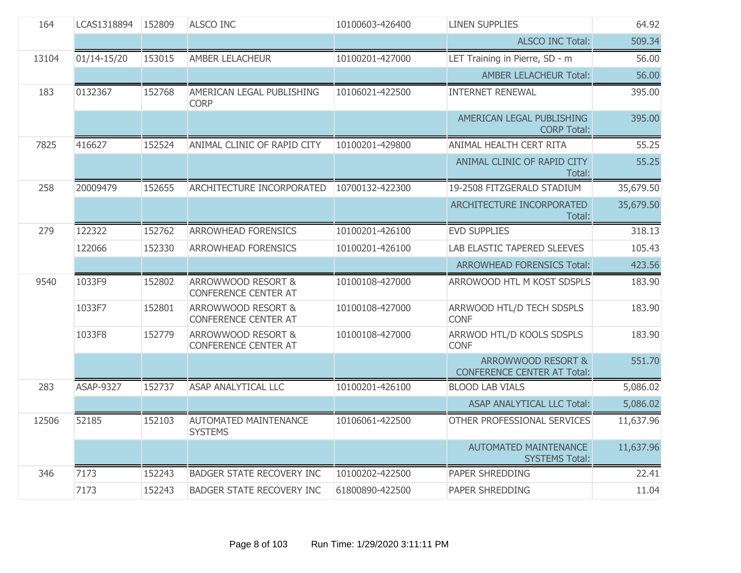| | | | | | | |
|---|---|---|---|---|---|---|
| 164 | LCAS1318894 | 152809 | ALSCO INC | 10100603-426400 | LINEN SUPPLIES | 64.92 |
| | | | | | ALSCO INC Total: | 509.34 |
| 13104 | 01/14-15/20 | 153015 | AMBER LELACHEUR | 10100201-427000 | LET Training in Pierre, SD - m | 56.00 |
| | | | | | AMBER LELACHEUR Total: | 56.00 |
| 183 | 0132367 | 152768 | AMERICAN LEGAL PUBLISHING CORP | 10106021-422500 | INTERNET RENEWAL | 395.00 |
| | | | | | AMERICAN LEGAL PUBLISHING CORP Total: | 395.00 |
| 7825 | 416627 | 152524 | ANIMAL CLINIC OF RAPID CITY | 10100201-429800 | ANIMAL HEALTH CERT RITA | 55.25 |
| | | | | | ANIMAL CLINIC OF RAPID CITY Total: | 55.25 |
| 258 | 20009479 | 152655 | ARCHITECTURE INCORPORATED | 10700132-422300 | 19-2508 FITZGERALD STADIUM | 35,679.50 |
| | | | | | ARCHITECTURE INCORPORATED Total: | 35,679.50 |
| 279 | 122322 | 152762 | ARROWHEAD FORENSICS | 10100201-426100 | EVD SUPPLIES | 318.13 |
| | 122066 | 152330 | ARROWHEAD FORENSICS | 10100201-426100 | LAB ELASTIC TAPERED SLEEVES | 105.43 |
| | | | | | ARROWHEAD FORENSICS Total: | 423.56 |
| 9540 | 1033F9 | 152802 | ARROWWOOD RESORT & CONFERENCE CENTER AT | 10100108-427000 | ARROWOOD HTL M KOST SDSPLS | 183.90 |
| | 1033F7 | 152801 | ARROWWOOD RESORT & CONFERENCE CENTER AT | 10100108-427000 | ARRWOOD HTL/D TECH SDSPLS CONF | 183.90 |
| | 1033F8 | 152779 | ARROWWOOD RESORT & CONFERENCE CENTER AT | 10100108-427000 | ARRWOD HTL/D KOOLS SDSPLS CONF | 183.90 |
| | | | | | ARROWWOOD RESORT & CONFERENCE CENTER AT Total: | 551.70 |
| 283 | ASAP-9327 | 152737 | ASAP ANALYTICAL LLC | 10100201-426100 | BLOOD LAB VIALS | 5,086.02 |
| | | | | | ASAP ANALYTICAL LLC Total: | 5,086.02 |
| 12506 | 52185 | 152103 | AUTOMATED MAINTENANCE SYSTEMS | 10106061-422500 | OTHER PROFESSIONAL SERVICES | 11,637.96 |
| | | | | | AUTOMATED MAINTENANCE SYSTEMS Total: | 11,637.96 |
| 346 | 7173 | 152243 | BADGER STATE RECOVERY INC | 10100202-422500 | PAPER SHREDDING | 22.41 |
| | 7173 | 152243 | BADGER STATE RECOVERY INC | 61800890-422500 | PAPER SHREDDING | 11.04 |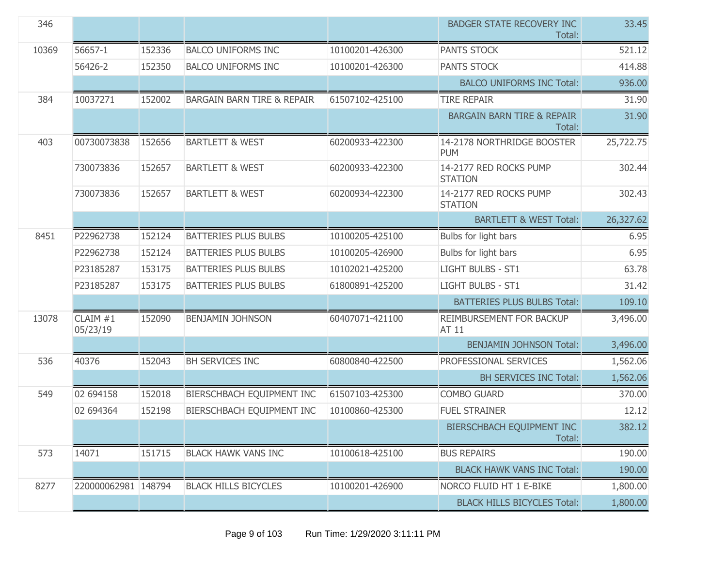| | | | | | | |
|---|---|---|---|---|---|---|
| 346 | | | | | BADGER STATE RECOVERY INC Total: | 33.45 |
| 10369 | 56657-1 | 152336 | BALCO UNIFORMS INC | 10100201-426300 | PANTS STOCK | 521.12 |
| | 56426-2 | 152350 | BALCO UNIFORMS INC | 10100201-426300 | PANTS STOCK | 414.88 |
| | | | | | BALCO UNIFORMS INC Total: | 936.00 |
| 384 | 10037271 | 152002 | BARGAIN BARN TIRE & REPAIR | 61507102-425100 | TIRE REPAIR | 31.90 |
| | | | | | BARGAIN BARN TIRE & REPAIR Total: | 31.90 |
| 403 | 00730073838 | 152656 | BARTLETT & WEST | 60200933-422300 | 14-2178 NORTHRIDGE BOOSTER PUM | 25,722.75 |
| | 730073836 | 152657 | BARTLETT & WEST | 60200933-422300 | 14-2177 RED ROCKS PUMP STATION | 302.44 |
| | 730073836 | 152657 | BARTLETT & WEST | 60200934-422300 | 14-2177 RED ROCKS PUMP STATION | 302.43 |
| | | | | | BARTLETT & WEST Total: | 26,327.62 |
| 8451 | P22962738 | 152124 | BATTERIES PLUS BULBS | 10100205-425100 | Bulbs for light bars | 6.95 |
| | P22962738 | 152124 | BATTERIES PLUS BULBS | 10100205-426900 | Bulbs for light bars | 6.95 |
| | P23185287 | 153175 | BATTERIES PLUS BULBS | 10102021-425200 | LIGHT BULBS - ST1 | 63.78 |
| | P23185287 | 153175 | BATTERIES PLUS BULBS | 61800891-425200 | LIGHT BULBS - ST1 | 31.42 |
| | | | | | BATTERIES PLUS BULBS Total: | 109.10 |
| 13078 | CLAIM #1 05/23/19 | 152090 | BENJAMIN JOHNSON | 60407071-421100 | REIMBURSEMENT FOR BACKUP AT 11 | 3,496.00 |
| | | | | | BENJAMIN JOHNSON Total: | 3,496.00 |
| 536 | 40376 | 152043 | BH SERVICES INC | 60800840-422500 | PROFESSIONAL SERVICES | 1,562.06 |
| | | | | | BH SERVICES INC Total: | 1,562.06 |
| 549 | 02 694158 | 152018 | BIERSCHBACH EQUIPMENT INC | 61507103-425300 | COMBO GUARD | 370.00 |
| | 02 694364 | 152198 | BIERSCHBACH EQUIPMENT INC | 10100860-425300 | FUEL STRAINER | 12.12 |
| | | | | | BIERSCHBACH EQUIPMENT INC Total: | 382.12 |
| 573 | 14071 | 151715 | BLACK HAWK VANS INC | 10100618-425100 | BUS REPAIRS | 190.00 |
| | | | | | BLACK HAWK VANS INC Total: | 190.00 |
| 8277 | 220000062981 | 148794 | BLACK HILLS BICYCLES | 10100201-426900 | NORCO FLUID HT 1 E-BIKE | 1,800.00 |
| | | | | | BLACK HILLS BICYCLES Total: | 1,800.00 |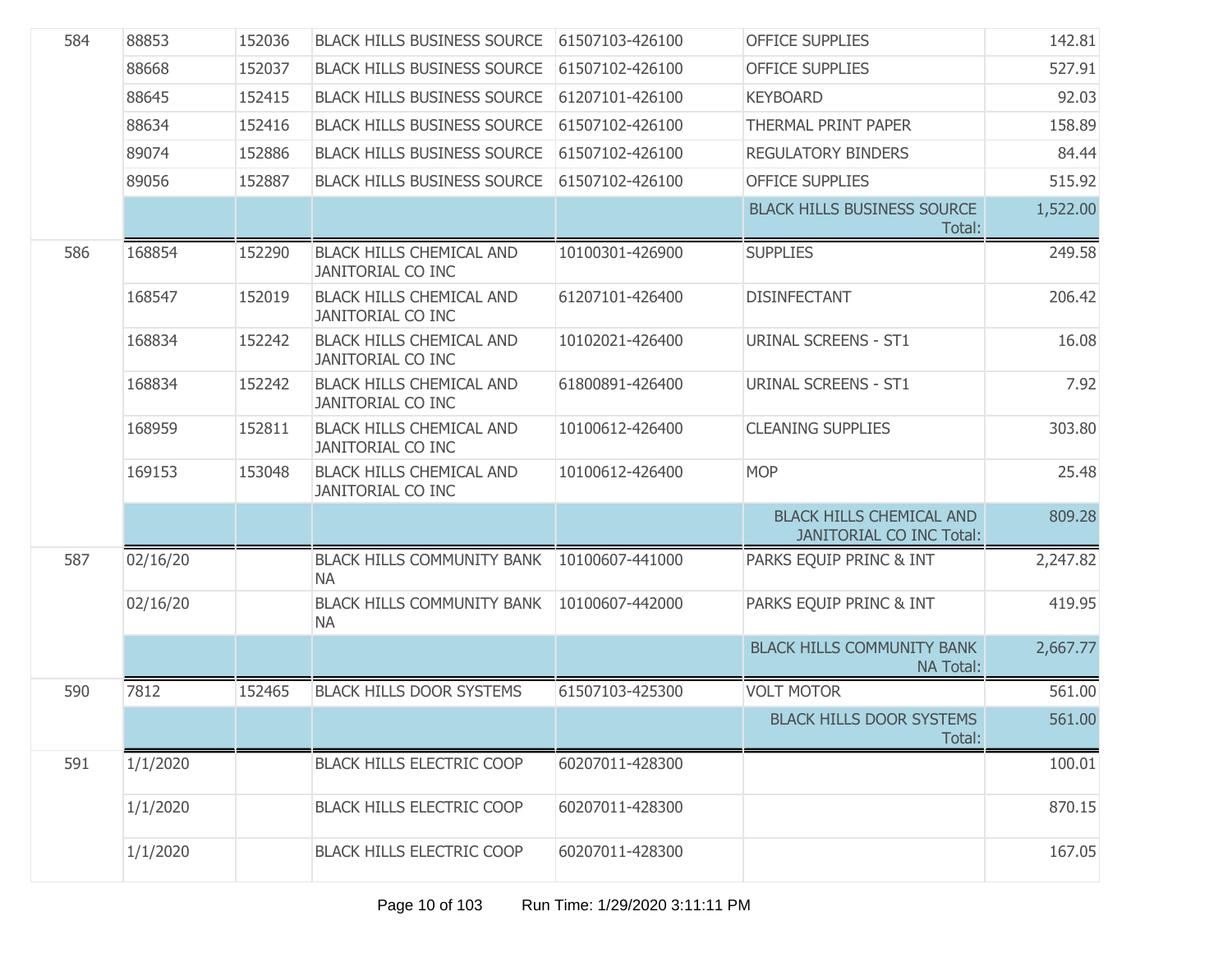| | | | | | | |
|---|---|---|---|---|---|---|
| 584 | 88853 | 152036 | BLACK HILLS BUSINESS SOURCE | 61507103-426100 | OFFICE SUPPLIES | 142.81 |
| | 88668 | 152037 | BLACK HILLS BUSINESS SOURCE | 61507102-426100 | OFFICE SUPPLIES | 527.91 |
| | 88645 | 152415 | BLACK HILLS BUSINESS SOURCE | 61207101-426100 | KEYBOARD | 92.03 |
| | 88634 | 152416 | BLACK HILLS BUSINESS SOURCE | 61507102-426100 | THERMAL PRINT PAPER | 158.89 |
| | 89074 | 152886 | BLACK HILLS BUSINESS SOURCE | 61507102-426100 | REGULATORY BINDERS | 84.44 |
| | 89056 | 152887 | BLACK HILLS BUSINESS SOURCE | 61507102-426100 | OFFICE SUPPLIES | 515.92 |
| | | | | | BLACK HILLS BUSINESS SOURCE Total: | 1,522.00 |
| 586 | 168854 | 152290 | BLACK HILLS CHEMICAL AND JANITORIAL CO INC | 10100301-426900 | SUPPLIES | 249.58 |
| | 168547 | 152019 | BLACK HILLS CHEMICAL AND JANITORIAL CO INC | 61207101-426400 | DISINFECTANT | 206.42 |
| | 168834 | 152242 | BLACK HILLS CHEMICAL AND JANITORIAL CO INC | 10102021-426400 | URINAL SCREENS - ST1 | 16.08 |
| | 168834 | 152242 | BLACK HILLS CHEMICAL AND JANITORIAL CO INC | 61800891-426400 | URINAL SCREENS - ST1 | 7.92 |
| | 168959 | 152811 | BLACK HILLS CHEMICAL AND JANITORIAL CO INC | 10100612-426400 | CLEANING SUPPLIES | 303.80 |
| | 169153 | 153048 | BLACK HILLS CHEMICAL AND JANITORIAL CO INC | 10100612-426400 | MOP | 25.48 |
| | | | | | BLACK HILLS CHEMICAL AND JANITORIAL CO INC Total: | 809.28 |
| 587 | 02/16/20 | | BLACK HILLS COMMUNITY BANK NA | 10100607-441000 | PARKS EQUIP PRINC & INT | 2,247.82 |
| | 02/16/20 | | BLACK HILLS COMMUNITY BANK NA | 10100607-442000 | PARKS EQUIP PRINC & INT | 419.95 |
| | | | | | BLACK HILLS COMMUNITY BANK NA Total: | 2,667.77 |
| 590 | 7812 | 152465 | BLACK HILLS DOOR SYSTEMS | 61507103-425300 | VOLT MOTOR | 561.00 |
| | | | | | BLACK HILLS DOOR SYSTEMS Total: | 561.00 |
| 591 | 1/1/2020 | | BLACK HILLS ELECTRIC COOP | 60207011-428300 | | 100.01 |
| | 1/1/2020 | | BLACK HILLS ELECTRIC COOP | 60207011-428300 | | 870.15 |
| | 1/1/2020 | | BLACK HILLS ELECTRIC COOP | 60207011-428300 | | 167.05 |

Run Time: 1/29/2020 3:11:11 PM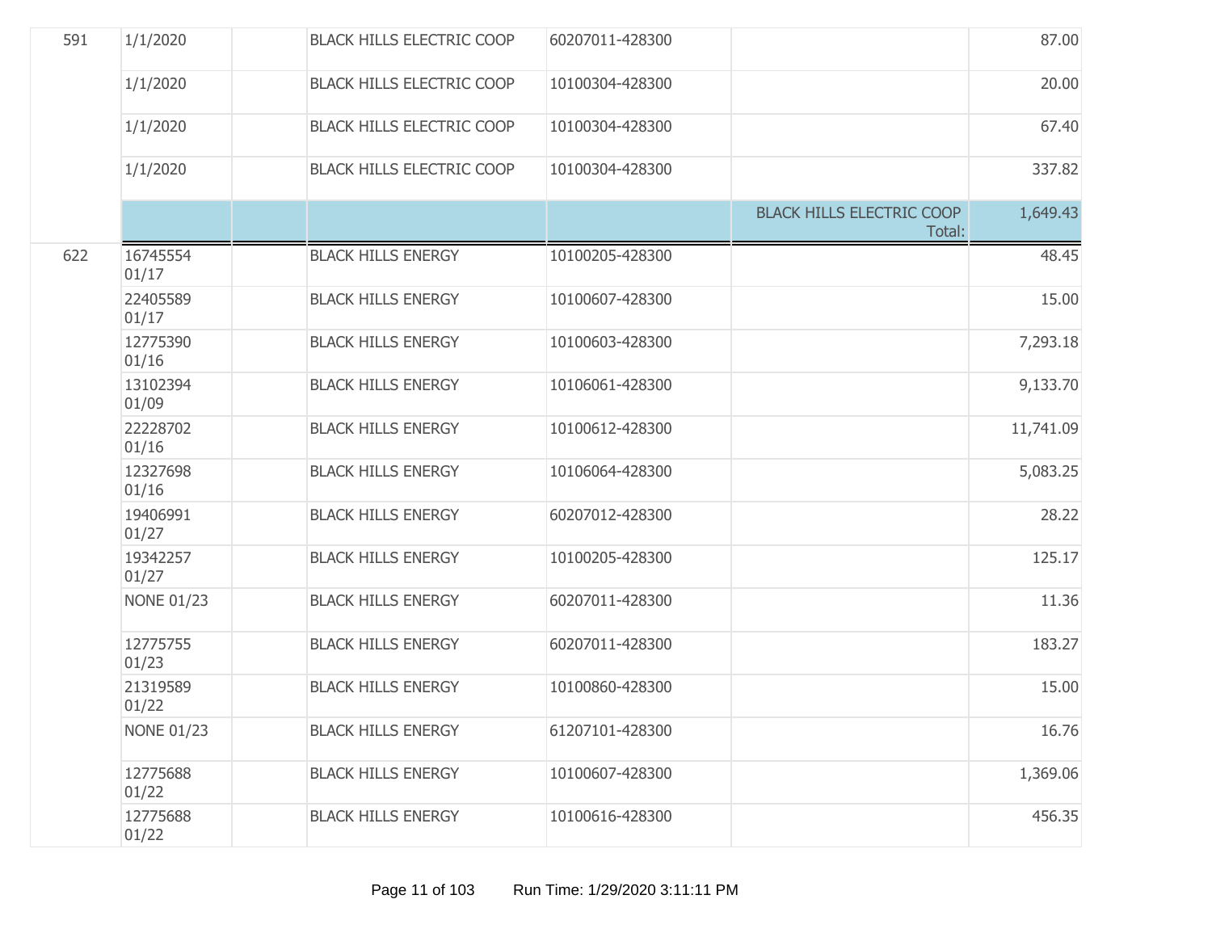| | | | | | | |
|---|---|---|---|---|---|---|
| 591 | 1/1/2020 | | BLACK HILLS ELECTRIC COOP | 60207011-428300 | | 87.00 |
| | 1/1/2020 | | BLACK HILLS ELECTRIC COOP | 10100304-428300 | | 20.00 |
| | 1/1/2020 | | BLACK HILLS ELECTRIC COOP | 10100304-428300 | | 67.40 |
| | 1/1/2020 | | BLACK HILLS ELECTRIC COOP | 10100304-428300 | | 337.82 |
| | | | | | BLACK HILLS ELECTRIC COOP Total: | 1,649.43 |
| 622 | 16745554 01/17 | | BLACK HILLS ENERGY | 10100205-428300 | | 48.45 |
| | 22405589 01/17 | | BLACK HILLS ENERGY | 10100607-428300 | | 15.00 |
| | 12775390 01/16 | | BLACK HILLS ENERGY | 10100603-428300 | | 7,293.18 |
| | 13102394 01/09 | | BLACK HILLS ENERGY | 10106061-428300 | | 9,133.70 |
| | 22228702 01/16 | | BLACK HILLS ENERGY | 10100612-428300 | | 11,741.09 |
| | 12327698 01/16 | | BLACK HILLS ENERGY | 10106064-428300 | | 5,083.25 |
| | 19406991 01/27 | | BLACK HILLS ENERGY | 60207012-428300 | | 28.22 |
| | 19342257 01/27 | | BLACK HILLS ENERGY | 10100205-428300 | | 125.17 |
| | NONE 01/23 | | BLACK HILLS ENERGY | 60207011-428300 | | 11.36 |
| | 12775755 01/23 | | BLACK HILLS ENERGY | 60207011-428300 | | 183.27 |
| | 21319589 01/22 | | BLACK HILLS ENERGY | 10100860-428300 | | 15.00 |
| | NONE 01/23 | | BLACK HILLS ENERGY | 61207101-428300 | | 16.76 |
| | 12775688 01/22 | | BLACK HILLS ENERGY | 10100607-428300 | | 1,369.06 |
| | 12775688 01/22 | | BLACK HILLS ENERGY | 10100616-428300 | | 456.35 |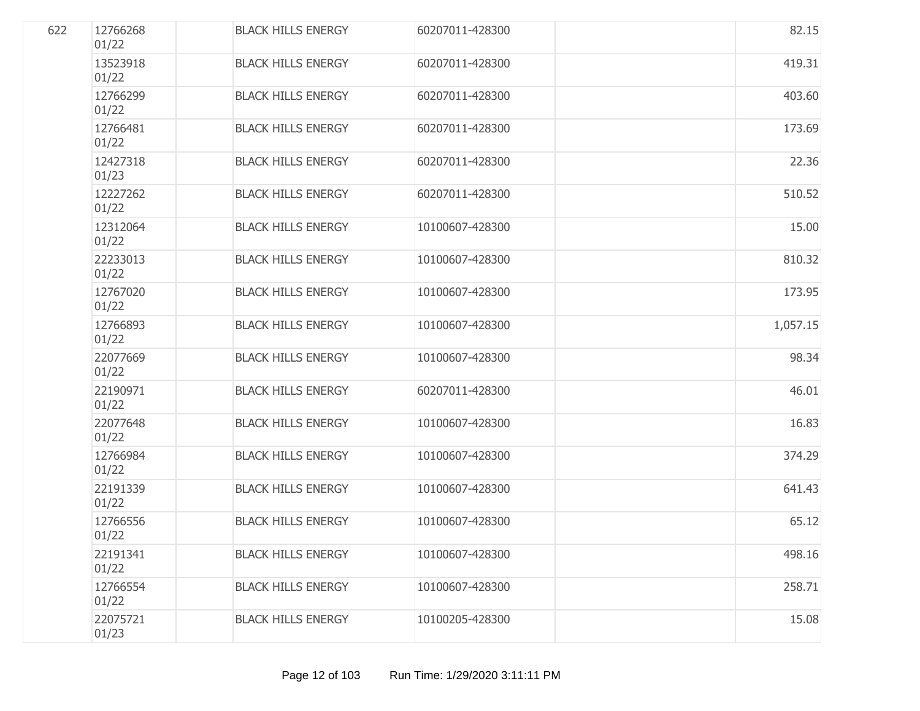| | | | | | | |
|---|---|---|---|---|---|---|
| 622 | 12766268 01/22 | | BLACK HILLS ENERGY | 60207011-428300 | | 82.15 |
| | 13523918 01/22 | | BLACK HILLS ENERGY | 60207011-428300 | | 419.31 |
| | 12766299 01/22 | | BLACK HILLS ENERGY | 60207011-428300 | | 403.60 |
| | 12766481 01/22 | | BLACK HILLS ENERGY | 60207011-428300 | | 173.69 |
| | 12427318 01/23 | | BLACK HILLS ENERGY | 60207011-428300 | | 22.36 |
| | 12227262 01/22 | | BLACK HILLS ENERGY | 60207011-428300 | | 510.52 |
| | 12312064 01/22 | | BLACK HILLS ENERGY | 10100607-428300 | | 15.00 |
| | 22233013 01/22 | | BLACK HILLS ENERGY | 10100607-428300 | | 810.32 |
| | 12767020 01/22 | | BLACK HILLS ENERGY | 10100607-428300 | | 173.95 |
| | 12766893 01/22 | | BLACK HILLS ENERGY | 10100607-428300 | | 1,057.15 |
| | 22077669 01/22 | | BLACK HILLS ENERGY | 10100607-428300 | | 98.34 |
| | 22190971 01/22 | | BLACK HILLS ENERGY | 60207011-428300 | | 46.01 |
| | 22077648 01/22 | | BLACK HILLS ENERGY | 10100607-428300 | | 16.83 |
| | 12766984 01/22 | | BLACK HILLS ENERGY | 10100607-428300 | | 374.29 |
| | 22191339 01/22 | | BLACK HILLS ENERGY | 10100607-428300 | | 641.43 |
| | 12766556 01/22 | | BLACK HILLS ENERGY | 10100607-428300 | | 65.12 |
| | 22191341 01/22 | | BLACK HILLS ENERGY | 10100607-428300 | | 498.16 |
| | 12766554 01/22 | | BLACK HILLS ENERGY | 10100607-428300 | | 258.71 |
| | 22075721 01/23 | | BLACK HILLS ENERGY | 10100205-428300 | | 15.08 |

Run Time: 1/29/2020 3:11:11 PM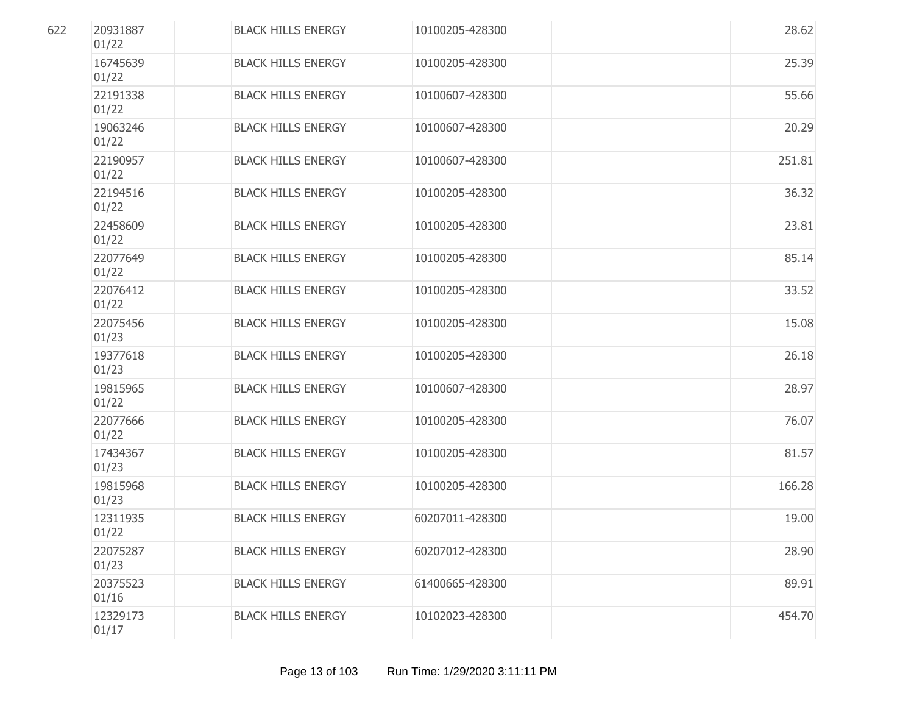| | | | | | | |
|---|---|---|---|---|---|---|
| 622 | 20931887 01/22 | | BLACK HILLS ENERGY | 10100205-428300 | | 28.62 |
| | 16745639 01/22 | | BLACK HILLS ENERGY | 10100205-428300 | | 25.39 |
| | 22191338 01/22 | | BLACK HILLS ENERGY | 10100607-428300 | | 55.66 |
| | 19063246 01/22 | | BLACK HILLS ENERGY | 10100607-428300 | | 20.29 |
| | 22190957 01/22 | | BLACK HILLS ENERGY | 10100607-428300 | | 251.81 |
| | 22194516 01/22 | | BLACK HILLS ENERGY | 10100205-428300 | | 36.32 |
| | 22458609 01/22 | | BLACK HILLS ENERGY | 10100205-428300 | | 23.81 |
| | 22077649 01/22 | | BLACK HILLS ENERGY | 10100205-428300 | | 85.14 |
| | 22076412 01/22 | | BLACK HILLS ENERGY | 10100205-428300 | | 33.52 |
| | 22075456 01/23 | | BLACK HILLS ENERGY | 10100205-428300 | | 15.08 |
| | 19377618 01/23 | | BLACK HILLS ENERGY | 10100205-428300 | | 26.18 |
| | 19815965 01/22 | | BLACK HILLS ENERGY | 10100607-428300 | | 28.97 |
| | 22077666 01/22 | | BLACK HILLS ENERGY | 10100205-428300 | | 76.07 |
| | 17434367 01/23 | | BLACK HILLS ENERGY | 10100205-428300 | | 81.57 |
| | 19815968 01/23 | | BLACK HILLS ENERGY | 10100205-428300 | | 166.28 |
| | 12311935 01/22 | | BLACK HILLS ENERGY | 60207011-428300 | | 19.00 |
| | 22075287 01/23 | | BLACK HILLS ENERGY | 60207012-428300 | | 28.90 |
| | 20375523 01/16 | | BLACK HILLS ENERGY | 61400665-428300 | | 89.91 |
| | 12329173 01/17 | | BLACK HILLS ENERGY | 10102023-428300 | | 454.70 |

Run Time: 1/29/2020 3:11:11 PM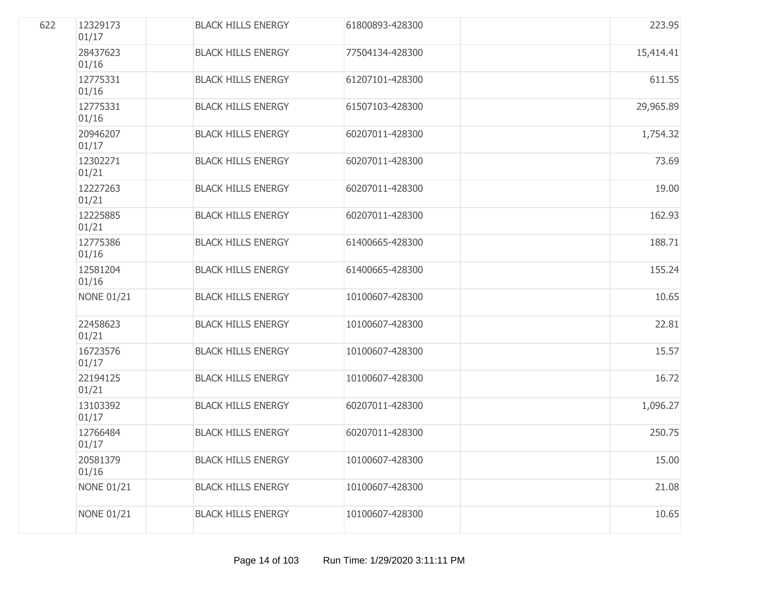| | | | | | | |
|---|---|---|---|---|---|---|
| 622 | 12329173 01/17 | | BLACK HILLS ENERGY | 61800893-428300 | | 223.95 |
| | 28437623 01/16 | | BLACK HILLS ENERGY | 77504134-428300 | | 15,414.41 |
| | 12775331 01/16 | | BLACK HILLS ENERGY | 61207101-428300 | | 611.55 |
| | 12775331 01/16 | | BLACK HILLS ENERGY | 61507103-428300 | | 29,965.89 |
| | 20946207 01/17 | | BLACK HILLS ENERGY | 60207011-428300 | | 1,754.32 |
| | 12302271 01/21 | | BLACK HILLS ENERGY | 60207011-428300 | | 73.69 |
| | 12227263 01/21 | | BLACK HILLS ENERGY | 60207011-428300 | | 19.00 |
| | 12225885 01/21 | | BLACK HILLS ENERGY | 60207011-428300 | | 162.93 |
| | 12775386 01/16 | | BLACK HILLS ENERGY | 61400665-428300 | | 188.71 |
| | 12581204 01/16 | | BLACK HILLS ENERGY | 61400665-428300 | | 155.24 |
| | NONE 01/21 | | BLACK HILLS ENERGY | 10100607-428300 | | 10.65 |
| | 22458623 01/21 | | BLACK HILLS ENERGY | 10100607-428300 | | 22.81 |
| | 16723576 01/17 | | BLACK HILLS ENERGY | 10100607-428300 | | 15.57 |
| | 22194125 01/21 | | BLACK HILLS ENERGY | 10100607-428300 | | 16.72 |
| | 13103392 01/17 | | BLACK HILLS ENERGY | 60207011-428300 | | 1,096.27 |
| | 12766484 01/17 | | BLACK HILLS ENERGY | 60207011-428300 | | 250.75 |
| | 20581379 01/16 | | BLACK HILLS ENERGY | 10100607-428300 | | 15.00 |
| | NONE 01/21 | | BLACK HILLS ENERGY | 10100607-428300 | | 21.08 |
| | NONE 01/21 | | BLACK HILLS ENERGY | 10100607-428300 | | 10.65 |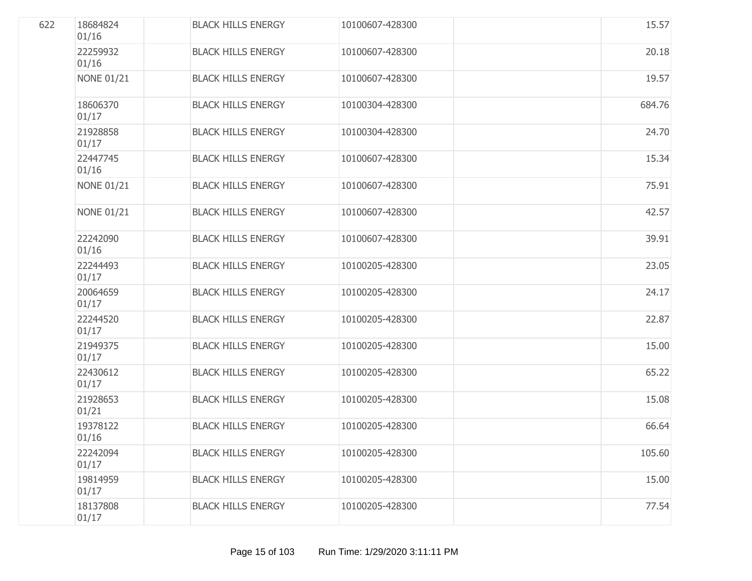| | | | | | | |
|---|---|---|---|---|---|---|
| 622 | 18684824 01/16 | | BLACK HILLS ENERGY | 10100607-428300 | | 15.57 |
| | 22259932 01/16 | | BLACK HILLS ENERGY | 10100607-428300 | | 20.18 |
| | NONE 01/21 | | BLACK HILLS ENERGY | 10100607-428300 | | 19.57 |
| | 18606370 01/17 | | BLACK HILLS ENERGY | 10100304-428300 | | 684.76 |
| | 21928858 01/17 | | BLACK HILLS ENERGY | 10100304-428300 | | 24.70 |
| | 22447745 01/16 | | BLACK HILLS ENERGY | 10100607-428300 | | 15.34 |
| | NONE 01/21 | | BLACK HILLS ENERGY | 10100607-428300 | | 75.91 |
| | NONE 01/21 | | BLACK HILLS ENERGY | 10100607-428300 | | 42.57 |
| | 22242090 01/16 | | BLACK HILLS ENERGY | 10100607-428300 | | 39.91 |
| | 22244493 01/17 | | BLACK HILLS ENERGY | 10100205-428300 | | 23.05 |
| | 20064659 01/17 | | BLACK HILLS ENERGY | 10100205-428300 | | 24.17 |
| | 22244520 01/17 | | BLACK HILLS ENERGY | 10100205-428300 | | 22.87 |
| | 21949375 01/17 | | BLACK HILLS ENERGY | 10100205-428300 | | 15.00 |
| | 22430612 01/17 | | BLACK HILLS ENERGY | 10100205-428300 | | 65.22 |
| | 21928653 01/21 | | BLACK HILLS ENERGY | 10100205-428300 | | 15.08 |
| | 19378122 01/16 | | BLACK HILLS ENERGY | 10100205-428300 | | 66.64 |
| | 22242094 01/17 | | BLACK HILLS ENERGY | 10100205-428300 | | 105.60 |
| | 19814959 01/17 | | BLACK HILLS ENERGY | 10100205-428300 | | 15.00 |
| | 18137808 01/17 | | BLACK HILLS ENERGY | 10100205-428300 | | 77.54 |

Run Time: 1/29/2020 3:11:11 PM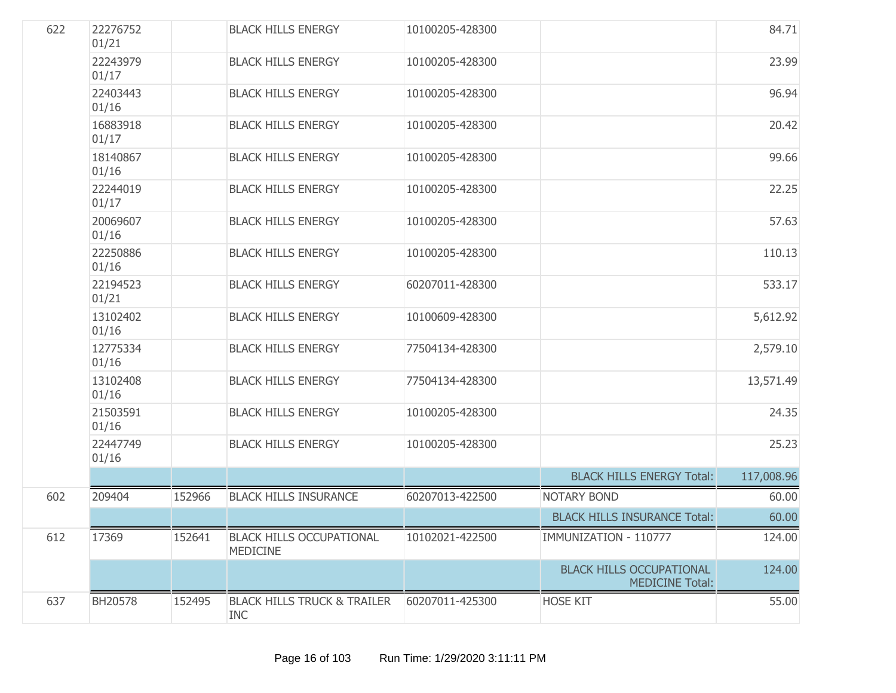| | | | | | | |
|---|---|---|---|---|---|---|
| 622 | 22276752 01/21 | | BLACK HILLS ENERGY | 10100205-428300 | | 84.71 |
| | 22243979 01/17 | | BLACK HILLS ENERGY | 10100205-428300 | | 23.99 |
| | 22403443 01/16 | | BLACK HILLS ENERGY | 10100205-428300 | | 96.94 |
| | 16883918 01/17 | | BLACK HILLS ENERGY | 10100205-428300 | | 20.42 |
| | 18140867 01/16 | | BLACK HILLS ENERGY | 10100205-428300 | | 99.66 |
| | 22244019 01/17 | | BLACK HILLS ENERGY | 10100205-428300 | | 22.25 |
| | 20069607 01/16 | | BLACK HILLS ENERGY | 10100205-428300 | | 57.63 |
| | 22250886 01/16 | | BLACK HILLS ENERGY | 10100205-428300 | | 110.13 |
| | 22194523 01/21 | | BLACK HILLS ENERGY | 60207011-428300 | | 533.17 |
| | 13102402 01/16 | | BLACK HILLS ENERGY | 10100609-428300 | | 5,612.92 |
| | 12775334 01/16 | | BLACK HILLS ENERGY | 77504134-428300 | | 2,579.10 |
| | 13102408 01/16 | | BLACK HILLS ENERGY | 77504134-428300 | | 13,571.49 |
| | 21503591 01/16 | | BLACK HILLS ENERGY | 10100205-428300 | | 24.35 |
| | 22447749 01/16 | | BLACK HILLS ENERGY | 10100205-428300 | | 25.23 |
| | | | | | BLACK HILLS ENERGY Total: | 117,008.96 |
| 602 | 209404 | 152966 | BLACK HILLS INSURANCE | 60207013-422500 | NOTARY BOND | 60.00 |
| | | | | | BLACK HILLS INSURANCE Total: | 60.00 |
| 612 | 17369 | 152641 | BLACK HILLS OCCUPATIONAL MEDICINE | 10102021-422500 | IMMUNIZATION - 110777 | 124.00 |
| | | | | | BLACK HILLS OCCUPATIONAL MEDICINE Total: | 124.00 |
| 637 | BH20578 | 152495 | BLACK HILLS TRUCK & TRAILER INC | 60207011-425300 | HOSE KIT | 55.00 |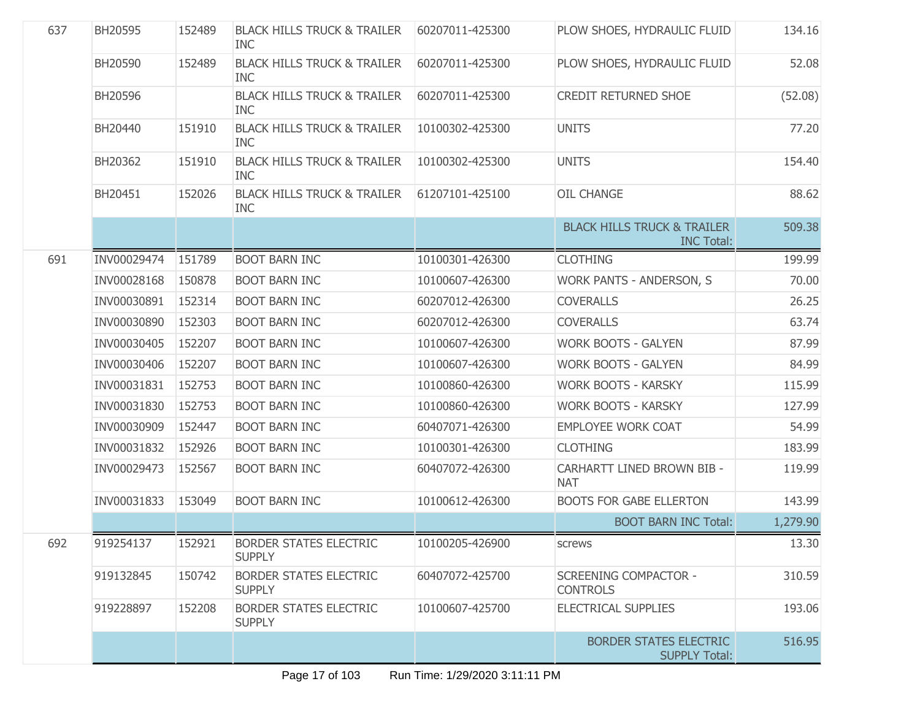| | | | | | | |
|---|---|---|---|---|---|---|
| 637 | BH20595 | 152489 | BLACK HILLS TRUCK & TRAILER INC | 60207011-425300 | PLOW SHOES, HYDRAULIC FLUID | 134.16 |
| | BH20590 | 152489 | BLACK HILLS TRUCK & TRAILER INC | 60207011-425300 | PLOW SHOES, HYDRAULIC FLUID | 52.08 |
| | BH20596 | | BLACK HILLS TRUCK & TRAILER INC | 60207011-425300 | CREDIT RETURNED SHOE | (52.08) |
| | BH20440 | 151910 | BLACK HILLS TRUCK & TRAILER INC | 10100302-425300 | UNITS | 77.20 |
| | BH20362 | 151910 | BLACK HILLS TRUCK & TRAILER INC | 10100302-425300 | UNITS | 154.40 |
| | BH20451 | 152026 | BLACK HILLS TRUCK & TRAILER INC | 61207101-425100 | OIL CHANGE | 88.62 |
| | | | | | BLACK HILLS TRUCK & TRAILER INC Total: | 509.38 |
| 691 | INV00029474 | 151789 | BOOT BARN INC | 10100301-426300 | CLOTHING | 199.99 |
| | INV00028168 | 150878 | BOOT BARN INC | 10100607-426300 | WORK PANTS - ANDERSON, S | 70.00 |
| | INV00030891 | 152314 | BOOT BARN INC | 60207012-426300 | COVERALLS | 26.25 |
| | INV00030890 | 152303 | BOOT BARN INC | 60207012-426300 | COVERALLS | 63.74 |
| | INV00030405 | 152207 | BOOT BARN INC | 10100607-426300 | WORK BOOTS - GALYEN | 87.99 |
| | INV00030406 | 152207 | BOOT BARN INC | 10100607-426300 | WORK BOOTS - GALYEN | 84.99 |
| | INV00031831 | 152753 | BOOT BARN INC | 10100860-426300 | WORK BOOTS - KARSKY | 115.99 |
| | INV00031830 | 152753 | BOOT BARN INC | 10100860-426300 | WORK BOOTS - KARSKY | 127.99 |
| | INV00030909 | 152447 | BOOT BARN INC | 60407071-426300 | EMPLOYEE WORK COAT | 54.99 |
| | INV00031832 | 152926 | BOOT BARN INC | 10100301-426300 | CLOTHING | 183.99 |
| | INV00029473 | 152567 | BOOT BARN INC | 60407072-426300 | CARHARTT LINED BROWN BIB - NAT | 119.99 |
| | INV00031833 | 153049 | BOOT BARN INC | 10100612-426300 | BOOTS FOR GABE ELLERTON | 143.99 |
| | | | | | BOOT BARN INC Total: | 1,279.90 |
| 692 | 919254137 | 152921 | BORDER STATES ELECTRIC SUPPLY | 10100205-426900 | screws | 13.30 |
| | 919132845 | 150742 | BORDER STATES ELECTRIC SUPPLY | 60407072-425700 | SCREENING COMPACTOR - CONTROLS | 310.59 |
| | 919228897 | 152208 | BORDER STATES ELECTRIC SUPPLY | 10100607-425700 | ELECTRICAL SUPPLIES | 193.06 |
| | | | | | BORDER STATES ELECTRIC SUPPLY Total: | 516.95 |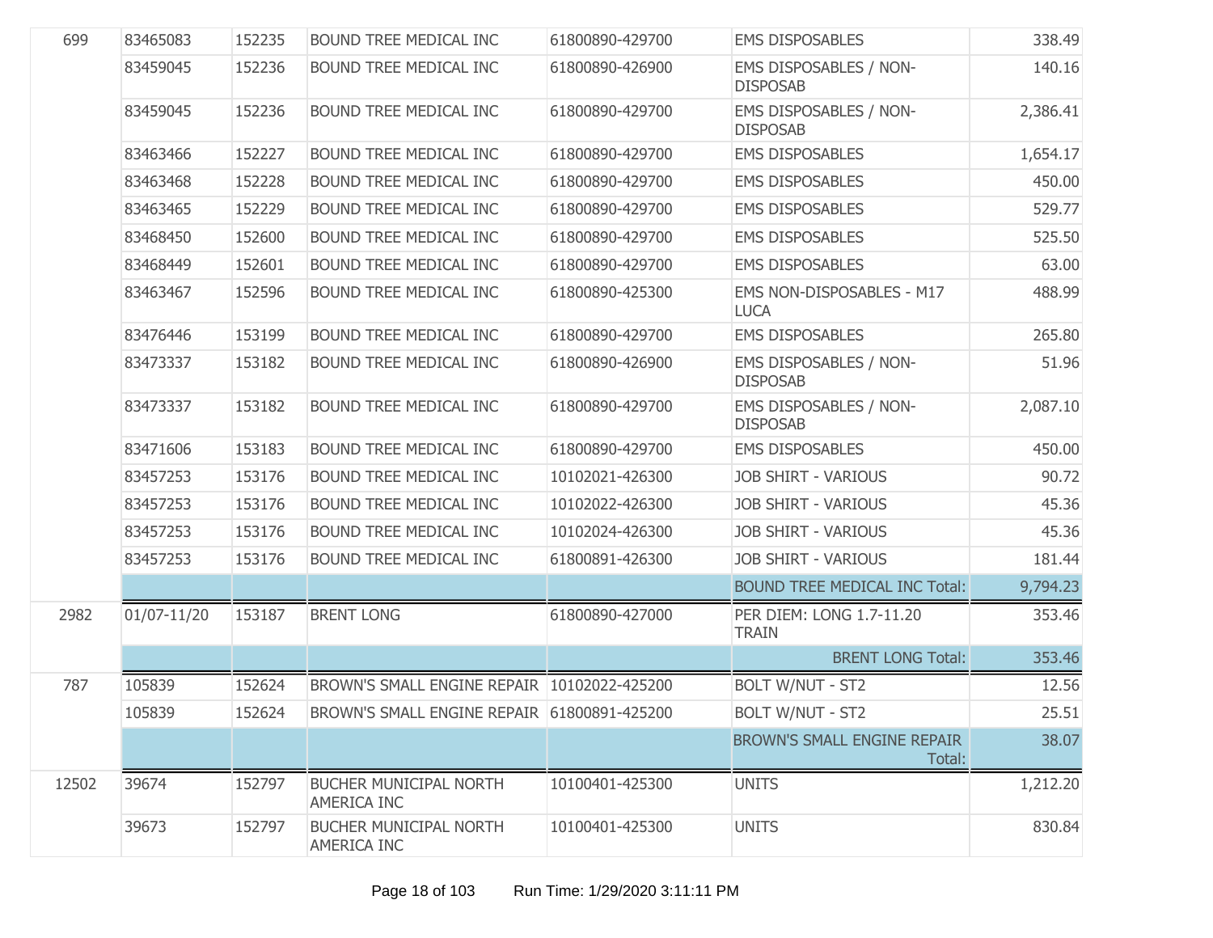| | | | | | | |
|---|---|---|---|---|---|---|
| 699 | 83465083 | 152235 | BOUND TREE MEDICAL INC | 61800890-429700 | EMS DISPOSABLES | 338.49 |
| | 83459045 | 152236 | BOUND TREE MEDICAL INC | 61800890-426900 | EMS DISPOSABLES / NON-DISPOSAB | 140.16 |
| | 83459045 | 152236 | BOUND TREE MEDICAL INC | 61800890-429700 | EMS DISPOSABLES / NON-DISPOSAB | 2,386.41 |
| | 83463466 | 152227 | BOUND TREE MEDICAL INC | 61800890-429700 | EMS DISPOSABLES | 1,654.17 |
| | 83463468 | 152228 | BOUND TREE MEDICAL INC | 61800890-429700 | EMS DISPOSABLES | 450.00 |
| | 83463465 | 152229 | BOUND TREE MEDICAL INC | 61800890-429700 | EMS DISPOSABLES | 529.77 |
| | 83468450 | 152600 | BOUND TREE MEDICAL INC | 61800890-429700 | EMS DISPOSABLES | 525.50 |
| | 83468449 | 152601 | BOUND TREE MEDICAL INC | 61800890-429700 | EMS DISPOSABLES | 63.00 |
| | 83463467 | 152596 | BOUND TREE MEDICAL INC | 61800890-425300 | EMS NON-DISPOSABLES - M17 LUCA | 488.99 |
| | 83476446 | 153199 | BOUND TREE MEDICAL INC | 61800890-429700 | EMS DISPOSABLES | 265.80 |
| | 83473337 | 153182 | BOUND TREE MEDICAL INC | 61800890-426900 | EMS DISPOSABLES / NON-DISPOSAB | 51.96 |
| | 83473337 | 153182 | BOUND TREE MEDICAL INC | 61800890-429700 | EMS DISPOSABLES / NON-DISPOSAB | 2,087.10 |
| | 83471606 | 153183 | BOUND TREE MEDICAL INC | 61800890-429700 | EMS DISPOSABLES | 450.00 |
| | 83457253 | 153176 | BOUND TREE MEDICAL INC | 10102021-426300 | JOB SHIRT - VARIOUS | 90.72 |
| | 83457253 | 153176 | BOUND TREE MEDICAL INC | 10102022-426300 | JOB SHIRT - VARIOUS | 45.36 |
| | 83457253 | 153176 | BOUND TREE MEDICAL INC | 10102024-426300 | JOB SHIRT - VARIOUS | 45.36 |
| | 83457253 | 153176 | BOUND TREE MEDICAL INC | 61800891-426300 | JOB SHIRT - VARIOUS | 181.44 |
| | | | | | BOUND TREE MEDICAL INC Total: | 9,794.23 |
| 2982 | 01/07-11/20 | 153187 | BRENT LONG | 61800890-427000 | PER DIEM: LONG 1.7-11.20 TRAIN | 353.46 |
| | | | | | BRENT LONG Total: | 353.46 |
| 787 | 105839 | 152624 | BROWN'S SMALL ENGINE REPAIR | 10102022-425200 | BOLT W/NUT - ST2 | 12.56 |
| | 105839 | 152624 | BROWN'S SMALL ENGINE REPAIR | 61800891-425200 | BOLT W/NUT - ST2 | 25.51 |
| | | | | | BROWN'S SMALL ENGINE REPAIR Total: | 38.07 |
| 12502 | 39674 | 152797 | BUCHER MUNICIPAL NORTH AMERICA INC | 10100401-425300 | UNITS | 1,212.20 |
| | 39673 | 152797 | BUCHER MUNICIPAL NORTH AMERICA INC | 10100401-425300 | UNITS | 830.84 |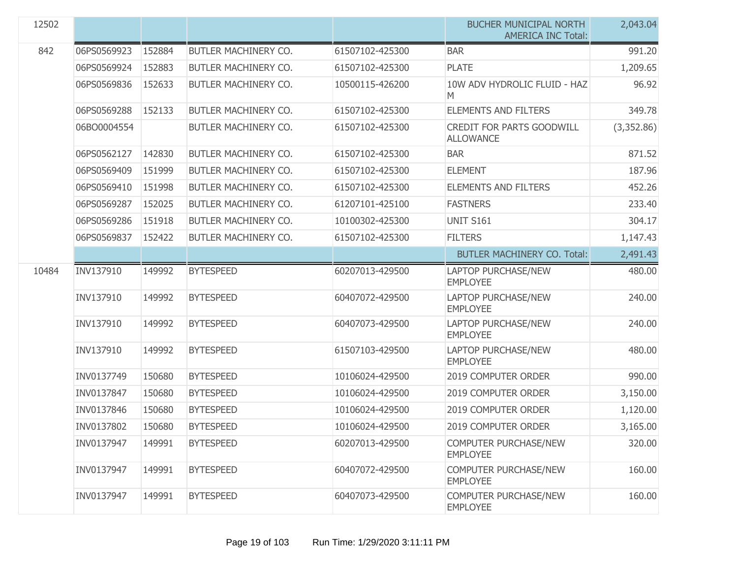| | | | | | | |
|---|---|---|---|---|---|---|
| 12502 | | | | | BUCHER MUNICIPAL NORTH AMERICA INC Total: | 2,043.04 |
| 842 | 06PS0569923 | 152884 | BUTLER MACHINERY CO. | 61507102-425300 | BAR | 991.20 |
| | 06PS0569924 | 152883 | BUTLER MACHINERY CO. | 61507102-425300 | PLATE | 1,209.65 |
| | 06PS0569836 | 152633 | BUTLER MACHINERY CO. | 10500115-426200 | 10W ADV HYDROLIC FLUID - HAZ M | 96.92 |
| | 06PS0569288 | 152133 | BUTLER MACHINERY CO. | 61507102-425300 | ELEMENTS AND FILTERS | 349.78 |
| | 06BO0004554 | | BUTLER MACHINERY CO. | 61507102-425300 | CREDIT FOR PARTS GOODWILL ALLOWANCE | (3,352.86) |
| | 06PS0562127 | 142830 | BUTLER MACHINERY CO. | 61507102-425300 | BAR | 871.52 |
| | 06PS0569409 | 151999 | BUTLER MACHINERY CO. | 61507102-425300 | ELEMENT | 187.96 |
| | 06PS0569410 | 151998 | BUTLER MACHINERY CO. | 61507102-425300 | ELEMENTS AND FILTERS | 452.26 |
| | 06PS0569287 | 152025 | BUTLER MACHINERY CO. | 61207101-425100 | FASTNERS | 233.40 |
| | 06PS0569286 | 151918 | BUTLER MACHINERY CO. | 10100302-425300 | UNIT S161 | 304.17 |
| | 06PS0569837 | 152422 | BUTLER MACHINERY CO. | 61507102-425300 | FILTERS | 1,147.43 |
| | | | | | BUTLER MACHINERY CO. Total: | 2,491.43 |
| 10484 | INV137910 | 149992 | BYTESPEED | 60207013-429500 | LAPTOP PURCHASE/NEW EMPLOYEE | 480.00 |
| | INV137910 | 149992 | BYTESPEED | 60407072-429500 | LAPTOP PURCHASE/NEW EMPLOYEE | 240.00 |
| | INV137910 | 149992 | BYTESPEED | 60407073-429500 | LAPTOP PURCHASE/NEW EMPLOYEE | 240.00 |
| | INV137910 | 149992 | BYTESPEED | 61507103-429500 | LAPTOP PURCHASE/NEW EMPLOYEE | 480.00 |
| | INV0137749 | 150680 | BYTESPEED | 10106024-429500 | 2019 COMPUTER ORDER | 990.00 |
| | INV0137847 | 150680 | BYTESPEED | 10106024-429500 | 2019 COMPUTER ORDER | 3,150.00 |
| | INV0137846 | 150680 | BYTESPEED | 10106024-429500 | 2019 COMPUTER ORDER | 1,120.00 |
| | INV0137802 | 150680 | BYTESPEED | 10106024-429500 | 2019 COMPUTER ORDER | 3,165.00 |
| | INV0137947 | 149991 | BYTESPEED | 60207013-429500 | COMPUTER PURCHASE/NEW EMPLOYEE | 320.00 |
| | INV0137947 | 149991 | BYTESPEED | 60407072-429500 | COMPUTER PURCHASE/NEW EMPLOYEE | 160.00 |
| | INV0137947 | 149991 | BYTESPEED | 60407073-429500 | COMPUTER PURCHASE/NEW EMPLOYEE | 160.00 |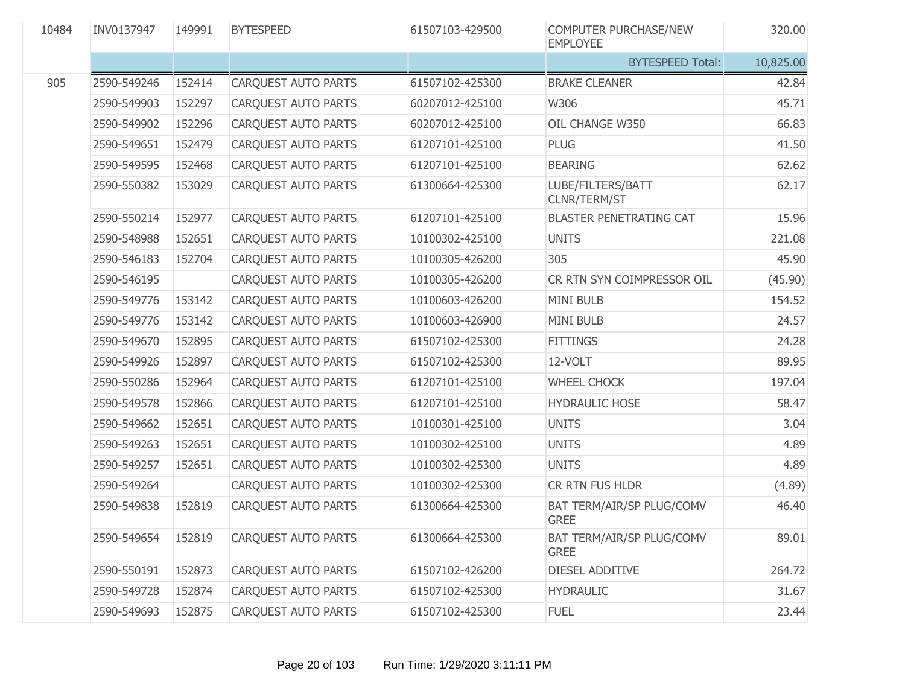| | | | | | | |
|---|---|---|---|---|---|---|
| 10484 | INV0137947 | 149991 | BYTESPEED | 61507103-429500 | COMPUTER PURCHASE/NEW EMPLOYEE | 320.00 |
| | | | | | BYTESPEED Total: | 10,825.00 |
| 905 | 2590-549246 | 152414 | CARQUEST AUTO PARTS | 61507102-425300 | BRAKE CLEANER | 42.84 |
| | 2590-549903 | 152297 | CARQUEST AUTO PARTS | 60207012-425100 | W306 | 45.71 |
| | 2590-549902 | 152296 | CARQUEST AUTO PARTS | 60207012-425100 | OIL CHANGE W350 | 66.83 |
| | 2590-549651 | 152479 | CARQUEST AUTO PARTS | 61207101-425100 | PLUG | 41.50 |
| | 2590-549595 | 152468 | CARQUEST AUTO PARTS | 61207101-425100 | BEARING | 62.62 |
| | 2590-550382 | 153029 | CARQUEST AUTO PARTS | 61300664-425300 | LUBE/FILTERS/BATT CLNR/TERM/ST | 62.17 |
| | 2590-550214 | 152977 | CARQUEST AUTO PARTS | 61207101-425100 | BLASTER PENETRATING CAT | 15.96 |
| | 2590-548988 | 152651 | CARQUEST AUTO PARTS | 10100302-425100 | UNITS | 221.08 |
| | 2590-546183 | 152704 | CARQUEST AUTO PARTS | 10100305-426200 | 305 | 45.90 |
| | 2590-546195 | | CARQUEST AUTO PARTS | 10100305-426200 | CR RTN SYN COIMPRESSOR OIL | (45.90) |
| | 2590-549776 | 153142 | CARQUEST AUTO PARTS | 10100603-426200 | MINI BULB | 154.52 |
| | 2590-549776 | 153142 | CARQUEST AUTO PARTS | 10100603-426900 | MINI BULB | 24.57 |
| | 2590-549670 | 152895 | CARQUEST AUTO PARTS | 61507102-425300 | FITTINGS | 24.28 |
| | 2590-549926 | 152897 | CARQUEST AUTO PARTS | 61507102-425300 | 12-VOLT | 89.95 |
| | 2590-550286 | 152964 | CARQUEST AUTO PARTS | 61207101-425100 | WHEEL CHOCK | 197.04 |
| | 2590-549578 | 152866 | CARQUEST AUTO PARTS | 61207101-425100 | HYDRAULIC HOSE | 58.47 |
| | 2590-549662 | 152651 | CARQUEST AUTO PARTS | 10100301-425100 | UNITS | 3.04 |
| | 2590-549263 | 152651 | CARQUEST AUTO PARTS | 10100302-425100 | UNITS | 4.89 |
| | 2590-549257 | 152651 | CARQUEST AUTO PARTS | 10100302-425300 | UNITS | 4.89 |
| | 2590-549264 | | CARQUEST AUTO PARTS | 10100302-425300 | CR RTN FUS HLDR | (4.89) |
| | 2590-549838 | 152819 | CARQUEST AUTO PARTS | 61300664-425300 | BAT TERM/AIR/SP PLUG/COMV GREE | 46.40 |
| | 2590-549654 | 152819 | CARQUEST AUTO PARTS | 61300664-425300 | BAT TERM/AIR/SP PLUG/COMV GREE | 89.01 |
| | 2590-550191 | 152873 | CARQUEST AUTO PARTS | 61507102-426200 | DIESEL ADDITIVE | 264.72 |
| | 2590-549728 | 152874 | CARQUEST AUTO PARTS | 61507102-425300 | HYDRAULIC | 31.67 |
| | 2590-549693 | 152875 | CARQUEST AUTO PARTS | 61507102-425300 | FUEL | 23.44 |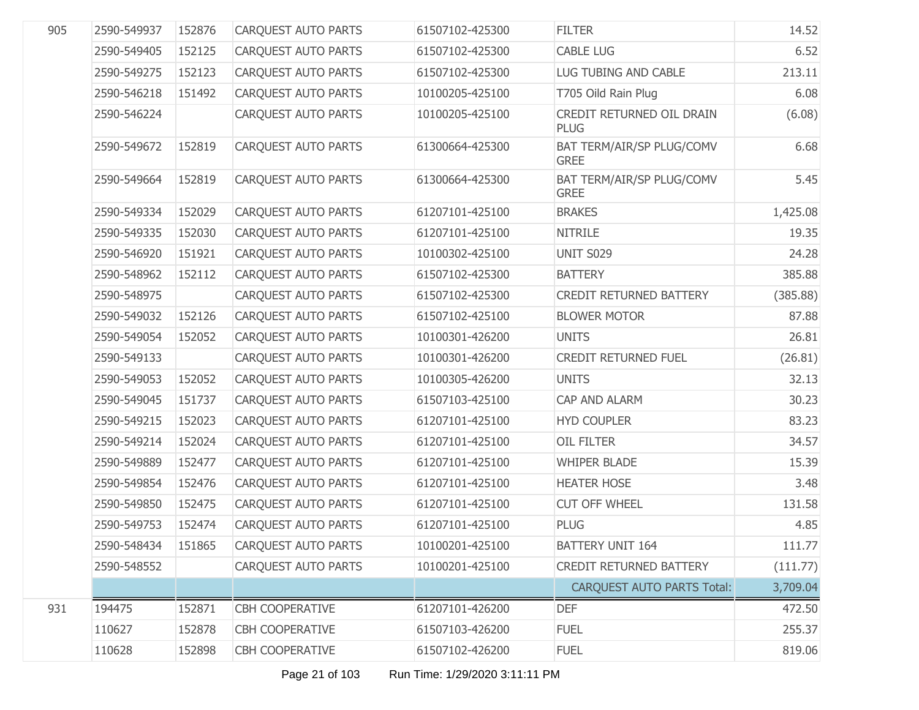| | | | | | | |
|---|---|---|---|---|---|---|
| 905 | 2590-549937 | 152876 | CARQUEST AUTO PARTS | 61507102-425300 | FILTER | 14.52 |
| | 2590-549405 | 152125 | CARQUEST AUTO PARTS | 61507102-425300 | CABLE LUG | 6.52 |
| | 2590-549275 | 152123 | CARQUEST AUTO PARTS | 61507102-425300 | LUG TUBING AND CABLE | 213.11 |
| | 2590-546218 | 151492 | CARQUEST AUTO PARTS | 10100205-425100 | T705 Oild Rain Plug | 6.08 |
| | 2590-546224 | | CARQUEST AUTO PARTS | 10100205-425100 | CREDIT RETURNED OIL DRAIN PLUG | (6.08) |
| | 2590-549672 | 152819 | CARQUEST AUTO PARTS | 61300664-425300 | BAT TERM/AIR/SP PLUG/COMV GREE | 6.68 |
| | 2590-549664 | 152819 | CARQUEST AUTO PARTS | 61300664-425300 | BAT TERM/AIR/SP PLUG/COMV GREE | 5.45 |
| | 2590-549334 | 152029 | CARQUEST AUTO PARTS | 61207101-425100 | BRAKES | 1,425.08 |
| | 2590-549335 | 152030 | CARQUEST AUTO PARTS | 61207101-425100 | NITRILE | 19.35 |
| | 2590-546920 | 151921 | CARQUEST AUTO PARTS | 10100302-425100 | UNIT S029 | 24.28 |
| | 2590-548962 | 152112 | CARQUEST AUTO PARTS | 61507102-425300 | BATTERY | 385.88 |
| | 2590-548975 | | CARQUEST AUTO PARTS | 61507102-425300 | CREDIT RETURNED BATTERY | (385.88) |
| | 2590-549032 | 152126 | CARQUEST AUTO PARTS | 61507102-425100 | BLOWER MOTOR | 87.88 |
| | 2590-549054 | 152052 | CARQUEST AUTO PARTS | 10100301-426200 | UNITS | 26.81 |
| | 2590-549133 | | CARQUEST AUTO PARTS | 10100301-426200 | CREDIT RETURNED FUEL | (26.81) |
| | 2590-549053 | 152052 | CARQUEST AUTO PARTS | 10100305-426200 | UNITS | 32.13 |
| | 2590-549045 | 151737 | CARQUEST AUTO PARTS | 61507103-425100 | CAP AND ALARM | 30.23 |
| | 2590-549215 | 152023 | CARQUEST AUTO PARTS | 61207101-425100 | HYD COUPLER | 83.23 |
| | 2590-549214 | 152024 | CARQUEST AUTO PARTS | 61207101-425100 | OIL FILTER | 34.57 |
| | 2590-549889 | 152477 | CARQUEST AUTO PARTS | 61207101-425100 | WHIPER BLADE | 15.39 |
| | 2590-549854 | 152476 | CARQUEST AUTO PARTS | 61207101-425100 | HEATER HOSE | 3.48 |
| | 2590-549850 | 152475 | CARQUEST AUTO PARTS | 61207101-425100 | CUT OFF WHEEL | 131.58 |
| | 2590-549753 | 152474 | CARQUEST AUTO PARTS | 61207101-425100 | PLUG | 4.85 |
| | 2590-548434 | 151865 | CARQUEST AUTO PARTS | 10100201-425100 | BATTERY UNIT 164 | 111.77 |
| | 2590-548552 | | CARQUEST AUTO PARTS | 10100201-425100 | CREDIT RETURNED BATTERY | (111.77) |
| | | | | | CARQUEST AUTO PARTS Total: | 3,709.04 |
| 931 | 194475 | 152871 | CBH COOPERATIVE | 61207101-426200 | DEF | 472.50 |
| | 110627 | 152878 | CBH COOPERATIVE | 61507103-426200 | FUEL | 255.37 |
| | 110628 | 152898 | CBH COOPERATIVE | 61507102-426200 | FUEL | 819.06 |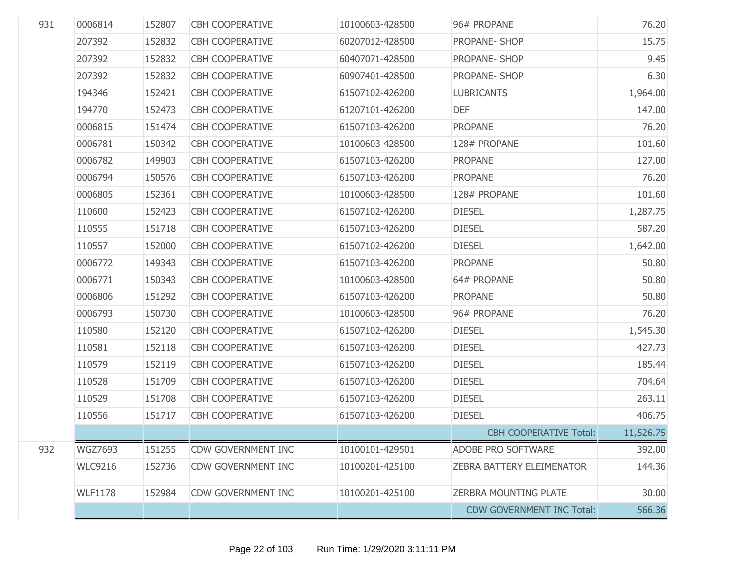| | | | | | | |
|---|---|---|---|---|---|---|
| 931 | 0006814 | 152807 | CBH COOPERATIVE | 10100603-428500 | 96# PROPANE | 76.20 |
| | 207392 | 152832 | CBH COOPERATIVE | 60207012-428500 | PROPANE- SHOP | 15.75 |
| | 207392 | 152832 | CBH COOPERATIVE | 60407071-428500 | PROPANE- SHOP | 9.45 |
| | 207392 | 152832 | CBH COOPERATIVE | 60907401-428500 | PROPANE- SHOP | 6.30 |
| | 194346 | 152421 | CBH COOPERATIVE | 61507102-426200 | LUBRICANTS | 1,964.00 |
| | 194770 | 152473 | CBH COOPERATIVE | 61207101-426200 | DEF | 147.00 |
| | 0006815 | 151474 | CBH COOPERATIVE | 61507103-426200 | PROPANE | 76.20 |
| | 0006781 | 150342 | CBH COOPERATIVE | 10100603-428500 | 128# PROPANE | 101.60 |
| | 0006782 | 149903 | CBH COOPERATIVE | 61507103-426200 | PROPANE | 127.00 |
| | 0006794 | 150576 | CBH COOPERATIVE | 61507103-426200 | PROPANE | 76.20 |
| | 0006805 | 152361 | CBH COOPERATIVE | 10100603-428500 | 128# PROPANE | 101.60 |
| | 110600 | 152423 | CBH COOPERATIVE | 61507102-426200 | DIESEL | 1,287.75 |
| | 110555 | 151718 | CBH COOPERATIVE | 61507103-426200 | DIESEL | 587.20 |
| | 110557 | 152000 | CBH COOPERATIVE | 61507102-426200 | DIESEL | 1,642.00 |
| | 0006772 | 149343 | CBH COOPERATIVE | 61507103-426200 | PROPANE | 50.80 |
| | 0006771 | 150343 | CBH COOPERATIVE | 10100603-428500 | 64# PROPANE | 50.80 |
| | 0006806 | 151292 | CBH COOPERATIVE | 61507103-426200 | PROPANE | 50.80 |
| | 0006793 | 150730 | CBH COOPERATIVE | 10100603-428500 | 96# PROPANE | 76.20 |
| | 110580 | 152120 | CBH COOPERATIVE | 61507102-426200 | DIESEL | 1,545.30 |
| | 110581 | 152118 | CBH COOPERATIVE | 61507103-426200 | DIESEL | 427.73 |
| | 110579 | 152119 | CBH COOPERATIVE | 61507103-426200 | DIESEL | 185.44 |
| | 110528 | 151709 | CBH COOPERATIVE | 61507103-426200 | DIESEL | 704.64 |
| | 110529 | 151708 | CBH COOPERATIVE | 61507103-426200 | DIESEL | 263.11 |
| | 110556 | 151717 | CBH COOPERATIVE | 61507103-426200 | DIESEL | 406.75 |
| | | | | | CBH COOPERATIVE Total: | 11,526.75 |
| 932 | WGZ7693 | 151255 | CDW GOVERNMENT INC | 10100101-429501 | ADOBE PRO SOFTWARE | 392.00 |
| | WLC9216 | 152736 | CDW GOVERNMENT INC | 10100201-425100 | ZEBRA BATTERY ELEIMENATOR | 144.36 |
| | WLF1178 | 152984 | CDW GOVERNMENT INC | 10100201-425100 | ZERBRA MOUNTING PLATE | 30.00 |
| | | | | | CDW GOVERNMENT INC Total: | 566.36 |

Run Time: 1/29/2020 3:11:11 PM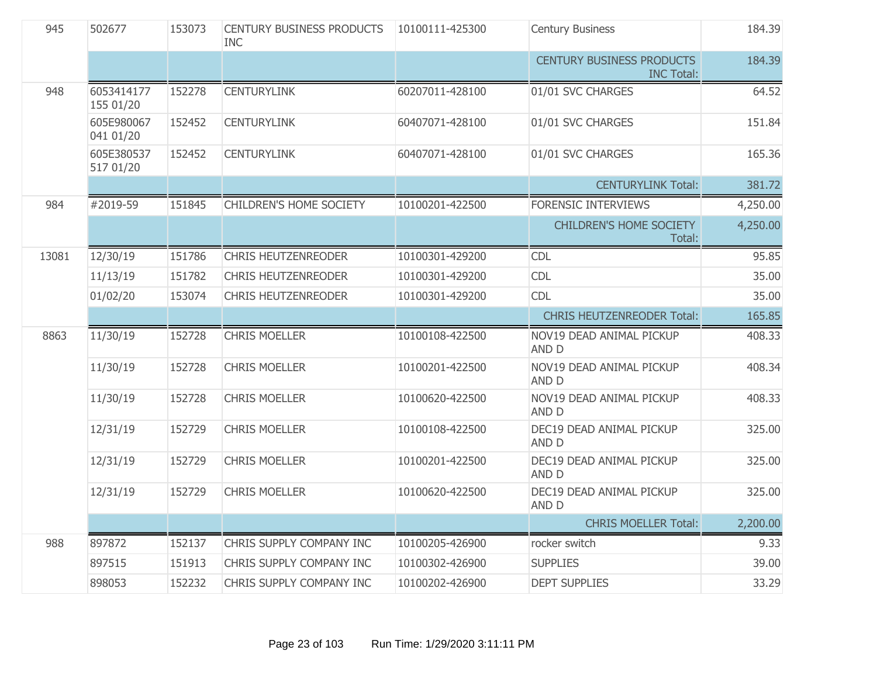| | | | | | | |
|---|---|---|---|---|---|---|
| 945 | 502677 | 153073 | CENTURY BUSINESS PRODUCTS INC | 10100111-425300 | Century Business | 184.39 |
| | | | | | CENTURY BUSINESS PRODUCTS INC Total: | 184.39 |
| 948 | 6053414177 155 01/20 | 152278 | CENTURYLINK | 60207011-428100 | 01/01 SVC CHARGES | 64.52 |
| | 605E980067 041 01/20 | 152452 | CENTURYLINK | 60407071-428100 | 01/01 SVC CHARGES | 151.84 |
| | 605E380537 517 01/20 | 152452 | CENTURYLINK | 60407071-428100 | 01/01 SVC CHARGES | 165.36 |
| | | | | | CENTURYLINK Total: | 381.72 |
| 984 | #2019-59 | 151845 | CHILDREN'S HOME SOCIETY | 10100201-422500 | FORENSIC INTERVIEWS | 4,250.00 |
| | | | | | CHILDREN'S HOME SOCIETY Total: | 4,250.00 |
| 13081 | 12/30/19 | 151786 | CHRIS HEUTZENREODER | 10100301-429200 | CDL | 95.85 |
| | 11/13/19 | 151782 | CHRIS HEUTZENREODER | 10100301-429200 | CDL | 35.00 |
| | 01/02/20 | 153074 | CHRIS HEUTZENREODER | 10100301-429200 | CDL | 35.00 |
| | | | | | CHRIS HEUTZENREODER Total: | 165.85 |
| 8863 | 11/30/19 | 152728 | CHRIS MOELLER | 10100108-422500 | NOV19 DEAD ANIMAL PICKUP AND D | 408.33 |
| | 11/30/19 | 152728 | CHRIS MOELLER | 10100201-422500 | NOV19 DEAD ANIMAL PICKUP AND D | 408.34 |
| | 11/30/19 | 152728 | CHRIS MOELLER | 10100620-422500 | NOV19 DEAD ANIMAL PICKUP AND D | 408.33 |
| | 12/31/19 | 152729 | CHRIS MOELLER | 10100108-422500 | DEC19 DEAD ANIMAL PICKUP AND D | 325.00 |
| | 12/31/19 | 152729 | CHRIS MOELLER | 10100201-422500 | DEC19 DEAD ANIMAL PICKUP AND D | 325.00 |
| | 12/31/19 | 152729 | CHRIS MOELLER | 10100620-422500 | DEC19 DEAD ANIMAL PICKUP AND D | 325.00 |
| | | | | | CHRIS MOELLER Total: | 2,200.00 |
| 988 | 897872 | 152137 | CHRIS SUPPLY COMPANY INC | 10100205-426900 | rocker switch | 9.33 |
| | 897515 | 151913 | CHRIS SUPPLY COMPANY INC | 10100302-426900 | SUPPLIES | 39.00 |
| | 898053 | 152232 | CHRIS SUPPLY COMPANY INC | 10100202-426900 | DEPT SUPPLIES | 33.29 |

Run Time: 1/29/2020 3:11:11 PM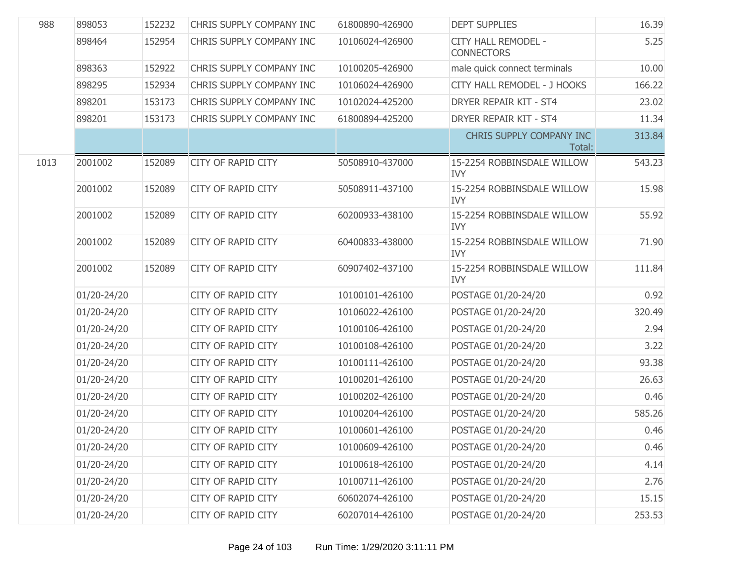| | | | | | | |
|---|---|---|---|---|---|---|
| 988 | 898053 | 152232 | CHRIS SUPPLY COMPANY INC | 61800890-426900 | DEPT SUPPLIES | 16.39 |
| | 898464 | 152954 | CHRIS SUPPLY COMPANY INC | 10106024-426900 | CITY HALL REMODEL - CONNECTORS | 5.25 |
| | 898363 | 152922 | CHRIS SUPPLY COMPANY INC | 10100205-426900 | male quick connect terminals | 10.00 |
| | 898295 | 152934 | CHRIS SUPPLY COMPANY INC | 10106024-426900 | CITY HALL REMODEL - J HOOKS | 166.22 |
| | 898201 | 153173 | CHRIS SUPPLY COMPANY INC | 10102024-425200 | DRYER REPAIR KIT - ST4 | 23.02 |
| | 898201 | 153173 | CHRIS SUPPLY COMPANY INC | 61800894-425200 | DRYER REPAIR KIT - ST4 | 11.34 |
| | | | | | CHRIS SUPPLY COMPANY INC Total: | 313.84 |
| 1013 | 2001002 | 152089 | CITY OF RAPID CITY | 50508910-437000 | 15-2254 ROBBINSDALE WILLOW IVY | 543.23 |
| | 2001002 | 152089 | CITY OF RAPID CITY | 50508911-437100 | 15-2254 ROBBINSDALE WILLOW IVY | 15.98 |
| | 2001002 | 152089 | CITY OF RAPID CITY | 60200933-438100 | 15-2254 ROBBINSDALE WILLOW IVY | 55.92 |
| | 2001002 | 152089 | CITY OF RAPID CITY | 60400833-438000 | 15-2254 ROBBINSDALE WILLOW IVY | 71.90 |
| | 2001002 | 152089 | CITY OF RAPID CITY | 60907402-437100 | 15-2254 ROBBINSDALE WILLOW IVY | 111.84 |
| | 01/20-24/20 | | CITY OF RAPID CITY | 10100101-426100 | POSTAGE 01/20-24/20 | 0.92 |
| | 01/20-24/20 | | CITY OF RAPID CITY | 10106022-426100 | POSTAGE 01/20-24/20 | 320.49 |
| | 01/20-24/20 | | CITY OF RAPID CITY | 10100106-426100 | POSTAGE 01/20-24/20 | 2.94 |
| | 01/20-24/20 | | CITY OF RAPID CITY | 10100108-426100 | POSTAGE 01/20-24/20 | 3.22 |
| | 01/20-24/20 | | CITY OF RAPID CITY | 10100111-426100 | POSTAGE 01/20-24/20 | 93.38 |
| | 01/20-24/20 | | CITY OF RAPID CITY | 10100201-426100 | POSTAGE 01/20-24/20 | 26.63 |
| | 01/20-24/20 | | CITY OF RAPID CITY | 10100202-426100 | POSTAGE 01/20-24/20 | 0.46 |
| | 01/20-24/20 | | CITY OF RAPID CITY | 10100204-426100 | POSTAGE 01/20-24/20 | 585.26 |
| | 01/20-24/20 | | CITY OF RAPID CITY | 10100601-426100 | POSTAGE 01/20-24/20 | 0.46 |
| | 01/20-24/20 | | CITY OF RAPID CITY | 10100609-426100 | POSTAGE 01/20-24/20 | 0.46 |
| | 01/20-24/20 | | CITY OF RAPID CITY | 10100618-426100 | POSTAGE 01/20-24/20 | 4.14 |
| | 01/20-24/20 | | CITY OF RAPID CITY | 10100711-426100 | POSTAGE 01/20-24/20 | 2.76 |
| | 01/20-24/20 | | CITY OF RAPID CITY | 60602074-426100 | POSTAGE 01/20-24/20 | 15.15 |
| | 01/20-24/20 | | CITY OF RAPID CITY | 60207014-426100 | POSTAGE 01/20-24/20 | 253.53 |

Run Time: 1/29/2020 3:11:11 PM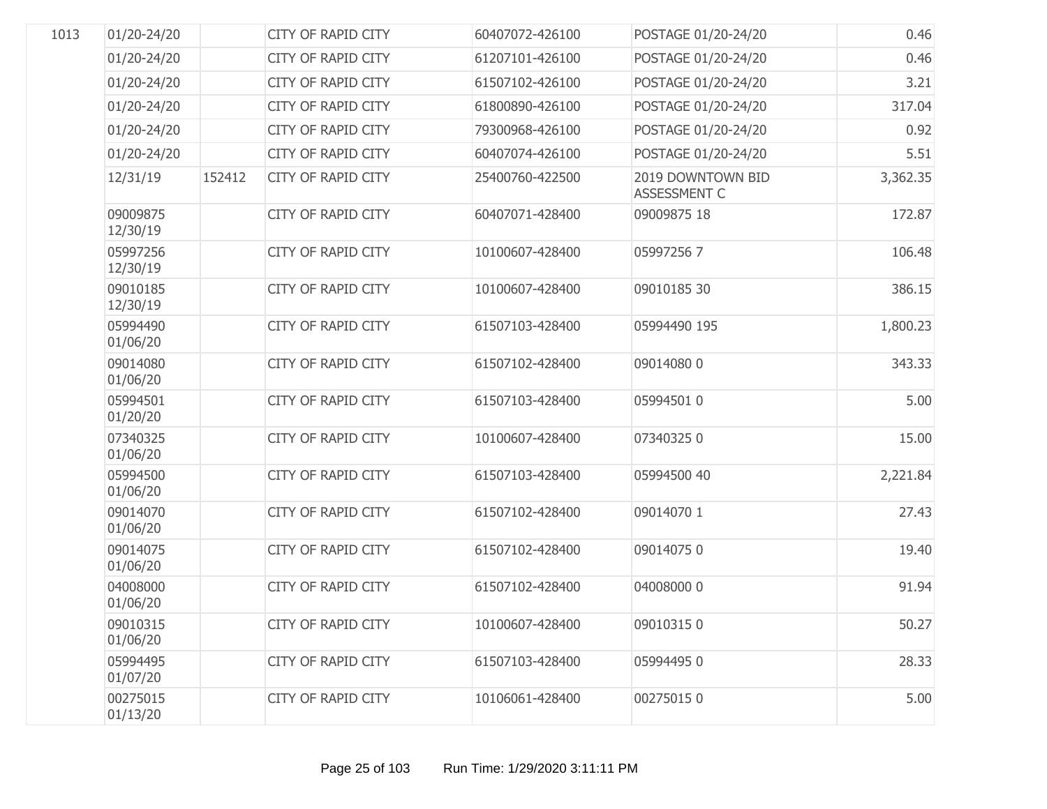| | | | | | | |
|---|---|---|---|---|---|---|
| 1013 | 01/20-24/20 | | CITY OF RAPID CITY | 60407072-426100 | POSTAGE 01/20-24/20 | 0.46 |
| | 01/20-24/20 | | CITY OF RAPID CITY | 61207101-426100 | POSTAGE 01/20-24/20 | 0.46 |
| | 01/20-24/20 | | CITY OF RAPID CITY | 61507102-426100 | POSTAGE 01/20-24/20 | 3.21 |
| | 01/20-24/20 | | CITY OF RAPID CITY | 61800890-426100 | POSTAGE 01/20-24/20 | 317.04 |
| | 01/20-24/20 | | CITY OF RAPID CITY | 79300968-426100 | POSTAGE 01/20-24/20 | 0.92 |
| | 01/20-24/20 | | CITY OF RAPID CITY | 60407074-426100 | POSTAGE 01/20-24/20 | 5.51 |
| | 12/31/19 | 152412 | CITY OF RAPID CITY | 25400760-422500 | 2019 DOWNTOWN BID ASSESSMENT C | 3,362.35 |
| | 09009875 12/30/19 | | CITY OF RAPID CITY | 60407071-428400 | 09009875 18 | 172.87 |
| | 05997256 12/30/19 | | CITY OF RAPID CITY | 10100607-428400 | 05997256 7 | 106.48 |
| | 09010185 12/30/19 | | CITY OF RAPID CITY | 10100607-428400 | 09010185 30 | 386.15 |
| | 05994490 01/06/20 | | CITY OF RAPID CITY | 61507103-428400 | 05994490 195 | 1,800.23 |
| | 09014080 01/06/20 | | CITY OF RAPID CITY | 61507102-428400 | 09014080 0 | 343.33 |
| | 05994501 01/20/20 | | CITY OF RAPID CITY | 61507103-428400 | 05994501 0 | 5.00 |
| | 07340325 01/06/20 | | CITY OF RAPID CITY | 10100607-428400 | 07340325 0 | 15.00 |
| | 05994500 01/06/20 | | CITY OF RAPID CITY | 61507103-428400 | 05994500 40 | 2,221.84 |
| | 09014070 01/06/20 | | CITY OF RAPID CITY | 61507102-428400 | 09014070 1 | 27.43 |
| | 09014075 01/06/20 | | CITY OF RAPID CITY | 61507102-428400 | 09014075 0 | 19.40 |
| | 04008000 01/06/20 | | CITY OF RAPID CITY | 61507102-428400 | 04008000 0 | 91.94 |
| | 09010315 01/06/20 | | CITY OF RAPID CITY | 10100607-428400 | 09010315 0 | 50.27 |
| | 05994495 01/07/20 | | CITY OF RAPID CITY | 61507103-428400 | 05994495 0 | 28.33 |
| | 00275015 01/13/20 | | CITY OF RAPID CITY | 10106061-428400 | 00275015 0 | 5.00 |

Run Time: 1/29/2020 3:11:11 PM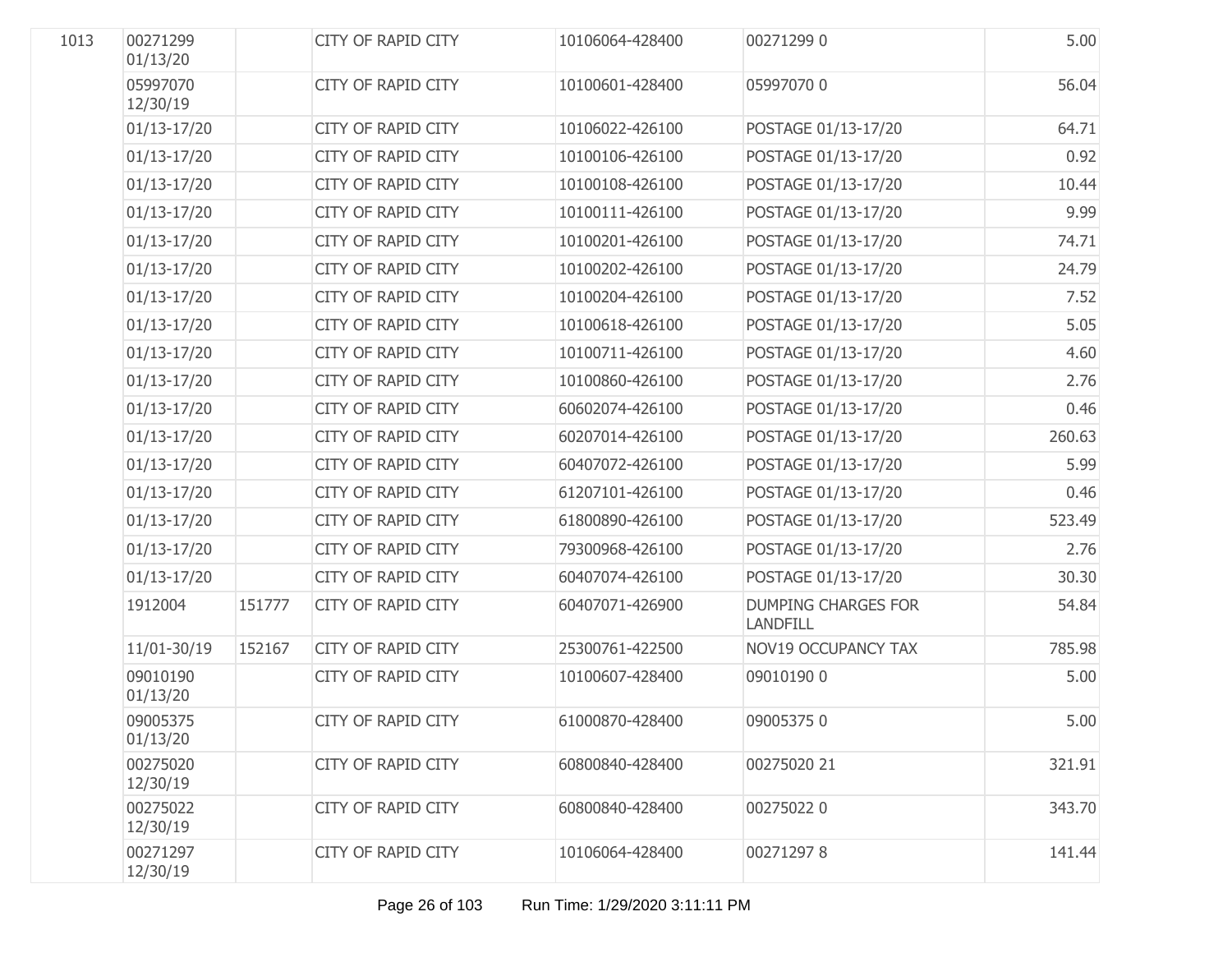| | | | | | | |
|---|---|---|---|---|---|---|
| 1013 | 00271299 01/13/20 | | CITY OF RAPID CITY | 10106064-428400 | 00271299 0 | 5.00 |
| | 05997070 12/30/19 | | CITY OF RAPID CITY | 10100601-428400 | 05997070 0 | 56.04 |
| | 01/13-17/20 | | CITY OF RAPID CITY | 10106022-426100 | POSTAGE 01/13-17/20 | 64.71 |
| | 01/13-17/20 | | CITY OF RAPID CITY | 10100106-426100 | POSTAGE 01/13-17/20 | 0.92 |
| | 01/13-17/20 | | CITY OF RAPID CITY | 10100108-426100 | POSTAGE 01/13-17/20 | 10.44 |
| | 01/13-17/20 | | CITY OF RAPID CITY | 10100111-426100 | POSTAGE 01/13-17/20 | 9.99 |
| | 01/13-17/20 | | CITY OF RAPID CITY | 10100201-426100 | POSTAGE 01/13-17/20 | 74.71 |
| | 01/13-17/20 | | CITY OF RAPID CITY | 10100202-426100 | POSTAGE 01/13-17/20 | 24.79 |
| | 01/13-17/20 | | CITY OF RAPID CITY | 10100204-426100 | POSTAGE 01/13-17/20 | 7.52 |
| | 01/13-17/20 | | CITY OF RAPID CITY | 10100618-426100 | POSTAGE 01/13-17/20 | 5.05 |
| | 01/13-17/20 | | CITY OF RAPID CITY | 10100711-426100 | POSTAGE 01/13-17/20 | 4.60 |
| | 01/13-17/20 | | CITY OF RAPID CITY | 10100860-426100 | POSTAGE 01/13-17/20 | 2.76 |
| | 01/13-17/20 | | CITY OF RAPID CITY | 60602074-426100 | POSTAGE 01/13-17/20 | 0.46 |
| | 01/13-17/20 | | CITY OF RAPID CITY | 60207014-426100 | POSTAGE 01/13-17/20 | 260.63 |
| | 01/13-17/20 | | CITY OF RAPID CITY | 60407072-426100 | POSTAGE 01/13-17/20 | 5.99 |
| | 01/13-17/20 | | CITY OF RAPID CITY | 61207101-426100 | POSTAGE 01/13-17/20 | 0.46 |
| | 01/13-17/20 | | CITY OF RAPID CITY | 61800890-426100 | POSTAGE 01/13-17/20 | 523.49 |
| | 01/13-17/20 | | CITY OF RAPID CITY | 79300968-426100 | POSTAGE 01/13-17/20 | 2.76 |
| | 01/13-17/20 | | CITY OF RAPID CITY | 60407074-426100 | POSTAGE 01/13-17/20 | 30.30 |
| | 1912004 | 151777 | CITY OF RAPID CITY | 60407071-426900 | DUMPING CHARGES FOR LANDFILL | 54.84 |
| | 11/01-30/19 | 152167 | CITY OF RAPID CITY | 25300761-422500 | NOV19 OCCUPANCY TAX | 785.98 |
| | 09010190 01/13/20 | | CITY OF RAPID CITY | 10100607-428400 | 09010190 0 | 5.00 |
| | 09005375 01/13/20 | | CITY OF RAPID CITY | 61000870-428400 | 09005375 0 | 5.00 |
| | 00275020 12/30/19 | | CITY OF RAPID CITY | 60800840-428400 | 00275020 21 | 321.91 |
| | 00275022 12/30/19 | | CITY OF RAPID CITY | 60800840-428400 | 00275022 0 | 343.70 |
| | 00271297 12/30/19 | | CITY OF RAPID CITY | 10106064-428400 | 00271297 8 | 141.44 |

Run Time: 1/29/2020 3:11:11 PM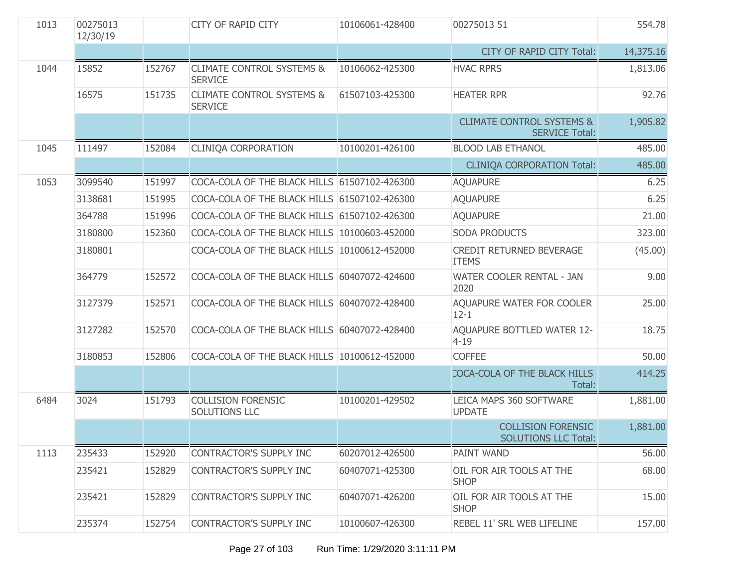| | | | | | | |
|---|---|---|---|---|---|---|
| 1013 | 00275013 12/30/19 | | CITY OF RAPID CITY | 10106061-428400 | 00275013 51 | 554.78 |
| | | | | | CITY OF RAPID CITY Total: | 14,375.16 |
| 1044 | 15852 | 152767 | CLIMATE CONTROL SYSTEMS & SERVICE | 10106062-425300 | HVAC RPRS | 1,813.06 |
| | 16575 | 151735 | CLIMATE CONTROL SYSTEMS & SERVICE | 61507103-425300 | HEATER RPR | 92.76 |
| | | | | | CLIMATE CONTROL SYSTEMS & SERVICE Total: | 1,905.82 |
| 1045 | 111497 | 152084 | CLINIQA CORPORATION | 10100201-426100 | BLOOD LAB ETHANOL | 485.00 |
| | | | | | CLINIQA CORPORATION Total: | 485.00 |
| 1053 | 3099540 | 151997 | COCA-COLA OF THE BLACK HILLS | 61507102-426300 | AQUAPURE | 6.25 |
| | 3138681 | 151995 | COCA-COLA OF THE BLACK HILLS | 61507102-426300 | AQUAPURE | 6.25 |
| | 364788 | 151996 | COCA-COLA OF THE BLACK HILLS | 61507102-426300 | AQUAPURE | 21.00 |
| | 3180800 | 152360 | COCA-COLA OF THE BLACK HILLS | 10100603-452000 | SODA PRODUCTS | 323.00 |
| | 3180801 | | COCA-COLA OF THE BLACK HILLS | 10100612-452000 | CREDIT RETURNED BEVERAGE ITEMS | (45.00) |
| | 364779 | 152572 | COCA-COLA OF THE BLACK HILLS | 60407072-424600 | WATER COOLER RENTAL - JAN 2020 | 9.00 |
| | 3127379 | 152571 | COCA-COLA OF THE BLACK HILLS | 60407072-428400 | AQUAPURE WATER FOR COOLER 12-1 | 25.00 |
| | 3127282 | 152570 | COCA-COLA OF THE BLACK HILLS | 60407072-428400 | AQUAPURE BOTTLED WATER 12-4-19 | 18.75 |
| | 3180853 | 152806 | COCA-COLA OF THE BLACK HILLS | 10100612-452000 | COFFEE | 50.00 |
| | | | | | COCA-COLA OF THE BLACK HILLS Total: | 414.25 |
| 6484 | 3024 | 151793 | COLLISION FORENSIC SOLUTIONS LLC | 10100201-429502 | LEICA MAPS 360 SOFTWARE UPDATE | 1,881.00 |
| | | | | | COLLISION FORENSIC SOLUTIONS LLC Total: | 1,881.00 |
| 1113 | 235433 | 152920 | CONTRACTOR'S SUPPLY INC | 60207012-426500 | PAINT WAND | 56.00 |
| | 235421 | 152829 | CONTRACTOR'S SUPPLY INC | 60407071-425300 | OIL FOR AIR TOOLS AT THE SHOP | 68.00 |
| | 235421 | 152829 | CONTRACTOR'S SUPPLY INC | 60407071-426200 | OIL FOR AIR TOOLS AT THE SHOP | 15.00 |
| | 235374 | 152754 | CONTRACTOR'S SUPPLY INC | 10100607-426300 | REBEL 11' SRL WEB LIFELINE | 157.00 |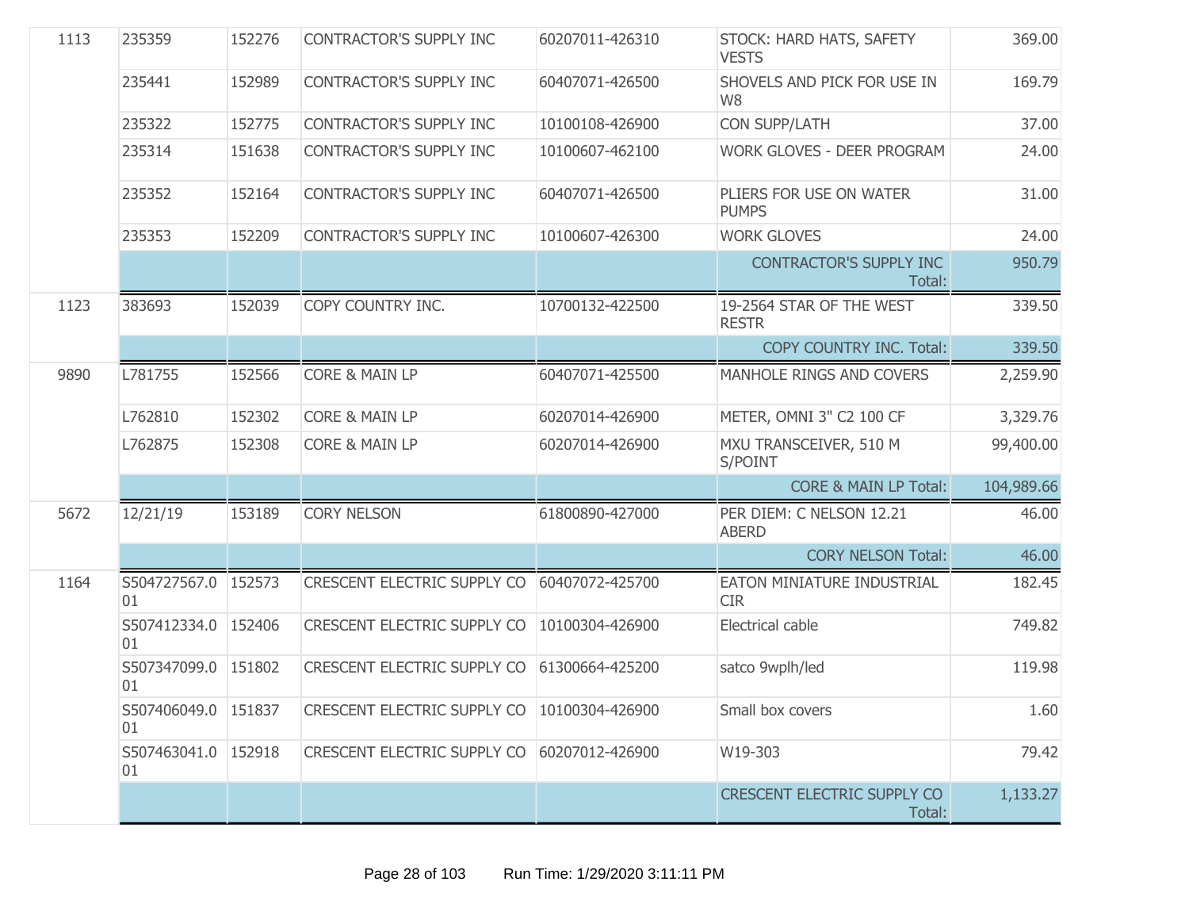| | | | | | | |
|---|---|---|---|---|---|---|
| 1113 | 235359 | 152276 | CONTRACTOR'S SUPPLY INC | 60207011-426310 | STOCK: HARD HATS, SAFETY VESTS | 369.00 |
| | 235441 | 152989 | CONTRACTOR'S SUPPLY INC | 60407071-426500 | SHOVELS AND PICK FOR USE IN W8 | 169.79 |
| | 235322 | 152775 | CONTRACTOR'S SUPPLY INC | 10100108-426900 | CON SUPP/LATH | 37.00 |
| | 235314 | 151638 | CONTRACTOR'S SUPPLY INC | 10100607-462100 | WORK GLOVES - DEER PROGRAM | 24.00 |
| | 235352 | 152164 | CONTRACTOR'S SUPPLY INC | 60407071-426500 | PLIERS FOR USE ON WATER PUMPS | 31.00 |
| | 235353 | 152209 | CONTRACTOR'S SUPPLY INC | 10100607-426300 | WORK GLOVES | 24.00 |
| | | | | | CONTRACTOR'S SUPPLY INC Total: | 950.79 |
| 1123 | 383693 | 152039 | COPY COUNTRY INC. | 10700132-422500 | 19-2564 STAR OF THE WEST RESTR | 339.50 |
| | | | | | COPY COUNTRY INC. Total: | 339.50 |
| 9890 | L781755 | 152566 | CORE & MAIN LP | 60407071-425500 | MANHOLE RINGS AND COVERS | 2,259.90 |
| | L762810 | 152302 | CORE & MAIN LP | 60207014-426900 | METER, OMNI 3" C2 100 CF | 3,329.76 |
| | L762875 | 152308 | CORE & MAIN LP | 60207014-426900 | MXU TRANSCEIVER, 510 M S/POINT | 99,400.00 |
| | | | | | CORE & MAIN LP Total: | 104,989.66 |
| 5672 | 12/21/19 | 153189 | CORY NELSON | 61800890-427000 | PER DIEM: C NELSON 12.21 ABERD | 46.00 |
| | | | | | CORY NELSON Total: | 46.00 |
| 1164 | S504727567.001 | 152573 | CRESCENT ELECTRIC SUPPLY CO | 60407072-425700 | EATON MINIATURE INDUSTRIAL CIR | 182.45 |
| | S507412334.001 | 152406 | CRESCENT ELECTRIC SUPPLY CO | 10100304-426900 | Electrical cable | 749.82 |
| | S507347099.001 | 151802 | CRESCENT ELECTRIC SUPPLY CO | 61300664-425200 | satco 9wplh/led | 119.98 |
| | S507406049.001 | 151837 | CRESCENT ELECTRIC SUPPLY CO | 10100304-426900 | Small box covers | 1.60 |
| | S507463041.001 | 152918 | CRESCENT ELECTRIC SUPPLY CO | 60207012-426900 | W19-303 | 79.42 |
| | | | | | CRESCENT ELECTRIC SUPPLY CO Total: | 1,133.27 |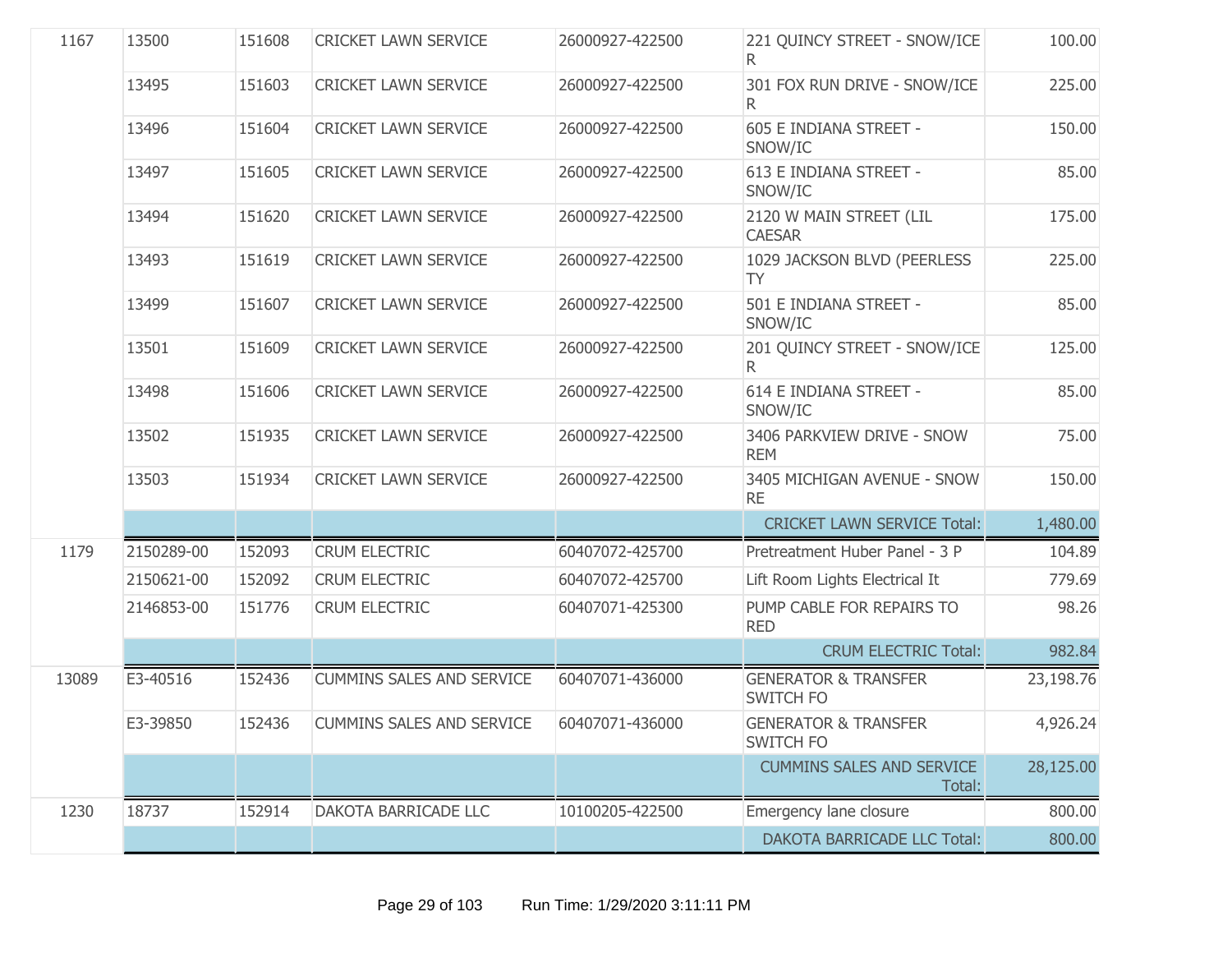| | | | | | | |
|---|---|---|---|---|---|---|
| 1167 | 13500 | 151608 | CRICKET LAWN SERVICE | 26000927-422500 | 221 QUINCY STREET - SNOW/ICE R | 100.00 |
| | 13495 | 151603 | CRICKET LAWN SERVICE | 26000927-422500 | 301 FOX RUN DRIVE - SNOW/ICE R | 225.00 |
| | 13496 | 151604 | CRICKET LAWN SERVICE | 26000927-422500 | 605 E INDIANA STREET - SNOW/IC | 150.00 |
| | 13497 | 151605 | CRICKET LAWN SERVICE | 26000927-422500 | 613 E INDIANA STREET - SNOW/IC | 85.00 |
| | 13494 | 151620 | CRICKET LAWN SERVICE | 26000927-422500 | 2120 W MAIN STREET (LIL CAESAR | 175.00 |
| | 13493 | 151619 | CRICKET LAWN SERVICE | 26000927-422500 | 1029 JACKSON BLVD (PEERLESS TY | 225.00 |
| | 13499 | 151607 | CRICKET LAWN SERVICE | 26000927-422500 | 501 E INDIANA STREET - SNOW/IC | 85.00 |
| | 13501 | 151609 | CRICKET LAWN SERVICE | 26000927-422500 | 201 QUINCY STREET - SNOW/ICE R | 125.00 |
| | 13498 | 151606 | CRICKET LAWN SERVICE | 26000927-422500 | 614 E INDIANA STREET - SNOW/IC | 85.00 |
| | 13502 | 151935 | CRICKET LAWN SERVICE | 26000927-422500 | 3406 PARKVIEW DRIVE - SNOW REM | 75.00 |
| | 13503 | 151934 | CRICKET LAWN SERVICE | 26000927-422500 | 3405 MICHIGAN AVENUE - SNOW RE | 150.00 |
| | | | | | CRICKET LAWN SERVICE Total: | 1,480.00 |
| 1179 | 2150289-00 | 152093 | CRUM ELECTRIC | 60407072-425700 | Pretreatment Huber Panel - 3 P | 104.89 |
| | 2150621-00 | 152092 | CRUM ELECTRIC | 60407072-425700 | Lift Room Lights Electrical It | 779.69 |
| | 2146853-00 | 151776 | CRUM ELECTRIC | 60407071-425300 | PUMP CABLE FOR REPAIRS TO RED | 98.26 |
| | | | | | CRUM ELECTRIC Total: | 982.84 |
| 13089 | E3-40516 | 152436 | CUMMINS SALES AND SERVICE | 60407071-436000 | GENERATOR & TRANSFER SWITCH FO | 23,198.76 |
| | E3-39850 | 152436 | CUMMINS SALES AND SERVICE | 60407071-436000 | GENERATOR & TRANSFER SWITCH FO | 4,926.24 |
| | | | | | CUMMINS SALES AND SERVICE Total: | 28,125.00 |
| 1230 | 18737 | 152914 | DAKOTA BARRICADE LLC | 10100205-422500 | Emergency lane closure | 800.00 |
| | | | | | DAKOTA BARRICADE LLC Total: | 800.00 |

Run Time: 1/29/2020 3:11:11 PM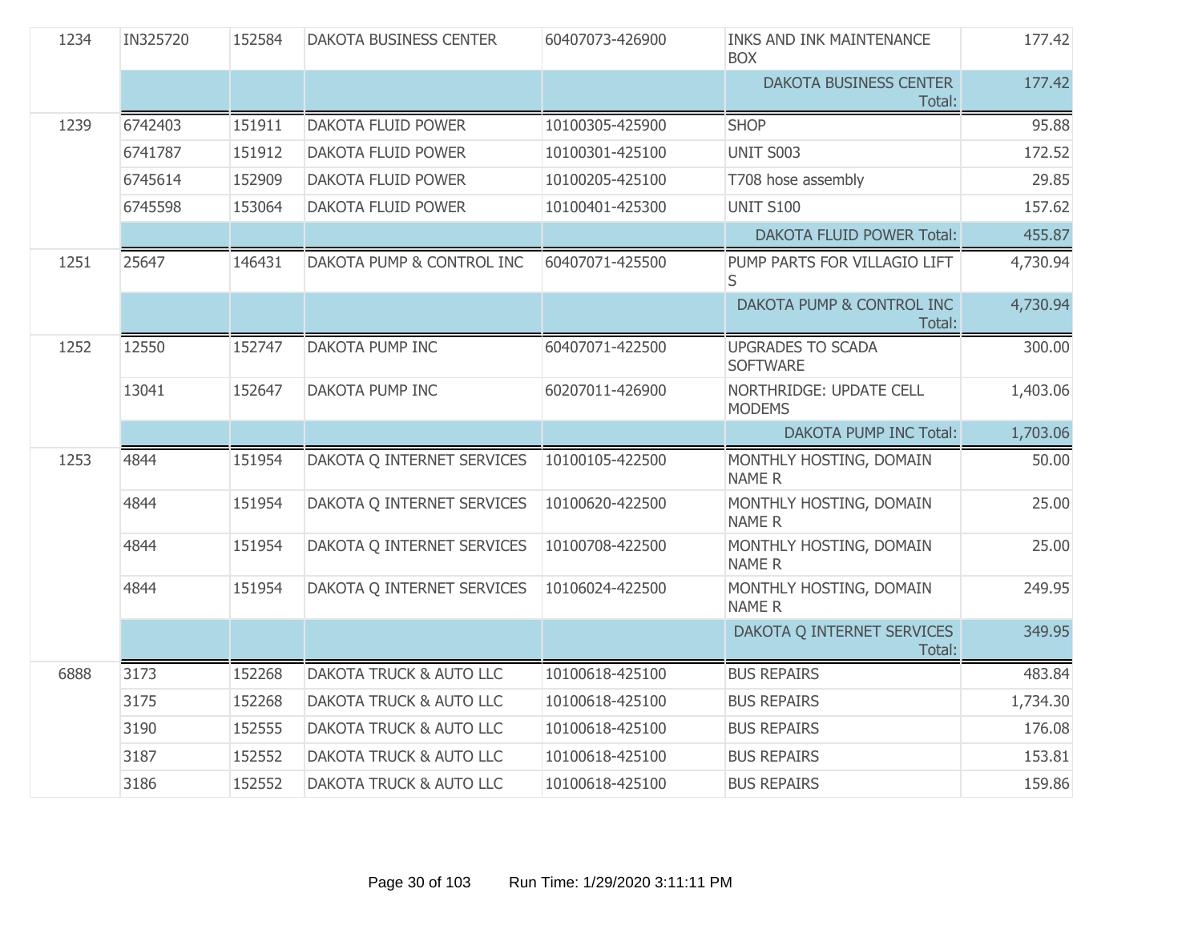| | | | | | | |
|---|---|---|---|---|---|---|
| 1234 | IN325720 | 152584 | DAKOTA BUSINESS CENTER | 60407073-426900 | INKS AND INK MAINTENANCE BOX | 177.42 |
| | | | | | DAKOTA BUSINESS CENTER Total: | 177.42 |
| 1239 | 6742403 | 151911 | DAKOTA FLUID POWER | 10100305-425900 | SHOP | 95.88 |
| | 6741787 | 151912 | DAKOTA FLUID POWER | 10100301-425100 | UNIT S003 | 172.52 |
| | 6745614 | 152909 | DAKOTA FLUID POWER | 10100205-425100 | T708 hose assembly | 29.85 |
| | 6745598 | 153064 | DAKOTA FLUID POWER | 10100401-425300 | UNIT S100 | 157.62 |
| | | | | | DAKOTA FLUID POWER Total: | 455.87 |
| 1251 | 25647 | 146431 | DAKOTA PUMP & CONTROL INC | 60407071-425500 | PUMP PARTS FOR VILLAGIO LIFT S | 4,730.94 |
| | | | | | DAKOTA PUMP & CONTROL INC Total: | 4,730.94 |
| 1252 | 12550 | 152747 | DAKOTA PUMP INC | 60407071-422500 | UPGRADES TO SCADA SOFTWARE | 300.00 |
| | 13041 | 152647 | DAKOTA PUMP INC | 60207011-426900 | NORTHRIDGE: UPDATE CELL MODEMS | 1,403.06 |
| | | | | | DAKOTA PUMP INC Total: | 1,703.06 |
| 1253 | 4844 | 151954 | DAKOTA Q INTERNET SERVICES | 10100105-422500 | MONTHLY HOSTING, DOMAIN NAME R | 50.00 |
| | 4844 | 151954 | DAKOTA Q INTERNET SERVICES | 10100620-422500 | MONTHLY HOSTING, DOMAIN NAME R | 25.00 |
| | 4844 | 151954 | DAKOTA Q INTERNET SERVICES | 10100708-422500 | MONTHLY HOSTING, DOMAIN NAME R | 25.00 |
| | 4844 | 151954 | DAKOTA Q INTERNET SERVICES | 10106024-422500 | MONTHLY HOSTING, DOMAIN NAME R | 249.95 |
| | | | | | DAKOTA Q INTERNET SERVICES Total: | 349.95 |
| 6888 | 3173 | 152268 | DAKOTA TRUCK & AUTO LLC | 10100618-425100 | BUS REPAIRS | 483.84 |
| | 3175 | 152268 | DAKOTA TRUCK & AUTO LLC | 10100618-425100 | BUS REPAIRS | 1,734.30 |
| | 3190 | 152555 | DAKOTA TRUCK & AUTO LLC | 10100618-425100 | BUS REPAIRS | 176.08 |
| | 3187 | 152552 | DAKOTA TRUCK & AUTO LLC | 10100618-425100 | BUS REPAIRS | 153.81 |
| | 3186 | 152552 | DAKOTA TRUCK & AUTO LLC | 10100618-425100 | BUS REPAIRS | 159.86 |

Run Time: 1/29/2020 3:11:11 PM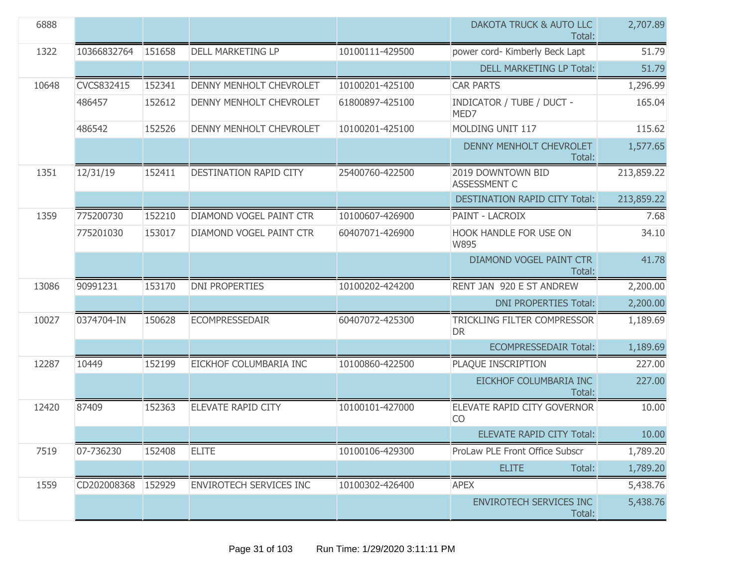| | | | | | | |
|---|---|---|---|---|---|---|
| 6888 | | | | | DAKOTA TRUCK & AUTO LLC Total: | 2,707.89 |
| 1322 | 10366832764 | 151658 | DELL MARKETING LP | 10100111-429500 | power cord- Kimberly Beck Lapt | 51.79 |
| | | | | | DELL MARKETING LP Total: | 51.79 |
| 10648 | CVCS832415 | 152341 | DENNY MENHOLT CHEVROLET | 10100201-425100 | CAR PARTS | 1,296.99 |
| | 486457 | 152612 | DENNY MENHOLT CHEVROLET | 61800897-425100 | INDICATOR / TUBE / DUCT - MED7 | 165.04 |
| | 486542 | 152526 | DENNY MENHOLT CHEVROLET | 10100201-425100 | MOLDING UNIT 117 | 115.62 |
| | | | | | DENNY MENHOLT CHEVROLET Total: | 1,577.65 |
| 1351 | 12/31/19 | 152411 | DESTINATION RAPID CITY | 25400760-422500 | 2019 DOWNTOWN BID ASSESSMENT C | 213,859.22 |
| | | | | | DESTINATION RAPID CITY Total: | 213,859.22 |
| 1359 | 775200730 | 152210 | DIAMOND VOGEL PAINT CTR | 10100607-426900 | PAINT - LACROIX | 7.68 |
| | 775201030 | 153017 | DIAMOND VOGEL PAINT CTR | 60407071-426900 | HOOK HANDLE FOR USE ON W895 | 34.10 |
| | | | | | DIAMOND VOGEL PAINT CTR Total: | 41.78 |
| 13086 | 90991231 | 153170 | DNI PROPERTIES | 10100202-424200 | RENT JAN 920 E ST ANDREW | 2,200.00 |
| | | | | | DNI PROPERTIES Total: | 2,200.00 |
| 10027 | 0374704-IN | 150628 | ECOMPRESSEDAIR | 60407072-425300 | TRICKLING FILTER COMPRESSOR DR | 1,189.69 |
| | | | | | ECOMPRESSEDAIR Total: | 1,189.69 |
| 12287 | 10449 | 152199 | EICKHOF COLUMBARIA INC | 10100860-422500 | PLAQUE INSCRIPTION | 227.00 |
| | | | | | EICKHOF COLUMBARIA INC Total: | 227.00 |
| 12420 | 87409 | 152363 | ELEVATE RAPID CITY | 10100101-427000 | ELEVATE RAPID CITY GOVERNOR CO | 10.00 |
| | | | | | ELEVATE RAPID CITY Total: | 10.00 |
| 7519 | 07-736230 | 152408 | ELITE | 10100106-429300 | ProLaw PLE Front Office Subscr | 1,789.20 |
| | | | | | ELITE Total: | 1,789.20 |
| 1559 | CD202008368 | 152929 | ENVIROTECH SERVICES INC | 10100302-426400 | APEX | 5,438.76 |
| | | | | | ENVIROTECH SERVICES INC Total: | 5,438.76 |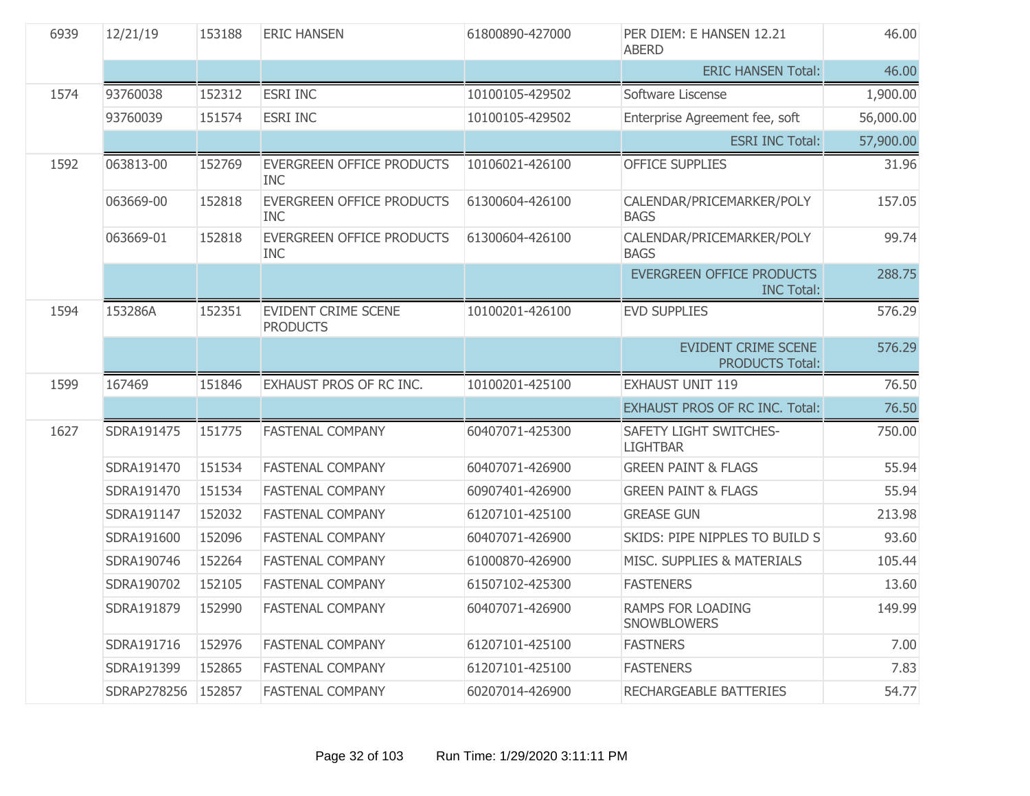| | | | | | | |
|---|---|---|---|---|---|---|
| 6939 | 12/21/19 | 153188 | ERIC HANSEN | 61800890-427000 | PER DIEM: E HANSEN 12.21 ABERD | 46.00 |
| | | | | | ERIC HANSEN Total: | 46.00 |
| 1574 | 93760038 | 152312 | ESRI INC | 10100105-429502 | Software Liscense | 1,900.00 |
| | 93760039 | 151574 | ESRI INC | 10100105-429502 | Enterprise Agreement fee, soft | 56,000.00 |
| | | | | | ESRI INC Total: | 57,900.00 |
| 1592 | 063813-00 | 152769 | EVERGREEN OFFICE PRODUCTS INC | 10106021-426100 | OFFICE SUPPLIES | 31.96 |
| | 063669-00 | 152818 | EVERGREEN OFFICE PRODUCTS INC | 61300604-426100 | CALENDAR/PRICEMARKER/POLY BAGS | 157.05 |
| | 063669-01 | 152818 | EVERGREEN OFFICE PRODUCTS INC | 61300604-426100 | CALENDAR/PRICEMARKER/POLY BAGS | 99.74 |
| | | | | | EVERGREEN OFFICE PRODUCTS INC Total: | 288.75 |
| 1594 | 153286A | 152351 | EVIDENT CRIME SCENE PRODUCTS | 10100201-426100 | EVD SUPPLIES | 576.29 |
| | | | | | EVIDENT CRIME SCENE PRODUCTS Total: | 576.29 |
| 1599 | 167469 | 151846 | EXHAUST PROS OF RC INC. | 10100201-425100 | EXHAUST UNIT 119 | 76.50 |
| | | | | | EXHAUST PROS OF RC INC. Total: | 76.50 |
| 1627 | SDRA191475 | 151775 | FASTENAL COMPANY | 60407071-425300 | SAFETY LIGHT SWITCHES-LIGHTBAR | 750.00 |
| | SDRA191470 | 151534 | FASTENAL COMPANY | 60407071-426900 | GREEN PAINT & FLAGS | 55.94 |
| | SDRA191470 | 151534 | FASTENAL COMPANY | 60907401-426900 | GREEN PAINT & FLAGS | 55.94 |
| | SDRA191147 | 152032 | FASTENAL COMPANY | 61207101-425100 | GREASE GUN | 213.98 |
| | SDRA191600 | 152096 | FASTENAL COMPANY | 60407071-426900 | SKIDS: PIPE NIPPLES TO BUILD S | 93.60 |
| | SDRA190746 | 152264 | FASTENAL COMPANY | 61000870-426900 | MISC. SUPPLIES & MATERIALS | 105.44 |
| | SDRA190702 | 152105 | FASTENAL COMPANY | 61507102-425300 | FASTENERS | 13.60 |
| | SDRA191879 | 152990 | FASTENAL COMPANY | 60407071-426900 | RAMPS FOR LOADING SNOWBLOWERS | 149.99 |
| | SDRA191716 | 152976 | FASTENAL COMPANY | 61207101-425100 | FASTNERS | 7.00 |
| | SDRA191399 | 152865 | FASTENAL COMPANY | 61207101-425100 | FASTENERS | 7.83 |
| | SDRAP278256 | 152857 | FASTENAL COMPANY | 60207014-426900 | RECHARGEABLE BATTERIES | 54.77 |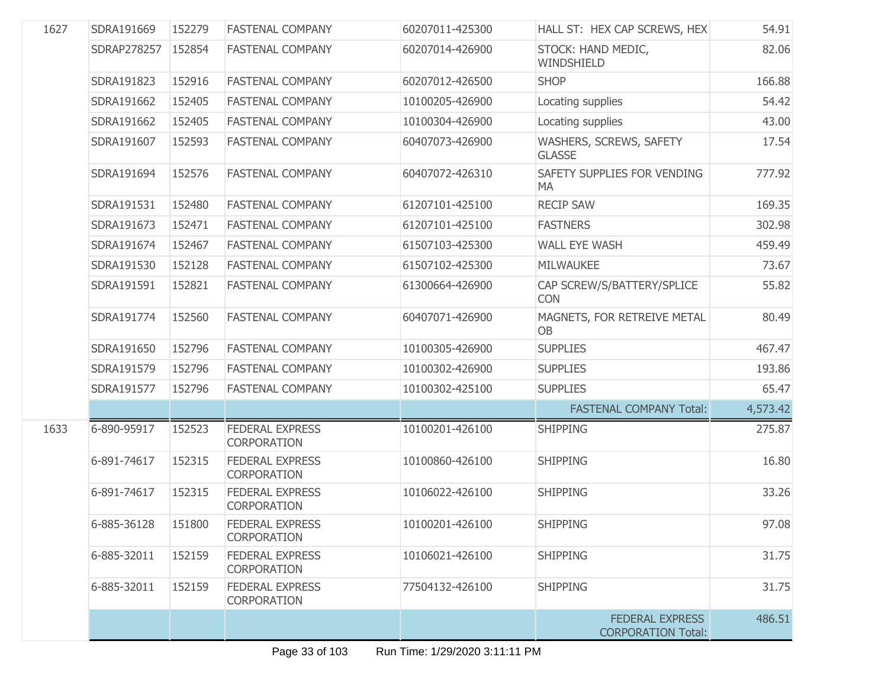| | | | | | | |
|---|---|---|---|---|---|---|
| 1627 | SDRA191669 | 152279 | FASTENAL COMPANY | 60207011-425300 | HALL ST: HEX CAP SCREWS, HEX | 54.91 |
| | SDRAP278257 | 152854 | FASTENAL COMPANY | 60207014-426900 | STOCK: HAND MEDIC, WINDSHIELD | 82.06 |
| | SDRA191823 | 152916 | FASTENAL COMPANY | 60207012-426500 | SHOP | 166.88 |
| | SDRA191662 | 152405 | FASTENAL COMPANY | 10100205-426900 | Locating supplies | 54.42 |
| | SDRA191662 | 152405 | FASTENAL COMPANY | 10100304-426900 | Locating supplies | 43.00 |
| | SDRA191607 | 152593 | FASTENAL COMPANY | 60407073-426900 | WASHERS, SCREWS, SAFETY GLASSE | 17.54 |
| | SDRA191694 | 152576 | FASTENAL COMPANY | 60407072-426310 | SAFETY SUPPLIES FOR VENDING MA | 777.92 |
| | SDRA191531 | 152480 | FASTENAL COMPANY | 61207101-425100 | RECIP SAW | 169.35 |
| | SDRA191673 | 152471 | FASTENAL COMPANY | 61207101-425100 | FASTNERS | 302.98 |
| | SDRA191674 | 152467 | FASTENAL COMPANY | 61507103-425300 | WALL EYE WASH | 459.49 |
| | SDRA191530 | 152128 | FASTENAL COMPANY | 61507102-425300 | MILWAUKEE | 73.67 |
| | SDRA191591 | 152821 | FASTENAL COMPANY | 61300664-426900 | CAP SCREW/S/BATTERY/SPLICE CON | 55.82 |
| | SDRA191774 | 152560 | FASTENAL COMPANY | 60407071-426900 | MAGNETS, FOR RETREIVE METAL OB | 80.49 |
| | SDRA191650 | 152796 | FASTENAL COMPANY | 10100305-426900 | SUPPLIES | 467.47 |
| | SDRA191579 | 152796 | FASTENAL COMPANY | 10100302-426900 | SUPPLIES | 193.86 |
| | SDRA191577 | 152796 | FASTENAL COMPANY | 10100302-425100 | SUPPLIES | 65.47 |
| | | | | | FASTENAL COMPANY Total: | 4,573.42 |
| 1633 | 6-890-95917 | 152523 | FEDERAL EXPRESS CORPORATION | 10100201-426100 | SHIPPING | 275.87 |
| | 6-891-74617 | 152315 | FEDERAL EXPRESS CORPORATION | 10100860-426100 | SHIPPING | 16.80 |
| | 6-891-74617 | 152315 | FEDERAL EXPRESS CORPORATION | 10106022-426100 | SHIPPING | 33.26 |
| | 6-885-36128 | 151800 | FEDERAL EXPRESS CORPORATION | 10100201-426100 | SHIPPING | 97.08 |
| | 6-885-32011 | 152159 | FEDERAL EXPRESS CORPORATION | 10106021-426100 | SHIPPING | 31.75 |
| | 6-885-32011 | 152159 | FEDERAL EXPRESS CORPORATION | 77504132-426100 | SHIPPING | 31.75 |
| | | | | | FEDERAL EXPRESS CORPORATION Total: | 486.51 |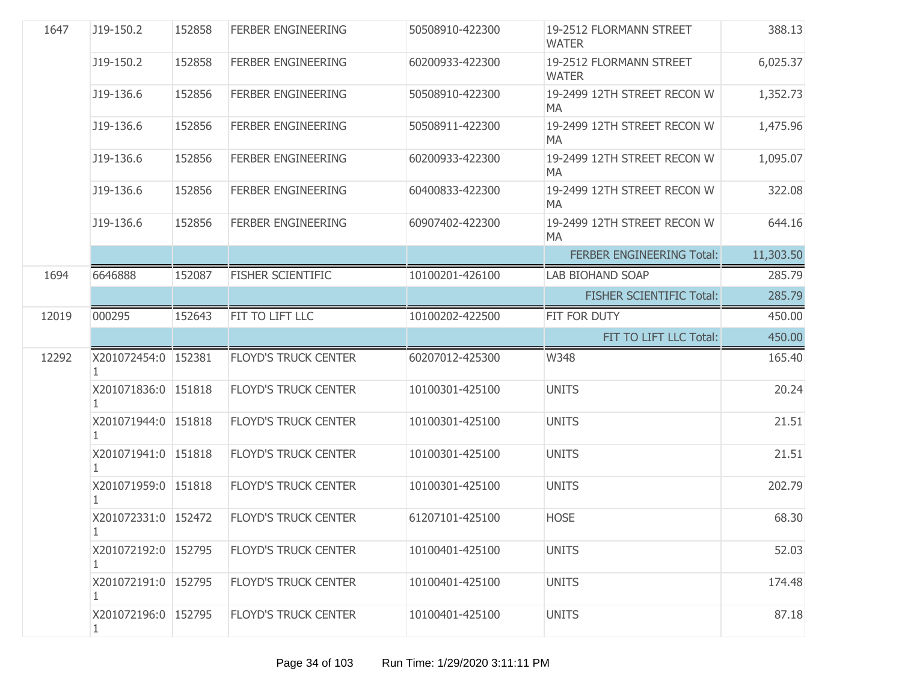| | | | | | | |
|---|---|---|---|---|---|---|
| 1647 | J19-150.2 | 152858 | FERBER ENGINEERING | 50508910-422300 | 19-2512 FLORMANN STREET WATER | 388.13 |
| | J19-150.2 | 152858 | FERBER ENGINEERING | 60200933-422300 | 19-2512 FLORMANN STREET WATER | 6,025.37 |
| | J19-136.6 | 152856 | FERBER ENGINEERING | 50508910-422300 | 19-2499 12TH STREET RECON W MA | 1,352.73 |
| | J19-136.6 | 152856 | FERBER ENGINEERING | 50508911-422300 | 19-2499 12TH STREET RECON W MA | 1,475.96 |
| | J19-136.6 | 152856 | FERBER ENGINEERING | 60200933-422300 | 19-2499 12TH STREET RECON W MA | 1,095.07 |
| | J19-136.6 | 152856 | FERBER ENGINEERING | 60400833-422300 | 19-2499 12TH STREET RECON W MA | 322.08 |
| | J19-136.6 | 152856 | FERBER ENGINEERING | 60907402-422300 | 19-2499 12TH STREET RECON W MA | 644.16 |
| | | | | | FERBER ENGINEERING Total: | 11,303.50 |
| 1694 | 6646888 | 152087 | FISHER SCIENTIFIC | 10100201-426100 | LAB BIOHAND SOAP | 285.79 |
| | | | | | FISHER SCIENTIFIC Total: | 285.79 |
| 12019 | 000295 | 152643 | FIT TO LIFT LLC | 10100202-422500 | FIT FOR DUTY | 450.00 |
| | | | | | FIT TO LIFT LLC Total: | 450.00 |
| 12292 | X201072454:01 | 152381 | FLOYD'S TRUCK CENTER | 60207012-425300 | W348 | 165.40 |
| | X201071836:01 | 151818 | FLOYD'S TRUCK CENTER | 10100301-425100 | UNITS | 20.24 |
| | X201071944:01 | 151818 | FLOYD'S TRUCK CENTER | 10100301-425100 | UNITS | 21.51 |
| | X201071941:01 | 151818 | FLOYD'S TRUCK CENTER | 10100301-425100 | UNITS | 21.51 |
| | X201071959:01 | 151818 | FLOYD'S TRUCK CENTER | 10100301-425100 | UNITS | 202.79 |
| | X201072331:01 | 152472 | FLOYD'S TRUCK CENTER | 61207101-425100 | HOSE | 68.30 |
| | X201072192:01 | 152795 | FLOYD'S TRUCK CENTER | 10100401-425100 | UNITS | 52.03 |
| | X201072191:01 | 152795 | FLOYD'S TRUCK CENTER | 10100401-425100 | UNITS | 174.48 |
| | X201072196:01 | 152795 | FLOYD'S TRUCK CENTER | 10100401-425100 | UNITS | 87.18 |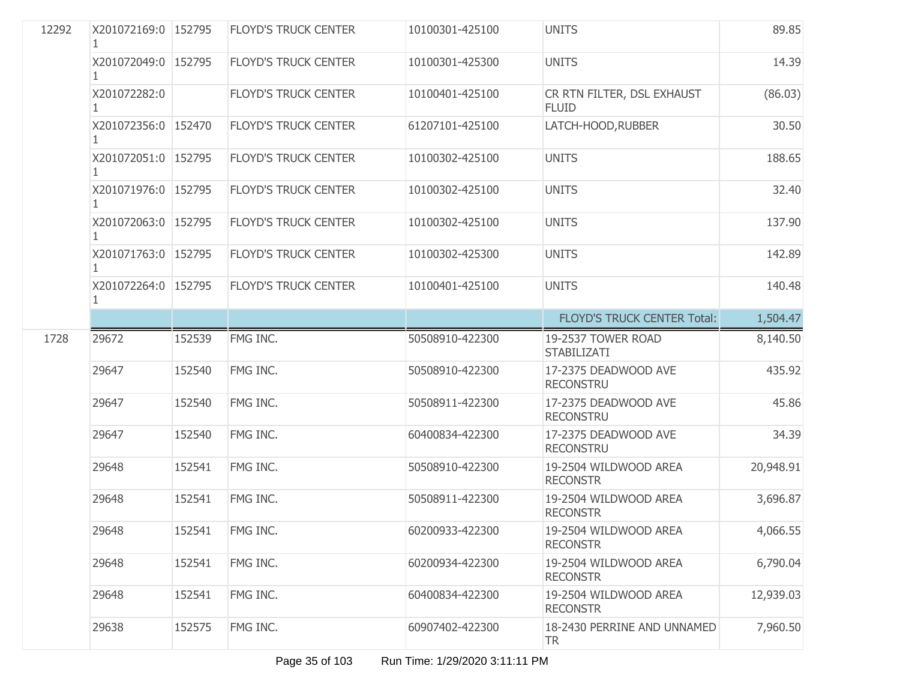| | | | | | | |
|---|---|---|---|---|---|---|
| 12292 | X201072169:01 | 152795 | FLOYD'S TRUCK CENTER | 10100301-425100 | UNITS | 89.85 |
| | X201072049:01 | 152795 | FLOYD'S TRUCK CENTER | 10100301-425300 | UNITS | 14.39 |
| | X201072282:01 | | FLOYD'S TRUCK CENTER | 10100401-425100 | CR RTN FILTER, DSL EXHAUST FLUID | (86.03) |
| | X201072356:01 | 152470 | FLOYD'S TRUCK CENTER | 61207101-425100 | LATCH-HOOD,RUBBER | 30.50 |
| | X201072051:01 | 152795 | FLOYD'S TRUCK CENTER | 10100302-425100 | UNITS | 188.65 |
| | X201071976:01 | 152795 | FLOYD'S TRUCK CENTER | 10100302-425100 | UNITS | 32.40 |
| | X201072063:01 | 152795 | FLOYD'S TRUCK CENTER | 10100302-425100 | UNITS | 137.90 |
| | X201071763:01 | 152795 | FLOYD'S TRUCK CENTER | 10100302-425300 | UNITS | 142.89 |
| | X201072264:01 | 152795 | FLOYD'S TRUCK CENTER | 10100401-425100 | UNITS | 140.48 |
| | | | | | FLOYD'S TRUCK CENTER Total: | 1,504.47 |
| 1728 | 29672 | 152539 | FMG INC. | 50508910-422300 | 19-2537 TOWER ROAD STABILIZATI | 8,140.50 |
| | 29647 | 152540 | FMG INC. | 50508910-422300 | 17-2375 DEADWOOD AVE RECONSTRU | 435.92 |
| | 29647 | 152540 | FMG INC. | 50508911-422300 | 17-2375 DEADWOOD AVE RECONSTRU | 45.86 |
| | 29647 | 152540 | FMG INC. | 60400834-422300 | 17-2375 DEADWOOD AVE RECONSTRU | 34.39 |
| | 29648 | 152541 | FMG INC. | 50508910-422300 | 19-2504 WILDWOOD AREA RECONSTR | 20,948.91 |
| | 29648 | 152541 | FMG INC. | 50508911-422300 | 19-2504 WILDWOOD AREA RECONSTR | 3,696.87 |
| | 29648 | 152541 | FMG INC. | 60200933-422300 | 19-2504 WILDWOOD AREA RECONSTR | 4,066.55 |
| | 29648 | 152541 | FMG INC. | 60200934-422300 | 19-2504 WILDWOOD AREA RECONSTR | 6,790.04 |
| | 29648 | 152541 | FMG INC. | 60400834-422300 | 19-2504 WILDWOOD AREA RECONSTR | 12,939.03 |
| | 29638 | 152575 | FMG INC. | 60907402-422300 | 18-2430 PERRINE AND UNNAMED TR | 7,960.50 |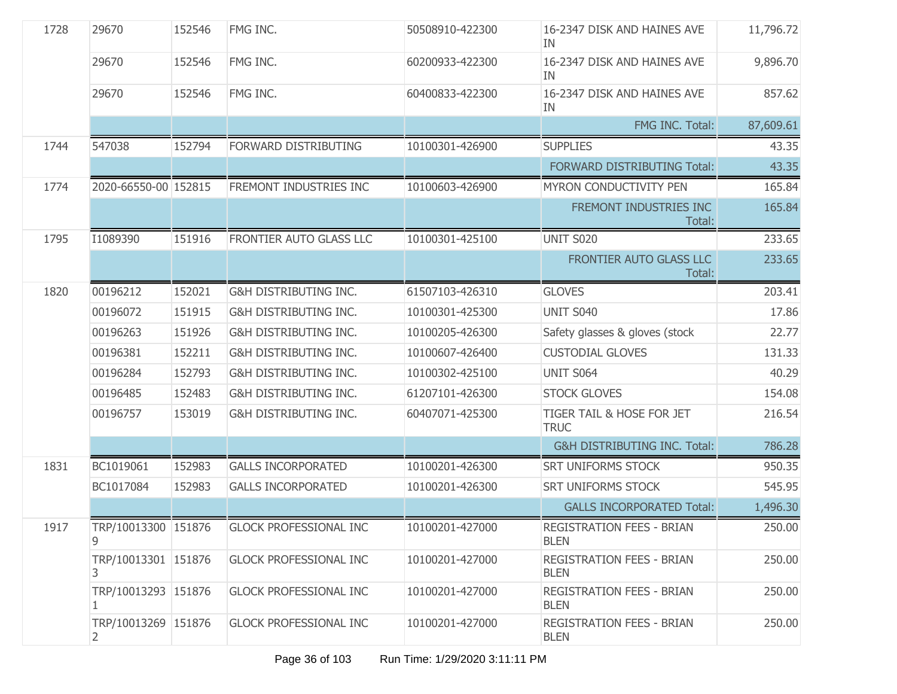| | | | | | | |
|---|---|---|---|---|---|---|
| 1728 | 29670 | 152546 | FMG INC. | 50508910-422300 | 16-2347 DISK AND HAINES AVE IN | 11,796.72 |
| | 29670 | 152546 | FMG INC. | 60200933-422300 | 16-2347 DISK AND HAINES AVE IN | 9,896.70 |
| | 29670 | 152546 | FMG INC. | 60400833-422300 | 16-2347 DISK AND HAINES AVE IN | 857.62 |
| | | | | | FMG INC. Total: | 87,609.61 |
| 1744 | 547038 | 152794 | FORWARD DISTRIBUTING | 10100301-426900 | SUPPLIES | 43.35 |
| | | | | | FORWARD DISTRIBUTING Total: | 43.35 |
| 1774 | 2020-66550-00 | 152815 | FREMONT INDUSTRIES INC | 10100603-426900 | MYRON CONDUCTIVITY PEN | 165.84 |
| | | | | | FREMONT INDUSTRIES INC Total: | 165.84 |
| 1795 | I1089390 | 151916 | FRONTIER AUTO GLASS LLC | 10100301-425100 | UNIT S020 | 233.65 |
| | | | | | FRONTIER AUTO GLASS LLC Total: | 233.65 |
| 1820 | 00196212 | 152021 | G&H DISTRIBUTING INC. | 61507103-426310 | GLOVES | 203.41 |
| | 00196072 | 151915 | G&H DISTRIBUTING INC. | 10100301-425300 | UNIT S040 | 17.86 |
| | 00196263 | 151926 | G&H DISTRIBUTING INC. | 10100205-426300 | Safety glasses & gloves (stock | 22.77 |
| | 00196381 | 152211 | G&H DISTRIBUTING INC. | 10100607-426400 | CUSTODIAL GLOVES | 131.33 |
| | 00196284 | 152793 | G&H DISTRIBUTING INC. | 10100302-425100 | UNIT S064 | 40.29 |
| | 00196485 | 152483 | G&H DISTRIBUTING INC. | 61207101-426300 | STOCK GLOVES | 154.08 |
| | 00196757 | 153019 | G&H DISTRIBUTING INC. | 60407071-425300 | TIGER TAIL & HOSE FOR JET TRUC | 216.54 |
| | | | | | G&H DISTRIBUTING INC. Total: | 786.28 |
| 1831 | BC1019061 | 152983 | GALLS INCORPORATED | 10100201-426300 | SRT UNIFORMS STOCK | 950.35 |
| | BC1017084 | 152983 | GALLS INCORPORATED | 10100201-426300 | SRT UNIFORMS STOCK | 545.95 |
| | | | | | GALLS INCORPORATED Total: | 1,496.30 |
| 1917 | TRP/100133009 | 151876 | GLOCK PROFESSIONAL INC | 10100201-427000 | REGISTRATION FEES - BRIAN BLEN | 250.00 |
| | TRP/100133013 | 151876 | GLOCK PROFESSIONAL INC | 10100201-427000 | REGISTRATION FEES - BRIAN BLEN | 250.00 |
| | TRP/100132931 | 151876 | GLOCK PROFESSIONAL INC | 10100201-427000 | REGISTRATION FEES - BRIAN BLEN | 250.00 |
| | TRP/100132692 | 151876 | GLOCK PROFESSIONAL INC | 10100201-427000 | REGISTRATION FEES - BRIAN BLEN | 250.00 |

Run Time: 1/29/2020 3:11:11 PM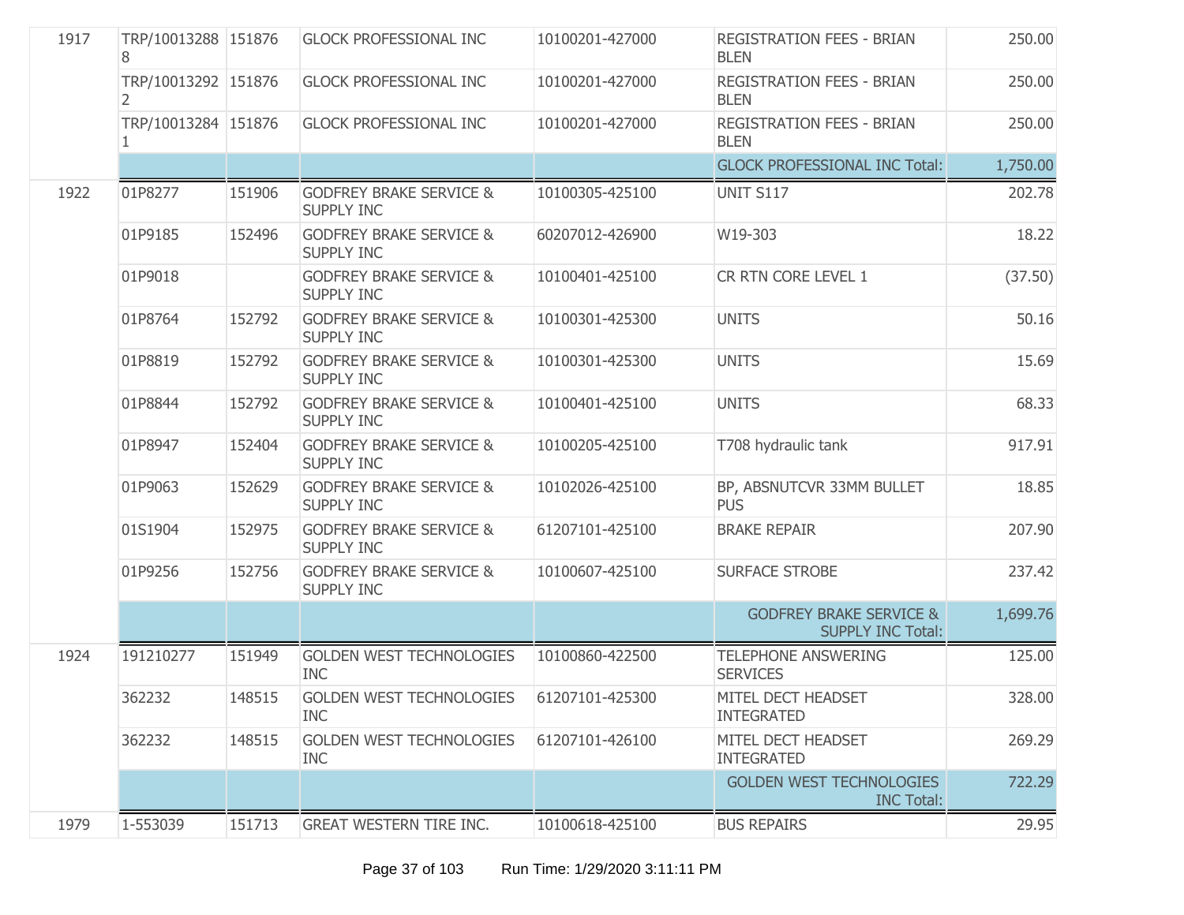| | | | | | | |
|---|---|---|---|---|---|---|
| 1917 | TRP/100132888 | 151876 | GLOCK PROFESSIONAL INC | 10100201-427000 | REGISTRATION FEES - BRIAN BLEN | 250.00 |
| | TRP/100132922 | 151876 | GLOCK PROFESSIONAL INC | 10100201-427000 | REGISTRATION FEES - BRIAN BLEN | 250.00 |
| | TRP/100132841 | 151876 | GLOCK PROFESSIONAL INC | 10100201-427000 | REGISTRATION FEES - BRIAN BLEN | 250.00 |
| | | | | | GLOCK PROFESSIONAL INC Total: | 1,750.00 |
| 1922 | 01P8277 | 151906 | GODFREY BRAKE SERVICE & SUPPLY INC | 10100305-425100 | UNIT S117 | 202.78 |
| | 01P9185 | 152496 | GODFREY BRAKE SERVICE & SUPPLY INC | 60207012-426900 | W19-303 | 18.22 |
| | 01P9018 | | GODFREY BRAKE SERVICE & SUPPLY INC | 10100401-425100 | CR RTN CORE LEVEL 1 | (37.50) |
| | 01P8764 | 152792 | GODFREY BRAKE SERVICE & SUPPLY INC | 10100301-425300 | UNITS | 50.16 |
| | 01P8819 | 152792 | GODFREY BRAKE SERVICE & SUPPLY INC | 10100301-425300 | UNITS | 15.69 |
| | 01P8844 | 152792 | GODFREY BRAKE SERVICE & SUPPLY INC | 10100401-425100 | UNITS | 68.33 |
| | 01P8947 | 152404 | GODFREY BRAKE SERVICE & SUPPLY INC | 10100205-425100 | T708 hydraulic tank | 917.91 |
| | 01P9063 | 152629 | GODFREY BRAKE SERVICE & SUPPLY INC | 10102026-425100 | BP, ABSNUTCVR 33MM BULLET PUS | 18.85 |
| | 01S1904 | 152975 | GODFREY BRAKE SERVICE & SUPPLY INC | 61207101-425100 | BRAKE REPAIR | 207.90 |
| | 01P9256 | 152756 | GODFREY BRAKE SERVICE & SUPPLY INC | 10100607-425100 | SURFACE STROBE | 237.42 |
| | | | | | GODFREY BRAKE SERVICE & SUPPLY INC Total: | 1,699.76 |
| 1924 | 191210277 | 151949 | GOLDEN WEST TECHNOLOGIES INC | 10100860-422500 | TELEPHONE ANSWERING SERVICES | 125.00 |
| | 362232 | 148515 | GOLDEN WEST TECHNOLOGIES INC | 61207101-425300 | MITEL DECT HEADSET INTEGRATED | 328.00 |
| | 362232 | 148515 | GOLDEN WEST TECHNOLOGIES INC | 61207101-426100 | MITEL DECT HEADSET INTEGRATED | 269.29 |
| | | | | | GOLDEN WEST TECHNOLOGIES INC Total: | 722.29 |
| 1979 | 1-553039 | 151713 | GREAT WESTERN TIRE INC. | 10100618-425100 | BUS REPAIRS | 29.95 |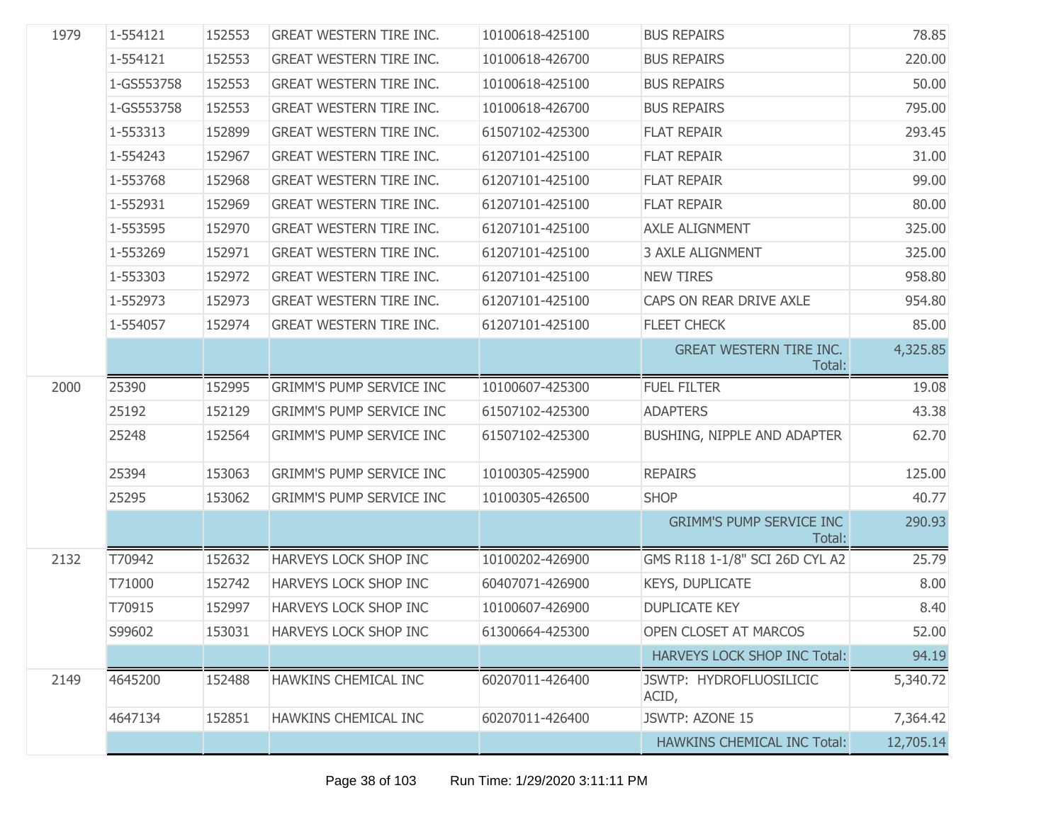| | | | | | | |
|---|---|---|---|---|---|---|
| 1979 | 1-554121 | 152553 | GREAT WESTERN TIRE INC. | 10100618-425100 | BUS REPAIRS | 78.85 |
| | 1-554121 | 152553 | GREAT WESTERN TIRE INC. | 10100618-426700 | BUS REPAIRS | 220.00 |
| | 1-GS553758 | 152553 | GREAT WESTERN TIRE INC. | 10100618-425100 | BUS REPAIRS | 50.00 |
| | 1-GS553758 | 152553 | GREAT WESTERN TIRE INC. | 10100618-426700 | BUS REPAIRS | 795.00 |
| | 1-553313 | 152899 | GREAT WESTERN TIRE INC. | 61507102-425300 | FLAT REPAIR | 293.45 |
| | 1-554243 | 152967 | GREAT WESTERN TIRE INC. | 61207101-425100 | FLAT REPAIR | 31.00 |
| | 1-553768 | 152968 | GREAT WESTERN TIRE INC. | 61207101-425100 | FLAT REPAIR | 99.00 |
| | 1-552931 | 152969 | GREAT WESTERN TIRE INC. | 61207101-425100 | FLAT REPAIR | 80.00 |
| | 1-553595 | 152970 | GREAT WESTERN TIRE INC. | 61207101-425100 | AXLE ALIGNMENT | 325.00 |
| | 1-553269 | 152971 | GREAT WESTERN TIRE INC. | 61207101-425100 | 3 AXLE ALIGNMENT | 325.00 |
| | 1-553303 | 152972 | GREAT WESTERN TIRE INC. | 61207101-425100 | NEW TIRES | 958.80 |
| | 1-552973 | 152973 | GREAT WESTERN TIRE INC. | 61207101-425100 | CAPS ON REAR DRIVE AXLE | 954.80 |
| | 1-554057 | 152974 | GREAT WESTERN TIRE INC. | 61207101-425100 | FLEET CHECK | 85.00 |
| | | | | | GREAT WESTERN TIRE INC. Total: | 4,325.85 |
| 2000 | 25390 | 152995 | GRIMM'S PUMP SERVICE INC | 10100607-425300 | FUEL FILTER | 19.08 |
| | 25192 | 152129 | GRIMM'S PUMP SERVICE INC | 61507102-425300 | ADAPTERS | 43.38 |
| | 25248 | 152564 | GRIMM'S PUMP SERVICE INC | 61507102-425300 | BUSHING, NIPPLE AND ADAPTER | 62.70 |
| | 25394 | 153063 | GRIMM'S PUMP SERVICE INC | 10100305-425900 | REPAIRS | 125.00 |
| | 25295 | 153062 | GRIMM'S PUMP SERVICE INC | 10100305-426500 | SHOP | 40.77 |
| | | | | | GRIMM'S PUMP SERVICE INC Total: | 290.93 |
| 2132 | T70942 | 152632 | HARVEYS LOCK SHOP INC | 10100202-426900 | GMS R118 1-1/8" SCI 26D CYL A2 | 25.79 |
| | T71000 | 152742 | HARVEYS LOCK SHOP INC | 60407071-426900 | KEYS, DUPLICATE | 8.00 |
| | T70915 | 152997 | HARVEYS LOCK SHOP INC | 10100607-426900 | DUPLICATE KEY | 8.40 |
| | S99602 | 153031 | HARVEYS LOCK SHOP INC | 61300664-425300 | OPEN CLOSET AT MARCOS | 52.00 |
| | | | | | HARVEYS LOCK SHOP INC Total: | 94.19 |
| 2149 | 4645200 | 152488 | HAWKINS CHEMICAL INC | 60207011-426400 | JSWTP: HYDROFLUOSILICIC ACID, | 5,340.72 |
| | 4647134 | 152851 | HAWKINS CHEMICAL INC | 60207011-426400 | JSWTP: AZONE 15 | 7,364.42 |
| | | | | | HAWKINS CHEMICAL INC Total: | 12,705.14 |

Run Time: 1/29/2020 3:11:11 PM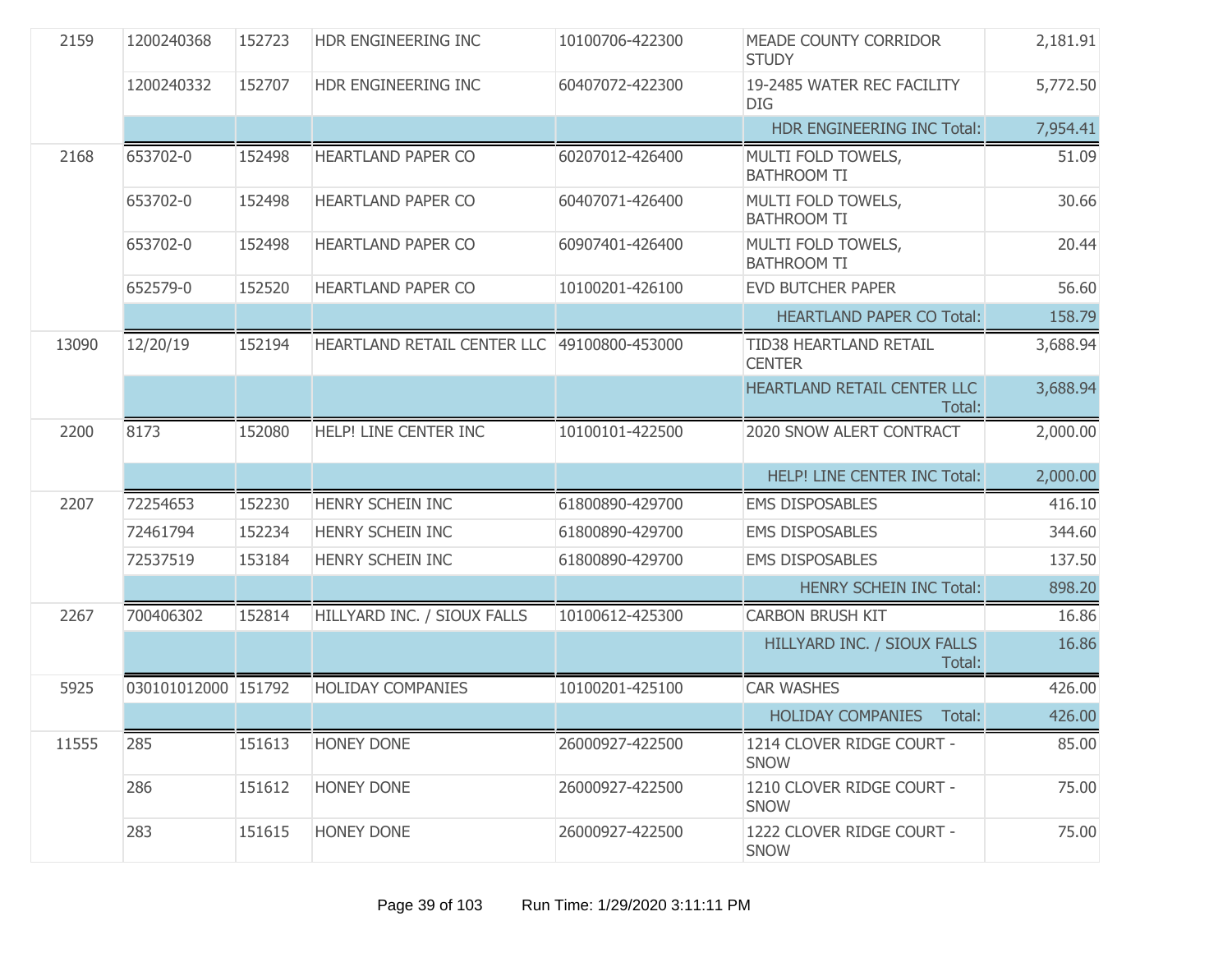| | | | | | | |
|---|---|---|---|---|---|---|
| 2159 | 1200240368 | 152723 | HDR ENGINEERING INC | 10100706-422300 | MEADE COUNTY CORRIDOR STUDY | 2,181.91 |
| | 1200240332 | 152707 | HDR ENGINEERING INC | 60407072-422300 | 19-2485 WATER REC FACILITY DIG | 5,772.50 |
| | | | | | HDR ENGINEERING INC Total: | 7,954.41 |
| 2168 | 653702-0 | 152498 | HEARTLAND PAPER CO | 60207012-426400 | MULTI FOLD TOWELS, BATHROOM TI | 51.09 |
| | 653702-0 | 152498 | HEARTLAND PAPER CO | 60407071-426400 | MULTI FOLD TOWELS, BATHROOM TI | 30.66 |
| | 653702-0 | 152498 | HEARTLAND PAPER CO | 60907401-426400 | MULTI FOLD TOWELS, BATHROOM TI | 20.44 |
| | 652579-0 | 152520 | HEARTLAND PAPER CO | 10100201-426100 | EVD BUTCHER PAPER | 56.60 |
| | | | | | HEARTLAND PAPER CO Total: | 158.79 |
| 13090 | 12/20/19 | 152194 | HEARTLAND RETAIL CENTER LLC | 49100800-453000 | TID38 HEARTLAND RETAIL CENTER | 3,688.94 |
| | | | | | HEARTLAND RETAIL CENTER LLC Total: | 3,688.94 |
| 2200 | 8173 | 152080 | HELP! LINE CENTER INC | 10100101-422500 | 2020 SNOW ALERT CONTRACT | 2,000.00 |
| | | | | | HELP! LINE CENTER INC Total: | 2,000.00 |
| 2207 | 72254653 | 152230 | HENRY SCHEIN INC | 61800890-429700 | EMS DISPOSABLES | 416.10 |
| | 72461794 | 152234 | HENRY SCHEIN INC | 61800890-429700 | EMS DISPOSABLES | 344.60 |
| | 72537519 | 153184 | HENRY SCHEIN INC | 61800890-429700 | EMS DISPOSABLES | 137.50 |
| | | | | | HENRY SCHEIN INC Total: | 898.20 |
| 2267 | 700406302 | 152814 | HILLYARD INC. / SIOUX FALLS | 10100612-425300 | CARBON BRUSH KIT | 16.86 |
| | | | | | HILLYARD INC. / SIOUX FALLS Total: | 16.86 |
| 5925 | 030101012000 | 151792 | HOLIDAY COMPANIES | 10100201-425100 | CAR WASHES | 426.00 |
| | | | | | HOLIDAY COMPANIES Total: | 426.00 |
| 11555 | 285 | 151613 | HONEY DONE | 26000927-422500 | 1214 CLOVER RIDGE COURT - SNOW | 85.00 |
| | 286 | 151612 | HONEY DONE | 26000927-422500 | 1210 CLOVER RIDGE COURT - SNOW | 75.00 |
| | 283 | 151615 | HONEY DONE | 26000927-422500 | 1222 CLOVER RIDGE COURT - SNOW | 75.00 |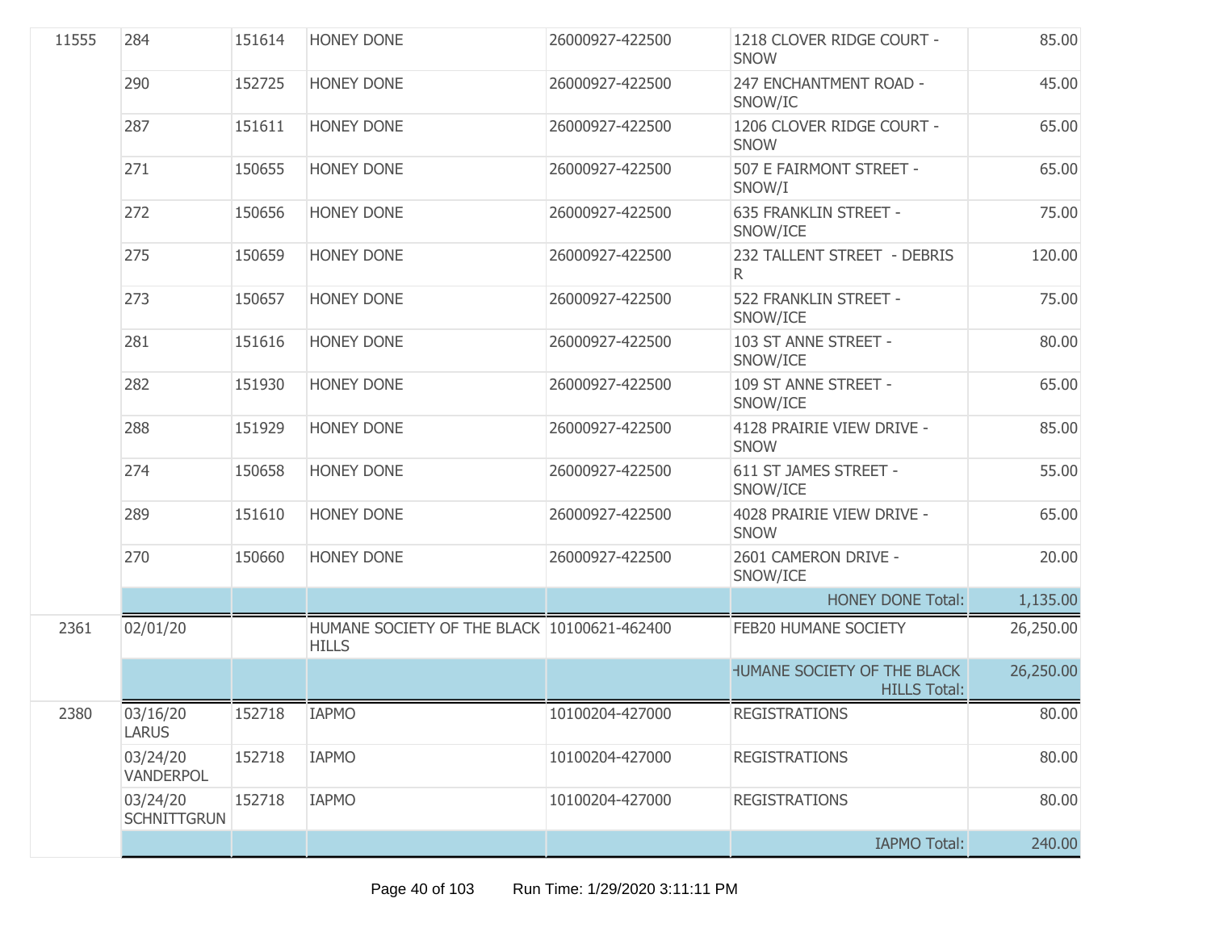| | | | | | | |
|---|---|---|---|---|---|---|
| 11555 | 284 | 151614 | HONEY DONE | 26000927-422500 | 1218 CLOVER RIDGE COURT - SNOW | 85.00 |
| | 290 | 152725 | HONEY DONE | 26000927-422500 | 247 ENCHANTMENT ROAD - SNOW/IC | 45.00 |
| | 287 | 151611 | HONEY DONE | 26000927-422500 | 1206 CLOVER RIDGE COURT - SNOW | 65.00 |
| | 271 | 150655 | HONEY DONE | 26000927-422500 | 507 E FAIRMONT STREET - SNOW/I | 65.00 |
| | 272 | 150656 | HONEY DONE | 26000927-422500 | 635 FRANKLIN STREET - SNOW/ICE | 75.00 |
| | 275 | 150659 | HONEY DONE | 26000927-422500 | 232 TALLENT STREET - DEBRIS R | 120.00 |
| | 273 | 150657 | HONEY DONE | 26000927-422500 | 522 FRANKLIN STREET - SNOW/ICE | 75.00 |
| | 281 | 151616 | HONEY DONE | 26000927-422500 | 103 ST ANNE STREET - SNOW/ICE | 80.00 |
| | 282 | 151930 | HONEY DONE | 26000927-422500 | 109 ST ANNE STREET - SNOW/ICE | 65.00 |
| | 288 | 151929 | HONEY DONE | 26000927-422500 | 4128 PRAIRIE VIEW DRIVE - SNOW | 85.00 |
| | 274 | 150658 | HONEY DONE | 26000927-422500 | 611 ST JAMES STREET - SNOW/ICE | 55.00 |
| | 289 | 151610 | HONEY DONE | 26000927-422500 | 4028 PRAIRIE VIEW DRIVE - SNOW | 65.00 |
| | 270 | 150660 | HONEY DONE | 26000927-422500 | 2601 CAMERON DRIVE - SNOW/ICE | 20.00 |
| | | | | | HONEY DONE Total: | 1,135.00 |
| 2361 | 02/01/20 | | HUMANE SOCIETY OF THE BLACK HILLS | 10100621-462400 | FEB20 HUMANE SOCIETY | 26,250.00 |
| | | | | | HUMANE SOCIETY OF THE BLACK HILLS Total: | 26,250.00 |
| 2380 | 03/16/20 LARUS | 152718 | IAPMO | 10100204-427000 | REGISTRATIONS | 80.00 |
| | 03/24/20 VANDERPOL | 152718 | IAPMO | 10100204-427000 | REGISTRATIONS | 80.00 |
| | 03/24/20 SCHNITTGRUN | 152718 | IAPMO | 10100204-427000 | REGISTRATIONS | 80.00 |
| | | | | | IAPMO Total: | 240.00 |

Run Time: 1/29/2020 3:11:11 PM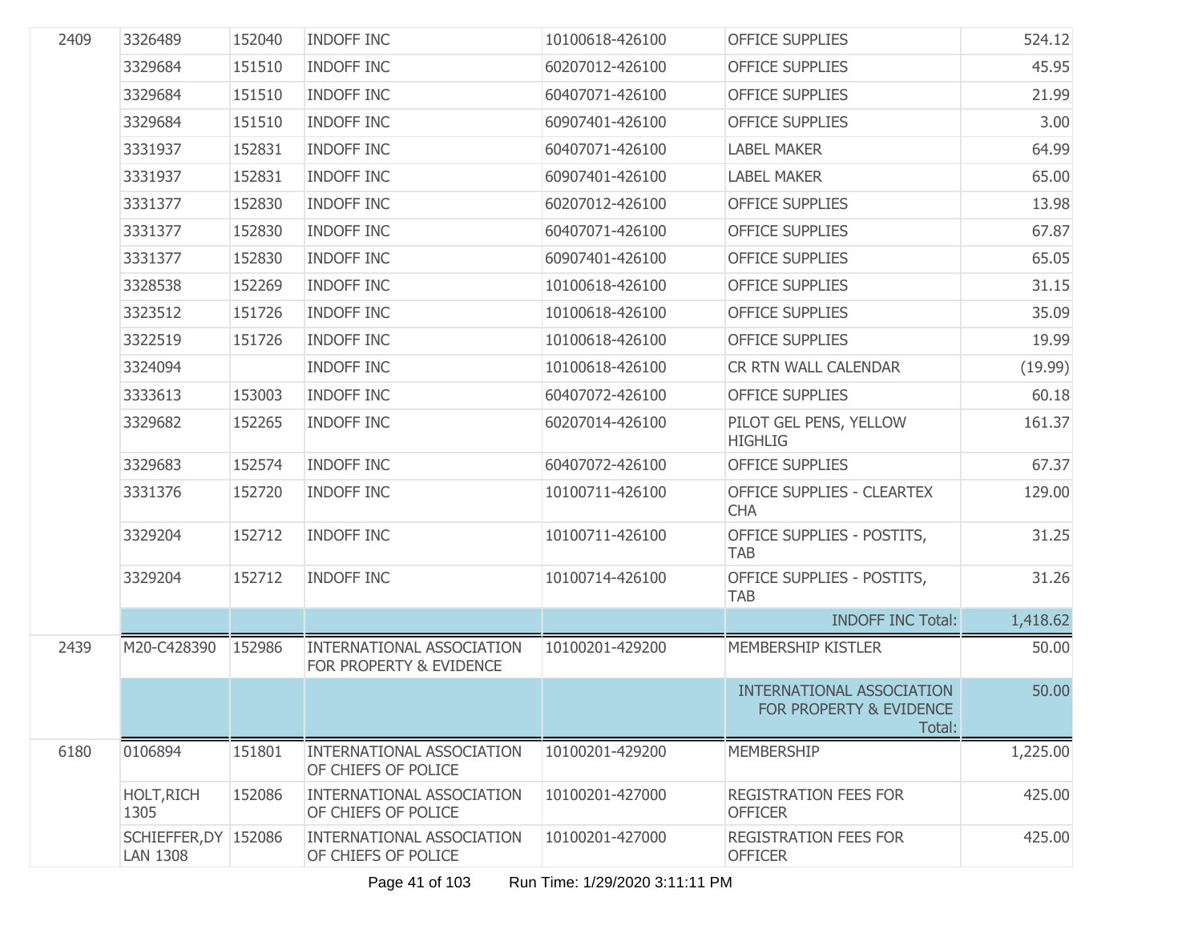| | | | | | | |
|---|---|---|---|---|---|---|
| 2409 | 3326489 | 152040 | INDOFF INC | 10100618-426100 | OFFICE SUPPLIES | 524.12 |
| | 3329684 | 151510 | INDOFF INC | 60207012-426100 | OFFICE SUPPLIES | 45.95 |
| | 3329684 | 151510 | INDOFF INC | 60407071-426100 | OFFICE SUPPLIES | 21.99 |
| | 3329684 | 151510 | INDOFF INC | 60907401-426100 | OFFICE SUPPLIES | 3.00 |
| | 3331937 | 152831 | INDOFF INC | 60407071-426100 | LABEL MAKER | 64.99 |
| | 3331937 | 152831 | INDOFF INC | 60907401-426100 | LABEL MAKER | 65.00 |
| | 3331377 | 152830 | INDOFF INC | 60207012-426100 | OFFICE SUPPLIES | 13.98 |
| | 3331377 | 152830 | INDOFF INC | 60407071-426100 | OFFICE SUPPLIES | 67.87 |
| | 3331377 | 152830 | INDOFF INC | 60907401-426100 | OFFICE SUPPLIES | 65.05 |
| | 3328538 | 152269 | INDOFF INC | 10100618-426100 | OFFICE SUPPLIES | 31.15 |
| | 3323512 | 151726 | INDOFF INC | 10100618-426100 | OFFICE SUPPLIES | 35.09 |
| | 3322519 | 151726 | INDOFF INC | 10100618-426100 | OFFICE SUPPLIES | 19.99 |
| | 3324094 | | INDOFF INC | 10100618-426100 | CR RTN WALL CALENDAR | (19.99) |
| | 3333613 | 153003 | INDOFF INC | 60407072-426100 | OFFICE SUPPLIES | 60.18 |
| | 3329682 | 152265 | INDOFF INC | 60207014-426100 | PILOT GEL PENS, YELLOW HIGHLIG | 161.37 |
| | 3329683 | 152574 | INDOFF INC | 60407072-426100 | OFFICE SUPPLIES | 67.37 |
| | 3331376 | 152720 | INDOFF INC | 10100711-426100 | OFFICE SUPPLIES - CLEARTEX CHA | 129.00 |
| | 3329204 | 152712 | INDOFF INC | 10100711-426100 | OFFICE SUPPLIES - POSTITS, TAB | 31.25 |
| | 3329204 | 152712 | INDOFF INC | 10100714-426100 | OFFICE SUPPLIES - POSTITS, TAB | 31.26 |
| | | | | | INDOFF INC Total: | 1,418.62 |
| 2439 | M20-C428390 | 152986 | INTERNATIONAL ASSOCIATION FOR PROPERTY & EVIDENCE | 10100201-429200 | MEMBERSHIP KISTLER | 50.00 |
| | | | | | INTERNATIONAL ASSOCIATION FOR PROPERTY & EVIDENCE Total: | 50.00 |
| 6180 | 0106894 | 151801 | INTERNATIONAL ASSOCIATION OF CHIEFS OF POLICE | 10100201-429200 | MEMBERSHIP | 1,225.00 |
| | HOLT,RICH 1305 | 152086 | INTERNATIONAL ASSOCIATION OF CHIEFS OF POLICE | 10100201-427000 | REGISTRATION FEES FOR OFFICER | 425.00 |
| | SCHIEFFER,DYLAN 1308 | 152086 | INTERNATIONAL ASSOCIATION OF CHIEFS OF POLICE | 10100201-427000 | REGISTRATION FEES FOR OFFICER | 425.00 |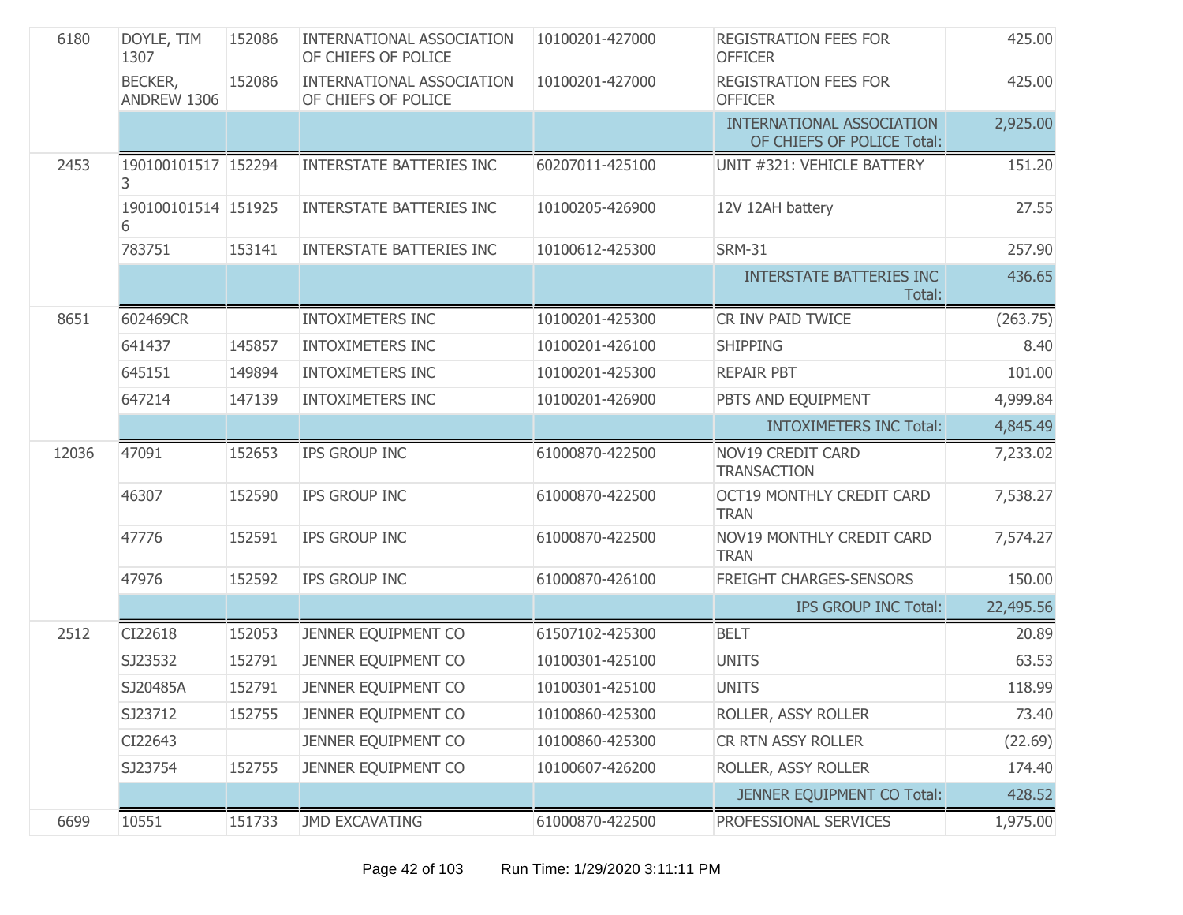| | | | | | | |
|---|---|---|---|---|---|---|
| 6180 | DOYLE, TIM 1307 | 152086 | INTERNATIONAL ASSOCIATION OF CHIEFS OF POLICE | 10100201-427000 | REGISTRATION FEES FOR OFFICER | 425.00 |
| | BECKER, ANDREW 1306 | 152086 | INTERNATIONAL ASSOCIATION OF CHIEFS OF POLICE | 10100201-427000 | REGISTRATION FEES FOR OFFICER | 425.00 |
| | | | | | INTERNATIONAL ASSOCIATION OF CHIEFS OF POLICE Total: | 2,925.00 |
| 2453 | 1901001015173 | 152294 | INTERSTATE BATTERIES INC | 60207011-425100 | UNIT #321: VEHICLE BATTERY | 151.20 |
| | 1901001015146 | 151925 | INTERSTATE BATTERIES INC | 10100205-426900 | 12V 12AH battery | 27.55 |
| | 783751 | 153141 | INTERSTATE BATTERIES INC | 10100612-425300 | SRM-31 | 257.90 |
| | | | | | INTERSTATE BATTERIES INC Total: | 436.65 |
| 8651 | 602469CR | | INTOXIMETERS INC | 10100201-425300 | CR INV PAID TWICE | (263.75) |
| | 641437 | 145857 | INTOXIMETERS INC | 10100201-426100 | SHIPPING | 8.40 |
| | 645151 | 149894 | INTOXIMETERS INC | 10100201-425300 | REPAIR PBT | 101.00 |
| | 647214 | 147139 | INTOXIMETERS INC | 10100201-426900 | PBTS AND EQUIPMENT | 4,999.84 |
| | | | | | INTOXIMETERS INC Total: | 4,845.49 |
| 12036 | 47091 | 152653 | IPS GROUP INC | 61000870-422500 | NOV19 CREDIT CARD TRANSACTION | 7,233.02 |
| | 46307 | 152590 | IPS GROUP INC | 61000870-422500 | OCT19 MONTHLY CREDIT CARD TRAN | 7,538.27 |
| | 47776 | 152591 | IPS GROUP INC | 61000870-422500 | NOV19 MONTHLY CREDIT CARD TRAN | 7,574.27 |
| | 47976 | 152592 | IPS GROUP INC | 61000870-426100 | FREIGHT CHARGES-SENSORS | 150.00 |
| | | | | | IPS GROUP INC Total: | 22,495.56 |
| 2512 | CI22618 | 152053 | JENNER EQUIPMENT CO | 61507102-425300 | BELT | 20.89 |
| | SJ23532 | 152791 | JENNER EQUIPMENT CO | 10100301-425100 | UNITS | 63.53 |
| | SJ20485A | 152791 | JENNER EQUIPMENT CO | 10100301-425100 | UNITS | 118.99 |
| | SJ23712 | 152755 | JENNER EQUIPMENT CO | 10100860-425300 | ROLLER, ASSY ROLLER | 73.40 |
| | CI22643 | | JENNER EQUIPMENT CO | 10100860-425300 | CR RTN ASSY ROLLER | (22.69) |
| | SJ23754 | 152755 | JENNER EQUIPMENT CO | 10100607-426200 | ROLLER, ASSY ROLLER | 174.40 |
| | | | | | JENNER EQUIPMENT CO Total: | 428.52 |
| 6699 | 10551 | 151733 | JMD EXCAVATING | 61000870-422500 | PROFESSIONAL SERVICES | 1,975.00 |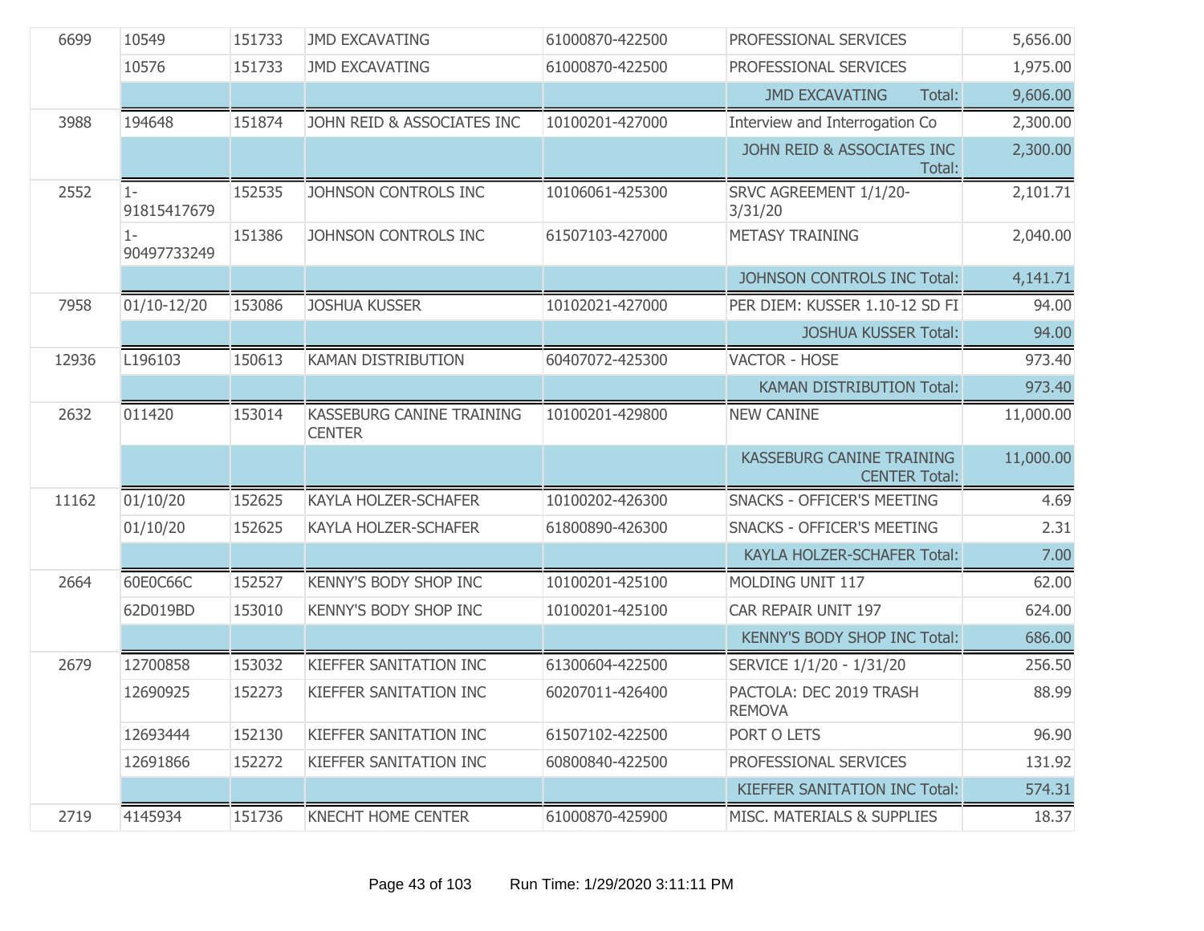| | | | | | | |
|---|---|---|---|---|---|---|
| 6699 | 10549 | 151733 | JMD EXCAVATING | 61000870-422500 | PROFESSIONAL SERVICES | 5,656.00 |
| | 10576 | 151733 | JMD EXCAVATING | 61000870-422500 | PROFESSIONAL SERVICES | 1,975.00 |
| | | | | | JMD EXCAVATING Total: | 9,606.00 |
| 3988 | 194648 | 151874 | JOHN REID & ASSOCIATES INC | 10100201-427000 | Interview and Interrogation Co | 2,300.00 |
| | | | | | JOHN REID & ASSOCIATES INC Total: | 2,300.00 |
| 2552 | 1-91815417679 | 152535 | JOHNSON CONTROLS INC | 10106061-425300 | SRVC AGREEMENT 1/1/20-3/31/20 | 2,101.71 |
| | 1-90497733249 | 151386 | JOHNSON CONTROLS INC | 61507103-427000 | METASY TRAINING | 2,040.00 |
| | | | | | JOHNSON CONTROLS INC Total: | 4,141.71 |
| 7958 | 01/10-12/20 | 153086 | JOSHUA KUSSER | 10102021-427000 | PER DIEM: KUSSER 1.10-12 SD FI | 94.00 |
| | | | | | JOSHUA KUSSER Total: | 94.00 |
| 12936 | L196103 | 150613 | KAMAN DISTRIBUTION | 60407072-425300 | VACTOR - HOSE | 973.40 |
| | | | | | KAMAN DISTRIBUTION Total: | 973.40 |
| 2632 | 011420 | 153014 | KASSEBURG CANINE TRAINING CENTER | 10100201-429800 | NEW CANINE | 11,000.00 |
| | | | | | KASSEBURG CANINE TRAINING CENTER Total: | 11,000.00 |
| 11162 | 01/10/20 | 152625 | KAYLA HOLZER-SCHAFER | 10100202-426300 | SNACKS - OFFICER'S MEETING | 4.69 |
| | 01/10/20 | 152625 | KAYLA HOLZER-SCHAFER | 61800890-426300 | SNACKS - OFFICER'S MEETING | 2.31 |
| | | | | | KAYLA HOLZER-SCHAFER Total: | 7.00 |
| 2664 | 60E0C66C | 152527 | KENNY'S BODY SHOP INC | 10100201-425100 | MOLDING UNIT 117 | 62.00 |
| | 62D019BD | 153010 | KENNY'S BODY SHOP INC | 10100201-425100 | CAR REPAIR UNIT 197 | 624.00 |
| | | | | | KENNY'S BODY SHOP INC Total: | 686.00 |
| 2679 | 12700858 | 153032 | KIEFFER SANITATION INC | 61300604-422500 | SERVICE 1/1/20 - 1/31/20 | 256.50 |
| | 12690925 | 152273 | KIEFFER SANITATION INC | 60207011-426400 | PACTOLA: DEC 2019 TRASH REMOVA | 88.99 |
| | 12693444 | 152130 | KIEFFER SANITATION INC | 61507102-422500 | PORT O LETS | 96.90 |
| | 12691866 | 152272 | KIEFFER SANITATION INC | 60800840-422500 | PROFESSIONAL SERVICES | 131.92 |
| | | | | | KIEFFER SANITATION INC Total: | 574.31 |
| 2719 | 4145934 | 151736 | KNECHT HOME CENTER | 61000870-425900 | MISC. MATERIALS & SUPPLIES | 18.37 |

Run Time: 1/29/2020 3:11:11 PM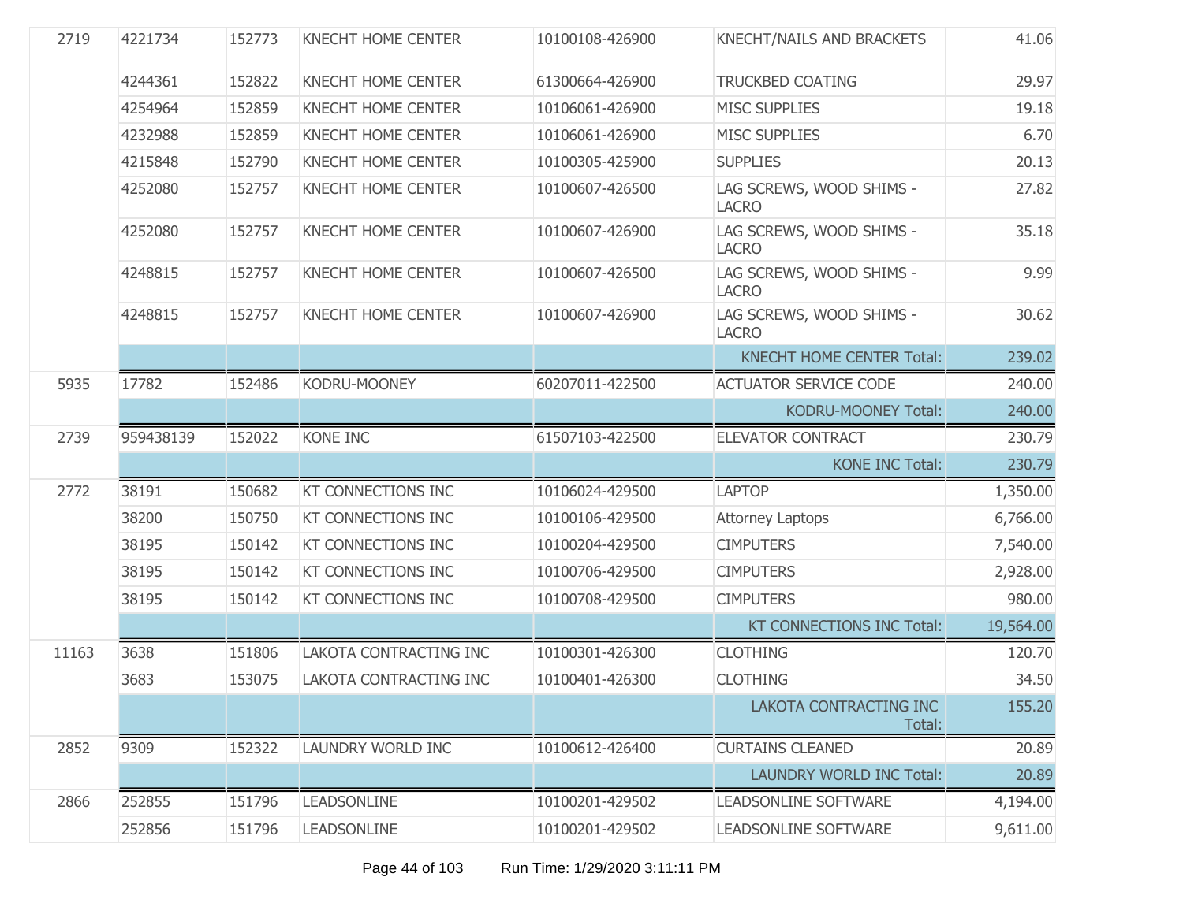| | | | | | | |
|---|---|---|---|---|---|---|
| 2719 | 4221734 | 152773 | KNECHT HOME CENTER | 10100108-426900 | KNECHT/NAILS AND BRACKETS | 41.06 |
| | 4244361 | 152822 | KNECHT HOME CENTER | 61300664-426900 | TRUCKBED COATING | 29.97 |
| | 4254964 | 152859 | KNECHT HOME CENTER | 10106061-426900 | MISC SUPPLIES | 19.18 |
| | 4232988 | 152859 | KNECHT HOME CENTER | 10106061-426900 | MISC SUPPLIES | 6.70 |
| | 4215848 | 152790 | KNECHT HOME CENTER | 10100305-425900 | SUPPLIES | 20.13 |
| | 4252080 | 152757 | KNECHT HOME CENTER | 10100607-426500 | LAG SCREWS, WOOD SHIMS - LACRO | 27.82 |
| | 4252080 | 152757 | KNECHT HOME CENTER | 10100607-426900 | LAG SCREWS, WOOD SHIMS - LACRO | 35.18 |
| | 4248815 | 152757 | KNECHT HOME CENTER | 10100607-426500 | LAG SCREWS, WOOD SHIMS - LACRO | 9.99 |
| | 4248815 | 152757 | KNECHT HOME CENTER | 10100607-426900 | LAG SCREWS, WOOD SHIMS - LACRO | 30.62 |
| | | | | | KNECHT HOME CENTER Total: | 239.02 |
| 5935 | 17782 | 152486 | KODRU-MOONEY | 60207011-422500 | ACTUATOR SERVICE CODE | 240.00 |
| | | | | | KODRU-MOONEY Total: | 240.00 |
| 2739 | 959438139 | 152022 | KONE INC | 61507103-422500 | ELEVATOR CONTRACT | 230.79 |
| | | | | | KONE INC Total: | 230.79 |
| 2772 | 38191 | 150682 | KT CONNECTIONS INC | 10106024-429500 | LAPTOP | 1,350.00 |
| | 38200 | 150750 | KT CONNECTIONS INC | 10100106-429500 | Attorney Laptops | 6,766.00 |
| | 38195 | 150142 | KT CONNECTIONS INC | 10100204-429500 | CIMPUTERS | 7,540.00 |
| | 38195 | 150142 | KT CONNECTIONS INC | 10100706-429500 | CIMPUTERS | 2,928.00 |
| | 38195 | 150142 | KT CONNECTIONS INC | 10100708-429500 | CIMPUTERS | 980.00 |
| | | | | | KT CONNECTIONS INC Total: | 19,564.00 |
| 11163 | 3638 | 151806 | LAKOTA CONTRACTING INC | 10100301-426300 | CLOTHING | 120.70 |
| | 3683 | 153075 | LAKOTA CONTRACTING INC | 10100401-426300 | CLOTHING | 34.50 |
| | | | | | LAKOTA CONTRACTING INC Total: | 155.20 |
| 2852 | 9309 | 152322 | LAUNDRY WORLD INC | 10100612-426400 | CURTAINS CLEANED | 20.89 |
| | | | | | LAUNDRY WORLD INC Total: | 20.89 |
| 2866 | 252855 | 151796 | LEADSONLINE | 10100201-429502 | LEADSONLINE SOFTWARE | 4,194.00 |
| | 252856 | 151796 | LEADSONLINE | 10100201-429502 | LEADSONLINE SOFTWARE | 9,611.00 |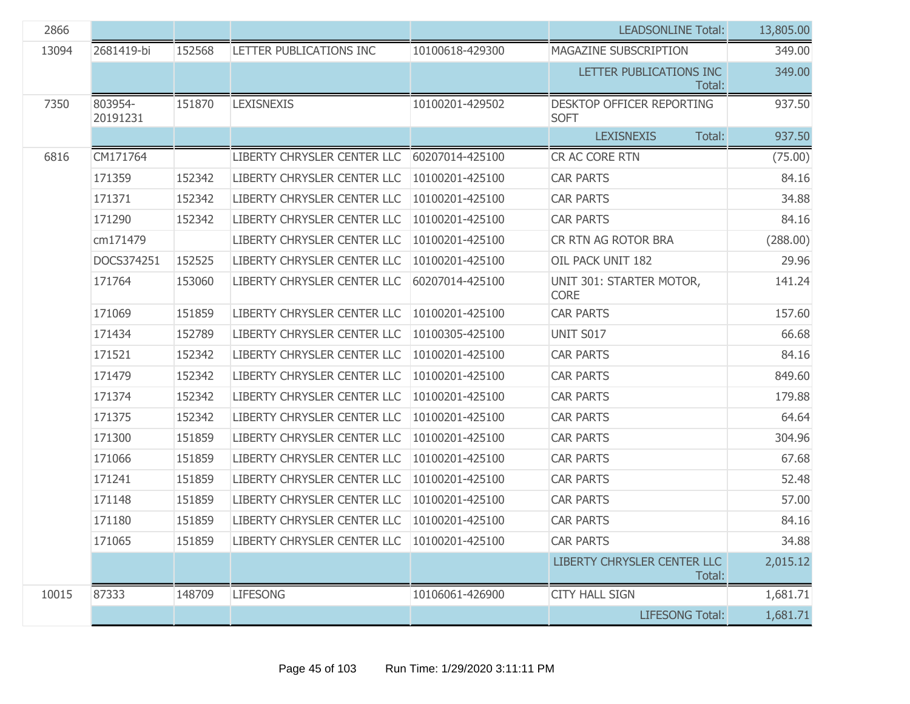| | | | | | | |
|---|---|---|---|---|---|---|
| 2866 | | | | | LEADSONLINE Total: | 13,805.00 |
| 13094 | 2681419-bi | 152568 | LETTER PUBLICATIONS INC | 10100618-429300 | MAGAZINE SUBSCRIPTION | 349.00 |
| | | | | | LETTER PUBLICATIONS INC Total: | 349.00 |
| 7350 | 803954-20191231 | 151870 | LEXISNEXIS | 10100201-429502 | DESKTOP OFFICER REPORTING SOFT | 937.50 |
| | | | | | LEXISNEXIS Total: | 937.50 |
| 6816 | CM171764 | | LIBERTY CHRYSLER CENTER LLC | 60207014-425100 | CR AC CORE RTN | (75.00) |
| | 171359 | 152342 | LIBERTY CHRYSLER CENTER LLC | 10100201-425100 | CAR PARTS | 84.16 |
| | 171371 | 152342 | LIBERTY CHRYSLER CENTER LLC | 10100201-425100 | CAR PARTS | 34.88 |
| | 171290 | 152342 | LIBERTY CHRYSLER CENTER LLC | 10100201-425100 | CAR PARTS | 84.16 |
| | cm171479 | | LIBERTY CHRYSLER CENTER LLC | 10100201-425100 | CR RTN AG ROTOR BRA | (288.00) |
| | DOCS374251 | 152525 | LIBERTY CHRYSLER CENTER LLC | 10100201-425100 | OIL PACK UNIT 182 | 29.96 |
| | 171764 | 153060 | LIBERTY CHRYSLER CENTER LLC | 60207014-425100 | UNIT 301: STARTER MOTOR, CORE | 141.24 |
| | 171069 | 151859 | LIBERTY CHRYSLER CENTER LLC | 10100201-425100 | CAR PARTS | 157.60 |
| | 171434 | 152789 | LIBERTY CHRYSLER CENTER LLC | 10100305-425100 | UNIT S017 | 66.68 |
| | 171521 | 152342 | LIBERTY CHRYSLER CENTER LLC | 10100201-425100 | CAR PARTS | 84.16 |
| | 171479 | 152342 | LIBERTY CHRYSLER CENTER LLC | 10100201-425100 | CAR PARTS | 849.60 |
| | 171374 | 152342 | LIBERTY CHRYSLER CENTER LLC | 10100201-425100 | CAR PARTS | 179.88 |
| | 171375 | 152342 | LIBERTY CHRYSLER CENTER LLC | 10100201-425100 | CAR PARTS | 64.64 |
| | 171300 | 151859 | LIBERTY CHRYSLER CENTER LLC | 10100201-425100 | CAR PARTS | 304.96 |
| | 171066 | 151859 | LIBERTY CHRYSLER CENTER LLC | 10100201-425100 | CAR PARTS | 67.68 |
| | 171241 | 151859 | LIBERTY CHRYSLER CENTER LLC | 10100201-425100 | CAR PARTS | 52.48 |
| | 171148 | 151859 | LIBERTY CHRYSLER CENTER LLC | 10100201-425100 | CAR PARTS | 57.00 |
| | 171180 | 151859 | LIBERTY CHRYSLER CENTER LLC | 10100201-425100 | CAR PARTS | 84.16 |
| | 171065 | 151859 | LIBERTY CHRYSLER CENTER LLC | 10100201-425100 | CAR PARTS | 34.88 |
| | | | | | LIBERTY CHRYSLER CENTER LLC Total: | 2,015.12 |
| 10015 | 87333 | 148709 | LIFESONG | 10106061-426900 | CITY HALL SIGN | 1,681.71 |
| | | | | | LIFESONG Total: | 1,681.71 |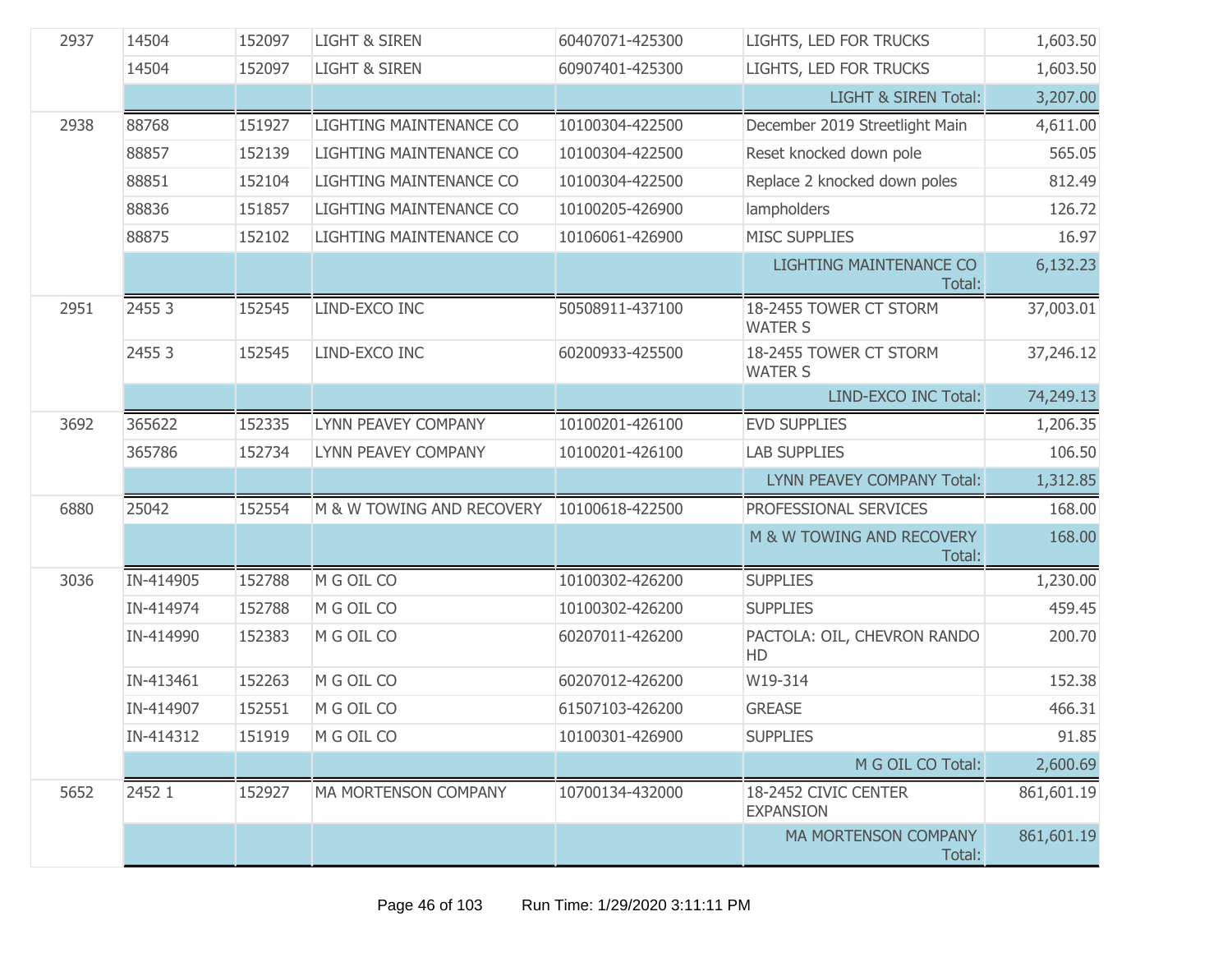| | | | | | | |
|---|---|---|---|---|---|---|
| 2937 | 14504 | 152097 | LIGHT & SIREN | 60407071-425300 | LIGHTS, LED FOR TRUCKS | 1,603.50 |
| | 14504 | 152097 | LIGHT & SIREN | 60907401-425300 | LIGHTS, LED FOR TRUCKS | 1,603.50 |
| | | | | | LIGHT & SIREN Total: | 3,207.00 |
| 2938 | 88768 | 151927 | LIGHTING MAINTENANCE CO | 10100304-422500 | December 2019 Streetlight Main | 4,611.00 |
| | 88857 | 152139 | LIGHTING MAINTENANCE CO | 10100304-422500 | Reset knocked down pole | 565.05 |
| | 88851 | 152104 | LIGHTING MAINTENANCE CO | 10100304-422500 | Replace 2 knocked down poles | 812.49 |
| | 88836 | 151857 | LIGHTING MAINTENANCE CO | 10100205-426900 | lampholders | 126.72 |
| | 88875 | 152102 | LIGHTING MAINTENANCE CO | 10106061-426900 | MISC SUPPLIES | 16.97 |
| | | | | | LIGHTING MAINTENANCE CO Total: | 6,132.23 |
| 2951 | 2455 3 | 152545 | LIND-EXCO INC | 50508911-437100 | 18-2455 TOWER CT STORM WATER S | 37,003.01 |
| | 2455 3 | 152545 | LIND-EXCO INC | 60200933-425500 | 18-2455 TOWER CT STORM WATER S | 37,246.12 |
| | | | | | LIND-EXCO INC Total: | 74,249.13 |
| 3692 | 365622 | 152335 | LYNN PEAVEY COMPANY | 10100201-426100 | EVD SUPPLIES | 1,206.35 |
| | 365786 | 152734 | LYNN PEAVEY COMPANY | 10100201-426100 | LAB SUPPLIES | 106.50 |
| | | | | | LYNN PEAVEY COMPANY Total: | 1,312.85 |
| 6880 | 25042 | 152554 | M & W TOWING AND RECOVERY | 10100618-422500 | PROFESSIONAL SERVICES | 168.00 |
| | | | | | M & W TOWING AND RECOVERY Total: | 168.00 |
| 3036 | IN-414905 | 152788 | M G OIL CO | 10100302-426200 | SUPPLIES | 1,230.00 |
| | IN-414974 | 152788 | M G OIL CO | 10100302-426200 | SUPPLIES | 459.45 |
| | IN-414990 | 152383 | M G OIL CO | 60207011-426200 | PACTOLA: OIL, CHEVRON RANDO HD | 200.70 |
| | IN-413461 | 152263 | M G OIL CO | 60207012-426200 | W19-314 | 152.38 |
| | IN-414907 | 152551 | M G OIL CO | 61507103-426200 | GREASE | 466.31 |
| | IN-414312 | 151919 | M G OIL CO | 10100301-426900 | SUPPLIES | 91.85 |
| | | | | | M G OIL CO Total: | 2,600.69 |
| 5652 | 2452 1 | 152927 | MA MORTENSON COMPANY | 10700134-432000 | 18-2452 CIVIC CENTER EXPANSION | 861,601.19 |
| | | | | | MA MORTENSON COMPANY Total: | 861,601.19 |

Run Time: 1/29/2020 3:11:11 PM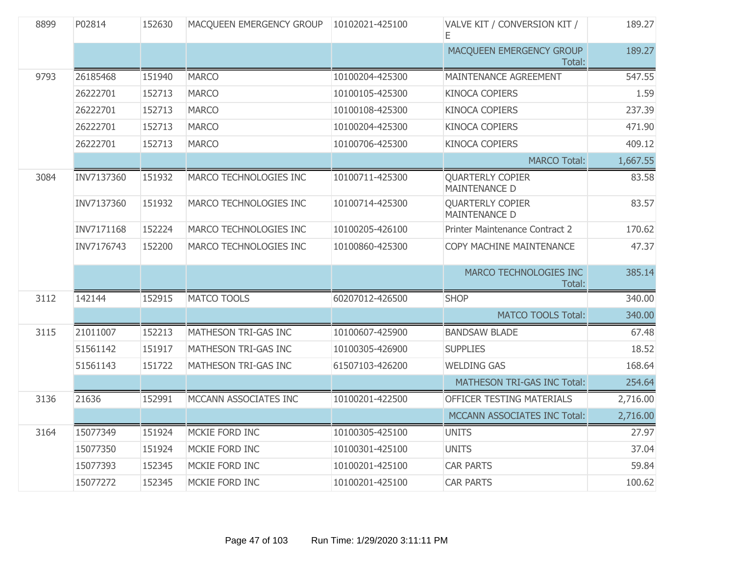| | | | | | | |
|---|---|---|---|---|---|---|
| 8899 | P02814 | 152630 | MACQUEEN EMERGENCY GROUP | 10102021-425100 | VALVE KIT / CONVERSION KIT / E | 189.27 |
| | | | | | MACQUEEN EMERGENCY GROUP Total: | 189.27 |
| 9793 | 26185468 | 151940 | MARCO | 10100204-425300 | MAINTENANCE AGREEMENT | 547.55 |
| | 26222701 | 152713 | MARCO | 10100105-425300 | KINOCA COPIERS | 1.59 |
| | 26222701 | 152713 | MARCO | 10100108-425300 | KINOCA COPIERS | 237.39 |
| | 26222701 | 152713 | MARCO | 10100204-425300 | KINOCA COPIERS | 471.90 |
| | 26222701 | 152713 | MARCO | 10100706-425300 | KINOCA COPIERS | 409.12 |
| | | | | | MARCO Total: | 1,667.55 |
| 3084 | INV7137360 | 151932 | MARCO TECHNOLOGIES INC | 10100711-425300 | QUARTERLY COPIER MAINTENANCE D | 83.58 |
| | INV7137360 | 151932 | MARCO TECHNOLOGIES INC | 10100714-425300 | QUARTERLY COPIER MAINTENANCE D | 83.57 |
| | INV7171168 | 152224 | MARCO TECHNOLOGIES INC | 10100205-426100 | Printer Maintenance Contract 2 | 170.62 |
| | INV7176743 | 152200 | MARCO TECHNOLOGIES INC | 10100860-425300 | COPY MACHINE MAINTENANCE | 47.37 |
| | | | | | MARCO TECHNOLOGIES INC Total: | 385.14 |
| 3112 | 142144 | 152915 | MATCO TOOLS | 60207012-426500 | SHOP | 340.00 |
| | | | | | MATCO TOOLS Total: | 340.00 |
| 3115 | 21011007 | 152213 | MATHESON TRI-GAS INC | 10100607-425900 | BANDSAW BLADE | 67.48 |
| | 51561142 | 151917 | MATHESON TRI-GAS INC | 10100305-426900 | SUPPLIES | 18.52 |
| | 51561143 | 151722 | MATHESON TRI-GAS INC | 61507103-426200 | WELDING GAS | 168.64 |
| | | | | | MATHESON TRI-GAS INC Total: | 254.64 |
| 3136 | 21636 | 152991 | MCCANN ASSOCIATES INC | 10100201-422500 | OFFICER TESTING MATERIALS | 2,716.00 |
| | | | | | MCCANN ASSOCIATES INC Total: | 2,716.00 |
| 3164 | 15077349 | 151924 | MCKIE FORD INC | 10100305-425100 | UNITS | 27.97 |
| | 15077350 | 151924 | MCKIE FORD INC | 10100301-425100 | UNITS | 37.04 |
| | 15077393 | 152345 | MCKIE FORD INC | 10100201-425100 | CAR PARTS | 59.84 |
| | 15077272 | 152345 | MCKIE FORD INC | 10100201-425100 | CAR PARTS | 100.62 |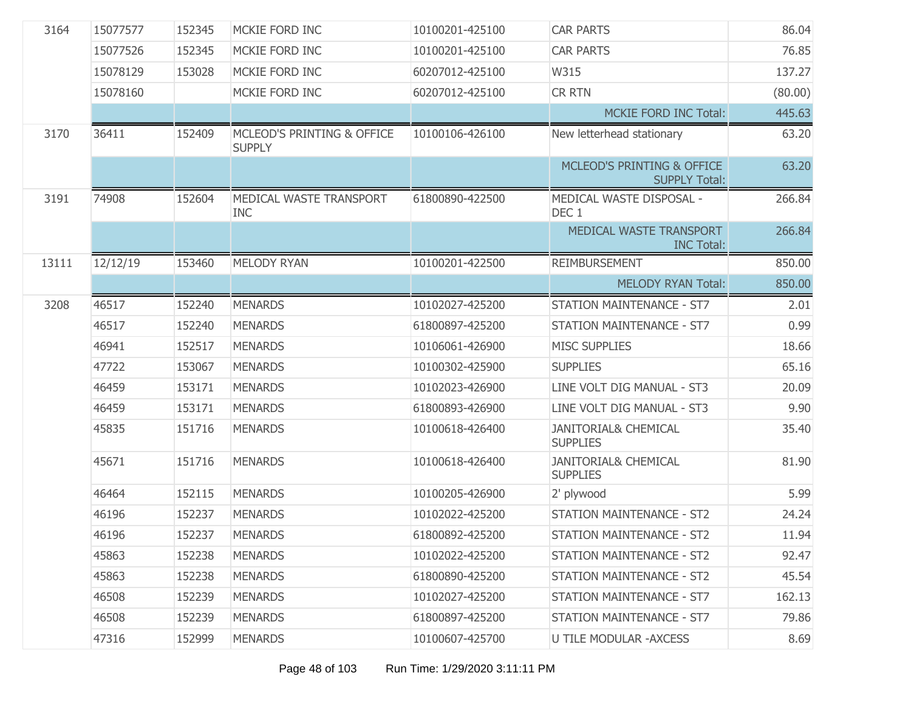| | | | | | | |
|---|---|---|---|---|---|---|
| 3164 | 15077577 | 152345 | MCKIE FORD INC | 10100201-425100 | CAR PARTS | 86.04 |
| | 15077526 | 152345 | MCKIE FORD INC | 10100201-425100 | CAR PARTS | 76.85 |
| | 15078129 | 153028 | MCKIE FORD INC | 60207012-425100 | W315 | 137.27 |
| | 15078160 | | MCKIE FORD INC | 60207012-425100 | CR RTN | (80.00) |
| | | | | | MCKIE FORD INC Total: | 445.63 |
| 3170 | 36411 | 152409 | MCLEOD'S PRINTING & OFFICE SUPPLY | 10100106-426100 | New letterhead stationary | 63.20 |
| | | | | | MCLEOD'S PRINTING & OFFICE SUPPLY Total: | 63.20 |
| 3191 | 74908 | 152604 | MEDICAL WASTE TRANSPORT INC | 61800890-422500 | MEDICAL WASTE DISPOSAL - DEC 1 | 266.84 |
| | | | | | MEDICAL WASTE TRANSPORT INC Total: | 266.84 |
| 13111 | 12/12/19 | 153460 | MELODY RYAN | 10100201-422500 | REIMBURSEMENT | 850.00 |
| | | | | | MELODY RYAN Total: | 850.00 |
| 3208 | 46517 | 152240 | MENARDS | 10102027-425200 | STATION MAINTENANCE - ST7 | 2.01 |
| | 46517 | 152240 | MENARDS | 61800897-425200 | STATION MAINTENANCE - ST7 | 0.99 |
| | 46941 | 152517 | MENARDS | 10106061-426900 | MISC SUPPLIES | 18.66 |
| | 47722 | 153067 | MENARDS | 10100302-425900 | SUPPLIES | 65.16 |
| | 46459 | 153171 | MENARDS | 10102023-426900 | LINE VOLT DIG MANUAL - ST3 | 20.09 |
| | 46459 | 153171 | MENARDS | 61800893-426900 | LINE VOLT DIG MANUAL - ST3 | 9.90 |
| | 45835 | 151716 | MENARDS | 10100618-426400 | JANITORIAL& CHEMICAL SUPPLIES | 35.40 |
| | 45671 | 151716 | MENARDS | 10100618-426400 | JANITORIAL& CHEMICAL SUPPLIES | 81.90 |
| | 46464 | 152115 | MENARDS | 10100205-426900 | 2' plywood | 5.99 |
| | 46196 | 152237 | MENARDS | 10102022-425200 | STATION MAINTENANCE - ST2 | 24.24 |
| | 46196 | 152237 | MENARDS | 61800892-425200 | STATION MAINTENANCE - ST2 | 11.94 |
| | 45863 | 152238 | MENARDS | 10102022-425200 | STATION MAINTENANCE - ST2 | 92.47 |
| | 45863 | 152238 | MENARDS | 61800890-425200 | STATION MAINTENANCE - ST2 | 45.54 |
| | 46508 | 152239 | MENARDS | 10102027-425200 | STATION MAINTENANCE - ST7 | 162.13 |
| | 46508 | 152239 | MENARDS | 61800897-425200 | STATION MAINTENANCE - ST7 | 79.86 |
| | 47316 | 152999 | MENARDS | 10100607-425700 | U TILE MODULAR -AXCESS | 8.69 |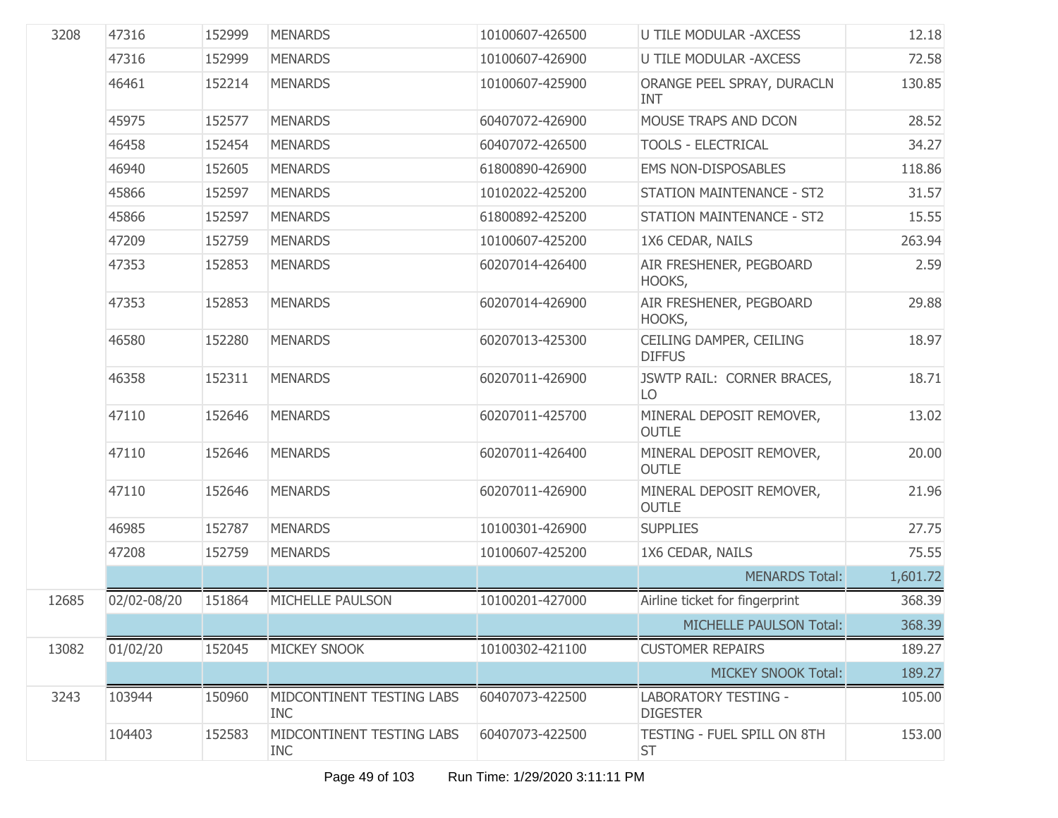| | | | | | | |
|---|---|---|---|---|---|---|
| 3208 | 47316 | 152999 | MENARDS | 10100607-426500 | U TILE MODULAR -AXCESS | 12.18 |
| | 47316 | 152999 | MENARDS | 10100607-426900 | U TILE MODULAR -AXCESS | 72.58 |
| | 46461 | 152214 | MENARDS | 10100607-425900 | ORANGE PEEL SPRAY, DURACLN INT | 130.85 |
| | 45975 | 152577 | MENARDS | 60407072-426900 | MOUSE TRAPS AND DCON | 28.52 |
| | 46458 | 152454 | MENARDS | 60407072-426500 | TOOLS - ELECTRICAL | 34.27 |
| | 46940 | 152605 | MENARDS | 61800890-426900 | EMS NON-DISPOSABLES | 118.86 |
| | 45866 | 152597 | MENARDS | 10102022-425200 | STATION MAINTENANCE - ST2 | 31.57 |
| | 45866 | 152597 | MENARDS | 61800892-425200 | STATION MAINTENANCE - ST2 | 15.55 |
| | 47209 | 152759 | MENARDS | 10100607-425200 | 1X6 CEDAR, NAILS | 263.94 |
| | 47353 | 152853 | MENARDS | 60207014-426400 | AIR FRESHENER, PEGBOARD HOOKS, | 2.59 |
| | 47353 | 152853 | MENARDS | 60207014-426900 | AIR FRESHENER, PEGBOARD HOOKS, | 29.88 |
| | 46580 | 152280 | MENARDS | 60207013-425300 | CEILING DAMPER, CEILING DIFFUS | 18.97 |
| | 46358 | 152311 | MENARDS | 60207011-426900 | JSWTP RAIL: CORNER BRACES, LO | 18.71 |
| | 47110 | 152646 | MENARDS | 60207011-425700 | MINERAL DEPOSIT REMOVER, OUTLE | 13.02 |
| | 47110 | 152646 | MENARDS | 60207011-426400 | MINERAL DEPOSIT REMOVER, OUTLE | 20.00 |
| | 47110 | 152646 | MENARDS | 60207011-426900 | MINERAL DEPOSIT REMOVER, OUTLE | 21.96 |
| | 46985 | 152787 | MENARDS | 10100301-426900 | SUPPLIES | 27.75 |
| | 47208 | 152759 | MENARDS | 10100607-425200 | 1X6 CEDAR, NAILS | 75.55 |
| | | | | | MENARDS Total: | 1,601.72 |
| 12685 | 02/02-08/20 | 151864 | MICHELLE PAULSON | 10100201-427000 | Airline ticket for fingerprint | 368.39 |
| | | | | | MICHELLE PAULSON Total: | 368.39 |
| 13082 | 01/02/20 | 152045 | MICKEY SNOOK | 10100302-421100 | CUSTOMER REPAIRS | 189.27 |
| | | | | | MICKEY SNOOK Total: | 189.27 |
| 3243 | 103944 | 150960 | MIDCONTINENT TESTING LABS INC | 60407073-422500 | LABORATORY TESTING - DIGESTER | 105.00 |
| | 104403 | 152583 | MIDCONTINENT TESTING LABS INC | 60407073-422500 | TESTING - FUEL SPILL ON 8TH ST | 153.00 |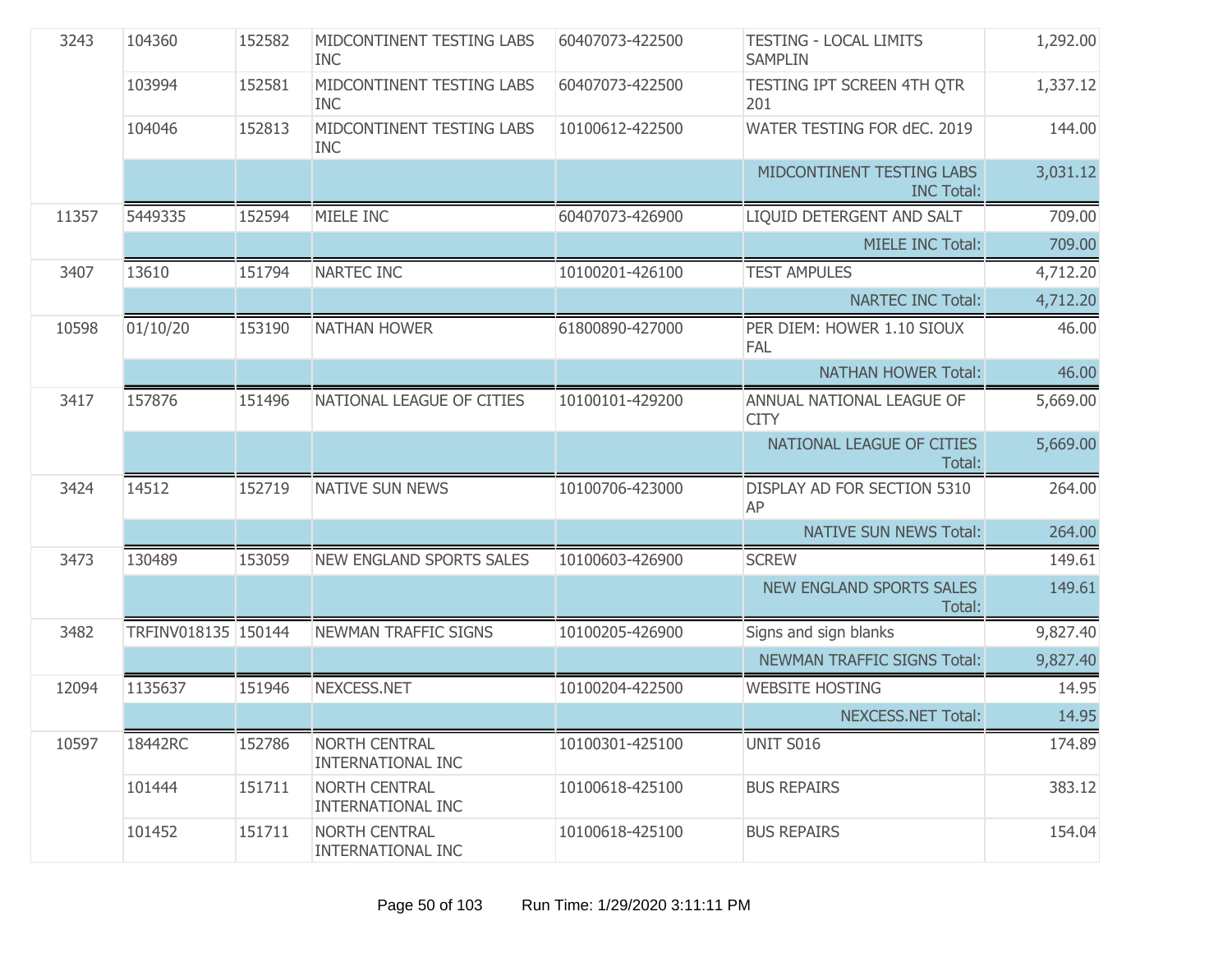| | | | | | | |
|---|---|---|---|---|---|---|
| 3243 | 104360 | 152582 | MIDCONTINENT TESTING LABS INC | 60407073-422500 | TESTING - LOCAL LIMITS SAMPLIN | 1,292.00 |
| | 103994 | 152581 | MIDCONTINENT TESTING LABS INC | 60407073-422500 | TESTING IPT SCREEN 4TH QTR 201 | 1,337.12 |
| | 104046 | 152813 | MIDCONTINENT TESTING LABS INC | 10100612-422500 | WATER TESTING FOR dEC. 2019 | 144.00 |
| | | | | | MIDCONTINENT TESTING LABS INC Total: | 3,031.12 |
| 11357 | 5449335 | 152594 | MIELE INC | 60407073-426900 | LIQUID DETERGENT AND SALT | 709.00 |
| | | | | | MIELE INC Total: | 709.00 |
| 3407 | 13610 | 151794 | NARTEC INC | 10100201-426100 | TEST AMPULES | 4,712.20 |
| | | | | | NARTEC INC Total: | 4,712.20 |
| 10598 | 01/10/20 | 153190 | NATHAN HOWER | 61800890-427000 | PER DIEM: HOWER 1.10 SIOUX FAL | 46.00 |
| | | | | | NATHAN HOWER Total: | 46.00 |
| 3417 | 157876 | 151496 | NATIONAL LEAGUE OF CITIES | 10100101-429200 | ANNUAL NATIONAL LEAGUE OF CITY | 5,669.00 |
| | | | | | NATIONAL LEAGUE OF CITIES Total: | 5,669.00 |
| 3424 | 14512 | 152719 | NATIVE SUN NEWS | 10100706-423000 | DISPLAY AD FOR SECTION 5310 AP | 264.00 |
| | | | | | NATIVE SUN NEWS Total: | 264.00 |
| 3473 | 130489 | 153059 | NEW ENGLAND SPORTS SALES | 10100603-426900 | SCREW | 149.61 |
| | | | | | NEW ENGLAND SPORTS SALES Total: | 149.61 |
| 3482 | TRFINV018135 | 150144 | NEWMAN TRAFFIC SIGNS | 10100205-426900 | Signs and sign blanks | 9,827.40 |
| | | | | | NEWMAN TRAFFIC SIGNS Total: | 9,827.40 |
| 12094 | 1135637 | 151946 | NEXCESS.NET | 10100204-422500 | WEBSITE HOSTING | 14.95 |
| | | | | | NEXCESS.NET Total: | 14.95 |
| 10597 | 18442RC | 152786 | NORTH CENTRAL INTERNATIONAL INC | 10100301-425100 | UNIT S016 | 174.89 |
| | 101444 | 151711 | NORTH CENTRAL INTERNATIONAL INC | 10100618-425100 | BUS REPAIRS | 383.12 |
| | 101452 | 151711 | NORTH CENTRAL INTERNATIONAL INC | 10100618-425100 | BUS REPAIRS | 154.04 |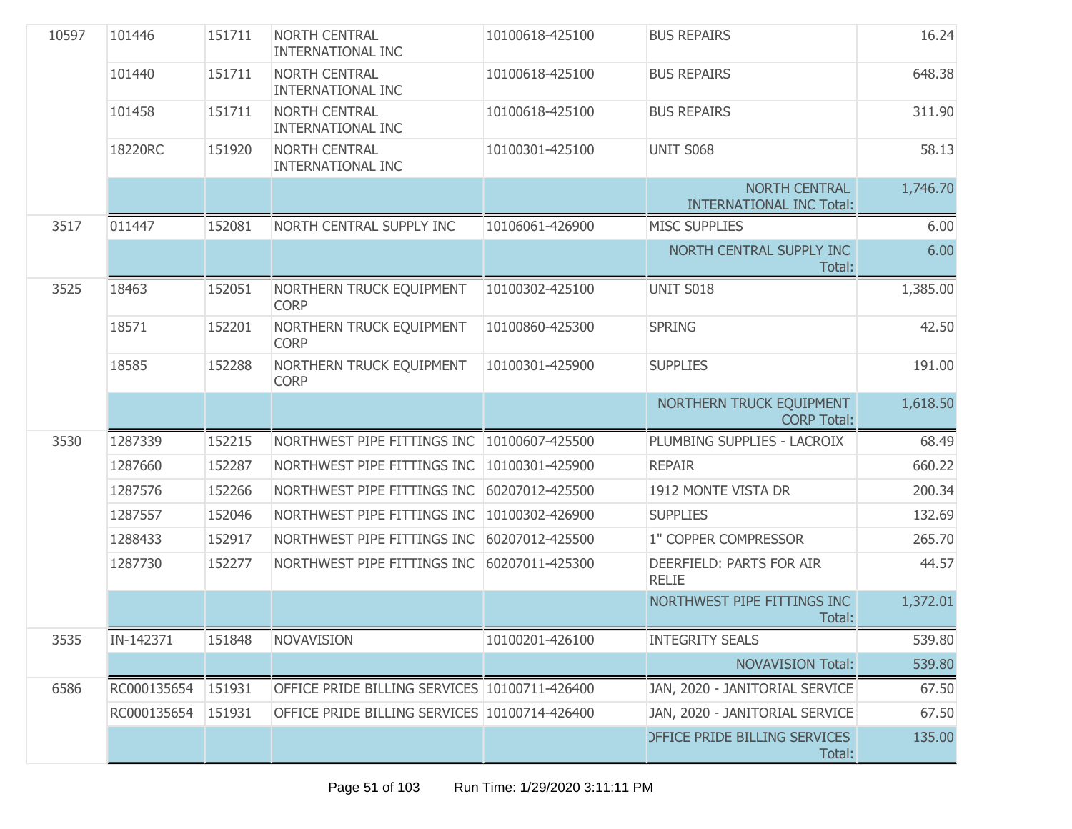| | | | | | | |
|---|---|---|---|---|---|---|
| 10597 | 101446 | 151711 | NORTH CENTRAL INTERNATIONAL INC | 10100618-425100 | BUS REPAIRS | 16.24 |
| | 101440 | 151711 | NORTH CENTRAL INTERNATIONAL INC | 10100618-425100 | BUS REPAIRS | 648.38 |
| | 101458 | 151711 | NORTH CENTRAL INTERNATIONAL INC | 10100618-425100 | BUS REPAIRS | 311.90 |
| | 18220RC | 151920 | NORTH CENTRAL INTERNATIONAL INC | 10100301-425100 | UNIT S068 | 58.13 |
| | | | | | NORTH CENTRAL INTERNATIONAL INC Total: | 1,746.70 |
| 3517 | 011447 | 152081 | NORTH CENTRAL SUPPLY INC | 10106061-426900 | MISC SUPPLIES | 6.00 |
| | | | | | NORTH CENTRAL SUPPLY INC Total: | 6.00 |
| 3525 | 18463 | 152051 | NORTHERN TRUCK EQUIPMENT CORP | 10100302-425100 | UNIT S018 | 1,385.00 |
| | 18571 | 152201 | NORTHERN TRUCK EQUIPMENT CORP | 10100860-425300 | SPRING | 42.50 |
| | 18585 | 152288 | NORTHERN TRUCK EQUIPMENT CORP | 10100301-425900 | SUPPLIES | 191.00 |
| | | | | | NORTHERN TRUCK EQUIPMENT CORP Total: | 1,618.50 |
| 3530 | 1287339 | 152215 | NORTHWEST PIPE FITTINGS INC | 10100607-425500 | PLUMBING SUPPLIES - LACROIX | 68.49 |
| | 1287660 | 152287 | NORTHWEST PIPE FITTINGS INC | 10100301-425900 | REPAIR | 660.22 |
| | 1287576 | 152266 | NORTHWEST PIPE FITTINGS INC | 60207012-425500 | 1912 MONTE VISTA DR | 200.34 |
| | 1287557 | 152046 | NORTHWEST PIPE FITTINGS INC | 10100302-426900 | SUPPLIES | 132.69 |
| | 1288433 | 152917 | NORTHWEST PIPE FITTINGS INC | 60207012-425500 | 1" COPPER COMPRESSOR | 265.70 |
| | 1287730 | 152277 | NORTHWEST PIPE FITTINGS INC | 60207011-425300 | DEERFIELD: PARTS FOR AIR RELIE | 44.57 |
| | | | | | NORTHWEST PIPE FITTINGS INC Total: | 1,372.01 |
| 3535 | IN-142371 | 151848 | NOVAVISION | 10100201-426100 | INTEGRITY SEALS | 539.80 |
| | | | | | NOVAVISION Total: | 539.80 |
| 6586 | RC000135654 | 151931 | OFFICE PRIDE BILLING SERVICES | 10100711-426400 | JAN, 2020 - JANITORIAL SERVICE | 67.50 |
| | RC000135654 | 151931 | OFFICE PRIDE BILLING SERVICES | 10100714-426400 | JAN, 2020 - JANITORIAL SERVICE | 67.50 |
| | | | | | OFFICE PRIDE BILLING SERVICES Total: | 135.00 |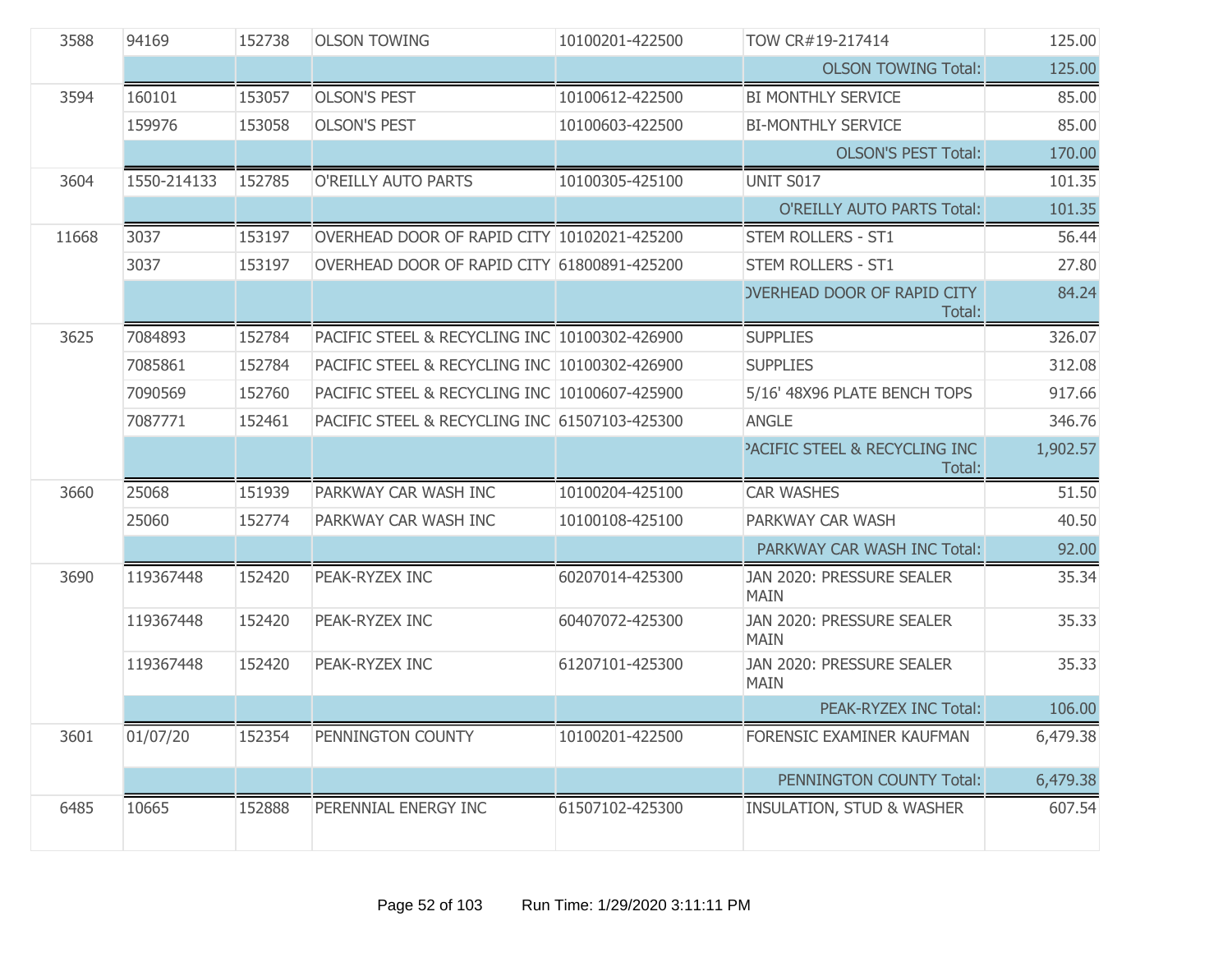| | | | | | | |
|---|---|---|---|---|---|---|
| 3588 | 94169 | 152738 | OLSON TOWING | 10100201-422500 | TOW CR#19-217414 | 125.00 |
| | | | | | OLSON TOWING Total: | 125.00 |
| 3594 | 160101 | 153057 | OLSON'S PEST | 10100612-422500 | BI MONTHLY SERVICE | 85.00 |
| | 159976 | 153058 | OLSON'S PEST | 10100603-422500 | BI-MONTHLY SERVICE | 85.00 |
| | | | | | OLSON'S PEST Total: | 170.00 |
| 3604 | 1550-214133 | 152785 | O'REILLY AUTO PARTS | 10100305-425100 | UNIT S017 | 101.35 |
| | | | | | O'REILLY AUTO PARTS Total: | 101.35 |
| 11668 | 3037 | 153197 | OVERHEAD DOOR OF RAPID CITY | 10102021-425200 | STEM ROLLERS - ST1 | 56.44 |
| | 3037 | 153197 | OVERHEAD DOOR OF RAPID CITY | 61800891-425200 | STEM ROLLERS - ST1 | 27.80 |
| | | | | | OVERHEAD DOOR OF RAPID CITY Total: | 84.24 |
| 3625 | 7084893 | 152784 | PACIFIC STEEL & RECYCLING INC | 10100302-426900 | SUPPLIES | 326.07 |
| | 7085861 | 152784 | PACIFIC STEEL & RECYCLING INC | 10100302-426900 | SUPPLIES | 312.08 |
| | 7090569 | 152760 | PACIFIC STEEL & RECYCLING INC | 10100607-425900 | 5/16' 48X96 PLATE BENCH TOPS | 917.66 |
| | 7087771 | 152461 | PACIFIC STEEL & RECYCLING INC | 61507103-425300 | ANGLE | 346.76 |
| | | | | | PACIFIC STEEL & RECYCLING INC Total: | 1,902.57 |
| 3660 | 25068 | 151939 | PARKWAY CAR WASH INC | 10100204-425100 | CAR WASHES | 51.50 |
| | 25060 | 152774 | PARKWAY CAR WASH INC | 10100108-425100 | PARKWAY CAR WASH | 40.50 |
| | | | | | PARKWAY CAR WASH INC Total: | 92.00 |
| 3690 | 119367448 | 152420 | PEAK-RYZEX INC | 60207014-425300 | JAN 2020: PRESSURE SEALER MAIN | 35.34 |
| | 119367448 | 152420 | PEAK-RYZEX INC | 60407072-425300 | JAN 2020: PRESSURE SEALER MAIN | 35.33 |
| | 119367448 | 152420 | PEAK-RYZEX INC | 61207101-425300 | JAN 2020: PRESSURE SEALER MAIN | 35.33 |
| | | | | | PEAK-RYZEX INC Total: | 106.00 |
| 3601 | 01/07/20 | 152354 | PENNINGTON COUNTY | 10100201-422500 | FORENSIC EXAMINER KAUFMAN | 6,479.38 |
| | | | | | PENNINGTON COUNTY Total: | 6,479.38 |
| 6485 | 10665 | 152888 | PERENNIAL ENERGY INC | 61507102-425300 | INSULATION, STUD & WASHER | 607.54 |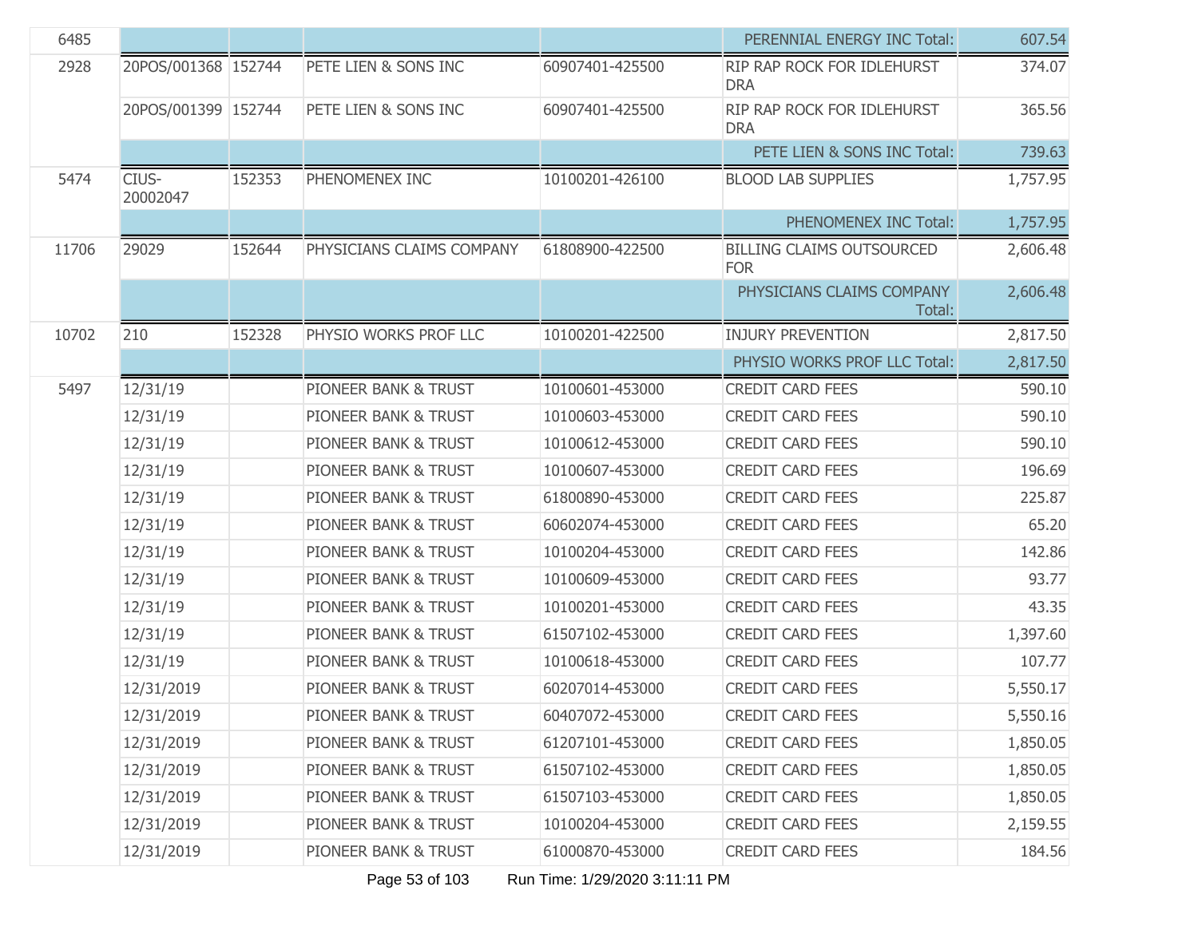| | | | | | | |
|---|---|---|---|---|---|---|
| 6485 | | | | | PERENNIAL ENERGY INC Total: | 607.54 |
| 2928 | 20POS/001368 | 152744 | PETE LIEN & SONS INC | 60907401-425500 | RIP RAP ROCK FOR IDLEHURST DRA | 374.07 |
| | 20POS/001399 | 152744 | PETE LIEN & SONS INC | 60907401-425500 | RIP RAP ROCK FOR IDLEHURST DRA | 365.56 |
| | | | | | PETE LIEN & SONS INC Total: | 739.63 |
| 5474 | CIUS-20002047 | 152353 | PHENOMENEX INC | 10100201-426100 | BLOOD LAB SUPPLIES | 1,757.95 |
| | | | | | PHENOMENEX INC Total: | 1,757.95 |
| 11706 | 29029 | 152644 | PHYSICIANS CLAIMS COMPANY | 61808900-422500 | BILLING CLAIMS OUTSOURCED FOR | 2,606.48 |
| | | | | | PHYSICIANS CLAIMS COMPANY Total: | 2,606.48 |
| 10702 | 210 | 152328 | PHYSIO WORKS PROF LLC | 10100201-422500 | INJURY PREVENTION | 2,817.50 |
| | | | | | PHYSIO WORKS PROF LLC Total: | 2,817.50 |
| 5497 | 12/31/19 | | PIONEER BANK & TRUST | 10100601-453000 | CREDIT CARD FEES | 590.10 |
| | 12/31/19 | | PIONEER BANK & TRUST | 10100603-453000 | CREDIT CARD FEES | 590.10 |
| | 12/31/19 | | PIONEER BANK & TRUST | 10100612-453000 | CREDIT CARD FEES | 590.10 |
| | 12/31/19 | | PIONEER BANK & TRUST | 10100607-453000 | CREDIT CARD FEES | 196.69 |
| | 12/31/19 | | PIONEER BANK & TRUST | 61800890-453000 | CREDIT CARD FEES | 225.87 |
| | 12/31/19 | | PIONEER BANK & TRUST | 60602074-453000 | CREDIT CARD FEES | 65.20 |
| | 12/31/19 | | PIONEER BANK & TRUST | 10100204-453000 | CREDIT CARD FEES | 142.86 |
| | 12/31/19 | | PIONEER BANK & TRUST | 10100609-453000 | CREDIT CARD FEES | 93.77 |
| | 12/31/19 | | PIONEER BANK & TRUST | 10100201-453000 | CREDIT CARD FEES | 43.35 |
| | 12/31/19 | | PIONEER BANK & TRUST | 61507102-453000 | CREDIT CARD FEES | 1,397.60 |
| | 12/31/19 | | PIONEER BANK & TRUST | 10100618-453000 | CREDIT CARD FEES | 107.77 |
| | 12/31/2019 | | PIONEER BANK & TRUST | 60207014-453000 | CREDIT CARD FEES | 5,550.17 |
| | 12/31/2019 | | PIONEER BANK & TRUST | 60407072-453000 | CREDIT CARD FEES | 5,550.16 |
| | 12/31/2019 | | PIONEER BANK & TRUST | 61207101-453000 | CREDIT CARD FEES | 1,850.05 |
| | 12/31/2019 | | PIONEER BANK & TRUST | 61507102-453000 | CREDIT CARD FEES | 1,850.05 |
| | 12/31/2019 | | PIONEER BANK & TRUST | 61507103-453000 | CREDIT CARD FEES | 1,850.05 |
| | 12/31/2019 | | PIONEER BANK & TRUST | 10100204-453000 | CREDIT CARD FEES | 2,159.55 |
| | 12/31/2019 | | PIONEER BANK & TRUST | 61000870-453000 | CREDIT CARD FEES | 184.56 |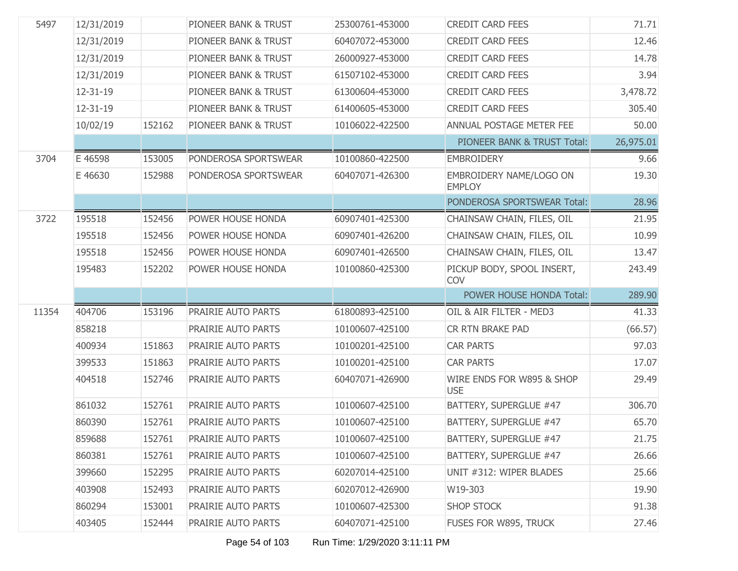| | | | | | | |
|---|---|---|---|---|---|---|
| 5497 | 12/31/2019 | | PIONEER BANK & TRUST | 25300761-453000 | CREDIT CARD FEES | 71.71 |
| | 12/31/2019 | | PIONEER BANK & TRUST | 60407072-453000 | CREDIT CARD FEES | 12.46 |
| | 12/31/2019 | | PIONEER BANK & TRUST | 26000927-453000 | CREDIT CARD FEES | 14.78 |
| | 12/31/2019 | | PIONEER BANK & TRUST | 61507102-453000 | CREDIT CARD FEES | 3.94 |
| | 12-31-19 | | PIONEER BANK & TRUST | 61300604-453000 | CREDIT CARD FEES | 3,478.72 |
| | 12-31-19 | | PIONEER BANK & TRUST | 61400605-453000 | CREDIT CARD FEES | 305.40 |
| | 10/02/19 | 152162 | PIONEER BANK & TRUST | 10106022-422500 | ANNUAL POSTAGE METER FEE | 50.00 |
| | | | | | PIONEER BANK & TRUST Total: | 26,975.01 |
| 3704 | E 46598 | 153005 | PONDEROSA SPORTSWEAR | 10100860-422500 | EMBROIDERY | 9.66 |
| | E 46630 | 152988 | PONDEROSA SPORTSWEAR | 60407071-426300 | EMBROIDERY NAME/LOGO ON EMPLOY | 19.30 |
| | | | | | PONDEROSA SPORTSWEAR Total: | 28.96 |
| 3722 | 195518 | 152456 | POWER HOUSE HONDA | 60907401-425300 | CHAINSAW CHAIN, FILES, OIL | 21.95 |
| | 195518 | 152456 | POWER HOUSE HONDA | 60907401-426200 | CHAINSAW CHAIN, FILES, OIL | 10.99 |
| | 195518 | 152456 | POWER HOUSE HONDA | 60907401-426500 | CHAINSAW CHAIN, FILES, OIL | 13.47 |
| | 195483 | 152202 | POWER HOUSE HONDA | 10100860-425300 | PICKUP BODY, SPOOL INSERT, COV | 243.49 |
| | | | | | POWER HOUSE HONDA Total: | 289.90 |
| 11354 | 404706 | 153196 | PRAIRIE AUTO PARTS | 61800893-425100 | OIL & AIR FILTER - MED3 | 41.33 |
| | 858218 | | PRAIRIE AUTO PARTS | 10100607-425100 | CR RTN BRAKE PAD | (66.57) |
| | 400934 | 151863 | PRAIRIE AUTO PARTS | 10100201-425100 | CAR PARTS | 97.03 |
| | 399533 | 151863 | PRAIRIE AUTO PARTS | 10100201-425100 | CAR PARTS | 17.07 |
| | 404518 | 152746 | PRAIRIE AUTO PARTS | 60407071-426900 | WIRE ENDS FOR W895 & SHOP USE | 29.49 |
| | 861032 | 152761 | PRAIRIE AUTO PARTS | 10100607-425100 | BATTERY, SUPERGLUE #47 | 306.70 |
| | 860390 | 152761 | PRAIRIE AUTO PARTS | 10100607-425100 | BATTERY, SUPERGLUE #47 | 65.70 |
| | 859688 | 152761 | PRAIRIE AUTO PARTS | 10100607-425100 | BATTERY, SUPERGLUE #47 | 21.75 |
| | 860381 | 152761 | PRAIRIE AUTO PARTS | 10100607-425100 | BATTERY, SUPERGLUE #47 | 26.66 |
| | 399660 | 152295 | PRAIRIE AUTO PARTS | 60207014-425100 | UNIT #312: WIPER BLADES | 25.66 |
| | 403908 | 152493 | PRAIRIE AUTO PARTS | 60207012-426900 | W19-303 | 19.90 |
| | 860294 | 153001 | PRAIRIE AUTO PARTS | 10100607-425300 | SHOP STOCK | 91.38 |
| | 403405 | 152444 | PRAIRIE AUTO PARTS | 60407071-425100 | FUSES FOR W895, TRUCK | 27.46 |

Run Time: 1/29/2020 3:11:11 PM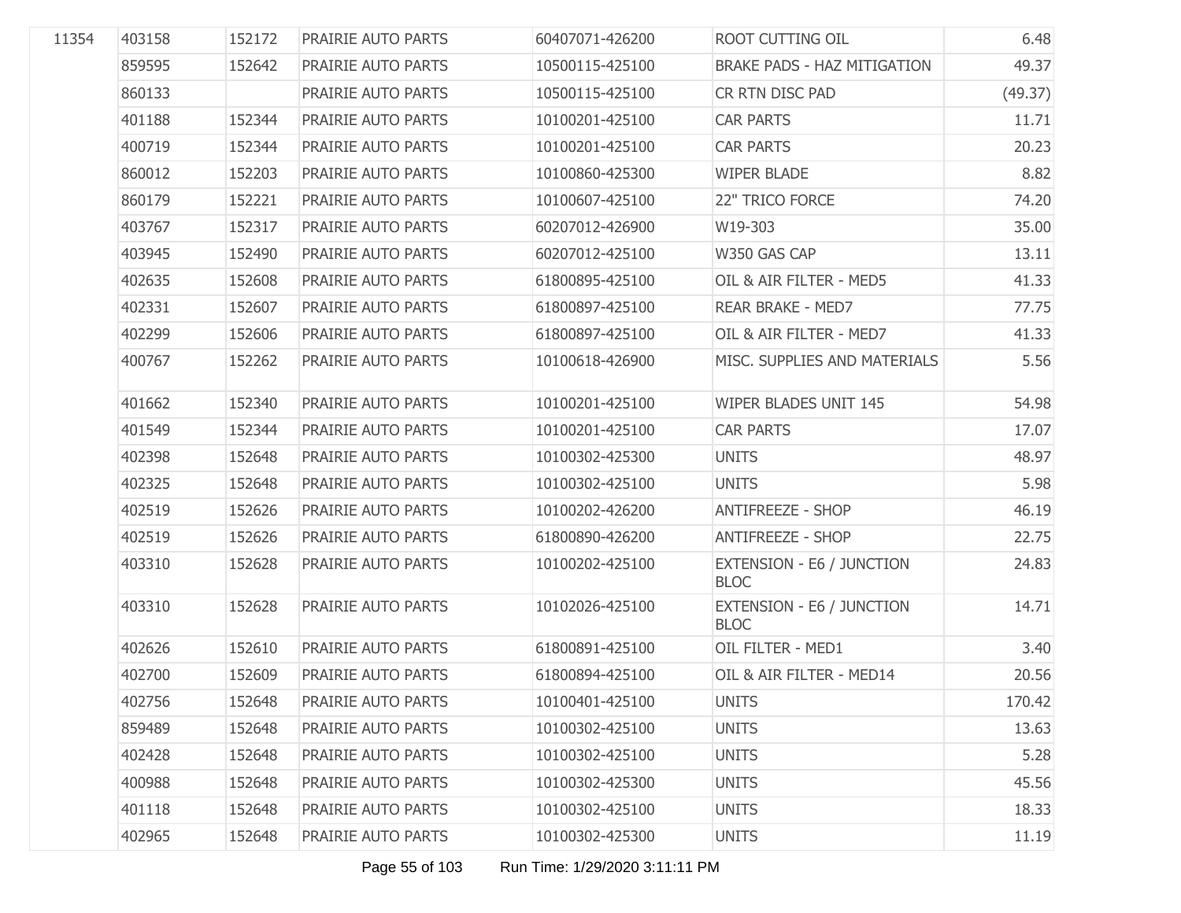| | | | | | | |
|---|---|---|---|---|---|---|
| 11354 | 403158 | 152172 | PRAIRIE AUTO PARTS | 60407071-426200 | ROOT CUTTING OIL | 6.48 |
| | 859595 | 152642 | PRAIRIE AUTO PARTS | 10500115-425100 | BRAKE PADS - HAZ MITIGATION | 49.37 |
| | 860133 | | PRAIRIE AUTO PARTS | 10500115-425100 | CR RTN DISC PAD | (49.37) |
| | 401188 | 152344 | PRAIRIE AUTO PARTS | 10100201-425100 | CAR PARTS | 11.71 |
| | 400719 | 152344 | PRAIRIE AUTO PARTS | 10100201-425100 | CAR PARTS | 20.23 |
| | 860012 | 152203 | PRAIRIE AUTO PARTS | 10100860-425300 | WIPER BLADE | 8.82 |
| | 860179 | 152221 | PRAIRIE AUTO PARTS | 10100607-425100 | 22" TRICO FORCE | 74.20 |
| | 403767 | 152317 | PRAIRIE AUTO PARTS | 60207012-426900 | W19-303 | 35.00 |
| | 403945 | 152490 | PRAIRIE AUTO PARTS | 60207012-425100 | W350 GAS CAP | 13.11 |
| | 402635 | 152608 | PRAIRIE AUTO PARTS | 61800895-425100 | OIL & AIR FILTER - MED5 | 41.33 |
| | 402331 | 152607 | PRAIRIE AUTO PARTS | 61800897-425100 | REAR BRAKE - MED7 | 77.75 |
| | 402299 | 152606 | PRAIRIE AUTO PARTS | 61800897-425100 | OIL & AIR FILTER - MED7 | 41.33 |
| | 400767 | 152262 | PRAIRIE AUTO PARTS | 10100618-426900 | MISC. SUPPLIES AND MATERIALS | 5.56 |
| | 401662 | 152340 | PRAIRIE AUTO PARTS | 10100201-425100 | WIPER BLADES UNIT 145 | 54.98 |
| | 401549 | 152344 | PRAIRIE AUTO PARTS | 10100201-425100 | CAR PARTS | 17.07 |
| | 402398 | 152648 | PRAIRIE AUTO PARTS | 10100302-425300 | UNITS | 48.97 |
| | 402325 | 152648 | PRAIRIE AUTO PARTS | 10100302-425100 | UNITS | 5.98 |
| | 402519 | 152626 | PRAIRIE AUTO PARTS | 10100202-426200 | ANTIFREEZE - SHOP | 46.19 |
| | 402519 | 152626 | PRAIRIE AUTO PARTS | 61800890-426200 | ANTIFREEZE - SHOP | 22.75 |
| | 403310 | 152628 | PRAIRIE AUTO PARTS | 10100202-425100 | EXTENSION - E6 / JUNCTION BLOC | 24.83 |
| | 403310 | 152628 | PRAIRIE AUTO PARTS | 10102026-425100 | EXTENSION - E6 / JUNCTION BLOC | 14.71 |
| | 402626 | 152610 | PRAIRIE AUTO PARTS | 61800891-425100 | OIL FILTER - MED1 | 3.40 |
| | 402700 | 152609 | PRAIRIE AUTO PARTS | 61800894-425100 | OIL & AIR FILTER - MED14 | 20.56 |
| | 402756 | 152648 | PRAIRIE AUTO PARTS | 10100401-425100 | UNITS | 170.42 |
| | 859489 | 152648 | PRAIRIE AUTO PARTS | 10100302-425100 | UNITS | 13.63 |
| | 402428 | 152648 | PRAIRIE AUTO PARTS | 10100302-425100 | UNITS | 5.28 |
| | 400988 | 152648 | PRAIRIE AUTO PARTS | 10100302-425300 | UNITS | 45.56 |
| | 401118 | 152648 | PRAIRIE AUTO PARTS | 10100302-425100 | UNITS | 18.33 |
| | 402965 | 152648 | PRAIRIE AUTO PARTS | 10100302-425300 | UNITS | 11.19 |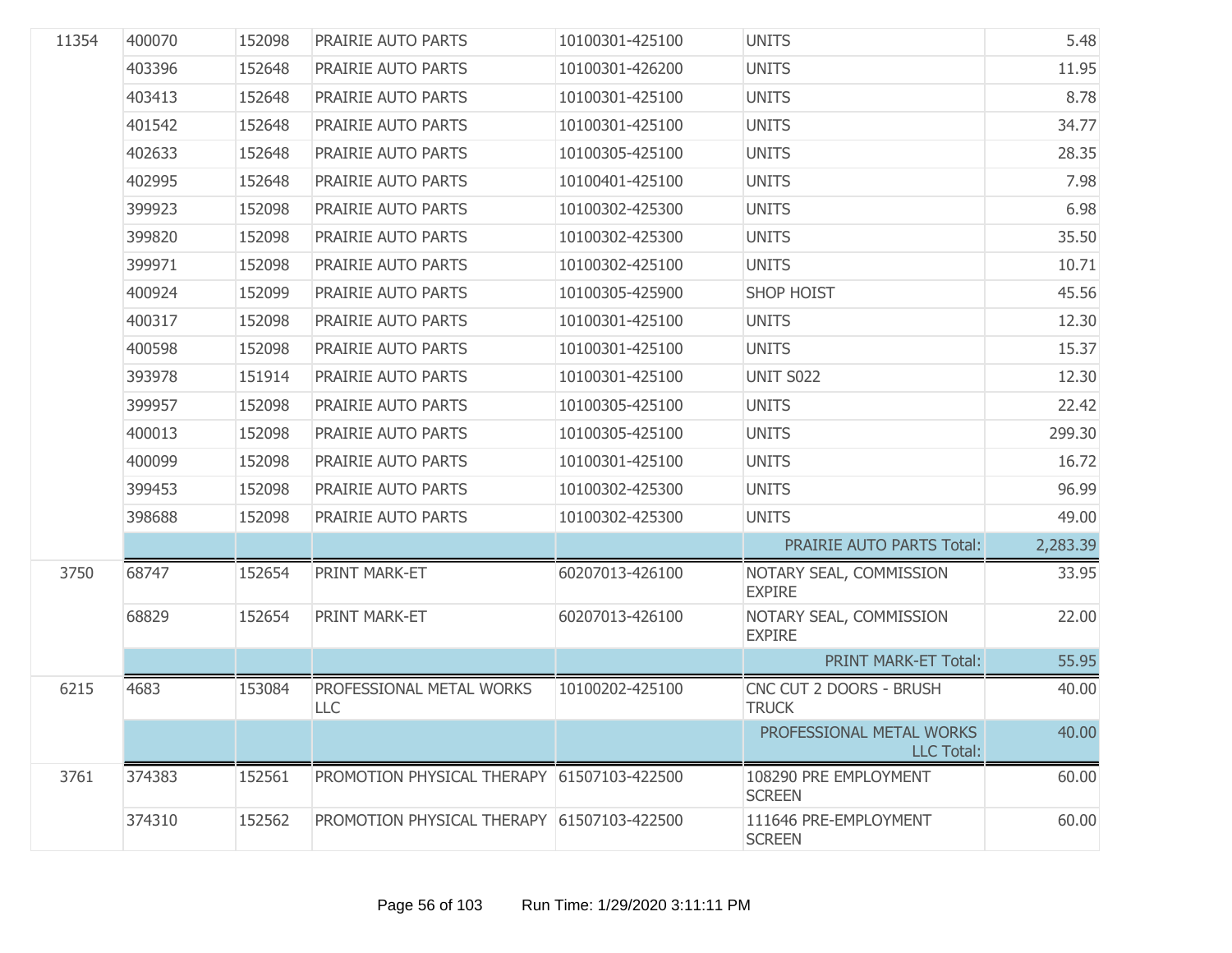| | | | | | | |
|---|---|---|---|---|---|---|
| 11354 | 400070 | 152098 | PRAIRIE AUTO PARTS | 10100301-425100 | UNITS | 5.48 |
| | 403396 | 152648 | PRAIRIE AUTO PARTS | 10100301-426200 | UNITS | 11.95 |
| | 403413 | 152648 | PRAIRIE AUTO PARTS | 10100301-425100 | UNITS | 8.78 |
| | 401542 | 152648 | PRAIRIE AUTO PARTS | 10100301-425100 | UNITS | 34.77 |
| | 402633 | 152648 | PRAIRIE AUTO PARTS | 10100305-425100 | UNITS | 28.35 |
| | 402995 | 152648 | PRAIRIE AUTO PARTS | 10100401-425100 | UNITS | 7.98 |
| | 399923 | 152098 | PRAIRIE AUTO PARTS | 10100302-425300 | UNITS | 6.98 |
| | 399820 | 152098 | PRAIRIE AUTO PARTS | 10100302-425300 | UNITS | 35.50 |
| | 399971 | 152098 | PRAIRIE AUTO PARTS | 10100302-425100 | UNITS | 10.71 |
| | 400924 | 152099 | PRAIRIE AUTO PARTS | 10100305-425900 | SHOP HOIST | 45.56 |
| | 400317 | 152098 | PRAIRIE AUTO PARTS | 10100301-425100 | UNITS | 12.30 |
| | 400598 | 152098 | PRAIRIE AUTO PARTS | 10100301-425100 | UNITS | 15.37 |
| | 393978 | 151914 | PRAIRIE AUTO PARTS | 10100301-425100 | UNIT S022 | 12.30 |
| | 399957 | 152098 | PRAIRIE AUTO PARTS | 10100305-425100 | UNITS | 22.42 |
| | 400013 | 152098 | PRAIRIE AUTO PARTS | 10100305-425100 | UNITS | 299.30 |
| | 400099 | 152098 | PRAIRIE AUTO PARTS | 10100301-425100 | UNITS | 16.72 |
| | 399453 | 152098 | PRAIRIE AUTO PARTS | 10100302-425300 | UNITS | 96.99 |
| | 398688 | 152098 | PRAIRIE AUTO PARTS | 10100302-425300 | UNITS | 49.00 |
| | | | | | PRAIRIE AUTO PARTS Total: | 2,283.39 |
| 3750 | 68747 | 152654 | PRINT MARK-ET | 60207013-426100 | NOTARY SEAL, COMMISSION EXPIRE | 33.95 |
| | 68829 | 152654 | PRINT MARK-ET | 60207013-426100 | NOTARY SEAL, COMMISSION EXPIRE | 22.00 |
| | | | | | PRINT MARK-ET Total: | 55.95 |
| 6215 | 4683 | 153084 | PROFESSIONAL METAL WORKS LLC | 10100202-425100 | CNC CUT 2 DOORS - BRUSH TRUCK | 40.00 |
| | | | | | PROFESSIONAL METAL WORKS LLC Total: | 40.00 |
| 3761 | 374383 | 152561 | PROMOTION PHYSICAL THERAPY | 61507103-422500 | 108290 PRE EMPLOYMENT SCREEN | 60.00 |
| | 374310 | 152562 | PROMOTION PHYSICAL THERAPY | 61507103-422500 | 111646 PRE-EMPLOYMENT SCREEN | 60.00 |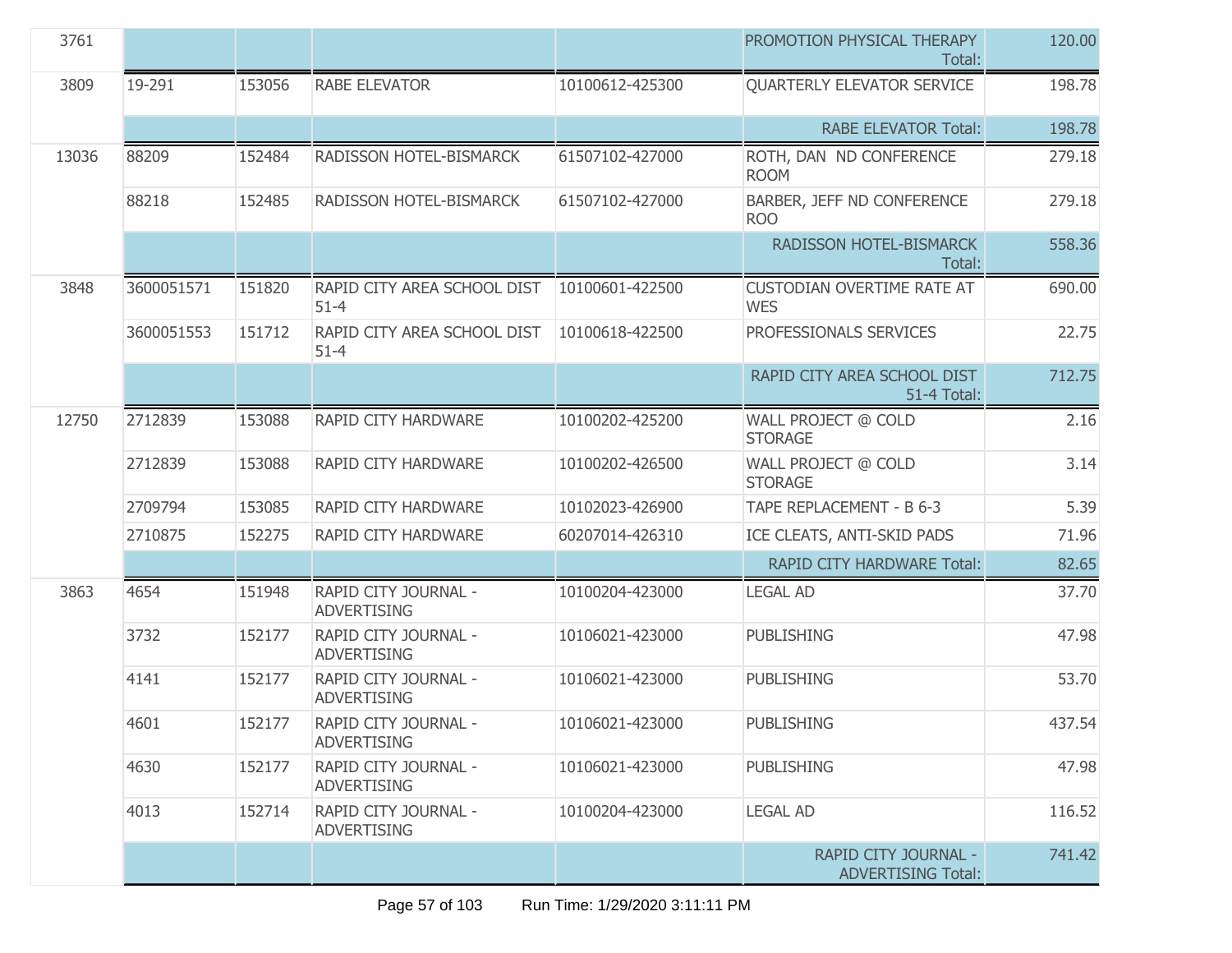| | | | | | | |
|---|---|---|---|---|---|---|
| 3761 | | | | | PROMOTION PHYSICAL THERAPY Total: | 120.00 |
| 3809 | 19-291 | 153056 | RABE ELEVATOR | 10100612-425300 | QUARTERLY ELEVATOR SERVICE | 198.78 |
| | | | | | RABE ELEVATOR Total: | 198.78 |
| 13036 | 88209 | 152484 | RADISSON HOTEL-BISMARCK | 61507102-427000 | ROTH, DAN ND CONFERENCE ROOM | 279.18 |
| | 88218 | 152485 | RADISSON HOTEL-BISMARCK | 61507102-427000 | BARBER, JEFF ND CONFERENCE ROO | 279.18 |
| | | | | | RADISSON HOTEL-BISMARCK Total: | 558.36 |
| 3848 | 3600051571 | 151820 | RAPID CITY AREA SCHOOL DIST 51-4 | 10100601-422500 | CUSTODIAN OVERTIME RATE AT WES | 690.00 |
| | 3600051553 | 151712 | RAPID CITY AREA SCHOOL DIST 51-4 | 10100618-422500 | PROFESSIONALS SERVICES | 22.75 |
| | | | | | RAPID CITY AREA SCHOOL DIST 51-4 Total: | 712.75 |
| 12750 | 2712839 | 153088 | RAPID CITY HARDWARE | 10100202-425200 | WALL PROJECT @ COLD STORAGE | 2.16 |
| | 2712839 | 153088 | RAPID CITY HARDWARE | 10100202-426500 | WALL PROJECT @ COLD STORAGE | 3.14 |
| | 2709794 | 153085 | RAPID CITY HARDWARE | 10102023-426900 | TAPE REPLACEMENT - B 6-3 | 5.39 |
| | 2710875 | 152275 | RAPID CITY HARDWARE | 60207014-426310 | ICE CLEATS, ANTI-SKID PADS | 71.96 |
| | | | | | RAPID CITY HARDWARE Total: | 82.65 |
| 3863 | 4654 | 151948 | RAPID CITY JOURNAL - ADVERTISING | 10100204-423000 | LEGAL AD | 37.70 |
| | 3732 | 152177 | RAPID CITY JOURNAL - ADVERTISING | 10106021-423000 | PUBLISHING | 47.98 |
| | 4141 | 152177 | RAPID CITY JOURNAL - ADVERTISING | 10106021-423000 | PUBLISHING | 53.70 |
| | 4601 | 152177 | RAPID CITY JOURNAL - ADVERTISING | 10106021-423000 | PUBLISHING | 437.54 |
| | 4630 | 152177 | RAPID CITY JOURNAL - ADVERTISING | 10106021-423000 | PUBLISHING | 47.98 |
| | 4013 | 152714 | RAPID CITY JOURNAL - ADVERTISING | 10100204-423000 | LEGAL AD | 116.52 |
| | | | | | RAPID CITY JOURNAL - ADVERTISING Total: | 741.42 |

Run Time: 1/29/2020 3:11:11 PM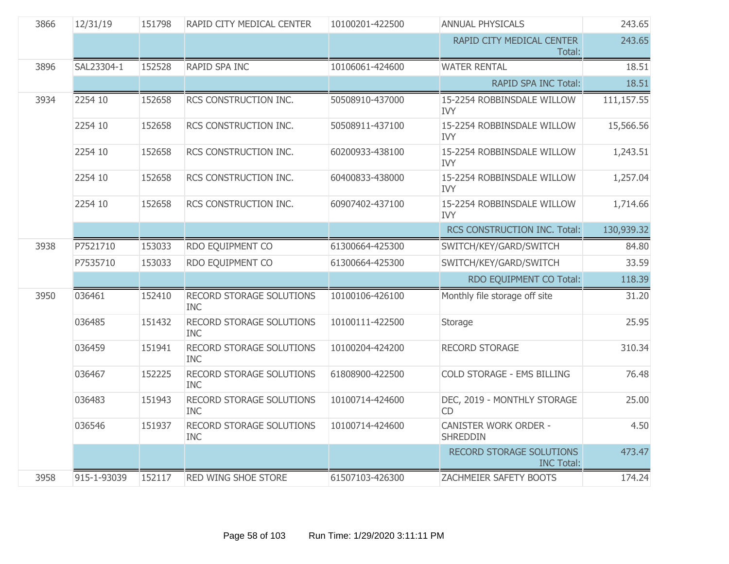| | | | | | | |
|---|---|---|---|---|---|---|
| 3866 | 12/31/19 | 151798 | RAPID CITY MEDICAL CENTER | 10100201-422500 | ANNUAL PHYSICALS | 243.65 |
| | | | | | RAPID CITY MEDICAL CENTER Total: | 243.65 |
| 3896 | SAL23304-1 | 152528 | RAPID SPA INC | 10106061-424600 | WATER RENTAL | 18.51 |
| | | | | | RAPID SPA INC Total: | 18.51 |
| 3934 | 2254 10 | 152658 | RCS CONSTRUCTION INC. | 50508910-437000 | 15-2254 ROBBINSDALE WILLOW IVY | 111,157.55 |
| | 2254 10 | 152658 | RCS CONSTRUCTION INC. | 50508911-437100 | 15-2254 ROBBINSDALE WILLOW IVY | 15,566.56 |
| | 2254 10 | 152658 | RCS CONSTRUCTION INC. | 60200933-438100 | 15-2254 ROBBINSDALE WILLOW IVY | 1,243.51 |
| | 2254 10 | 152658 | RCS CONSTRUCTION INC. | 60400833-438000 | 15-2254 ROBBINSDALE WILLOW IVY | 1,257.04 |
| | 2254 10 | 152658 | RCS CONSTRUCTION INC. | 60907402-437100 | 15-2254 ROBBINSDALE WILLOW IVY | 1,714.66 |
| | | | | | RCS CONSTRUCTION INC. Total: | 130,939.32 |
| 3938 | P7521710 | 153033 | RDO EQUIPMENT CO | 61300664-425300 | SWITCH/KEY/GARD/SWITCH | 84.80 |
| | P7535710 | 153033 | RDO EQUIPMENT CO | 61300664-425300 | SWITCH/KEY/GARD/SWITCH | 33.59 |
| | | | | | RDO EQUIPMENT CO Total: | 118.39 |
| 3950 | 036461 | 152410 | RECORD STORAGE SOLUTIONS INC | 10100106-426100 | Monthly file storage off site | 31.20 |
| | 036485 | 151432 | RECORD STORAGE SOLUTIONS INC | 10100111-422500 | Storage | 25.95 |
| | 036459 | 151941 | RECORD STORAGE SOLUTIONS INC | 10100204-424200 | RECORD STORAGE | 310.34 |
| | 036467 | 152225 | RECORD STORAGE SOLUTIONS INC | 61808900-422500 | COLD STORAGE - EMS BILLING | 76.48 |
| | 036483 | 151943 | RECORD STORAGE SOLUTIONS INC | 10100714-424600 | DEC, 2019 - MONTHLY STORAGE CD | 25.00 |
| | 036546 | 151937 | RECORD STORAGE SOLUTIONS INC | 10100714-424600 | CANISTER WORK ORDER - SHREDDIN | 4.50 |
| | | | | | RECORD STORAGE SOLUTIONS INC Total: | 473.47 |
| 3958 | 915-1-93039 | 152117 | RED WING SHOE STORE | 61507103-426300 | ZACHMEIER SAFETY BOOTS | 174.24 |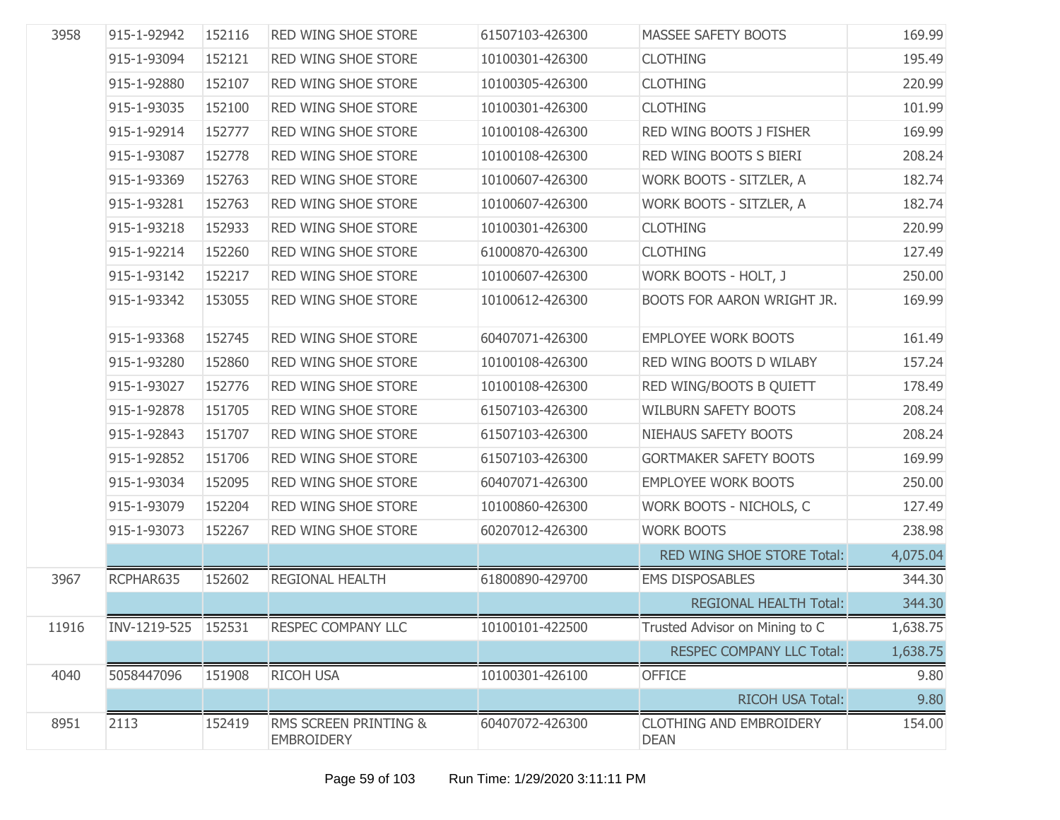| | | | | | | |
|---|---|---|---|---|---|---|
| 3958 | 915-1-92942 | 152116 | RED WING SHOE STORE | 61507103-426300 | MASSEE SAFETY BOOTS | 169.99 |
| | 915-1-93094 | 152121 | RED WING SHOE STORE | 10100301-426300 | CLOTHING | 195.49 |
| | 915-1-92880 | 152107 | RED WING SHOE STORE | 10100305-426300 | CLOTHING | 220.99 |
| | 915-1-93035 | 152100 | RED WING SHOE STORE | 10100301-426300 | CLOTHING | 101.99 |
| | 915-1-92914 | 152777 | RED WING SHOE STORE | 10100108-426300 | RED WING BOOTS J FISHER | 169.99 |
| | 915-1-93087 | 152778 | RED WING SHOE STORE | 10100108-426300 | RED WING BOOTS S BIERI | 208.24 |
| | 915-1-93369 | 152763 | RED WING SHOE STORE | 10100607-426300 | WORK BOOTS - SITZLER, A | 182.74 |
| | 915-1-93281 | 152763 | RED WING SHOE STORE | 10100607-426300 | WORK BOOTS - SITZLER, A | 182.74 |
| | 915-1-93218 | 152933 | RED WING SHOE STORE | 10100301-426300 | CLOTHING | 220.99 |
| | 915-1-92214 | 152260 | RED WING SHOE STORE | 61000870-426300 | CLOTHING | 127.49 |
| | 915-1-93142 | 152217 | RED WING SHOE STORE | 10100607-426300 | WORK BOOTS - HOLT, J | 250.00 |
| | 915-1-93342 | 153055 | RED WING SHOE STORE | 10100612-426300 | BOOTS FOR AARON WRIGHT JR. | 169.99 |
| | 915-1-93368 | 152745 | RED WING SHOE STORE | 60407071-426300 | EMPLOYEE WORK BOOTS | 161.49 |
| | 915-1-93280 | 152860 | RED WING SHOE STORE | 10100108-426300 | RED WING BOOTS D WILABY | 157.24 |
| | 915-1-93027 | 152776 | RED WING SHOE STORE | 10100108-426300 | RED WING/BOOTS B QUIETT | 178.49 |
| | 915-1-92878 | 151705 | RED WING SHOE STORE | 61507103-426300 | WILBURN SAFETY BOOTS | 208.24 |
| | 915-1-92843 | 151707 | RED WING SHOE STORE | 61507103-426300 | NIEHAUS SAFETY BOOTS | 208.24 |
| | 915-1-92852 | 151706 | RED WING SHOE STORE | 61507103-426300 | GORTMAKER SAFETY BOOTS | 169.99 |
| | 915-1-93034 | 152095 | RED WING SHOE STORE | 60407071-426300 | EMPLOYEE WORK BOOTS | 250.00 |
| | 915-1-93079 | 152204 | RED WING SHOE STORE | 10100860-426300 | WORK BOOTS - NICHOLS, C | 127.49 |
| | 915-1-93073 | 152267 | RED WING SHOE STORE | 60207012-426300 | WORK BOOTS | 238.98 |
| | | | | | RED WING SHOE STORE Total: | 4,075.04 |
| 3967 | RCPHAR635 | 152602 | REGIONAL HEALTH | 61800890-429700 | EMS DISPOSABLES | 344.30 |
| | | | | | REGIONAL HEALTH Total: | 344.30 |
| 11916 | INV-1219-525 | 152531 | RESPEC COMPANY LLC | 10100101-422500 | Trusted Advisor on Mining to C | 1,638.75 |
| | | | | | RESPEC COMPANY LLC Total: | 1,638.75 |
| 4040 | 5058447096 | 151908 | RICOH USA | 10100301-426100 | OFFICE | 9.80 |
| | | | | | RICOH USA Total: | 9.80 |
| 8951 | 2113 | 152419 | RMS SCREEN PRINTING & EMBROIDERY | 60407072-426300 | CLOTHING AND EMBROIDERY DEAN | 154.00 |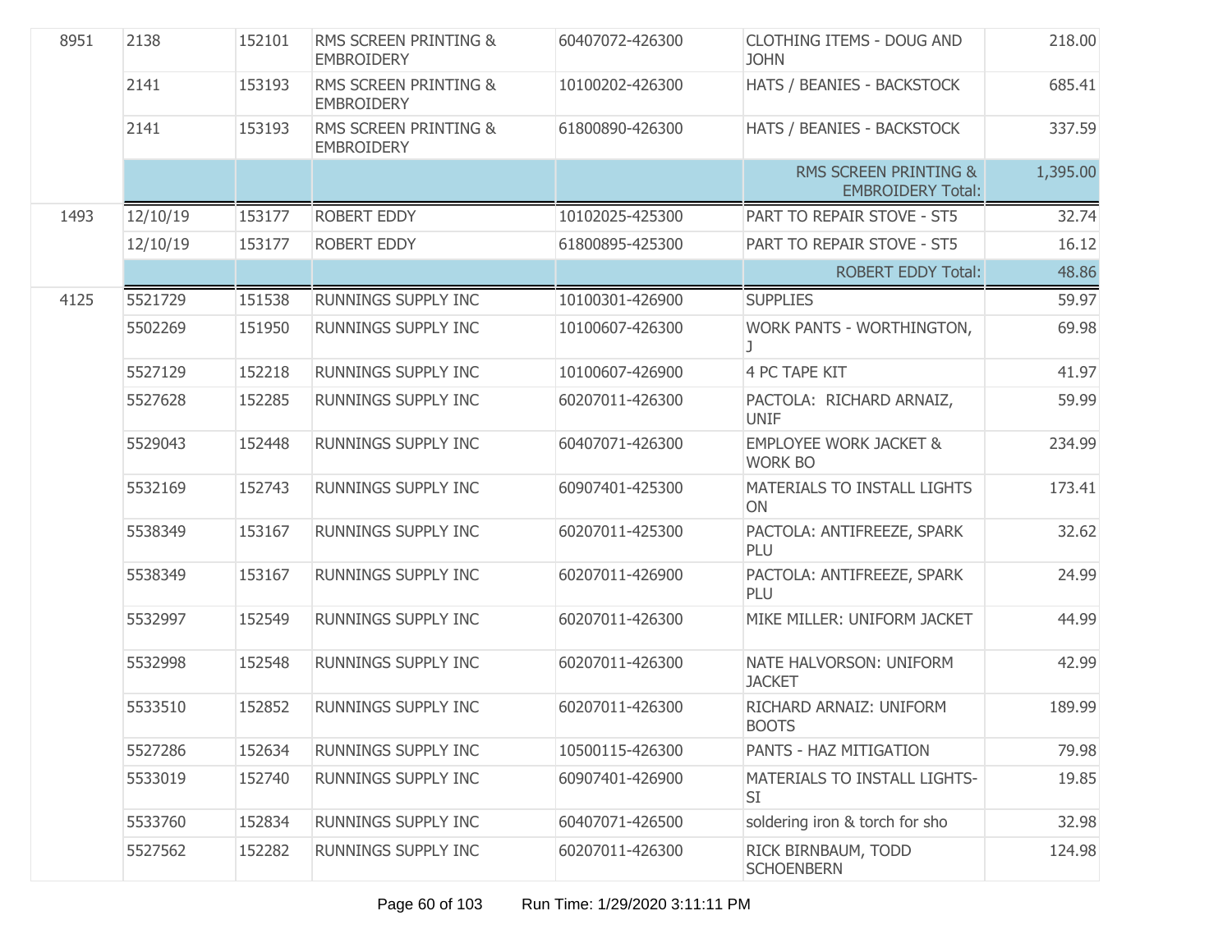| | | | | | | |
|---|---|---|---|---|---|---|
| 8951 | 2138 | 152101 | RMS SCREEN PRINTING & EMBROIDERY | 60407072-426300 | CLOTHING ITEMS - DOUG AND JOHN | 218.00 |
| | 2141 | 153193 | RMS SCREEN PRINTING & EMBROIDERY | 10100202-426300 | HATS / BEANIES - BACKSTOCK | 685.41 |
| | 2141 | 153193 | RMS SCREEN PRINTING & EMBROIDERY | 61800890-426300 | HATS / BEANIES - BACKSTOCK | 337.59 |
| | | | | | RMS SCREEN PRINTING & EMBROIDERY Total: | 1,395.00 |
| 1493 | 12/10/19 | 153177 | ROBERT EDDY | 10102025-425300 | PART TO REPAIR STOVE - ST5 | 32.74 |
| | 12/10/19 | 153177 | ROBERT EDDY | 61800895-425300 | PART TO REPAIR STOVE - ST5 | 16.12 |
| | | | | | ROBERT EDDY Total: | 48.86 |
| 4125 | 5521729 | 151538 | RUNNINGS SUPPLY INC | 10100301-426900 | SUPPLIES | 59.97 |
| | 5502269 | 151950 | RUNNINGS SUPPLY INC | 10100607-426300 | WORK PANTS - WORTHINGTON, J | 69.98 |
| | 5527129 | 152218 | RUNNINGS SUPPLY INC | 10100607-426900 | 4 PC TAPE KIT | 41.97 |
| | 5527628 | 152285 | RUNNINGS SUPPLY INC | 60207011-426300 | PACTOLA: RICHARD ARNAIZ, UNIF | 59.99 |
| | 5529043 | 152448 | RUNNINGS SUPPLY INC | 60407071-426300 | EMPLOYEE WORK JACKET & WORK BO | 234.99 |
| | 5532169 | 152743 | RUNNINGS SUPPLY INC | 60907401-425300 | MATERIALS TO INSTALL LIGHTS ON | 173.41 |
| | 5538349 | 153167 | RUNNINGS SUPPLY INC | 60207011-425300 | PACTOLA: ANTIFREEZE, SPARK PLU | 32.62 |
| | 5538349 | 153167 | RUNNINGS SUPPLY INC | 60207011-426900 | PACTOLA: ANTIFREEZE, SPARK PLU | 24.99 |
| | 5532997 | 152549 | RUNNINGS SUPPLY INC | 60207011-426300 | MIKE MILLER: UNIFORM JACKET | 44.99 |
| | 5532998 | 152548 | RUNNINGS SUPPLY INC | 60207011-426300 | NATE HALVORSON: UNIFORM JACKET | 42.99 |
| | 5533510 | 152852 | RUNNINGS SUPPLY INC | 60207011-426300 | RICHARD ARNAIZ: UNIFORM BOOTS | 189.99 |
| | 5527286 | 152634 | RUNNINGS SUPPLY INC | 10500115-426300 | PANTS - HAZ MITIGATION | 79.98 |
| | 5533019 | 152740 | RUNNINGS SUPPLY INC | 60907401-426900 | MATERIALS TO INSTALL LIGHTS-SI | 19.85 |
| | 5533760 | 152834 | RUNNINGS SUPPLY INC | 60407071-426500 | soldering iron & torch for sho | 32.98 |
| | 5527562 | 152282 | RUNNINGS SUPPLY INC | 60207011-426300 | RICK BIRNBAUM, TODD SCHOENBERN | 124.98 |

Run Time: 1/29/2020 3:11:11 PM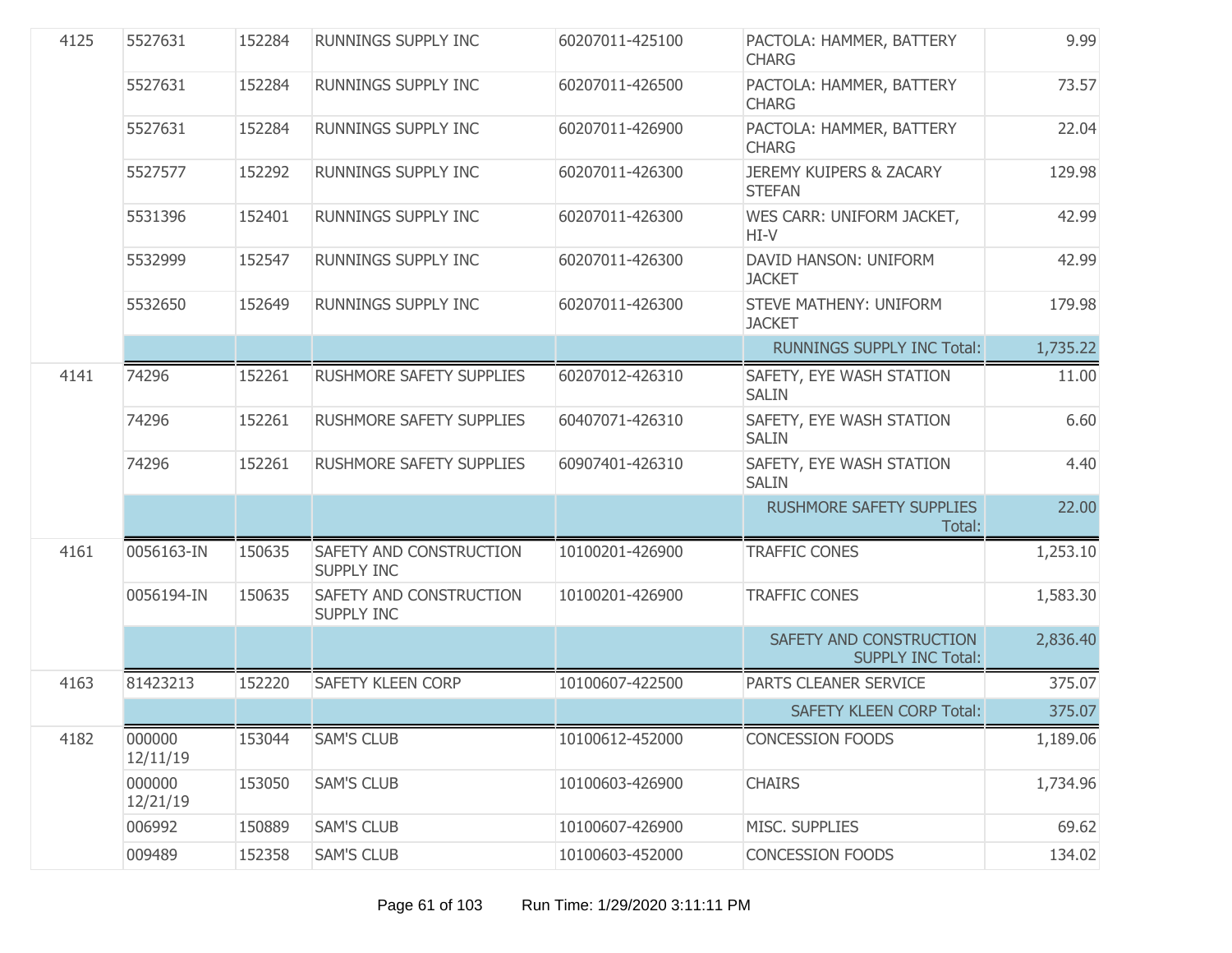| | | | | | | |
|---|---|---|---|---|---|---|
| 4125 | 5527631 | 152284 | RUNNINGS SUPPLY INC | 60207011-425100 | PACTOLA: HAMMER, BATTERY CHARG | 9.99 |
| | 5527631 | 152284 | RUNNINGS SUPPLY INC | 60207011-426500 | PACTOLA: HAMMER, BATTERY CHARG | 73.57 |
| | 5527631 | 152284 | RUNNINGS SUPPLY INC | 60207011-426900 | PACTOLA: HAMMER, BATTERY CHARG | 22.04 |
| | 5527577 | 152292 | RUNNINGS SUPPLY INC | 60207011-426300 | JEREMY KUIPERS & ZACARY STEFAN | 129.98 |
| | 5531396 | 152401 | RUNNINGS SUPPLY INC | 60207011-426300 | WES CARR: UNIFORM JACKET, HI-V | 42.99 |
| | 5532999 | 152547 | RUNNINGS SUPPLY INC | 60207011-426300 | DAVID HANSON: UNIFORM JACKET | 42.99 |
| | 5532650 | 152649 | RUNNINGS SUPPLY INC | 60207011-426300 | STEVE MATHENY: UNIFORM JACKET | 179.98 |
| | | | | | RUNNINGS SUPPLY INC Total: | 1,735.22 |
| 4141 | 74296 | 152261 | RUSHMORE SAFETY SUPPLIES | 60207012-426310 | SAFETY, EYE WASH STATION SALIN | 11.00 |
| | 74296 | 152261 | RUSHMORE SAFETY SUPPLIES | 60407071-426310 | SAFETY, EYE WASH STATION SALIN | 6.60 |
| | 74296 | 152261 | RUSHMORE SAFETY SUPPLIES | 60907401-426310 | SAFETY, EYE WASH STATION SALIN | 4.40 |
| | | | | | RUSHMORE SAFETY SUPPLIES Total: | 22.00 |
| 4161 | 0056163-IN | 150635 | SAFETY AND CONSTRUCTION SUPPLY INC | 10100201-426900 | TRAFFIC CONES | 1,253.10 |
| | 0056194-IN | 150635 | SAFETY AND CONSTRUCTION SUPPLY INC | 10100201-426900 | TRAFFIC CONES | 1,583.30 |
| | | | | | SAFETY AND CONSTRUCTION SUPPLY INC Total: | 2,836.40 |
| 4163 | 81423213 | 152220 | SAFETY KLEEN CORP | 10100607-422500 | PARTS CLEANER SERVICE | 375.07 |
| | | | | | SAFETY KLEEN CORP Total: | 375.07 |
| 4182 | 000000 12/11/19 | 153044 | SAM'S CLUB | 10100612-452000 | CONCESSION FOODS | 1,189.06 |
| | 000000 12/21/19 | 153050 | SAM'S CLUB | 10100603-426900 | CHAIRS | 1,734.96 |
| | 006992 | 150889 | SAM'S CLUB | 10100607-426900 | MISC. SUPPLIES | 69.62 |
| | 009489 | 152358 | SAM'S CLUB | 10100603-452000 | CONCESSION FOODS | 134.02 |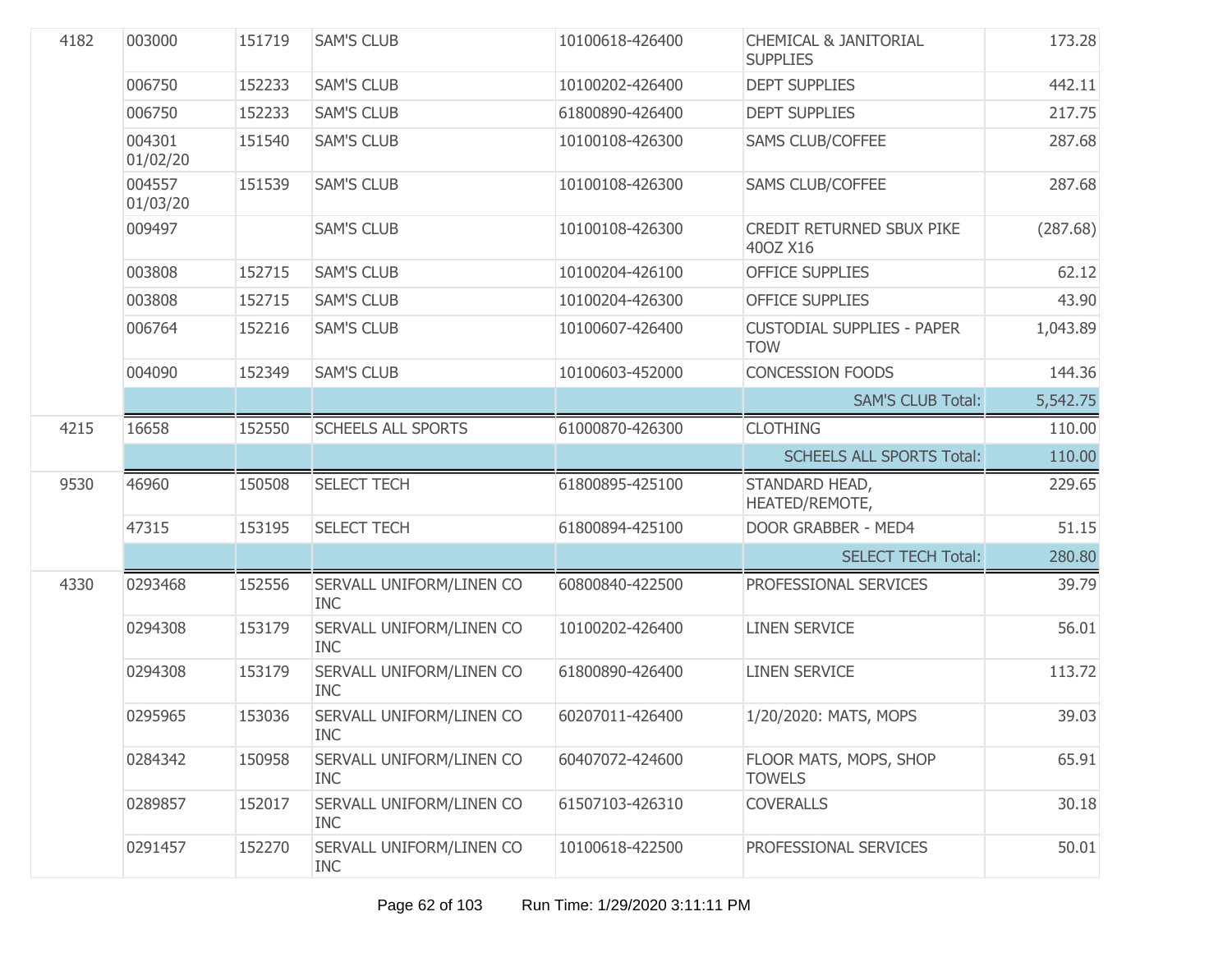| | | | | | | |
|---|---|---|---|---|---|---|
| 4182 | 003000 | 151719 | SAM'S CLUB | 10100618-426400 | CHEMICAL & JANITORIAL SUPPLIES | 173.28 |
| | 006750 | 152233 | SAM'S CLUB | 10100202-426400 | DEPT SUPPLIES | 442.11 |
| | 006750 | 152233 | SAM'S CLUB | 61800890-426400 | DEPT SUPPLIES | 217.75 |
| | 004301 01/02/20 | 151540 | SAM'S CLUB | 10100108-426300 | SAMS CLUB/COFFEE | 287.68 |
| | 004557 01/03/20 | 151539 | SAM'S CLUB | 10100108-426300 | SAMS CLUB/COFFEE | 287.68 |
| | 009497 | | SAM'S CLUB | 10100108-426300 | CREDIT RETURNED SBUX PIKE 40OZ X16 | (287.68) |
| | 003808 | 152715 | SAM'S CLUB | 10100204-426100 | OFFICE SUPPLIES | 62.12 |
| | 003808 | 152715 | SAM'S CLUB | 10100204-426300 | OFFICE SUPPLIES | 43.90 |
| | 006764 | 152216 | SAM'S CLUB | 10100607-426400 | CUSTODIAL SUPPLIES - PAPER TOW | 1,043.89 |
| | 004090 | 152349 | SAM'S CLUB | 10100603-452000 | CONCESSION FOODS | 144.36 |
| | | | | | SAM'S CLUB Total: | 5,542.75 |
| 4215 | 16658 | 152550 | SCHEELS ALL SPORTS | 61000870-426300 | CLOTHING | 110.00 |
| | | | | | SCHEELS ALL SPORTS Total: | 110.00 |
| 9530 | 46960 | 150508 | SELECT TECH | 61800895-425100 | STANDARD HEAD, HEATED/REMOTE, | 229.65 |
| | 47315 | 153195 | SELECT TECH | 61800894-425100 | DOOR GRABBER - MED4 | 51.15 |
| | | | | | SELECT TECH Total: | 280.80 |
| 4330 | 0293468 | 152556 | SERVALL UNIFORM/LINEN CO INC | 60800840-422500 | PROFESSIONAL SERVICES | 39.79 |
| | 0294308 | 153179 | SERVALL UNIFORM/LINEN CO INC | 10100202-426400 | LINEN SERVICE | 56.01 |
| | 0294308 | 153179 | SERVALL UNIFORM/LINEN CO INC | 61800890-426400 | LINEN SERVICE | 113.72 |
| | 0295965 | 153036 | SERVALL UNIFORM/LINEN CO INC | 60207011-426400 | 1/20/2020: MATS, MOPS | 39.03 |
| | 0284342 | 150958 | SERVALL UNIFORM/LINEN CO INC | 60407072-424600 | FLOOR MATS, MOPS, SHOP TOWELS | 65.91 |
| | 0289857 | 152017 | SERVALL UNIFORM/LINEN CO INC | 61507103-426310 | COVERALLS | 30.18 |
| | 0291457 | 152270 | SERVALL UNIFORM/LINEN CO INC | 10100618-422500 | PROFESSIONAL SERVICES | 50.01 |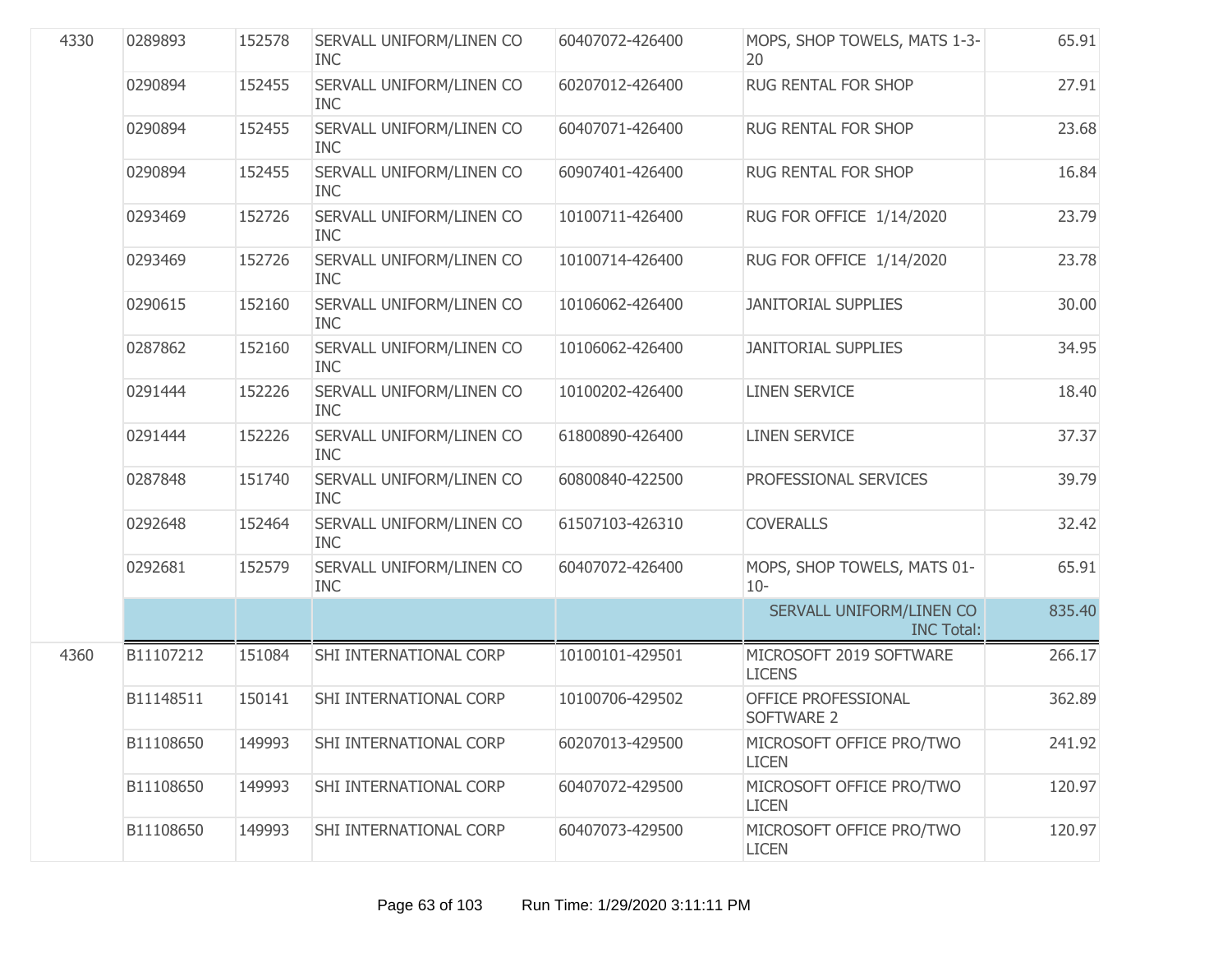| | | | | | | |
|---|---|---|---|---|---|---|
| 4330 | 0289893 | 152578 | SERVALL UNIFORM/LINEN CO INC | 60407072-426400 | MOPS, SHOP TOWELS, MATS 1-3-20 | 65.91 |
| | 0290894 | 152455 | SERVALL UNIFORM/LINEN CO INC | 60207012-426400 | RUG RENTAL FOR SHOP | 27.91 |
| | 0290894 | 152455 | SERVALL UNIFORM/LINEN CO INC | 60407071-426400 | RUG RENTAL FOR SHOP | 23.68 |
| | 0290894 | 152455 | SERVALL UNIFORM/LINEN CO INC | 60907401-426400 | RUG RENTAL FOR SHOP | 16.84 |
| | 0293469 | 152726 | SERVALL UNIFORM/LINEN CO INC | 10100711-426400 | RUG FOR OFFICE 1/14/2020 | 23.79 |
| | 0293469 | 152726 | SERVALL UNIFORM/LINEN CO INC | 10100714-426400 | RUG FOR OFFICE 1/14/2020 | 23.78 |
| | 0290615 | 152160 | SERVALL UNIFORM/LINEN CO INC | 10106062-426400 | JANITORIAL SUPPLIES | 30.00 |
| | 0287862 | 152160 | SERVALL UNIFORM/LINEN CO INC | 10106062-426400 | JANITORIAL SUPPLIES | 34.95 |
| | 0291444 | 152226 | SERVALL UNIFORM/LINEN CO INC | 10100202-426400 | LINEN SERVICE | 18.40 |
| | 0291444 | 152226 | SERVALL UNIFORM/LINEN CO INC | 61800890-426400 | LINEN SERVICE | 37.37 |
| | 0287848 | 151740 | SERVALL UNIFORM/LINEN CO INC | 60800840-422500 | PROFESSIONAL SERVICES | 39.79 |
| | 0292648 | 152464 | SERVALL UNIFORM/LINEN CO INC | 61507103-426310 | COVERALLS | 32.42 |
| | 0292681 | 152579 | SERVALL UNIFORM/LINEN CO INC | 60407072-426400 | MOPS, SHOP TOWELS, MATS 01-10- | 65.91 |
| | | | | | SERVALL UNIFORM/LINEN CO INC Total: | 835.40 |
| 4360 | B11107212 | 151084 | SHI INTERNATIONAL CORP | 10100101-429501 | MICROSOFT 2019 SOFTWARE LICENS | 266.17 |
| | B11148511 | 150141 | SHI INTERNATIONAL CORP | 10100706-429502 | OFFICE PROFESSIONAL SOFTWARE 2 | 362.89 |
| | B11108650 | 149993 | SHI INTERNATIONAL CORP | 60207013-429500 | MICROSOFT OFFICE PRO/TWO LICEN | 241.92 |
| | B11108650 | 149993 | SHI INTERNATIONAL CORP | 60407072-429500 | MICROSOFT OFFICE PRO/TWO LICEN | 120.97 |
| | B11108650 | 149993 | SHI INTERNATIONAL CORP | 60407073-429500 | MICROSOFT OFFICE PRO/TWO LICEN | 120.97 |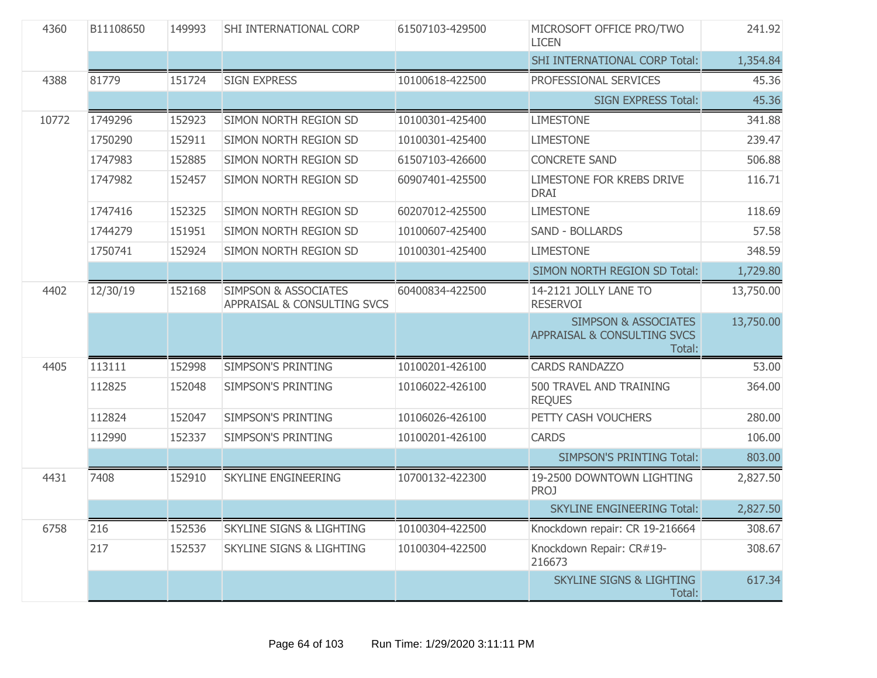| | | | | | | |
|---|---|---|---|---|---|---|
| 4360 | B11108650 | 149993 | SHI INTERNATIONAL CORP | 61507103-429500 | MICROSOFT OFFICE PRO/TWO LICEN | 241.92 |
| | | | | | SHI INTERNATIONAL CORP Total: | 1,354.84 |
| 4388 | 81779 | 151724 | SIGN EXPRESS | 10100618-422500 | PROFESSIONAL SERVICES | 45.36 |
| | | | | | SIGN EXPRESS Total: | 45.36 |
| 10772 | 1749296 | 152923 | SIMON NORTH REGION SD | 10100301-425400 | LIMESTONE | 341.88 |
| | 1750290 | 152911 | SIMON NORTH REGION SD | 10100301-425400 | LIMESTONE | 239.47 |
| | 1747983 | 152885 | SIMON NORTH REGION SD | 61507103-426600 | CONCRETE SAND | 506.88 |
| | 1747982 | 152457 | SIMON NORTH REGION SD | 60907401-425500 | LIMESTONE FOR KREBS DRIVE DRAI | 116.71 |
| | 1747416 | 152325 | SIMON NORTH REGION SD | 60207012-425500 | LIMESTONE | 118.69 |
| | 1744279 | 151951 | SIMON NORTH REGION SD | 10100607-425400 | SAND - BOLLARDS | 57.58 |
| | 1750741 | 152924 | SIMON NORTH REGION SD | 10100301-425400 | LIMESTONE | 348.59 |
| | | | | | SIMON NORTH REGION SD Total: | 1,729.80 |
| 4402 | 12/30/19 | 152168 | SIMPSON & ASSOCIATES APPRAISAL & CONSULTING SVCS | 60400834-422500 | 14-2121 JOLLY LANE TO RESERVOI | 13,750.00 |
| | | | | | SIMPSON & ASSOCIATES APPRAISAL & CONSULTING SVCS Total: | 13,750.00 |
| 4405 | 113111 | 152998 | SIMPSON'S PRINTING | 10100201-426100 | CARDS RANDAZZO | 53.00 |
| | 112825 | 152048 | SIMPSON'S PRINTING | 10106022-426100 | 500 TRAVEL AND TRAINING REQUES | 364.00 |
| | 112824 | 152047 | SIMPSON'S PRINTING | 10106026-426100 | PETTY CASH VOUCHERS | 280.00 |
| | 112990 | 152337 | SIMPSON'S PRINTING | 10100201-426100 | CARDS | 106.00 |
| | | | | | SIMPSON'S PRINTING Total: | 803.00 |
| 4431 | 7408 | 152910 | SKYLINE ENGINEERING | 10700132-422300 | 19-2500 DOWNTOWN LIGHTING PROJ | 2,827.50 |
| | | | | | SKYLINE ENGINEERING Total: | 2,827.50 |
| 6758 | 216 | 152536 | SKYLINE SIGNS & LIGHTING | 10100304-422500 | Knockdown repair: CR 19-216664 | 308.67 |
| | 217 | 152537 | SKYLINE SIGNS & LIGHTING | 10100304-422500 | Knockdown Repair: CR#19-216673 | 308.67 |
| | | | | | SKYLINE SIGNS & LIGHTING Total: | 617.34 |

Run Time: 1/29/2020 3:11:11 PM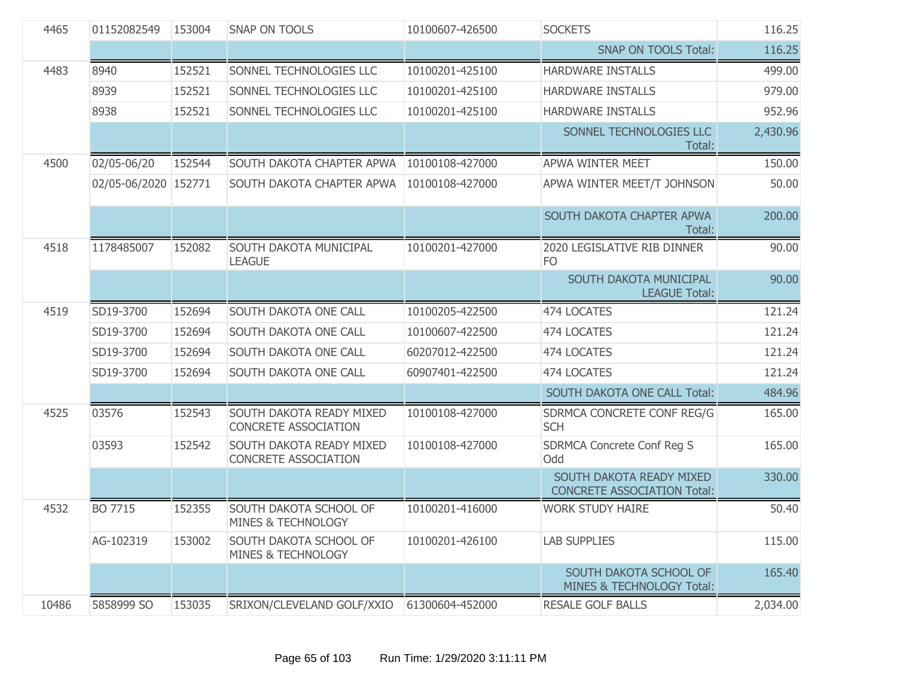| | | | | | | |
|---|---|---|---|---|---|---|
| 4465 | 01152082549 | 153004 | SNAP ON TOOLS | 10100607-426500 | SOCKETS | 116.25 |
| | | | | | SNAP ON TOOLS Total: | 116.25 |
| 4483 | 8940 | 152521 | SONNEL TECHNOLOGIES LLC | 10100201-425100 | HARDWARE INSTALLS | 499.00 |
| | 8939 | 152521 | SONNEL TECHNOLOGIES LLC | 10100201-425100 | HARDWARE INSTALLS | 979.00 |
| | 8938 | 152521 | SONNEL TECHNOLOGIES LLC | 10100201-425100 | HARDWARE INSTALLS | 952.96 |
| | | | | | SONNEL TECHNOLOGIES LLC Total: | 2,430.96 |
| 4500 | 02/05-06/20 | 152544 | SOUTH DAKOTA CHAPTER APWA | 10100108-427000 | APWA WINTER MEET | 150.00 |
| | 02/05-06/2020 | 152771 | SOUTH DAKOTA CHAPTER APWA | 10100108-427000 | APWA WINTER MEET/T JOHNSON | 50.00 |
| | | | | | SOUTH DAKOTA CHAPTER APWA Total: | 200.00 |
| 4518 | 1178485007 | 152082 | SOUTH DAKOTA MUNICIPAL LEAGUE | 10100201-427000 | 2020 LEGISLATIVE RIB DINNER FO | 90.00 |
| | | | | | SOUTH DAKOTA MUNICIPAL LEAGUE Total: | 90.00 |
| 4519 | SD19-3700 | 152694 | SOUTH DAKOTA ONE CALL | 10100205-422500 | 474 LOCATES | 121.24 |
| | SD19-3700 | 152694 | SOUTH DAKOTA ONE CALL | 10100607-422500 | 474 LOCATES | 121.24 |
| | SD19-3700 | 152694 | SOUTH DAKOTA ONE CALL | 60207012-422500 | 474 LOCATES | 121.24 |
| | SD19-3700 | 152694 | SOUTH DAKOTA ONE CALL | 60907401-422500 | 474 LOCATES | 121.24 |
| | | | | | SOUTH DAKOTA ONE CALL Total: | 484.96 |
| 4525 | 03576 | 152543 | SOUTH DAKOTA READY MIXED CONCRETE ASSOCIATION | 10100108-427000 | SDRMCA CONCRETE CONF REG/G SCH | 165.00 |
| | 03593 | 152542 | SOUTH DAKOTA READY MIXED CONCRETE ASSOCIATION | 10100108-427000 | SDRMCA Concrete Conf Reg S Odd | 165.00 |
| | | | | | SOUTH DAKOTA READY MIXED CONCRETE ASSOCIATION Total: | 330.00 |
| 4532 | BO 7715 | 152355 | SOUTH DAKOTA SCHOOL OF MINES & TECHNOLOGY | 10100201-416000 | WORK STUDY HAIRE | 50.40 |
| | AG-102319 | 153002 | SOUTH DAKOTA SCHOOL OF MINES & TECHNOLOGY | 10100201-426100 | LAB SUPPLIES | 115.00 |
| | | | | | SOUTH DAKOTA SCHOOL OF MINES & TECHNOLOGY Total: | 165.40 |
| 10486 | 5858999 SO | 153035 | SRIXON/CLEVELAND GOLF/XXIO | 61300604-452000 | RESALE GOLF BALLS | 2,034.00 |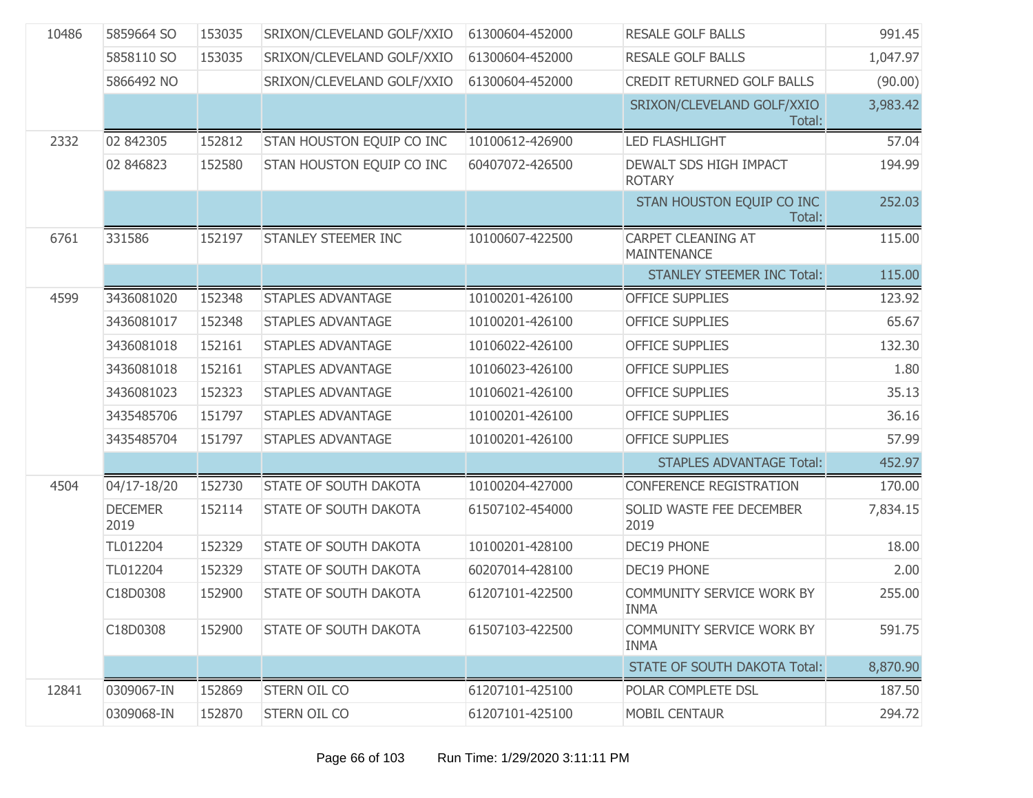| | | | | | | |
|---|---|---|---|---|---|---|
| 10486 | 5859664 SO | 153035 | SRIXON/CLEVELAND GOLF/XXIO | 61300604-452000 | RESALE GOLF BALLS | 991.45 |
| | 5858110 SO | 153035 | SRIXON/CLEVELAND GOLF/XXIO | 61300604-452000 | RESALE GOLF BALLS | 1,047.97 |
| | 5866492 NO | | SRIXON/CLEVELAND GOLF/XXIO | 61300604-452000 | CREDIT RETURNED GOLF BALLS | (90.00) |
| | | | | | SRIXON/CLEVELAND GOLF/XXIO Total: | 3,983.42 |
| 2332 | 02 842305 | 152812 | STAN HOUSTON EQUIP CO INC | 10100612-426900 | LED FLASHLIGHT | 57.04 |
| | 02 846823 | 152580 | STAN HOUSTON EQUIP CO INC | 60407072-426500 | DEWALT SDS HIGH IMPACT ROTARY | 194.99 |
| | | | | | STAN HOUSTON EQUIP CO INC Total: | 252.03 |
| 6761 | 331586 | 152197 | STANLEY STEEMER INC | 10100607-422500 | CARPET CLEANING AT MAINTENANCE | 115.00 |
| | | | | | STANLEY STEEMER INC Total: | 115.00 |
| 4599 | 3436081020 | 152348 | STAPLES ADVANTAGE | 10100201-426100 | OFFICE SUPPLIES | 123.92 |
| | 3436081017 | 152348 | STAPLES ADVANTAGE | 10100201-426100 | OFFICE SUPPLIES | 65.67 |
| | 3436081018 | 152161 | STAPLES ADVANTAGE | 10106022-426100 | OFFICE SUPPLIES | 132.30 |
| | 3436081018 | 152161 | STAPLES ADVANTAGE | 10106023-426100 | OFFICE SUPPLIES | 1.80 |
| | 3436081023 | 152323 | STAPLES ADVANTAGE | 10106021-426100 | OFFICE SUPPLIES | 35.13 |
| | 3435485706 | 151797 | STAPLES ADVANTAGE | 10100201-426100 | OFFICE SUPPLIES | 36.16 |
| | 3435485704 | 151797 | STAPLES ADVANTAGE | 10100201-426100 | OFFICE SUPPLIES | 57.99 |
| | | | | | STAPLES ADVANTAGE Total: | 452.97 |
| 4504 | 04/17-18/20 | 152730 | STATE OF SOUTH DAKOTA | 10100204-427000 | CONFERENCE REGISTRATION | 170.00 |
| | DECEMER 2019 | 152114 | STATE OF SOUTH DAKOTA | 61507102-454000 | SOLID WASTE FEE DECEMBER 2019 | 7,834.15 |
| | TL012204 | 152329 | STATE OF SOUTH DAKOTA | 10100201-428100 | DEC19 PHONE | 18.00 |
| | TL012204 | 152329 | STATE OF SOUTH DAKOTA | 60207014-428100 | DEC19 PHONE | 2.00 |
| | C18D0308 | 152900 | STATE OF SOUTH DAKOTA | 61207101-422500 | COMMUNITY SERVICE WORK BY INMA | 255.00 |
| | C18D0308 | 152900 | STATE OF SOUTH DAKOTA | 61507103-422500 | COMMUNITY SERVICE WORK BY INMA | 591.75 |
| | | | | | STATE OF SOUTH DAKOTA Total: | 8,870.90 |
| 12841 | 0309067-IN | 152869 | STERN OIL CO | 61207101-425100 | POLAR COMPLETE DSL | 187.50 |
| | 0309068-IN | 152870 | STERN OIL CO | 61207101-425100 | MOBIL CENTAUR | 294.72 |

Run Time: 1/29/2020 3:11:11 PM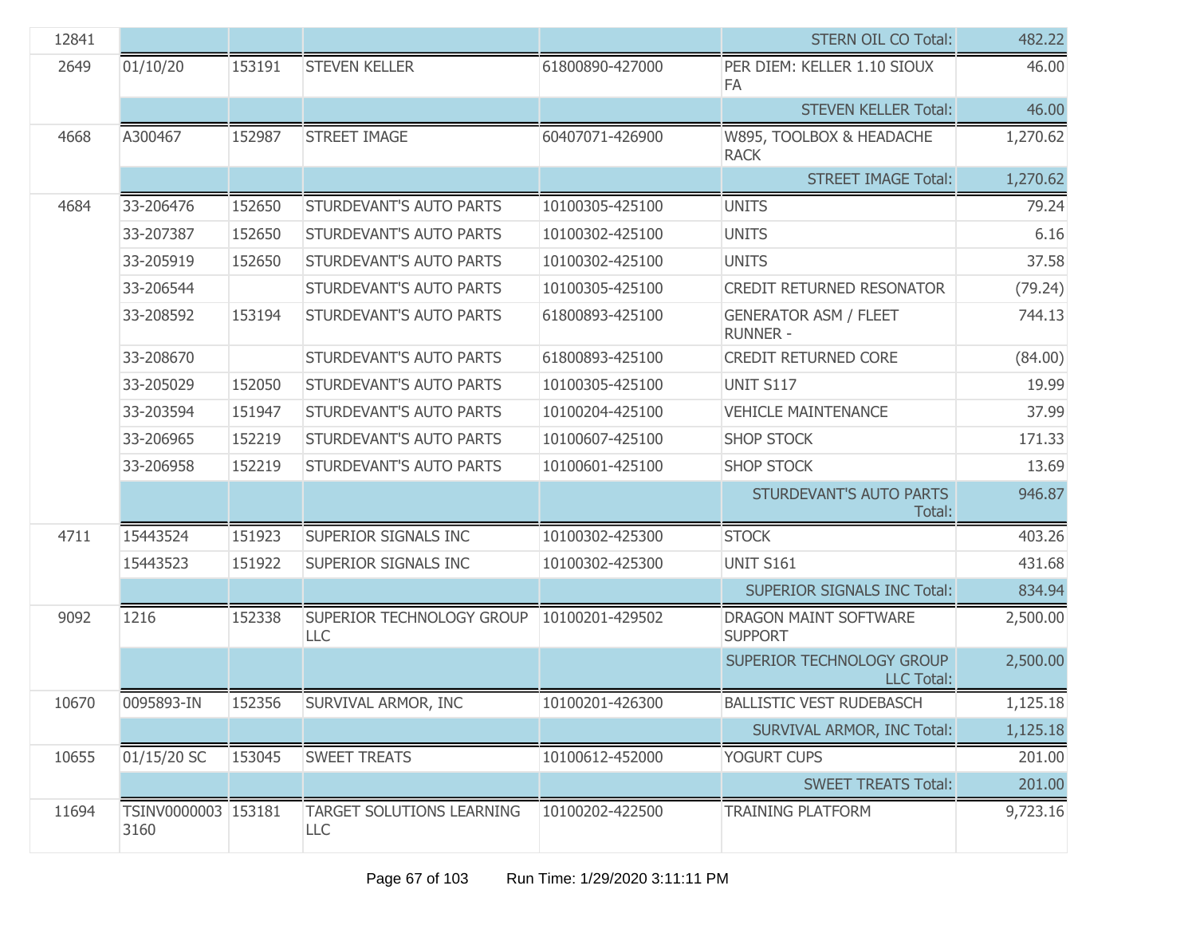| | | | | | | |
|---|---|---|---|---|---|---|
| 12841 | | | | | STERN OIL CO Total: | 482.22 |
| 2649 | 01/10/20 | 153191 | STEVEN KELLER | 61800890-427000 | PER DIEM: KELLER 1.10 SIOUX FA | 46.00 |
| | | | | | STEVEN KELLER Total: | 46.00 |
| 4668 | A300467 | 152987 | STREET IMAGE | 60407071-426900 | W895, TOOLBOX & HEADACHE RACK | 1,270.62 |
| | | | | | STREET IMAGE Total: | 1,270.62 |
| 4684 | 33-206476 | 152650 | STURDEVANT'S AUTO PARTS | 10100305-425100 | UNITS | 79.24 |
| | 33-207387 | 152650 | STURDEVANT'S AUTO PARTS | 10100302-425100 | UNITS | 6.16 |
| | 33-205919 | 152650 | STURDEVANT'S AUTO PARTS | 10100302-425100 | UNITS | 37.58 |
| | 33-206544 | | STURDEVANT'S AUTO PARTS | 10100305-425100 | CREDIT RETURNED RESONATOR | (79.24) |
| | 33-208592 | 153194 | STURDEVANT'S AUTO PARTS | 61800893-425100 | GENERATOR ASM / FLEET RUNNER - | 744.13 |
| | 33-208670 | | STURDEVANT'S AUTO PARTS | 61800893-425100 | CREDIT RETURNED CORE | (84.00) |
| | 33-205029 | 152050 | STURDEVANT'S AUTO PARTS | 10100305-425100 | UNIT S117 | 19.99 |
| | 33-203594 | 151947 | STURDEVANT'S AUTO PARTS | 10100204-425100 | VEHICLE MAINTENANCE | 37.99 |
| | 33-206965 | 152219 | STURDEVANT'S AUTO PARTS | 10100607-425100 | SHOP STOCK | 171.33 |
| | 33-206958 | 152219 | STURDEVANT'S AUTO PARTS | 10100601-425100 | SHOP STOCK | 13.69 |
| | | | | | STURDEVANT'S AUTO PARTS Total: | 946.87 |
| 4711 | 15443524 | 151923 | SUPERIOR SIGNALS INC | 10100302-425300 | STOCK | 403.26 |
| | 15443523 | 151922 | SUPERIOR SIGNALS INC | 10100302-425300 | UNIT S161 | 431.68 |
| | | | | | SUPERIOR SIGNALS INC Total: | 834.94 |
| 9092 | 1216 | 152338 | SUPERIOR TECHNOLOGY GROUP LLC | 10100201-429502 | DRAGON MAINT SOFTWARE SUPPORT | 2,500.00 |
| | | | | | SUPERIOR TECHNOLOGY GROUP LLC Total: | 2,500.00 |
| 10670 | 0095893-IN | 152356 | SURVIVAL ARMOR, INC | 10100201-426300 | BALLISTIC VEST RUDEBASCH | 1,125.18 |
| | | | | | SURVIVAL ARMOR, INC Total: | 1,125.18 |
| 10655 | 01/15/20 SC | 153045 | SWEET TREATS | 10100612-452000 | YOGURT CUPS | 201.00 |
| | | | | | SWEET TREATS Total: | 201.00 |
| 11694 | TSINV0000003 3160 | 153181 | TARGET SOLUTIONS LEARNING LLC | 10100202-422500 | TRAINING PLATFORM | 9,723.16 |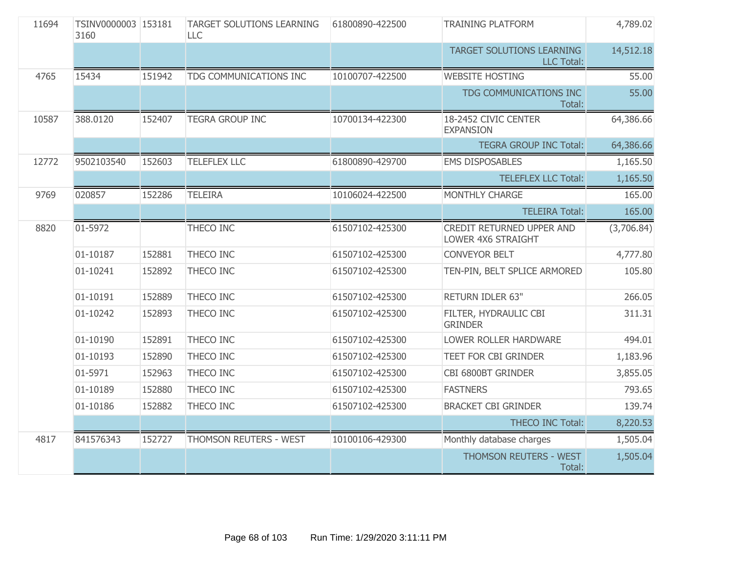| | | | | | | |
|---|---|---|---|---|---|---|
| 11694 | TSINV00000033160 | 153181 | TARGET SOLUTIONS LEARNING LLC | 61800890-422500 | TRAINING PLATFORM | 4,789.02 |
| | | | | | TARGET SOLUTIONS LEARNING LLC Total: | 14,512.18 |
| 4765 | 15434 | 151942 | TDG COMMUNICATIONS INC | 10100707-422500 | WEBSITE HOSTING | 55.00 |
| | | | | | TDG COMMUNICATIONS INC Total: | 55.00 |
| 10587 | 388.0120 | 152407 | TEGRA GROUP INC | 10700134-422300 | 18-2452 CIVIC CENTER EXPANSION | 64,386.66 |
| | | | | | TEGRA GROUP INC Total: | 64,386.66 |
| 12772 | 9502103540 | 152603 | TELEFLEX LLC | 61800890-429700 | EMS DISPOSABLES | 1,165.50 |
| | | | | | TELEFLEX LLC Total: | 1,165.50 |
| 9769 | 020857 | 152286 | TELEIRA | 10106024-422500 | MONTHLY CHARGE | 165.00 |
| | | | | | TELEIRA Total: | 165.00 |
| 8820 | 01-5972 | | THECO INC | 61507102-425300 | CREDIT RETURNED UPPER AND LOWER 4X6 STRAIGHT | (3,706.84) |
| | 01-10187 | 152881 | THECO INC | 61507102-425300 | CONVEYOR BELT | 4,777.80 |
| | 01-10241 | 152892 | THECO INC | 61507102-425300 | TEN-PIN, BELT SPLICE ARMORED | 105.80 |
| | 01-10191 | 152889 | THECO INC | 61507102-425300 | RETURN IDLER 63" | 266.05 |
| | 01-10242 | 152893 | THECO INC | 61507102-425300 | FILTER, HYDRAULIC CBI GRINDER | 311.31 |
| | 01-10190 | 152891 | THECO INC | 61507102-425300 | LOWER ROLLER HARDWARE | 494.01 |
| | 01-10193 | 152890 | THECO INC | 61507102-425300 | TEET FOR CBI GRINDER | 1,183.96 |
| | 01-5971 | 152963 | THECO INC | 61507102-425300 | CBI 6800BT GRINDER | 3,855.05 |
| | 01-10189 | 152880 | THECO INC | 61507102-425300 | FASTNERS | 793.65 |
| | 01-10186 | 152882 | THECO INC | 61507102-425300 | BRACKET CBI GRINDER | 139.74 |
| | | | | | THECO INC Total: | 8,220.53 |
| 4817 | 841576343 | 152727 | THOMSON REUTERS - WEST | 10100106-429300 | Monthly database charges | 1,505.04 |
| | | | | | THOMSON REUTERS - WEST Total: | 1,505.04 |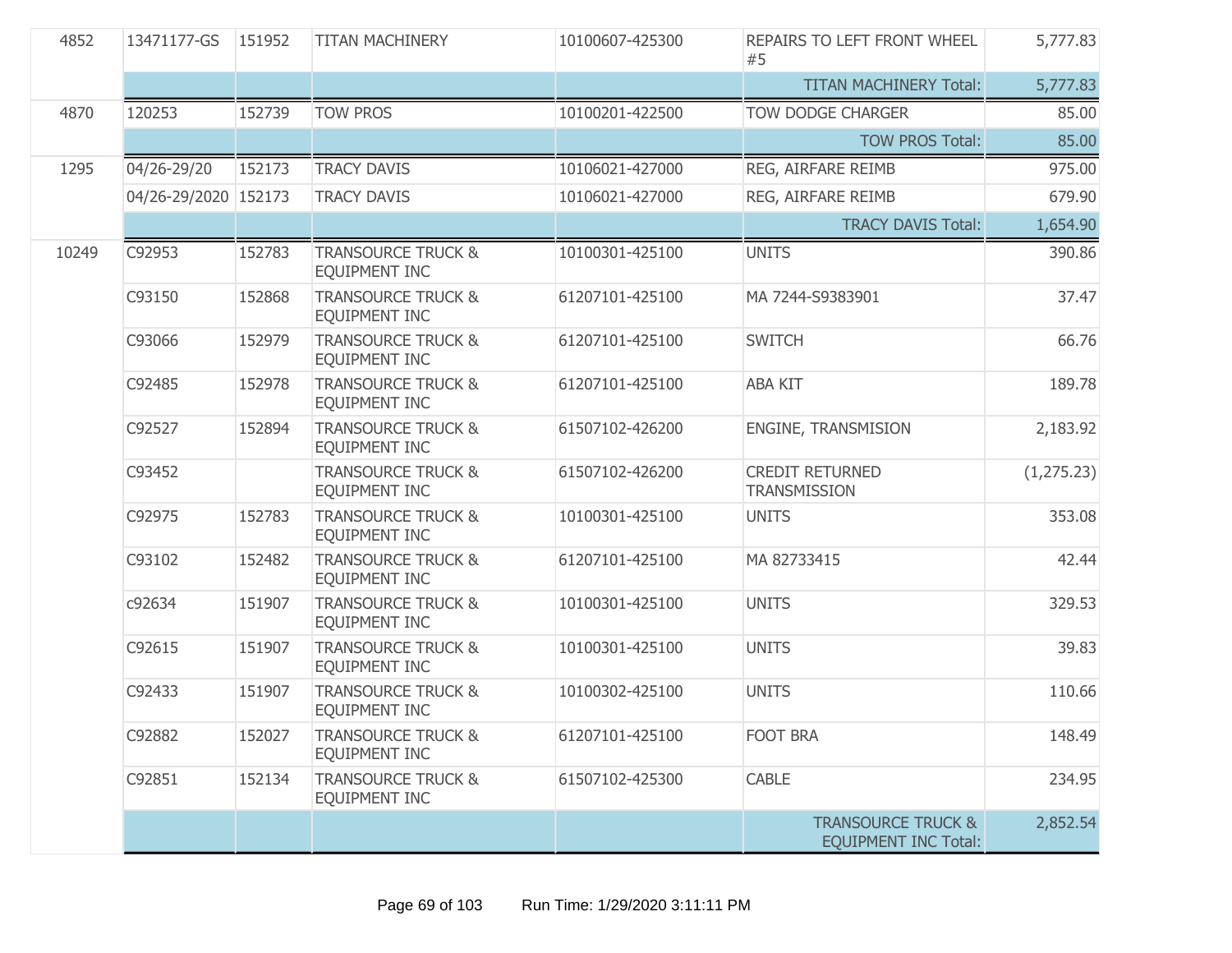| | | | | | | |
|---|---|---|---|---|---|---|
| 4852 | 13471177-GS | 151952 | TITAN MACHINERY | 10100607-425300 | REPAIRS TO LEFT FRONT WHEEL #5 | 5,777.83 |
| | | | | | TITAN MACHINERY Total: | 5,777.83 |
| 4870 | 120253 | 152739 | TOW PROS | 10100201-422500 | TOW DODGE CHARGER | 85.00 |
| | | | | | TOW PROS Total: | 85.00 |
| 1295 | 04/26-29/20 | 152173 | TRACY DAVIS | 10106021-427000 | REG, AIRFARE REIMB | 975.00 |
| | 04/26-29/2020 | 152173 | TRACY DAVIS | 10106021-427000 | REG, AIRFARE REIMB | 679.90 |
| | | | | | TRACY DAVIS Total: | 1,654.90 |
| 10249 | C92953 | 152783 | TRANSOURCE TRUCK & EQUIPMENT INC | 10100301-425100 | UNITS | 390.86 |
| | C93150 | 152868 | TRANSOURCE TRUCK & EQUIPMENT INC | 61207101-425100 | MA 7244-S9383901 | 37.47 |
| | C93066 | 152979 | TRANSOURCE TRUCK & EQUIPMENT INC | 61207101-425100 | SWITCH | 66.76 |
| | C92485 | 152978 | TRANSOURCE TRUCK & EQUIPMENT INC | 61207101-425100 | ABA KIT | 189.78 |
| | C92527 | 152894 | TRANSOURCE TRUCK & EQUIPMENT INC | 61507102-426200 | ENGINE, TRANSMISION | 2,183.92 |
| | C93452 | | TRANSOURCE TRUCK & EQUIPMENT INC | 61507102-426200 | CREDIT RETURNED TRANSMISSION | (1,275.23) |
| | C92975 | 152783 | TRANSOURCE TRUCK & EQUIPMENT INC | 10100301-425100 | UNITS | 353.08 |
| | C93102 | 152482 | TRANSOURCE TRUCK & EQUIPMENT INC | 61207101-425100 | MA 82733415 | 42.44 |
| | c92634 | 151907 | TRANSOURCE TRUCK & EQUIPMENT INC | 10100301-425100 | UNITS | 329.53 |
| | C92615 | 151907 | TRANSOURCE TRUCK & EQUIPMENT INC | 10100301-425100 | UNITS | 39.83 |
| | C92433 | 151907 | TRANSOURCE TRUCK & EQUIPMENT INC | 10100302-425100 | UNITS | 110.66 |
| | C92882 | 152027 | TRANSOURCE TRUCK & EQUIPMENT INC | 61207101-425100 | FOOT BRA | 148.49 |
| | C92851 | 152134 | TRANSOURCE TRUCK & EQUIPMENT INC | 61507102-425300 | CABLE | 234.95 |
| | | | | | TRANSOURCE TRUCK & EQUIPMENT INC Total: | 2,852.54 |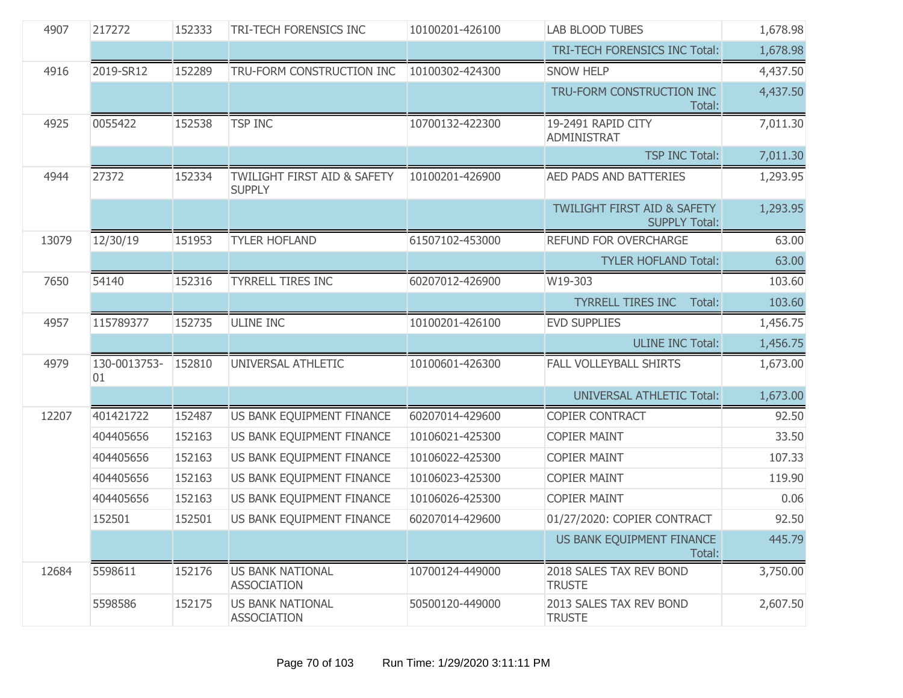| | | | | | | |
|---|---|---|---|---|---|---|
| 4907 | 217272 | 152333 | TRI-TECH FORENSICS INC | 10100201-426100 | LAB BLOOD TUBES | 1,678.98 |
| | | | | | TRI-TECH FORENSICS INC Total: | 1,678.98 |
| 4916 | 2019-SR12 | 152289 | TRU-FORM CONSTRUCTION INC | 10100302-424300 | SNOW HELP | 4,437.50 |
| | | | | | TRU-FORM CONSTRUCTION INC Total: | 4,437.50 |
| 4925 | 0055422 | 152538 | TSP INC | 10700132-422300 | 19-2491 RAPID CITY ADMINISTRAT | 7,011.30 |
| | | | | | TSP INC Total: | 7,011.30 |
| 4944 | 27372 | 152334 | TWILIGHT FIRST AID & SAFETY SUPPLY | 10100201-426900 | AED PADS AND BATTERIES | 1,293.95 |
| | | | | | TWILIGHT FIRST AID & SAFETY SUPPLY Total: | 1,293.95 |
| 13079 | 12/30/19 | 151953 | TYLER HOFLAND | 61507102-453000 | REFUND FOR OVERCHARGE | 63.00 |
| | | | | | TYLER HOFLAND Total: | 63.00 |
| 7650 | 54140 | 152316 | TYRRELL TIRES INC | 60207012-426900 | W19-303 | 103.60 |
| | | | | | TYRRELL TIRES INC Total: | 103.60 |
| 4957 | 115789377 | 152735 | ULINE INC | 10100201-426100 | EVD SUPPLIES | 1,456.75 |
| | | | | | ULINE INC Total: | 1,456.75 |
| 4979 | 130-0013753-01 | 152810 | UNIVERSAL ATHLETIC | 10100601-426300 | FALL VOLLEYBALL SHIRTS | 1,673.00 |
| | | | | | UNIVERSAL ATHLETIC Total: | 1,673.00 |
| 12207 | 401421722 | 152487 | US BANK EQUIPMENT FINANCE | 60207014-429600 | COPIER CONTRACT | 92.50 |
| | 404405656 | 152163 | US BANK EQUIPMENT FINANCE | 10106021-425300 | COPIER MAINT | 33.50 |
| | 404405656 | 152163 | US BANK EQUIPMENT FINANCE | 10106022-425300 | COPIER MAINT | 107.33 |
| | 404405656 | 152163 | US BANK EQUIPMENT FINANCE | 10106023-425300 | COPIER MAINT | 119.90 |
| | 404405656 | 152163 | US BANK EQUIPMENT FINANCE | 10106026-425300 | COPIER MAINT | 0.06 |
| | 152501 | 152501 | US BANK EQUIPMENT FINANCE | 60207014-429600 | 01/27/2020: COPIER CONTRACT | 92.50 |
| | | | | | US BANK EQUIPMENT FINANCE Total: | 445.79 |
| 12684 | 5598611 | 152176 | US BANK NATIONAL ASSOCIATION | 10700124-449000 | 2018 SALES TAX REV BOND TRUSTE | 3,750.00 |
| | 5598586 | 152175 | US BANK NATIONAL ASSOCIATION | 50500120-449000 | 2013 SALES TAX REV BOND TRUSTE | 2,607.50 |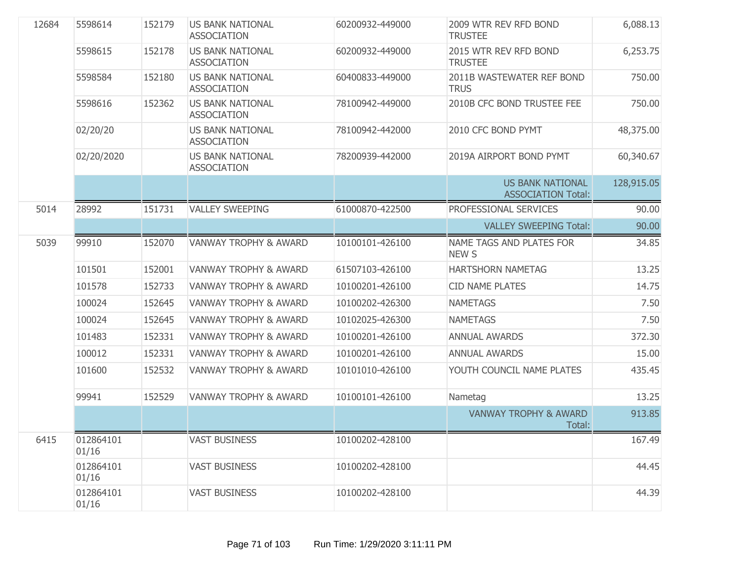| | | | | | | |
|---|---|---|---|---|---|---|
| 12684 | 5598614 | 152179 | US BANK NATIONAL ASSOCIATION | 60200932-449000 | 2009 WTR REV RFD BOND TRUSTEE | 6,088.13 |
| | 5598615 | 152178 | US BANK NATIONAL ASSOCIATION | 60200932-449000 | 2015 WTR REV RFD BOND TRUSTEE | 6,253.75 |
| | 5598584 | 152180 | US BANK NATIONAL ASSOCIATION | 60400833-449000 | 2011B WASTEWATER REF BOND TRUS | 750.00 |
| | 5598616 | 152362 | US BANK NATIONAL ASSOCIATION | 78100942-449000 | 2010B CFC BOND TRUSTEE FEE | 750.00 |
| | 02/20/20 | | US BANK NATIONAL ASSOCIATION | 78100942-442000 | 2010 CFC BOND PYMT | 48,375.00 |
| | 02/20/2020 | | US BANK NATIONAL ASSOCIATION | 78200939-442000 | 2019A AIRPORT BOND PYMT | 60,340.67 |
| | | | | | US BANK NATIONAL ASSOCIATION Total: | 128,915.05 |
| 5014 | 28992 | 151731 | VALLEY SWEEPING | 61000870-422500 | PROFESSIONAL SERVICES | 90.00 |
| | | | | | VALLEY SWEEPING Total: | 90.00 |
| 5039 | 99910 | 152070 | VANWAY TROPHY & AWARD | 10100101-426100 | NAME TAGS AND PLATES FOR NEW S | 34.85 |
| | 101501 | 152001 | VANWAY TROPHY & AWARD | 61507103-426100 | HARTSHORN NAMETAG | 13.25 |
| | 101578 | 152733 | VANWAY TROPHY & AWARD | 10100201-426100 | CID NAME PLATES | 14.75 |
| | 100024 | 152645 | VANWAY TROPHY & AWARD | 10100202-426300 | NAMETAGS | 7.50 |
| | 100024 | 152645 | VANWAY TROPHY & AWARD | 10102025-426300 | NAMETAGS | 7.50 |
| | 101483 | 152331 | VANWAY TROPHY & AWARD | 10100201-426100 | ANNUAL AWARDS | 372.30 |
| | 100012 | 152331 | VANWAY TROPHY & AWARD | 10100201-426100 | ANNUAL AWARDS | 15.00 |
| | 101600 | 152532 | VANWAY TROPHY & AWARD | 10101010-426100 | YOUTH COUNCIL NAME PLATES | 435.45 |
| | 99941 | 152529 | VANWAY TROPHY & AWARD | 10100101-426100 | Nametag | 13.25 |
| | | | | | VANWAY TROPHY & AWARD Total: | 913.85 |
| 6415 | 012864101 01/16 | | VAST BUSINESS | 10100202-428100 | | 167.49 |
| | 012864101 01/16 | | VAST BUSINESS | 10100202-428100 | | 44.45 |
| | 012864101 01/16 | | VAST BUSINESS | 10100202-428100 | | 44.39 |

Run Time: 1/29/2020 3:11:11 PM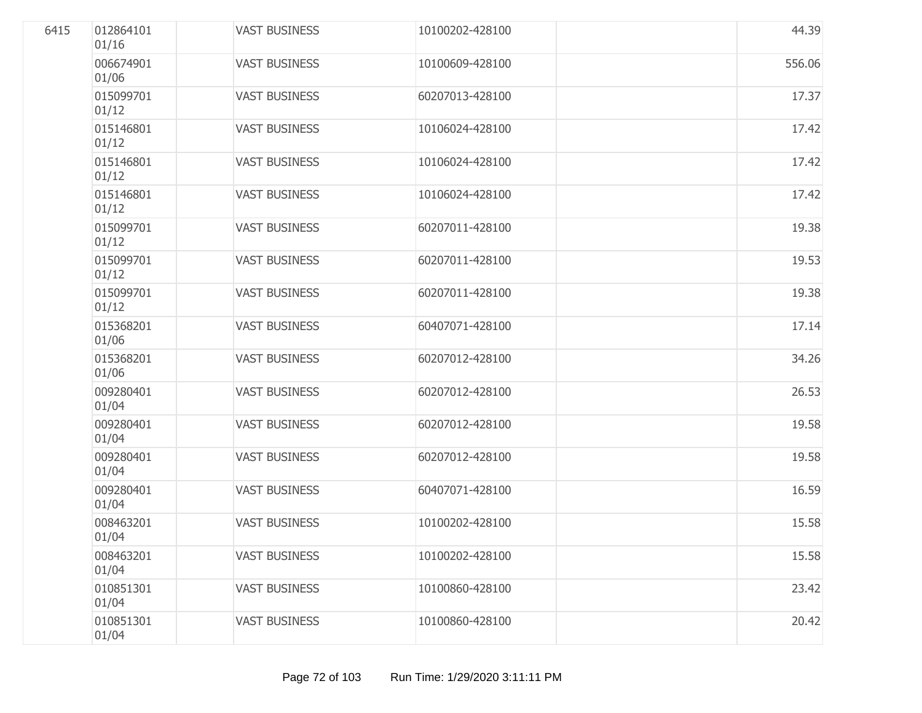| | | | | | | |
|---|---|---|---|---|---|---|
| 6415 | 012864101 01/16 | | VAST BUSINESS | 10100202-428100 | | 44.39 |
| | 006674901 01/06 | | VAST BUSINESS | 10100609-428100 | | 556.06 |
| | 015099701 01/12 | | VAST BUSINESS | 60207013-428100 | | 17.37 |
| | 015146801 01/12 | | VAST BUSINESS | 10106024-428100 | | 17.42 |
| | 015146801 01/12 | | VAST BUSINESS | 10106024-428100 | | 17.42 |
| | 015146801 01/12 | | VAST BUSINESS | 10106024-428100 | | 17.42 |
| | 015099701 01/12 | | VAST BUSINESS | 60207011-428100 | | 19.38 |
| | 015099701 01/12 | | VAST BUSINESS | 60207011-428100 | | 19.53 |
| | 015099701 01/12 | | VAST BUSINESS | 60207011-428100 | | 19.38 |
| | 015368201 01/06 | | VAST BUSINESS | 60407071-428100 | | 17.14 |
| | 015368201 01/06 | | VAST BUSINESS | 60207012-428100 | | 34.26 |
| | 009280401 01/04 | | VAST BUSINESS | 60207012-428100 | | 26.53 |
| | 009280401 01/04 | | VAST BUSINESS | 60207012-428100 | | 19.58 |
| | 009280401 01/04 | | VAST BUSINESS | 60207012-428100 | | 19.58 |
| | 009280401 01/04 | | VAST BUSINESS | 60407071-428100 | | 16.59 |
| | 008463201 01/04 | | VAST BUSINESS | 10100202-428100 | | 15.58 |
| | 008463201 01/04 | | VAST BUSINESS | 10100202-428100 | | 15.58 |
| | 010851301 01/04 | | VAST BUSINESS | 10100860-428100 | | 23.42 |
| | 010851301 01/04 | | VAST BUSINESS | 10100860-428100 | | 20.42 |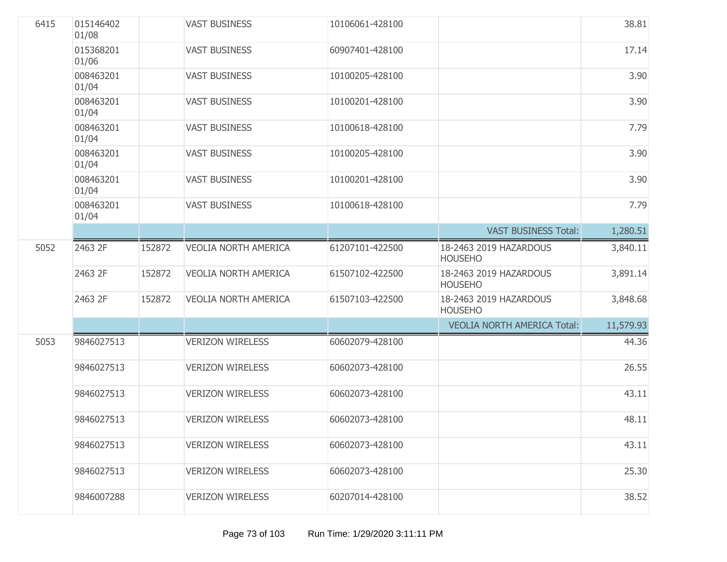| | | | | | | |
|---|---|---|---|---|---|---|
| 6415 | 015146402 01/08 | | VAST BUSINESS | 10106061-428100 | | 38.81 |
| | 015368201 01/06 | | VAST BUSINESS | 60907401-428100 | | 17.14 |
| | 008463201 01/04 | | VAST BUSINESS | 10100205-428100 | | 3.90 |
| | 008463201 01/04 | | VAST BUSINESS | 10100201-428100 | | 3.90 |
| | 008463201 01/04 | | VAST BUSINESS | 10100618-428100 | | 7.79 |
| | 008463201 01/04 | | VAST BUSINESS | 10100205-428100 | | 3.90 |
| | 008463201 01/04 | | VAST BUSINESS | 10100201-428100 | | 3.90 |
| | 008463201 01/04 | | VAST BUSINESS | 10100618-428100 | | 7.79 |
| | | | | | VAST BUSINESS Total: | 1,280.51 |
| 5052 | 2463 2F | 152872 | VEOLIA NORTH AMERICA | 61207101-422500 | 18-2463 2019 HAZARDOUS HOUSEHO | 3,840.11 |
| | 2463 2F | 152872 | VEOLIA NORTH AMERICA | 61507102-422500 | 18-2463 2019 HAZARDOUS HOUSEHO | 3,891.14 |
| | 2463 2F | 152872 | VEOLIA NORTH AMERICA | 61507103-422500 | 18-2463 2019 HAZARDOUS HOUSEHO | 3,848.68 |
| | | | | | VEOLIA NORTH AMERICA Total: | 11,579.93 |
| 5053 | 9846027513 | | VERIZON WIRELESS | 60602079-428100 | | 44.36 |
| | 9846027513 | | VERIZON WIRELESS | 60602073-428100 | | 26.55 |
| | 9846027513 | | VERIZON WIRELESS | 60602073-428100 | | 43.11 |
| | 9846027513 | | VERIZON WIRELESS | 60602073-428100 | | 48.11 |
| | 9846027513 | | VERIZON WIRELESS | 60602073-428100 | | 43.11 |
| | 9846027513 | | VERIZON WIRELESS | 60602073-428100 | | 25.30 |
| | 9846007288 | | VERIZON WIRELESS | 60207014-428100 | | 38.52 |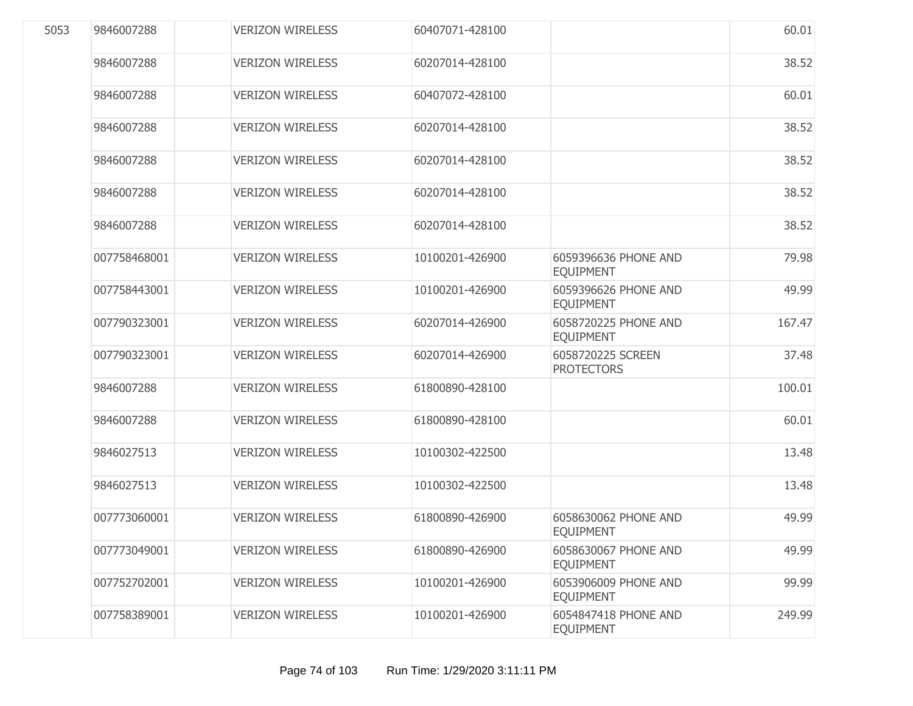| | | | | | | |
|---|---|---|---|---|---|---|
| 5053 | 9846007288 | | VERIZON WIRELESS | 60407071-428100 | | 60.01 |
| | 9846007288 | | VERIZON WIRELESS | 60207014-428100 | | 38.52 |
| | 9846007288 | | VERIZON WIRELESS | 60407072-428100 | | 60.01 |
| | 9846007288 | | VERIZON WIRELESS | 60207014-428100 | | 38.52 |
| | 9846007288 | | VERIZON WIRELESS | 60207014-428100 | | 38.52 |
| | 9846007288 | | VERIZON WIRELESS | 60207014-428100 | | 38.52 |
| | 9846007288 | | VERIZON WIRELESS | 60207014-428100 | | 38.52 |
| | 007758468001 | | VERIZON WIRELESS | 10100201-426900 | 6059396636 PHONE AND EQUIPMENT | 79.98 |
| | 007758443001 | | VERIZON WIRELESS | 10100201-426900 | 6059396626 PHONE AND EQUIPMENT | 49.99 |
| | 007790323001 | | VERIZON WIRELESS | 60207014-426900 | 6058720225 PHONE AND EQUIPMENT | 167.47 |
| | 007790323001 | | VERIZON WIRELESS | 60207014-426900 | 6058720225 SCREEN PROTECTORS | 37.48 |
| | 9846007288 | | VERIZON WIRELESS | 61800890-428100 | | 100.01 |
| | 9846007288 | | VERIZON WIRELESS | 61800890-428100 | | 60.01 |
| | 9846027513 | | VERIZON WIRELESS | 10100302-422500 | | 13.48 |
| | 9846027513 | | VERIZON WIRELESS | 10100302-422500 | | 13.48 |
| | 007773060001 | | VERIZON WIRELESS | 61800890-426900 | 6058630062 PHONE AND EQUIPMENT | 49.99 |
| | 007773049001 | | VERIZON WIRELESS | 61800890-426900 | 6058630067 PHONE AND EQUIPMENT | 49.99 |
| | 007752702001 | | VERIZON WIRELESS | 10100201-426900 | 6053906009 PHONE AND EQUIPMENT | 99.99 |
| | 007758389001 | | VERIZON WIRELESS | 10100201-426900 | 6054847418 PHONE AND EQUIPMENT | 249.99 |

Run Time: 1/29/2020 3:11:11 PM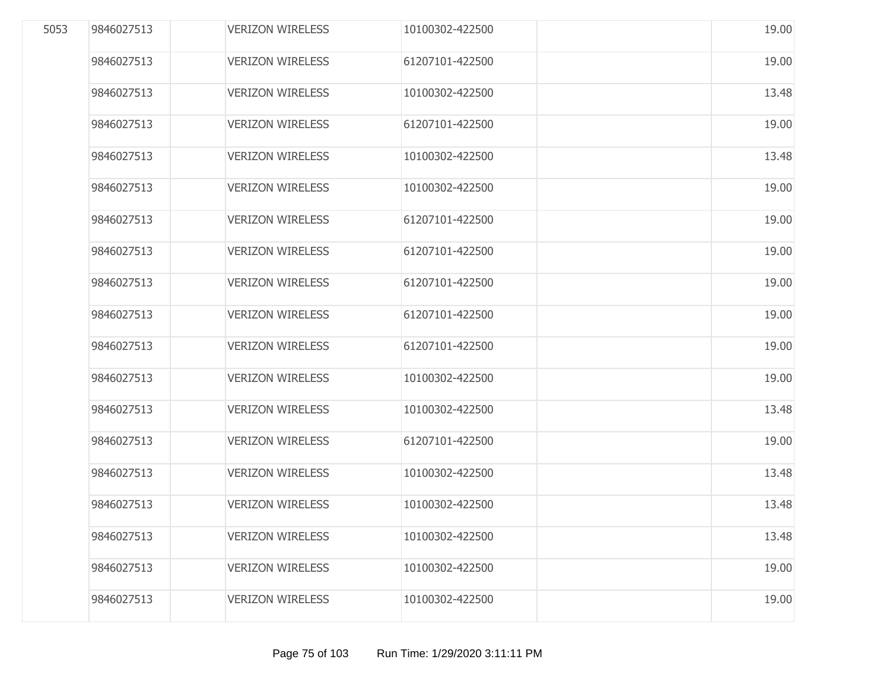| | | | | | | |
|---|---|---|---|---|---|---|
| 5053 | 9846027513 | | VERIZON WIRELESS | 10100302-422500 | | 19.00 |
| | 9846027513 | | VERIZON WIRELESS | 61207101-422500 | | 19.00 |
| | 9846027513 | | VERIZON WIRELESS | 10100302-422500 | | 13.48 |
| | 9846027513 | | VERIZON WIRELESS | 61207101-422500 | | 19.00 |
| | 9846027513 | | VERIZON WIRELESS | 10100302-422500 | | 13.48 |
| | 9846027513 | | VERIZON WIRELESS | 10100302-422500 | | 19.00 |
| | 9846027513 | | VERIZON WIRELESS | 61207101-422500 | | 19.00 |
| | 9846027513 | | VERIZON WIRELESS | 61207101-422500 | | 19.00 |
| | 9846027513 | | VERIZON WIRELESS | 61207101-422500 | | 19.00 |
| | 9846027513 | | VERIZON WIRELESS | 61207101-422500 | | 19.00 |
| | 9846027513 | | VERIZON WIRELESS | 61207101-422500 | | 19.00 |
| | 9846027513 | | VERIZON WIRELESS | 10100302-422500 | | 19.00 |
| | 9846027513 | | VERIZON WIRELESS | 10100302-422500 | | 13.48 |
| | 9846027513 | | VERIZON WIRELESS | 61207101-422500 | | 19.00 |
| | 9846027513 | | VERIZON WIRELESS | 10100302-422500 | | 13.48 |
| | 9846027513 | | VERIZON WIRELESS | 10100302-422500 | | 13.48 |
| | 9846027513 | | VERIZON WIRELESS | 10100302-422500 | | 13.48 |
| | 9846027513 | | VERIZON WIRELESS | 10100302-422500 | | 19.00 |
| | 9846027513 | | VERIZON WIRELESS | 10100302-422500 | | 19.00 |

Run Time: 1/29/2020 3:11:11 PM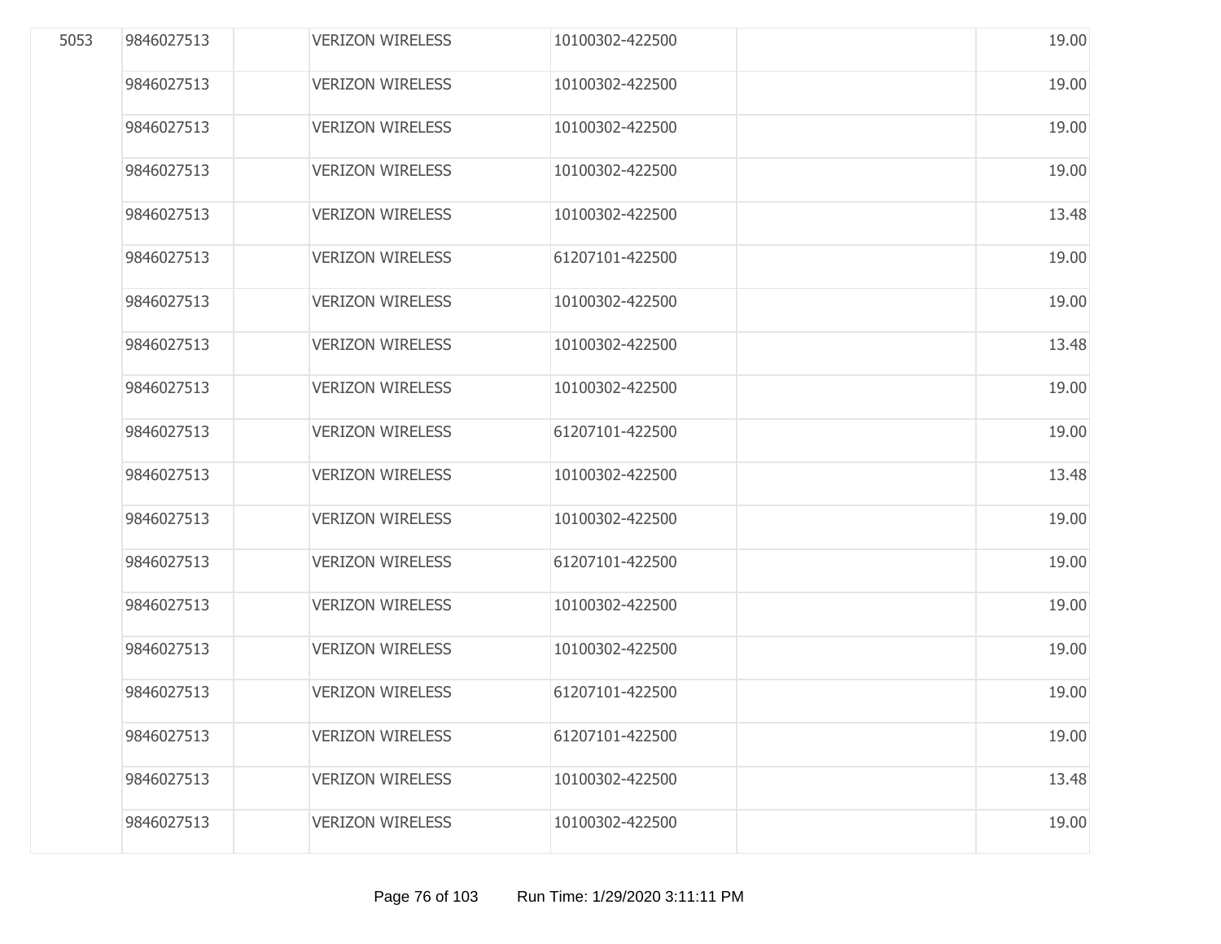|  |  |  |  |  |  |  |
|---|---|---|---|---|---|---|
| 5053 | 9846027513 |  | VERIZON WIRELESS | 10100302-422500 |  | 19.00 |
|  | 9846027513 |  | VERIZON WIRELESS | 10100302-422500 |  | 19.00 |
|  | 9846027513 |  | VERIZON WIRELESS | 10100302-422500 |  | 19.00 |
|  | 9846027513 |  | VERIZON WIRELESS | 10100302-422500 |  | 19.00 |
|  | 9846027513 |  | VERIZON WIRELESS | 10100302-422500 |  | 13.48 |
|  | 9846027513 |  | VERIZON WIRELESS | 61207101-422500 |  | 19.00 |
|  | 9846027513 |  | VERIZON WIRELESS | 10100302-422500 |  | 19.00 |
|  | 9846027513 |  | VERIZON WIRELESS | 10100302-422500 |  | 13.48 |
|  | 9846027513 |  | VERIZON WIRELESS | 10100302-422500 |  | 19.00 |
|  | 9846027513 |  | VERIZON WIRELESS | 61207101-422500 |  | 19.00 |
|  | 9846027513 |  | VERIZON WIRELESS | 10100302-422500 |  | 13.48 |
|  | 9846027513 |  | VERIZON WIRELESS | 10100302-422500 |  | 19.00 |
|  | 9846027513 |  | VERIZON WIRELESS | 61207101-422500 |  | 19.00 |
|  | 9846027513 |  | VERIZON WIRELESS | 10100302-422500 |  | 19.00 |
|  | 9846027513 |  | VERIZON WIRELESS | 10100302-422500 |  | 19.00 |
|  | 9846027513 |  | VERIZON WIRELESS | 61207101-422500 |  | 19.00 |
|  | 9846027513 |  | VERIZON WIRELESS | 61207101-422500 |  | 19.00 |
|  | 9846027513 |  | VERIZON WIRELESS | 10100302-422500 |  | 13.48 |
|  | 9846027513 |  | VERIZON WIRELESS | 10100302-422500 |  | 19.00 |

Run Time: 1/29/2020 3:11:11 PM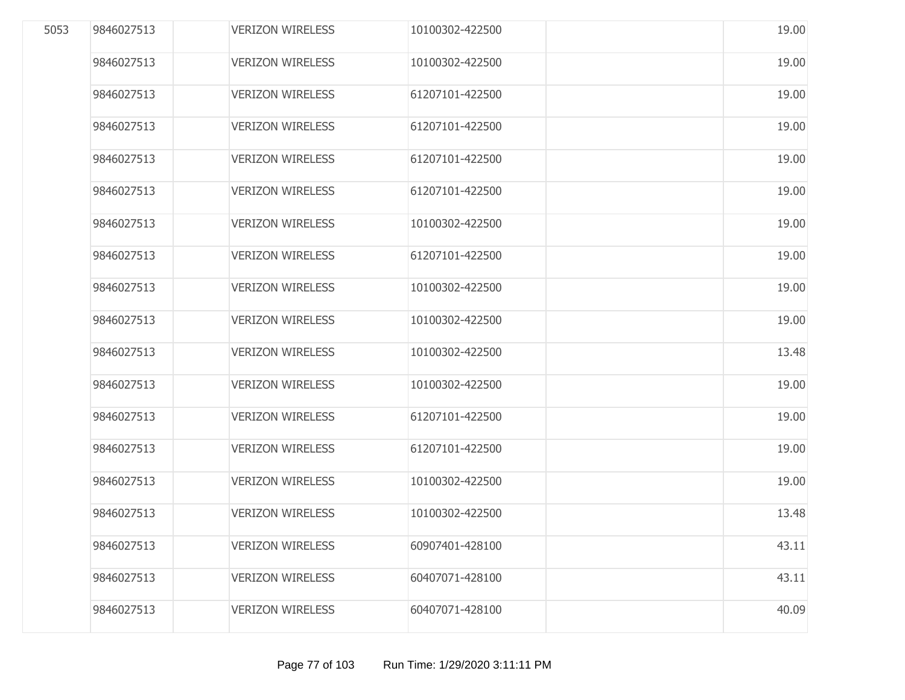| | | | | | | |
|---|---|---|---|---|---|---|
| 5053 | 9846027513 | | VERIZON WIRELESS | 10100302-422500 | | 19.00 |
| | 9846027513 | | VERIZON WIRELESS | 10100302-422500 | | 19.00 |
| | 9846027513 | | VERIZON WIRELESS | 61207101-422500 | | 19.00 |
| | 9846027513 | | VERIZON WIRELESS | 61207101-422500 | | 19.00 |
| | 9846027513 | | VERIZON WIRELESS | 61207101-422500 | | 19.00 |
| | 9846027513 | | VERIZON WIRELESS | 61207101-422500 | | 19.00 |
| | 9846027513 | | VERIZON WIRELESS | 10100302-422500 | | 19.00 |
| | 9846027513 | | VERIZON WIRELESS | 61207101-422500 | | 19.00 |
| | 9846027513 | | VERIZON WIRELESS | 10100302-422500 | | 19.00 |
| | 9846027513 | | VERIZON WIRELESS | 10100302-422500 | | 19.00 |
| | 9846027513 | | VERIZON WIRELESS | 10100302-422500 | | 13.48 |
| | 9846027513 | | VERIZON WIRELESS | 10100302-422500 | | 19.00 |
| | 9846027513 | | VERIZON WIRELESS | 61207101-422500 | | 19.00 |
| | 9846027513 | | VERIZON WIRELESS | 61207101-422500 | | 19.00 |
| | 9846027513 | | VERIZON WIRELESS | 10100302-422500 | | 19.00 |
| | 9846027513 | | VERIZON WIRELESS | 10100302-422500 | | 13.48 |
| | 9846027513 | | VERIZON WIRELESS | 60907401-428100 | | 43.11 |
| | 9846027513 | | VERIZON WIRELESS | 60407071-428100 | | 43.11 |
| | 9846027513 | | VERIZON WIRELESS | 60407071-428100 | | 40.09 |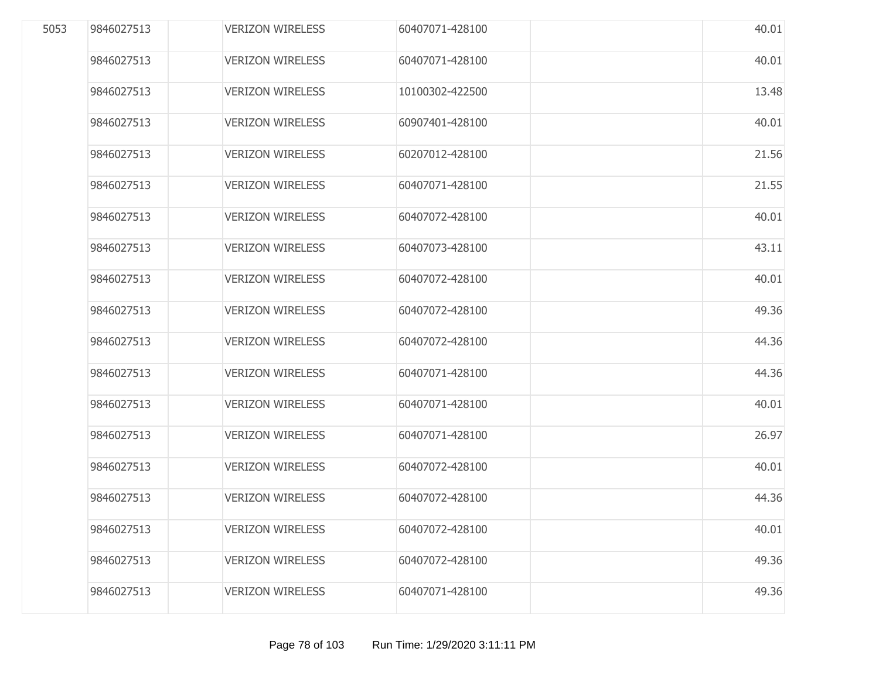| | | | | | | |
|---|---|---|---|---|---|---|
| 5053 | 9846027513 | | VERIZON WIRELESS | 60407071-428100 | | 40.01 |
| | 9846027513 | | VERIZON WIRELESS | 60407071-428100 | | 40.01 |
| | 9846027513 | | VERIZON WIRELESS | 10100302-422500 | | 13.48 |
| | 9846027513 | | VERIZON WIRELESS | 60907401-428100 | | 40.01 |
| | 9846027513 | | VERIZON WIRELESS | 60207012-428100 | | 21.56 |
| | 9846027513 | | VERIZON WIRELESS | 60407071-428100 | | 21.55 |
| | 9846027513 | | VERIZON WIRELESS | 60407072-428100 | | 40.01 |
| | 9846027513 | | VERIZON WIRELESS | 60407073-428100 | | 43.11 |
| | 9846027513 | | VERIZON WIRELESS | 60407072-428100 | | 40.01 |
| | 9846027513 | | VERIZON WIRELESS | 60407072-428100 | | 49.36 |
| | 9846027513 | | VERIZON WIRELESS | 60407072-428100 | | 44.36 |
| | 9846027513 | | VERIZON WIRELESS | 60407071-428100 | | 44.36 |
| | 9846027513 | | VERIZON WIRELESS | 60407071-428100 | | 40.01 |
| | 9846027513 | | VERIZON WIRELESS | 60407071-428100 | | 26.97 |
| | 9846027513 | | VERIZON WIRELESS | 60407072-428100 | | 40.01 |
| | 9846027513 | | VERIZON WIRELESS | 60407072-428100 | | 44.36 |
| | 9846027513 | | VERIZON WIRELESS | 60407072-428100 | | 40.01 |
| | 9846027513 | | VERIZON WIRELESS | 60407072-428100 | | 49.36 |
| | 9846027513 | | VERIZON WIRELESS | 60407071-428100 | | 49.36 |

Run Time: 1/29/2020 3:11:11 PM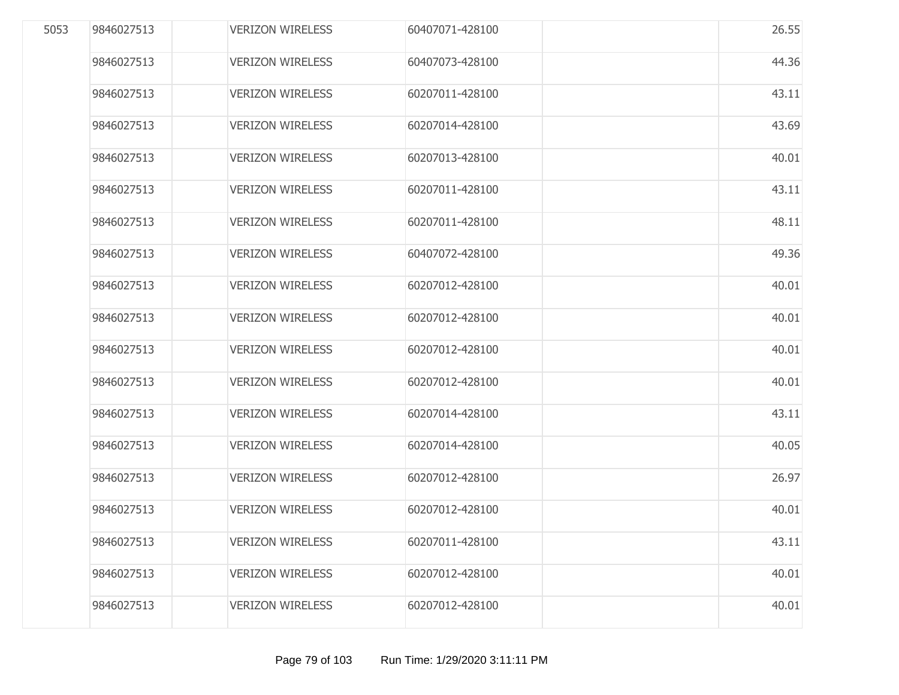| | | | | | | |
|---|---|---|---|---|---|---|
| 5053 | 9846027513 | | VERIZON WIRELESS | 60407071-428100 | | 26.55 |
| | 9846027513 | | VERIZON WIRELESS | 60407073-428100 | | 44.36 |
| | 9846027513 | | VERIZON WIRELESS | 60207011-428100 | | 43.11 |
| | 9846027513 | | VERIZON WIRELESS | 60207014-428100 | | 43.69 |
| | 9846027513 | | VERIZON WIRELESS | 60207013-428100 | | 40.01 |
| | 9846027513 | | VERIZON WIRELESS | 60207011-428100 | | 43.11 |
| | 9846027513 | | VERIZON WIRELESS | 60207011-428100 | | 48.11 |
| | 9846027513 | | VERIZON WIRELESS | 60407072-428100 | | 49.36 |
| | 9846027513 | | VERIZON WIRELESS | 60207012-428100 | | 40.01 |
| | 9846027513 | | VERIZON WIRELESS | 60207012-428100 | | 40.01 |
| | 9846027513 | | VERIZON WIRELESS | 60207012-428100 | | 40.01 |
| | 9846027513 | | VERIZON WIRELESS | 60207012-428100 | | 40.01 |
| | 9846027513 | | VERIZON WIRELESS | 60207014-428100 | | 43.11 |
| | 9846027513 | | VERIZON WIRELESS | 60207014-428100 | | 40.05 |
| | 9846027513 | | VERIZON WIRELESS | 60207012-428100 | | 26.97 |
| | 9846027513 | | VERIZON WIRELESS | 60207012-428100 | | 40.01 |
| | 9846027513 | | VERIZON WIRELESS | 60207011-428100 | | 43.11 |
| | 9846027513 | | VERIZON WIRELESS | 60207012-428100 | | 40.01 |
| | 9846027513 | | VERIZON WIRELESS | 60207012-428100 | | 40.01 |

Run Time: 1/29/2020 3:11:11 PM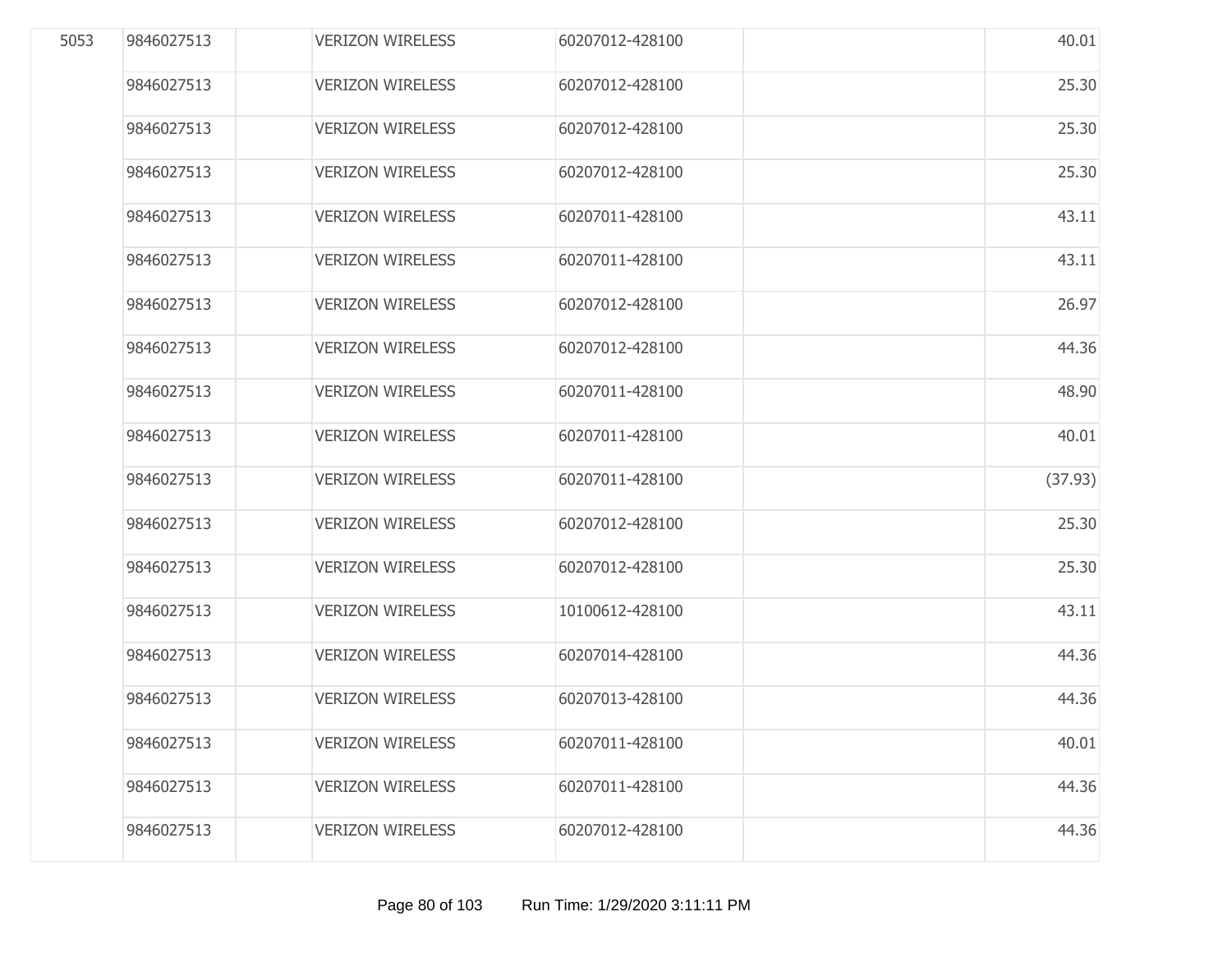| | | | | | | |
|---|---|---|---|---|---|---|
| 5053 | 9846027513 | | VERIZON WIRELESS | 60207012-428100 | | 40.01 |
| | 9846027513 | | VERIZON WIRELESS | 60207012-428100 | | 25.30 |
| | 9846027513 | | VERIZON WIRELESS | 60207012-428100 | | 25.30 |
| | 9846027513 | | VERIZON WIRELESS | 60207012-428100 | | 25.30 |
| | 9846027513 | | VERIZON WIRELESS | 60207011-428100 | | 43.11 |
| | 9846027513 | | VERIZON WIRELESS | 60207011-428100 | | 43.11 |
| | 9846027513 | | VERIZON WIRELESS | 60207012-428100 | | 26.97 |
| | 9846027513 | | VERIZON WIRELESS | 60207012-428100 | | 44.36 |
| | 9846027513 | | VERIZON WIRELESS | 60207011-428100 | | 48.90 |
| | 9846027513 | | VERIZON WIRELESS | 60207011-428100 | | 40.01 |
| | 9846027513 | | VERIZON WIRELESS | 60207011-428100 | | (37.93) |
| | 9846027513 | | VERIZON WIRELESS | 60207012-428100 | | 25.30 |
| | 9846027513 | | VERIZON WIRELESS | 60207012-428100 | | 25.30 |
| | 9846027513 | | VERIZON WIRELESS | 10100612-428100 | | 43.11 |
| | 9846027513 | | VERIZON WIRELESS | 60207014-428100 | | 44.36 |
| | 9846027513 | | VERIZON WIRELESS | 60207013-428100 | | 44.36 |
| | 9846027513 | | VERIZON WIRELESS | 60207011-428100 | | 40.01 |
| | 9846027513 | | VERIZON WIRELESS | 60207011-428100 | | 44.36 |
| | 9846027513 | | VERIZON WIRELESS | 60207012-428100 | | 44.36 |

Run Time: 1/29/2020 3:11:11 PM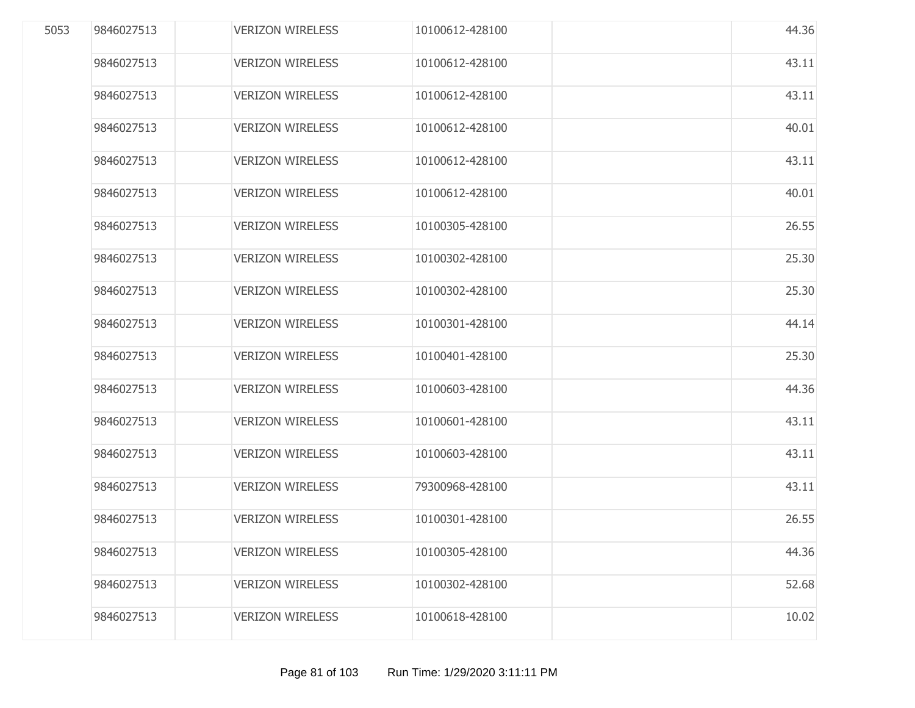| | | | | | | |
|---|---|---|---|---|---|---|
| 5053 | 9846027513 | | VERIZON WIRELESS | 10100612-428100 | | 44.36 |
| | 9846027513 | | VERIZON WIRELESS | 10100612-428100 | | 43.11 |
| | 9846027513 | | VERIZON WIRELESS | 10100612-428100 | | 43.11 |
| | 9846027513 | | VERIZON WIRELESS | 10100612-428100 | | 40.01 |
| | 9846027513 | | VERIZON WIRELESS | 10100612-428100 | | 43.11 |
| | 9846027513 | | VERIZON WIRELESS | 10100612-428100 | | 40.01 |
| | 9846027513 | | VERIZON WIRELESS | 10100305-428100 | | 26.55 |
| | 9846027513 | | VERIZON WIRELESS | 10100302-428100 | | 25.30 |
| | 9846027513 | | VERIZON WIRELESS | 10100302-428100 | | 25.30 |
| | 9846027513 | | VERIZON WIRELESS | 10100301-428100 | | 44.14 |
| | 9846027513 | | VERIZON WIRELESS | 10100401-428100 | | 25.30 |
| | 9846027513 | | VERIZON WIRELESS | 10100603-428100 | | 44.36 |
| | 9846027513 | | VERIZON WIRELESS | 10100601-428100 | | 43.11 |
| | 9846027513 | | VERIZON WIRELESS | 10100603-428100 | | 43.11 |
| | 9846027513 | | VERIZON WIRELESS | 79300968-428100 | | 43.11 |
| | 9846027513 | | VERIZON WIRELESS | 10100301-428100 | | 26.55 |
| | 9846027513 | | VERIZON WIRELESS | 10100305-428100 | | 44.36 |
| | 9846027513 | | VERIZON WIRELESS | 10100302-428100 | | 52.68 |
| | 9846027513 | | VERIZON WIRELESS | 10100618-428100 | | 10.02 |

Run Time: 1/29/2020 3:11:11 PM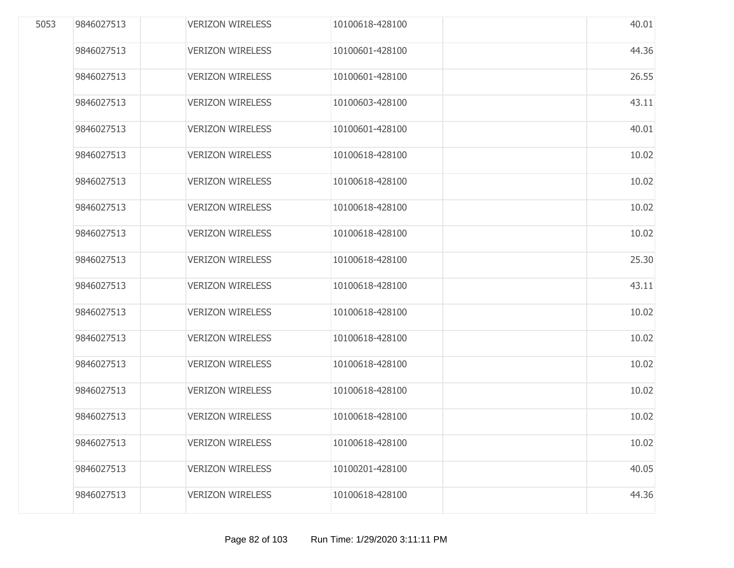| | | | | | | |
|---|---|---|---|---|---|---|
| 5053 | 9846027513 | | VERIZON WIRELESS | 10100618-428100 | | 40.01 |
| | 9846027513 | | VERIZON WIRELESS | 10100601-428100 | | 44.36 |
| | 9846027513 | | VERIZON WIRELESS | 10100601-428100 | | 26.55 |
| | 9846027513 | | VERIZON WIRELESS | 10100603-428100 | | 43.11 |
| | 9846027513 | | VERIZON WIRELESS | 10100601-428100 | | 40.01 |
| | 9846027513 | | VERIZON WIRELESS | 10100618-428100 | | 10.02 |
| | 9846027513 | | VERIZON WIRELESS | 10100618-428100 | | 10.02 |
| | 9846027513 | | VERIZON WIRELESS | 10100618-428100 | | 10.02 |
| | 9846027513 | | VERIZON WIRELESS | 10100618-428100 | | 10.02 |
| | 9846027513 | | VERIZON WIRELESS | 10100618-428100 | | 25.30 |
| | 9846027513 | | VERIZON WIRELESS | 10100618-428100 | | 43.11 |
| | 9846027513 | | VERIZON WIRELESS | 10100618-428100 | | 10.02 |
| | 9846027513 | | VERIZON WIRELESS | 10100618-428100 | | 10.02 |
| | 9846027513 | | VERIZON WIRELESS | 10100618-428100 | | 10.02 |
| | 9846027513 | | VERIZON WIRELESS | 10100618-428100 | | 10.02 |
| | 9846027513 | | VERIZON WIRELESS | 10100618-428100 | | 10.02 |
| | 9846027513 | | VERIZON WIRELESS | 10100618-428100 | | 10.02 |
| | 9846027513 | | VERIZON WIRELESS | 10100201-428100 | | 40.05 |
| | 9846027513 | | VERIZON WIRELESS | 10100618-428100 | | 44.36 |

Run Time: 1/29/2020 3:11:11 PM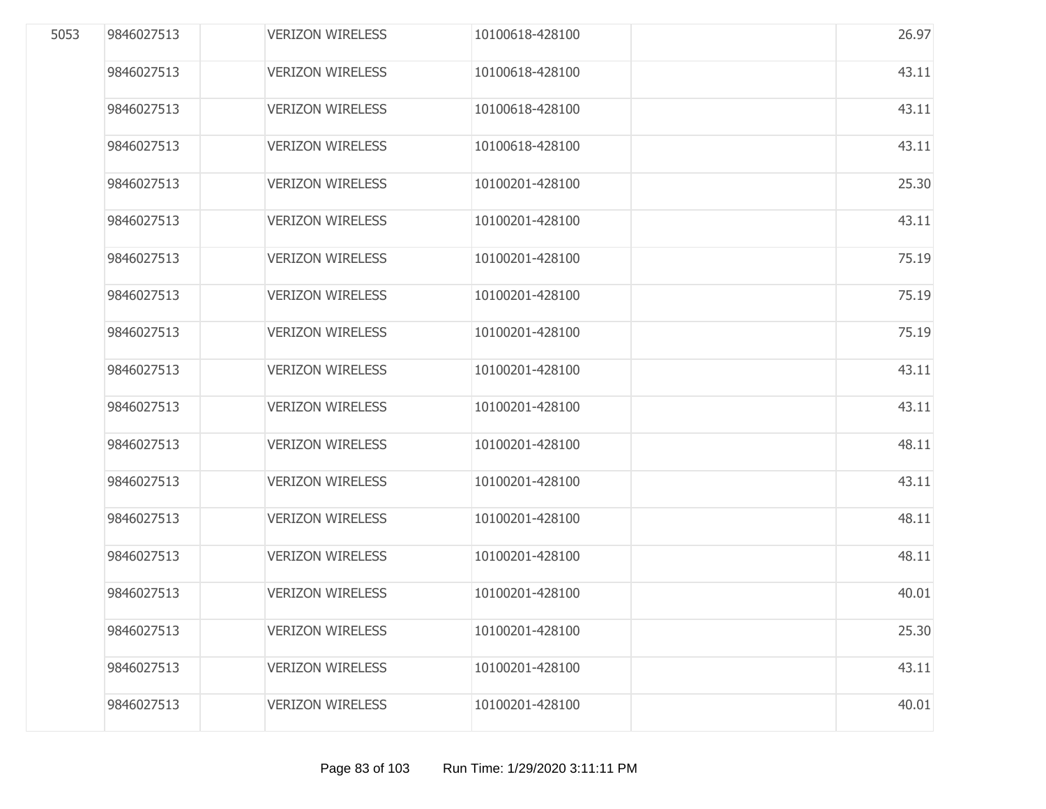| | | | | | | |
|---|---|---|---|---|---|---|
| 5053 | 9846027513 | | VERIZON WIRELESS | 10100618-428100 | | 26.97 |
| | 9846027513 | | VERIZON WIRELESS | 10100618-428100 | | 43.11 |
| | 9846027513 | | VERIZON WIRELESS | 10100618-428100 | | 43.11 |
| | 9846027513 | | VERIZON WIRELESS | 10100618-428100 | | 43.11 |
| | 9846027513 | | VERIZON WIRELESS | 10100201-428100 | | 25.30 |
| | 9846027513 | | VERIZON WIRELESS | 10100201-428100 | | 43.11 |
| | 9846027513 | | VERIZON WIRELESS | 10100201-428100 | | 75.19 |
| | 9846027513 | | VERIZON WIRELESS | 10100201-428100 | | 75.19 |
| | 9846027513 | | VERIZON WIRELESS | 10100201-428100 | | 75.19 |
| | 9846027513 | | VERIZON WIRELESS | 10100201-428100 | | 43.11 |
| | 9846027513 | | VERIZON WIRELESS | 10100201-428100 | | 43.11 |
| | 9846027513 | | VERIZON WIRELESS | 10100201-428100 | | 48.11 |
| | 9846027513 | | VERIZON WIRELESS | 10100201-428100 | | 43.11 |
| | 9846027513 | | VERIZON WIRELESS | 10100201-428100 | | 48.11 |
| | 9846027513 | | VERIZON WIRELESS | 10100201-428100 | | 48.11 |
| | 9846027513 | | VERIZON WIRELESS | 10100201-428100 | | 40.01 |
| | 9846027513 | | VERIZON WIRELESS | 10100201-428100 | | 25.30 |
| | 9846027513 | | VERIZON WIRELESS | 10100201-428100 | | 43.11 |
| | 9846027513 | | VERIZON WIRELESS | 10100201-428100 | | 40.01 |

Run Time: 1/29/2020 3:11:11 PM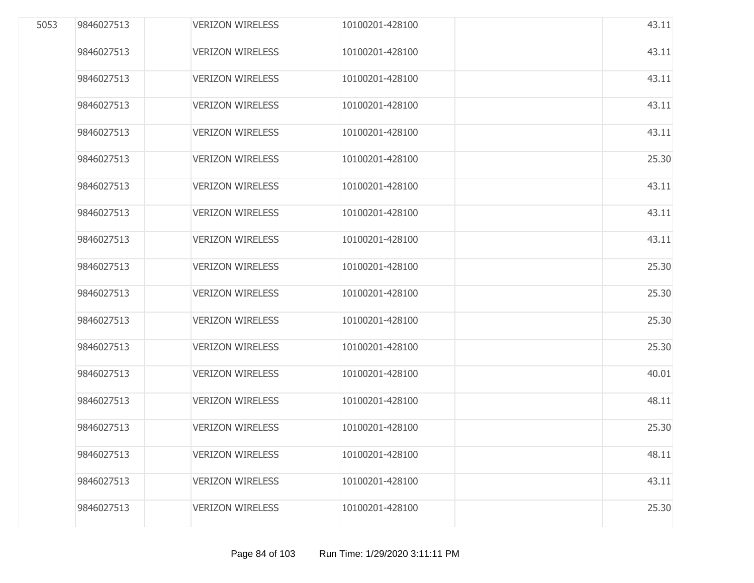| | | | | | | |
|---|---|---|---|---|---|---|
| 5053 | 9846027513 | | VERIZON WIRELESS | 10100201-428100 | | 43.11 |
| | 9846027513 | | VERIZON WIRELESS | 10100201-428100 | | 43.11 |
| | 9846027513 | | VERIZON WIRELESS | 10100201-428100 | | 43.11 |
| | 9846027513 | | VERIZON WIRELESS | 10100201-428100 | | 43.11 |
| | 9846027513 | | VERIZON WIRELESS | 10100201-428100 | | 43.11 |
| | 9846027513 | | VERIZON WIRELESS | 10100201-428100 | | 25.30 |
| | 9846027513 | | VERIZON WIRELESS | 10100201-428100 | | 43.11 |
| | 9846027513 | | VERIZON WIRELESS | 10100201-428100 | | 43.11 |
| | 9846027513 | | VERIZON WIRELESS | 10100201-428100 | | 43.11 |
| | 9846027513 | | VERIZON WIRELESS | 10100201-428100 | | 25.30 |
| | 9846027513 | | VERIZON WIRELESS | 10100201-428100 | | 25.30 |
| | 9846027513 | | VERIZON WIRELESS | 10100201-428100 | | 25.30 |
| | 9846027513 | | VERIZON WIRELESS | 10100201-428100 | | 25.30 |
| | 9846027513 | | VERIZON WIRELESS | 10100201-428100 | | 40.01 |
| | 9846027513 | | VERIZON WIRELESS | 10100201-428100 | | 48.11 |
| | 9846027513 | | VERIZON WIRELESS | 10100201-428100 | | 25.30 |
| | 9846027513 | | VERIZON WIRELESS | 10100201-428100 | | 48.11 |
| | 9846027513 | | VERIZON WIRELESS | 10100201-428100 | | 43.11 |
| | 9846027513 | | VERIZON WIRELESS | 10100201-428100 | | 25.30 |

Run Time: 1/29/2020 3:11:11 PM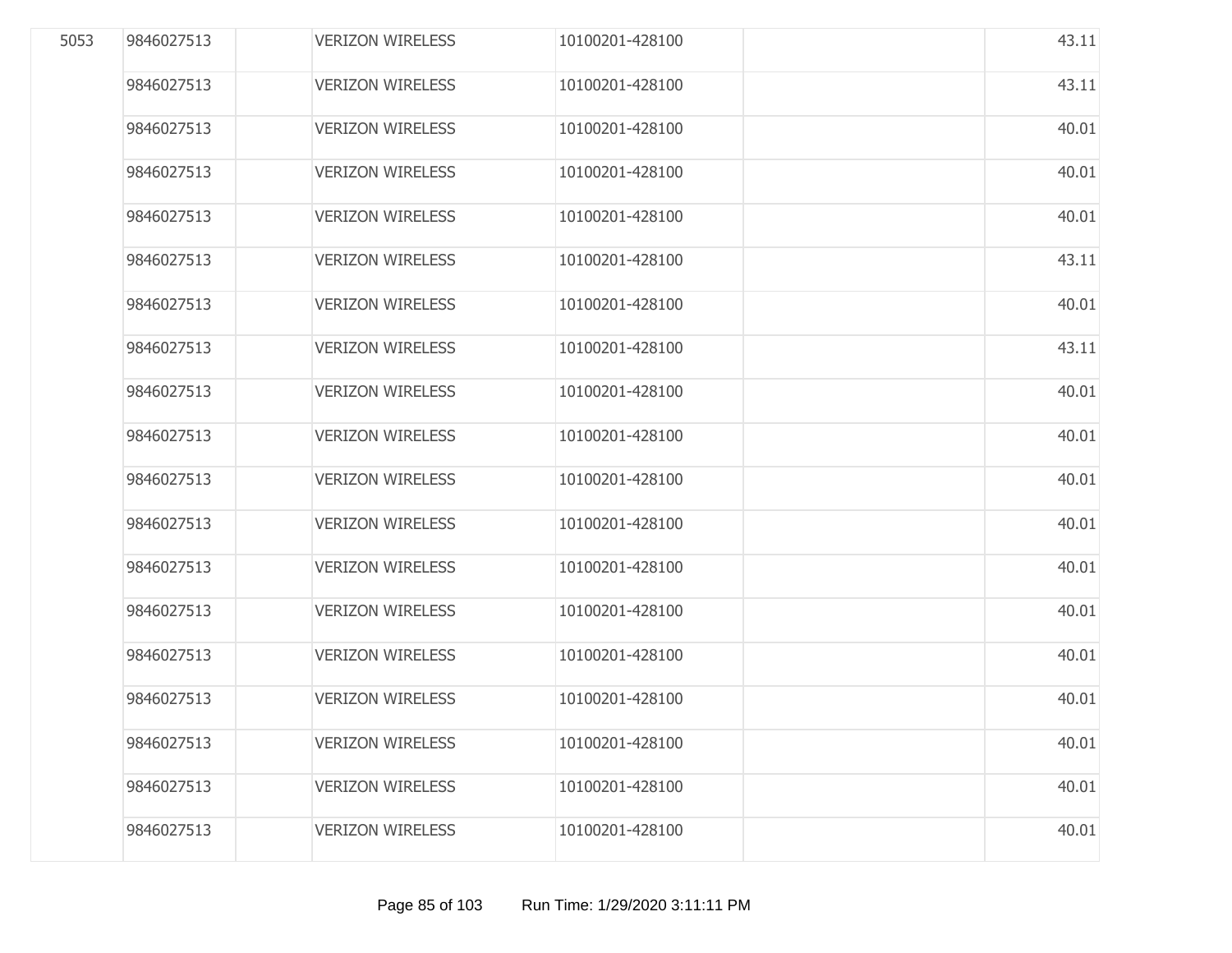| | | | | | | |
|---|---|---|---|---|---|---|
| 5053 | 9846027513 | | VERIZON WIRELESS | 10100201-428100 | | 43.11 |
| | 9846027513 | | VERIZON WIRELESS | 10100201-428100 | | 43.11 |
| | 9846027513 | | VERIZON WIRELESS | 10100201-428100 | | 40.01 |
| | 9846027513 | | VERIZON WIRELESS | 10100201-428100 | | 40.01 |
| | 9846027513 | | VERIZON WIRELESS | 10100201-428100 | | 40.01 |
| | 9846027513 | | VERIZON WIRELESS | 10100201-428100 | | 43.11 |
| | 9846027513 | | VERIZON WIRELESS | 10100201-428100 | | 40.01 |
| | 9846027513 | | VERIZON WIRELESS | 10100201-428100 | | 43.11 |
| | 9846027513 | | VERIZON WIRELESS | 10100201-428100 | | 40.01 |
| | 9846027513 | | VERIZON WIRELESS | 10100201-428100 | | 40.01 |
| | 9846027513 | | VERIZON WIRELESS | 10100201-428100 | | 40.01 |
| | 9846027513 | | VERIZON WIRELESS | 10100201-428100 | | 40.01 |
| | 9846027513 | | VERIZON WIRELESS | 10100201-428100 | | 40.01 |
| | 9846027513 | | VERIZON WIRELESS | 10100201-428100 | | 40.01 |
| | 9846027513 | | VERIZON WIRELESS | 10100201-428100 | | 40.01 |
| | 9846027513 | | VERIZON WIRELESS | 10100201-428100 | | 40.01 |
| | 9846027513 | | VERIZON WIRELESS | 10100201-428100 | | 40.01 |
| | 9846027513 | | VERIZON WIRELESS | 10100201-428100 | | 40.01 |
| | 9846027513 | | VERIZON WIRELESS | 10100201-428100 | | 40.01 |

Run Time: 1/29/2020 3:11:11 PM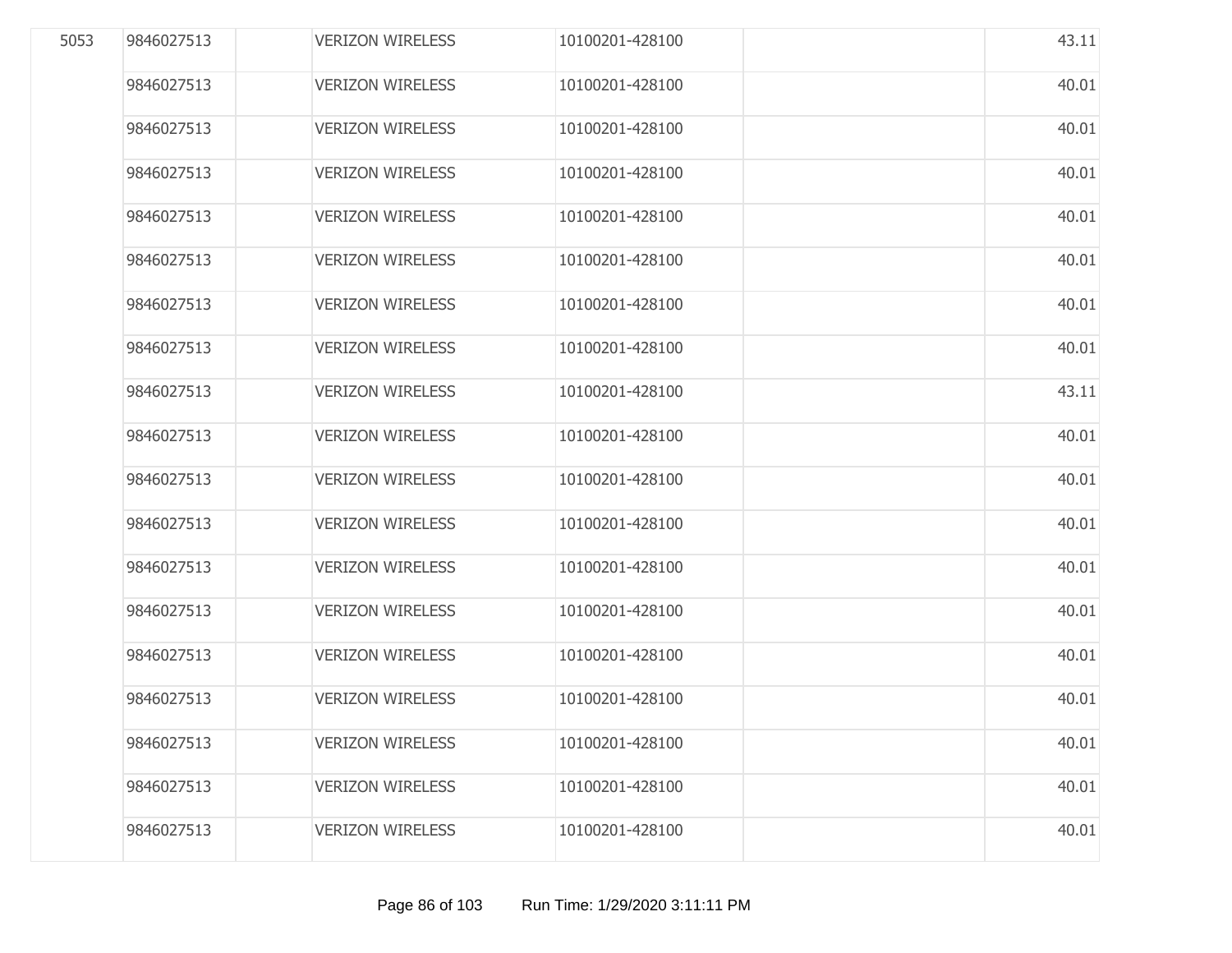| | | | | | | |
|---|---|---|---|---|---|---|
| 5053 | 9846027513 | | VERIZON WIRELESS | 10100201-428100 | | 43.11 |
| | 9846027513 | | VERIZON WIRELESS | 10100201-428100 | | 40.01 |
| | 9846027513 | | VERIZON WIRELESS | 10100201-428100 | | 40.01 |
| | 9846027513 | | VERIZON WIRELESS | 10100201-428100 | | 40.01 |
| | 9846027513 | | VERIZON WIRELESS | 10100201-428100 | | 40.01 |
| | 9846027513 | | VERIZON WIRELESS | 10100201-428100 | | 40.01 |
| | 9846027513 | | VERIZON WIRELESS | 10100201-428100 | | 40.01 |
| | 9846027513 | | VERIZON WIRELESS | 10100201-428100 | | 40.01 |
| | 9846027513 | | VERIZON WIRELESS | 10100201-428100 | | 43.11 |
| | 9846027513 | | VERIZON WIRELESS | 10100201-428100 | | 40.01 |
| | 9846027513 | | VERIZON WIRELESS | 10100201-428100 | | 40.01 |
| | 9846027513 | | VERIZON WIRELESS | 10100201-428100 | | 40.01 |
| | 9846027513 | | VERIZON WIRELESS | 10100201-428100 | | 40.01 |
| | 9846027513 | | VERIZON WIRELESS | 10100201-428100 | | 40.01 |
| | 9846027513 | | VERIZON WIRELESS | 10100201-428100 | | 40.01 |
| | 9846027513 | | VERIZON WIRELESS | 10100201-428100 | | 40.01 |
| | 9846027513 | | VERIZON WIRELESS | 10100201-428100 | | 40.01 |
| | 9846027513 | | VERIZON WIRELESS | 10100201-428100 | | 40.01 |
| | 9846027513 | | VERIZON WIRELESS | 10100201-428100 | | 40.01 |

Run Time: 1/29/2020 3:11:11 PM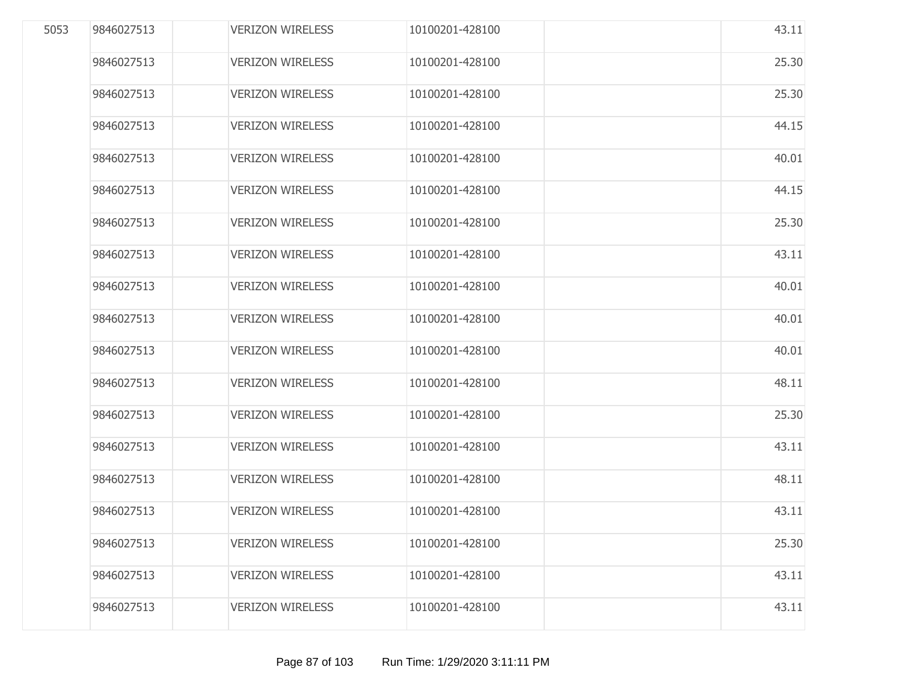| | | | | | | |
|---|---|---|---|---|---|---|
| 5053 | 9846027513 | | VERIZON WIRELESS | 10100201-428100 | | 43.11 |
| | 9846027513 | | VERIZON WIRELESS | 10100201-428100 | | 25.30 |
| | 9846027513 | | VERIZON WIRELESS | 10100201-428100 | | 25.30 |
| | 9846027513 | | VERIZON WIRELESS | 10100201-428100 | | 44.15 |
| | 9846027513 | | VERIZON WIRELESS | 10100201-428100 | | 40.01 |
| | 9846027513 | | VERIZON WIRELESS | 10100201-428100 | | 44.15 |
| | 9846027513 | | VERIZON WIRELESS | 10100201-428100 | | 25.30 |
| | 9846027513 | | VERIZON WIRELESS | 10100201-428100 | | 43.11 |
| | 9846027513 | | VERIZON WIRELESS | 10100201-428100 | | 40.01 |
| | 9846027513 | | VERIZON WIRELESS | 10100201-428100 | | 40.01 |
| | 9846027513 | | VERIZON WIRELESS | 10100201-428100 | | 40.01 |
| | 9846027513 | | VERIZON WIRELESS | 10100201-428100 | | 48.11 |
| | 9846027513 | | VERIZON WIRELESS | 10100201-428100 | | 25.30 |
| | 9846027513 | | VERIZON WIRELESS | 10100201-428100 | | 43.11 |
| | 9846027513 | | VERIZON WIRELESS | 10100201-428100 | | 48.11 |
| | 9846027513 | | VERIZON WIRELESS | 10100201-428100 | | 43.11 |
| | 9846027513 | | VERIZON WIRELESS | 10100201-428100 | | 25.30 |
| | 9846027513 | | VERIZON WIRELESS | 10100201-428100 | | 43.11 |
| | 9846027513 | | VERIZON WIRELESS | 10100201-428100 | | 43.11 |

Run Time: 1/29/2020 3:11:11 PM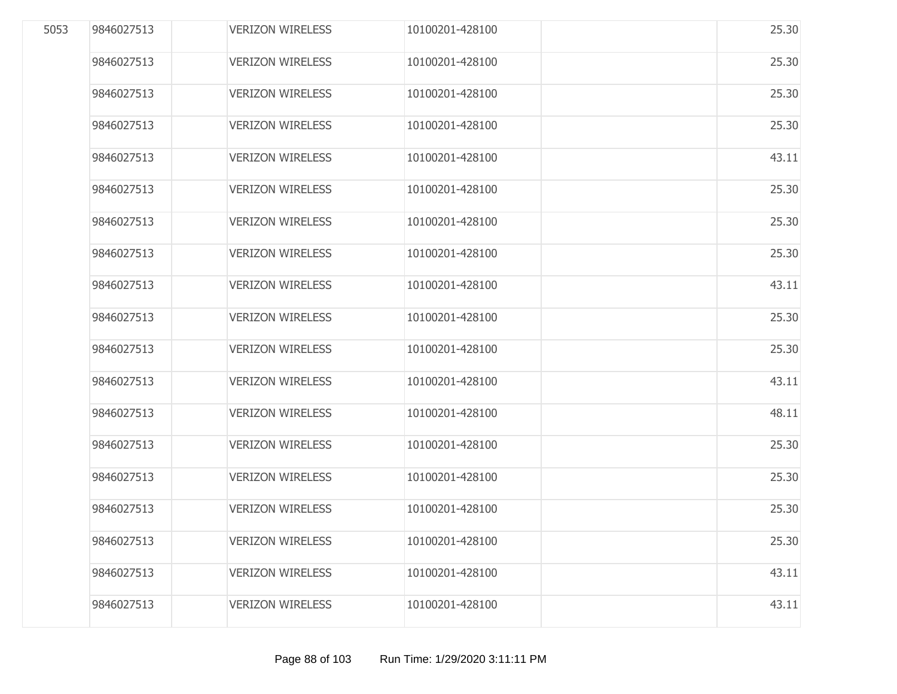| | | | | | | |
|---|---|---|---|---|---|---|
| 5053 | 9846027513 | | VERIZON WIRELESS | 10100201-428100 | | 25.30 |
| | 9846027513 | | VERIZON WIRELESS | 10100201-428100 | | 25.30 |
| | 9846027513 | | VERIZON WIRELESS | 10100201-428100 | | 25.30 |
| | 9846027513 | | VERIZON WIRELESS | 10100201-428100 | | 25.30 |
| | 9846027513 | | VERIZON WIRELESS | 10100201-428100 | | 43.11 |
| | 9846027513 | | VERIZON WIRELESS | 10100201-428100 | | 25.30 |
| | 9846027513 | | VERIZON WIRELESS | 10100201-428100 | | 25.30 |
| | 9846027513 | | VERIZON WIRELESS | 10100201-428100 | | 25.30 |
| | 9846027513 | | VERIZON WIRELESS | 10100201-428100 | | 43.11 |
| | 9846027513 | | VERIZON WIRELESS | 10100201-428100 | | 25.30 |
| | 9846027513 | | VERIZON WIRELESS | 10100201-428100 | | 25.30 |
| | 9846027513 | | VERIZON WIRELESS | 10100201-428100 | | 43.11 |
| | 9846027513 | | VERIZON WIRELESS | 10100201-428100 | | 48.11 |
| | 9846027513 | | VERIZON WIRELESS | 10100201-428100 | | 25.30 |
| | 9846027513 | | VERIZON WIRELESS | 10100201-428100 | | 25.30 |
| | 9846027513 | | VERIZON WIRELESS | 10100201-428100 | | 25.30 |
| | 9846027513 | | VERIZON WIRELESS | 10100201-428100 | | 25.30 |
| | 9846027513 | | VERIZON WIRELESS | 10100201-428100 | | 43.11 |
| | 9846027513 | | VERIZON WIRELESS | 10100201-428100 | | 43.11 |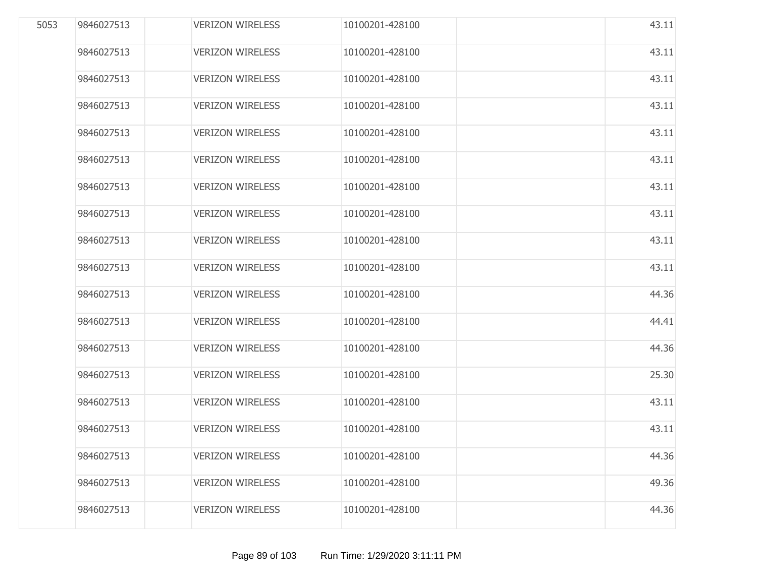| | | | | | | |
|---|---|---|---|---|---|---|
| 5053 | 9846027513 | | VERIZON WIRELESS | 10100201-428100 | | 43.11 |
| | 9846027513 | | VERIZON WIRELESS | 10100201-428100 | | 43.11 |
| | 9846027513 | | VERIZON WIRELESS | 10100201-428100 | | 43.11 |
| | 9846027513 | | VERIZON WIRELESS | 10100201-428100 | | 43.11 |
| | 9846027513 | | VERIZON WIRELESS | 10100201-428100 | | 43.11 |
| | 9846027513 | | VERIZON WIRELESS | 10100201-428100 | | 43.11 |
| | 9846027513 | | VERIZON WIRELESS | 10100201-428100 | | 43.11 |
| | 9846027513 | | VERIZON WIRELESS | 10100201-428100 | | 43.11 |
| | 9846027513 | | VERIZON WIRELESS | 10100201-428100 | | 43.11 |
| | 9846027513 | | VERIZON WIRELESS | 10100201-428100 | | 43.11 |
| | 9846027513 | | VERIZON WIRELESS | 10100201-428100 | | 44.36 |
| | 9846027513 | | VERIZON WIRELESS | 10100201-428100 | | 44.41 |
| | 9846027513 | | VERIZON WIRELESS | 10100201-428100 | | 44.36 |
| | 9846027513 | | VERIZON WIRELESS | 10100201-428100 | | 25.30 |
| | 9846027513 | | VERIZON WIRELESS | 10100201-428100 | | 43.11 |
| | 9846027513 | | VERIZON WIRELESS | 10100201-428100 | | 43.11 |
| | 9846027513 | | VERIZON WIRELESS | 10100201-428100 | | 44.36 |
| | 9846027513 | | VERIZON WIRELESS | 10100201-428100 | | 49.36 |
| | 9846027513 | | VERIZON WIRELESS | 10100201-428100 | | 44.36 |

Run Time: 1/29/2020 3:11:11 PM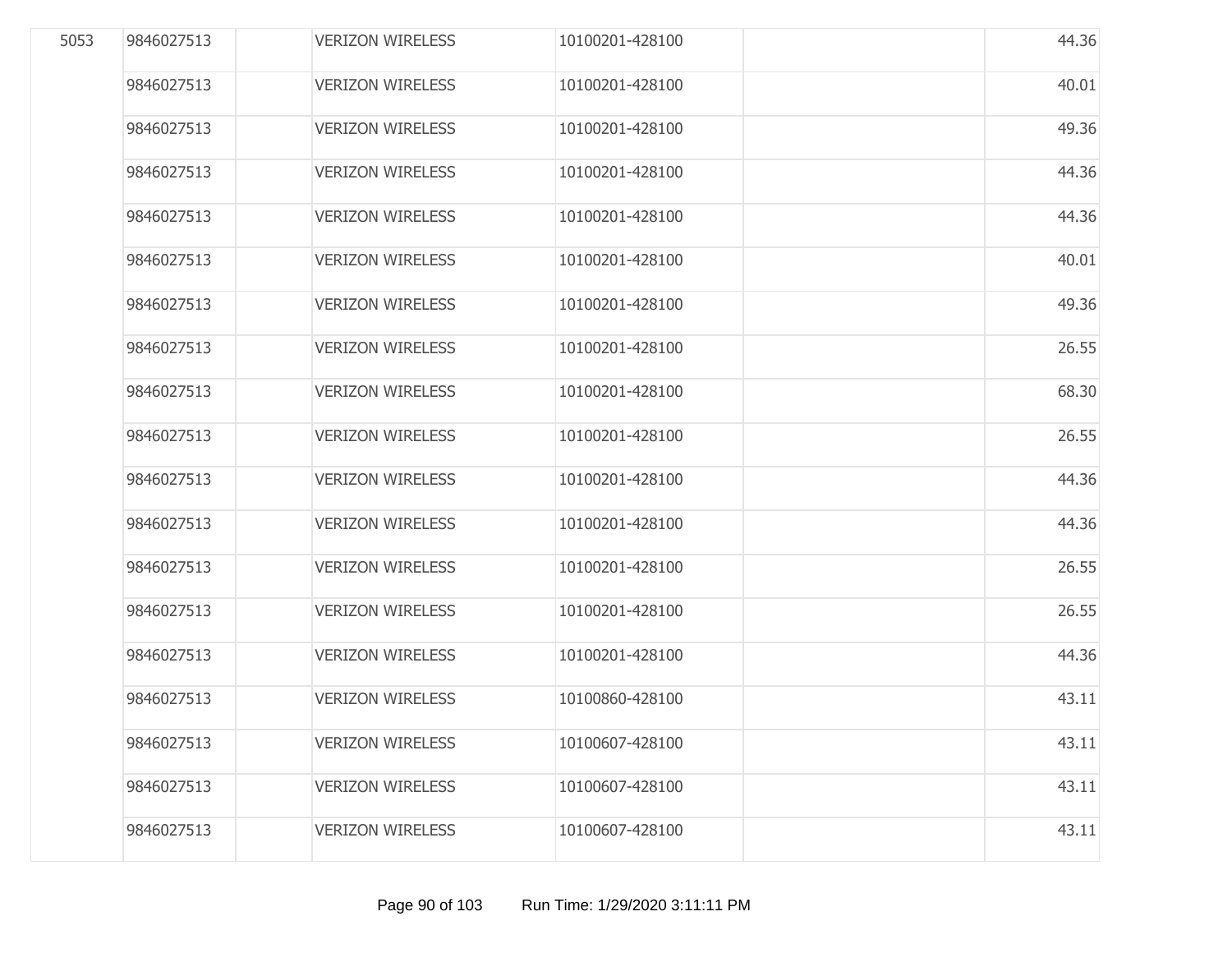| | | | | | | |
|---|---|---|---|---|---|---|
| 5053 | 9846027513 | | VERIZON WIRELESS | 10100201-428100 | | 44.36 |
| | 9846027513 | | VERIZON WIRELESS | 10100201-428100 | | 40.01 |
| | 9846027513 | | VERIZON WIRELESS | 10100201-428100 | | 49.36 |
| | 9846027513 | | VERIZON WIRELESS | 10100201-428100 | | 44.36 |
| | 9846027513 | | VERIZON WIRELESS | 10100201-428100 | | 44.36 |
| | 9846027513 | | VERIZON WIRELESS | 10100201-428100 | | 40.01 |
| | 9846027513 | | VERIZON WIRELESS | 10100201-428100 | | 49.36 |
| | 9846027513 | | VERIZON WIRELESS | 10100201-428100 | | 26.55 |
| | 9846027513 | | VERIZON WIRELESS | 10100201-428100 | | 68.30 |
| | 9846027513 | | VERIZON WIRELESS | 10100201-428100 | | 26.55 |
| | 9846027513 | | VERIZON WIRELESS | 10100201-428100 | | 44.36 |
| | 9846027513 | | VERIZON WIRELESS | 10100201-428100 | | 44.36 |
| | 9846027513 | | VERIZON WIRELESS | 10100201-428100 | | 26.55 |
| | 9846027513 | | VERIZON WIRELESS | 10100201-428100 | | 26.55 |
| | 9846027513 | | VERIZON WIRELESS | 10100201-428100 | | 44.36 |
| | 9846027513 | | VERIZON WIRELESS | 10100860-428100 | | 43.11 |
| | 9846027513 | | VERIZON WIRELESS | 10100607-428100 | | 43.11 |
| | 9846027513 | | VERIZON WIRELESS | 10100607-428100 | | 43.11 |
| | 9846027513 | | VERIZON WIRELESS | 10100607-428100 | | 43.11 |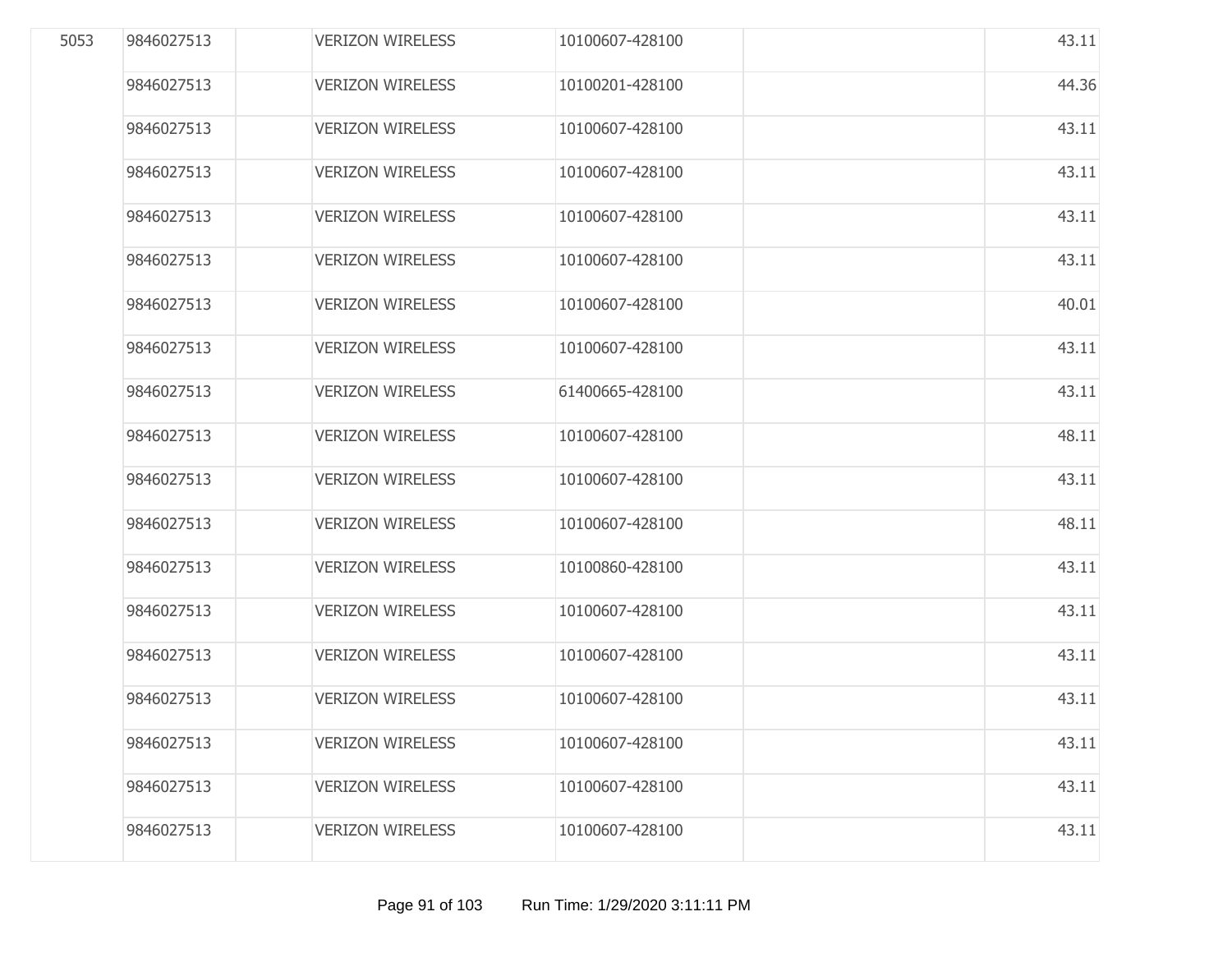| | | | | | | |
|---|---|---|---|---|---|---|
| 5053 | 9846027513 | | VERIZON WIRELESS | 10100607-428100 | | 43.11 |
| | 9846027513 | | VERIZON WIRELESS | 10100201-428100 | | 44.36 |
| | 9846027513 | | VERIZON WIRELESS | 10100607-428100 | | 43.11 |
| | 9846027513 | | VERIZON WIRELESS | 10100607-428100 | | 43.11 |
| | 9846027513 | | VERIZON WIRELESS | 10100607-428100 | | 43.11 |
| | 9846027513 | | VERIZON WIRELESS | 10100607-428100 | | 43.11 |
| | 9846027513 | | VERIZON WIRELESS | 10100607-428100 | | 40.01 |
| | 9846027513 | | VERIZON WIRELESS | 10100607-428100 | | 43.11 |
| | 9846027513 | | VERIZON WIRELESS | 61400665-428100 | | 43.11 |
| | 9846027513 | | VERIZON WIRELESS | 10100607-428100 | | 48.11 |
| | 9846027513 | | VERIZON WIRELESS | 10100607-428100 | | 43.11 |
| | 9846027513 | | VERIZON WIRELESS | 10100607-428100 | | 48.11 |
| | 9846027513 | | VERIZON WIRELESS | 10100860-428100 | | 43.11 |
| | 9846027513 | | VERIZON WIRELESS | 10100607-428100 | | 43.11 |
| | 9846027513 | | VERIZON WIRELESS | 10100607-428100 | | 43.11 |
| | 9846027513 | | VERIZON WIRELESS | 10100607-428100 | | 43.11 |
| | 9846027513 | | VERIZON WIRELESS | 10100607-428100 | | 43.11 |
| | 9846027513 | | VERIZON WIRELESS | 10100607-428100 | | 43.11 |
| | 9846027513 | | VERIZON WIRELESS | 10100607-428100 | | 43.11 |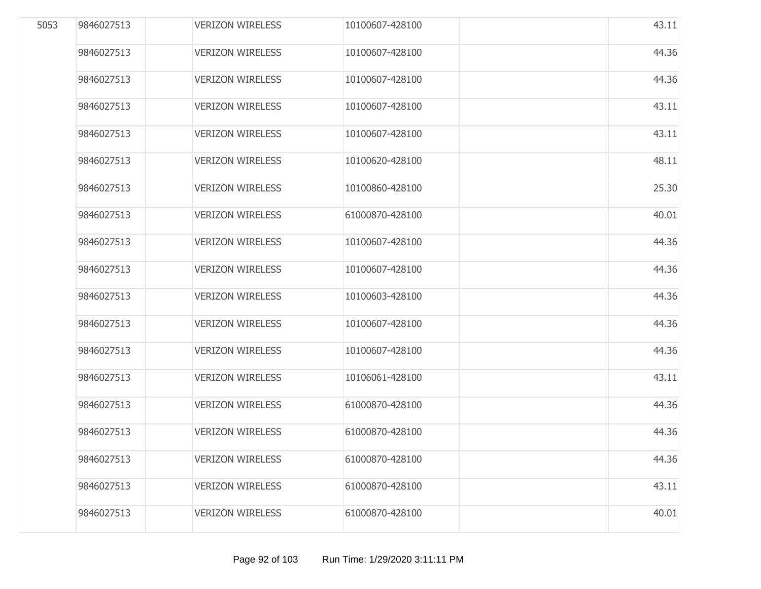| | | | | | | |
|---|---|---|---|---|---|---|
| 5053 | 9846027513 | | VERIZON WIRELESS | 10100607-428100 | | 43.11 |
| | 9846027513 | | VERIZON WIRELESS | 10100607-428100 | | 44.36 |
| | 9846027513 | | VERIZON WIRELESS | 10100607-428100 | | 44.36 |
| | 9846027513 | | VERIZON WIRELESS | 10100607-428100 | | 43.11 |
| | 9846027513 | | VERIZON WIRELESS | 10100607-428100 | | 43.11 |
| | 9846027513 | | VERIZON WIRELESS | 10100620-428100 | | 48.11 |
| | 9846027513 | | VERIZON WIRELESS | 10100860-428100 | | 25.30 |
| | 9846027513 | | VERIZON WIRELESS | 61000870-428100 | | 40.01 |
| | 9846027513 | | VERIZON WIRELESS | 10100607-428100 | | 44.36 |
| | 9846027513 | | VERIZON WIRELESS | 10100607-428100 | | 44.36 |
| | 9846027513 | | VERIZON WIRELESS | 10100603-428100 | | 44.36 |
| | 9846027513 | | VERIZON WIRELESS | 10100607-428100 | | 44.36 |
| | 9846027513 | | VERIZON WIRELESS | 10100607-428100 | | 44.36 |
| | 9846027513 | | VERIZON WIRELESS | 10106061-428100 | | 43.11 |
| | 9846027513 | | VERIZON WIRELESS | 61000870-428100 | | 44.36 |
| | 9846027513 | | VERIZON WIRELESS | 61000870-428100 | | 44.36 |
| | 9846027513 | | VERIZON WIRELESS | 61000870-428100 | | 44.36 |
| | 9846027513 | | VERIZON WIRELESS | 61000870-428100 | | 43.11 |
| | 9846027513 | | VERIZON WIRELESS | 61000870-428100 | | 40.01 |

Run Time: 1/29/2020 3:11:11 PM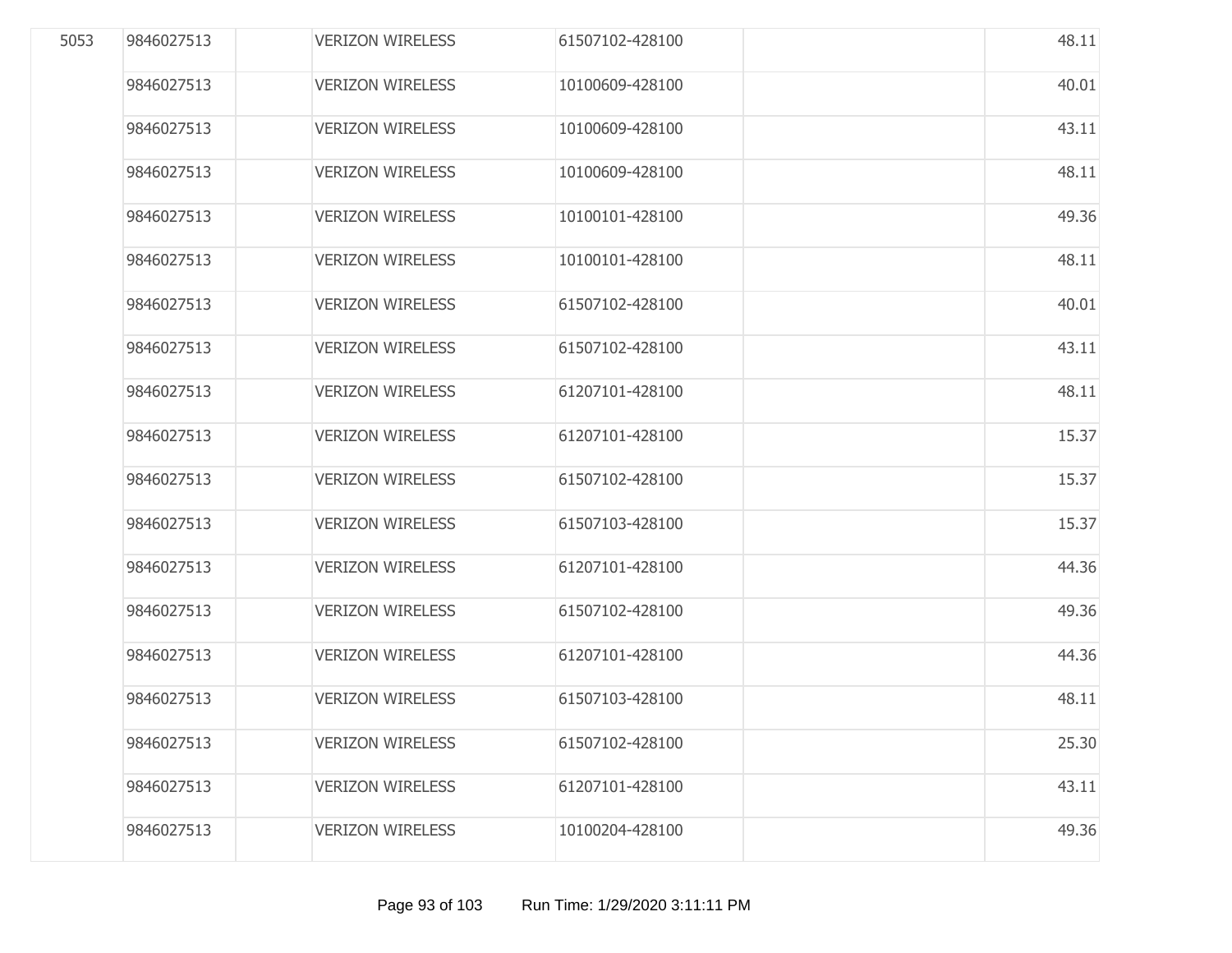| | | | | | | |
|---|---|---|---|---|---|---|
| 5053 | 9846027513 | | VERIZON WIRELESS | 61507102-428100 | | 48.11 |
| | 9846027513 | | VERIZON WIRELESS | 10100609-428100 | | 40.01 |
| | 9846027513 | | VERIZON WIRELESS | 10100609-428100 | | 43.11 |
| | 9846027513 | | VERIZON WIRELESS | 10100609-428100 | | 48.11 |
| | 9846027513 | | VERIZON WIRELESS | 10100101-428100 | | 49.36 |
| | 9846027513 | | VERIZON WIRELESS | 10100101-428100 | | 48.11 |
| | 9846027513 | | VERIZON WIRELESS | 61507102-428100 | | 40.01 |
| | 9846027513 | | VERIZON WIRELESS | 61507102-428100 | | 43.11 |
| | 9846027513 | | VERIZON WIRELESS | 61207101-428100 | | 48.11 |
| | 9846027513 | | VERIZON WIRELESS | 61207101-428100 | | 15.37 |
| | 9846027513 | | VERIZON WIRELESS | 61507102-428100 | | 15.37 |
| | 9846027513 | | VERIZON WIRELESS | 61507103-428100 | | 15.37 |
| | 9846027513 | | VERIZON WIRELESS | 61207101-428100 | | 44.36 |
| | 9846027513 | | VERIZON WIRELESS | 61507102-428100 | | 49.36 |
| | 9846027513 | | VERIZON WIRELESS | 61207101-428100 | | 44.36 |
| | 9846027513 | | VERIZON WIRELESS | 61507103-428100 | | 48.11 |
| | 9846027513 | | VERIZON WIRELESS | 61507102-428100 | | 25.30 |
| | 9846027513 | | VERIZON WIRELESS | 61207101-428100 | | 43.11 |
| | 9846027513 | | VERIZON WIRELESS | 10100204-428100 | | 49.36 |

Run Time: 1/29/2020 3:11:11 PM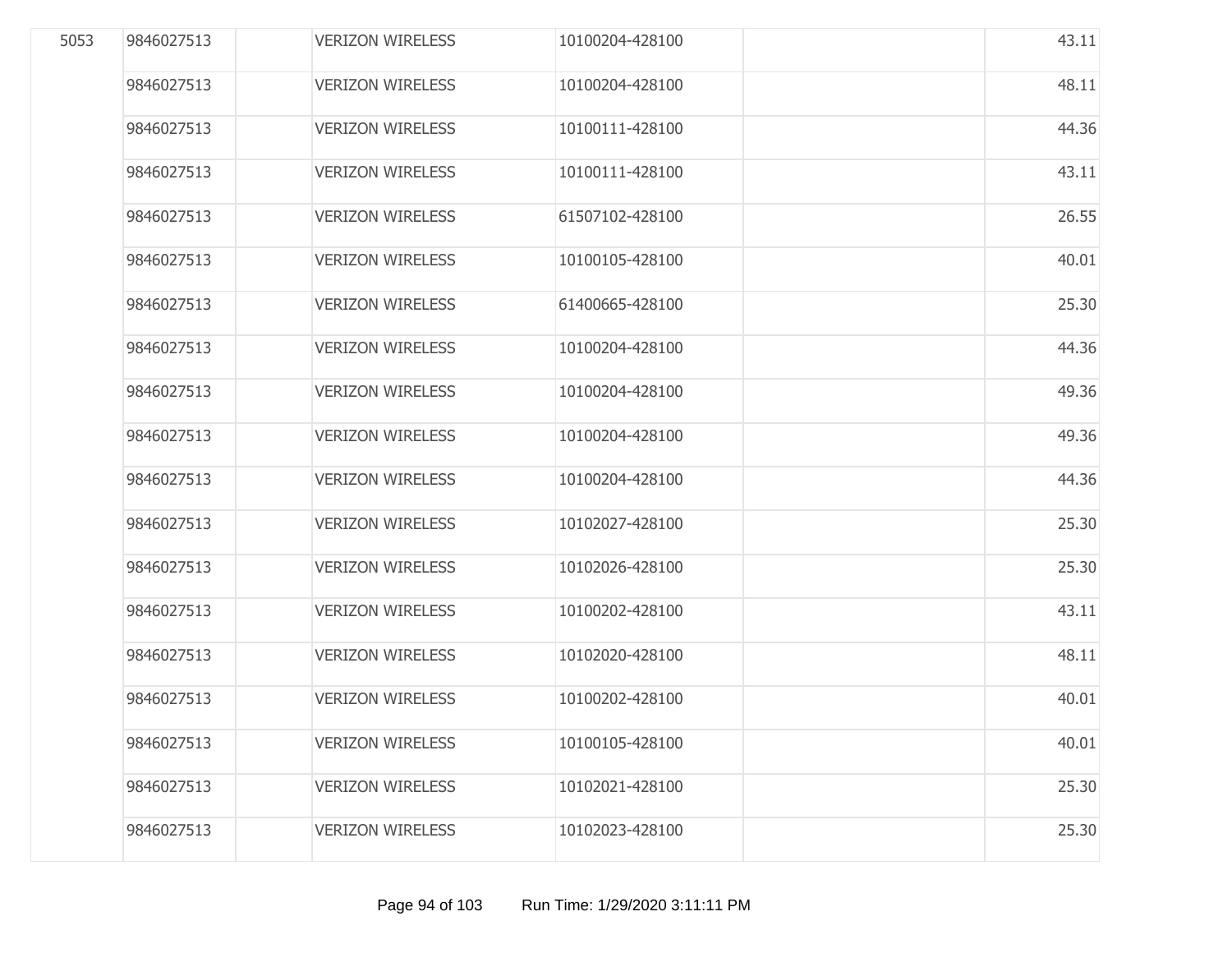| | | | | | | |
|---|---|---|---|---|---|---|
| 5053 | 9846027513 | | VERIZON WIRELESS | 10100204-428100 | | 43.11 |
| | 9846027513 | | VERIZON WIRELESS | 10100204-428100 | | 48.11 |
| | 9846027513 | | VERIZON WIRELESS | 10100111-428100 | | 44.36 |
| | 9846027513 | | VERIZON WIRELESS | 10100111-428100 | | 43.11 |
| | 9846027513 | | VERIZON WIRELESS | 61507102-428100 | | 26.55 |
| | 9846027513 | | VERIZON WIRELESS | 10100105-428100 | | 40.01 |
| | 9846027513 | | VERIZON WIRELESS | 61400665-428100 | | 25.30 |
| | 9846027513 | | VERIZON WIRELESS | 10100204-428100 | | 44.36 |
| | 9846027513 | | VERIZON WIRELESS | 10100204-428100 | | 49.36 |
| | 9846027513 | | VERIZON WIRELESS | 10100204-428100 | | 49.36 |
| | 9846027513 | | VERIZON WIRELESS | 10100204-428100 | | 44.36 |
| | 9846027513 | | VERIZON WIRELESS | 10102027-428100 | | 25.30 |
| | 9846027513 | | VERIZON WIRELESS | 10102026-428100 | | 25.30 |
| | 9846027513 | | VERIZON WIRELESS | 10100202-428100 | | 43.11 |
| | 9846027513 | | VERIZON WIRELESS | 10102020-428100 | | 48.11 |
| | 9846027513 | | VERIZON WIRELESS | 10100202-428100 | | 40.01 |
| | 9846027513 | | VERIZON WIRELESS | 10100105-428100 | | 40.01 |
| | 9846027513 | | VERIZON WIRELESS | 10102021-428100 | | 25.30 |
| | 9846027513 | | VERIZON WIRELESS | 10102023-428100 | | 25.30 |

Run Time: 1/29/2020 3:11:11 PM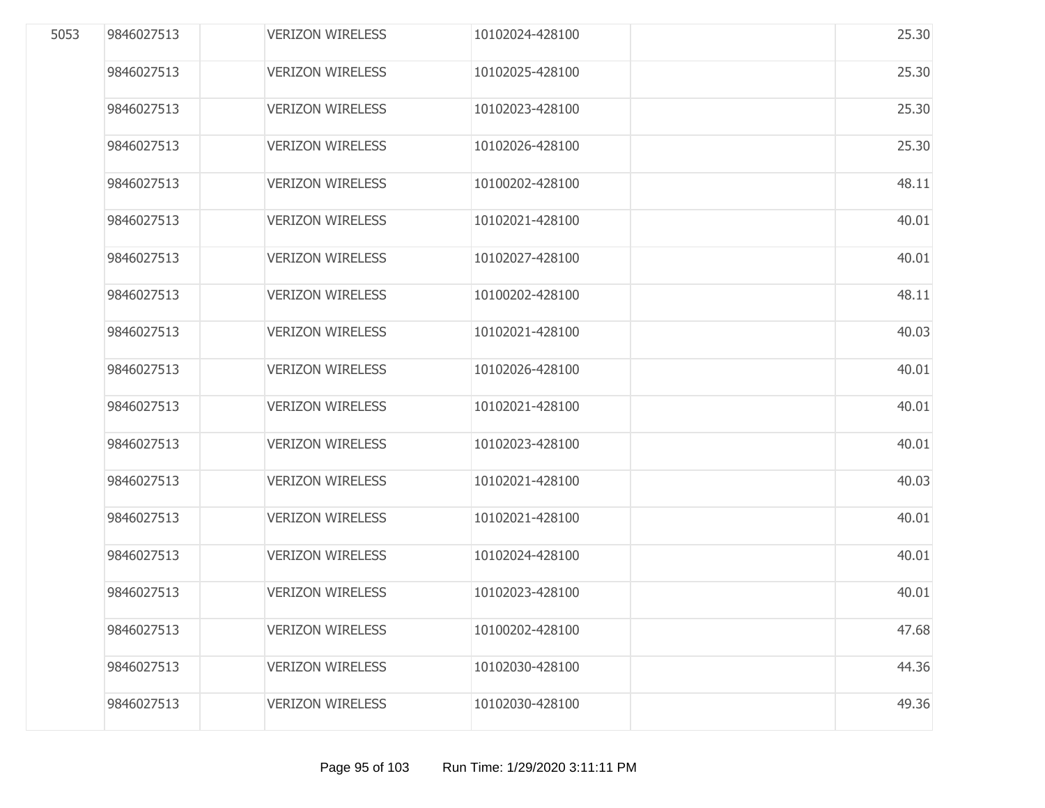| | | | | | | |
|---|---|---|---|---|---|---|
| 5053 | 9846027513 | | VERIZON WIRELESS | 10102024-428100 | | 25.30 |
| | 9846027513 | | VERIZON WIRELESS | 10102025-428100 | | 25.30 |
| | 9846027513 | | VERIZON WIRELESS | 10102023-428100 | | 25.30 |
| | 9846027513 | | VERIZON WIRELESS | 10102026-428100 | | 25.30 |
| | 9846027513 | | VERIZON WIRELESS | 10100202-428100 | | 48.11 |
| | 9846027513 | | VERIZON WIRELESS | 10102021-428100 | | 40.01 |
| | 9846027513 | | VERIZON WIRELESS | 10102027-428100 | | 40.01 |
| | 9846027513 | | VERIZON WIRELESS | 10100202-428100 | | 48.11 |
| | 9846027513 | | VERIZON WIRELESS | 10102021-428100 | | 40.03 |
| | 9846027513 | | VERIZON WIRELESS | 10102026-428100 | | 40.01 |
| | 9846027513 | | VERIZON WIRELESS | 10102021-428100 | | 40.01 |
| | 9846027513 | | VERIZON WIRELESS | 10102023-428100 | | 40.01 |
| | 9846027513 | | VERIZON WIRELESS | 10102021-428100 | | 40.03 |
| | 9846027513 | | VERIZON WIRELESS | 10102021-428100 | | 40.01 |
| | 9846027513 | | VERIZON WIRELESS | 10102024-428100 | | 40.01 |
| | 9846027513 | | VERIZON WIRELESS | 10102023-428100 | | 40.01 |
| | 9846027513 | | VERIZON WIRELESS | 10100202-428100 | | 47.68 |
| | 9846027513 | | VERIZON WIRELESS | 10102030-428100 | | 44.36 |
| | 9846027513 | | VERIZON WIRELESS | 10102030-428100 | | 49.36 |

Run Time: 1/29/2020 3:11:11 PM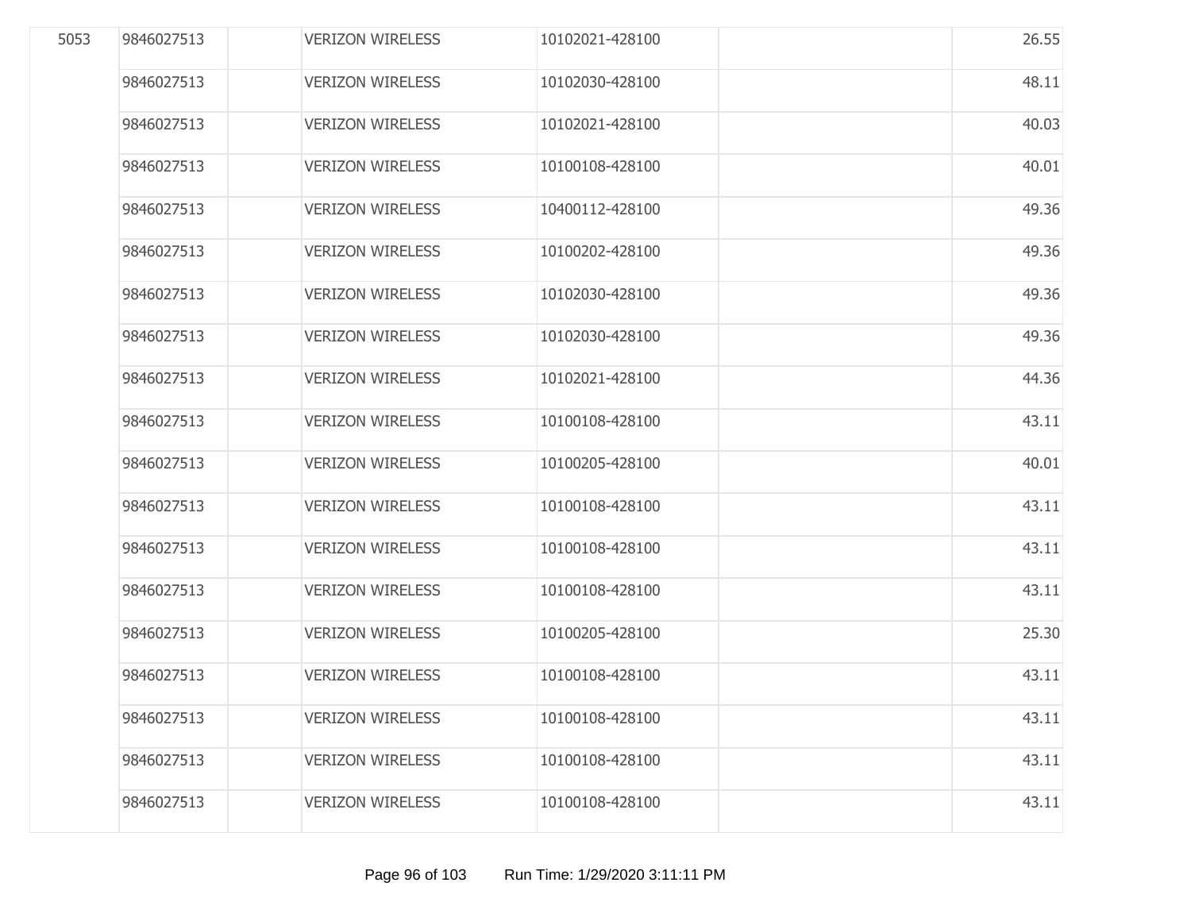| | | | | | | |
|---|---|---|---|---|---|---|
| 5053 | 9846027513 | | VERIZON WIRELESS | 10102021-428100 | | 26.55 |
| | 9846027513 | | VERIZON WIRELESS | 10102030-428100 | | 48.11 |
| | 9846027513 | | VERIZON WIRELESS | 10102021-428100 | | 40.03 |
| | 9846027513 | | VERIZON WIRELESS | 10100108-428100 | | 40.01 |
| | 9846027513 | | VERIZON WIRELESS | 10400112-428100 | | 49.36 |
| | 9846027513 | | VERIZON WIRELESS | 10100202-428100 | | 49.36 |
| | 9846027513 | | VERIZON WIRELESS | 10102030-428100 | | 49.36 |
| | 9846027513 | | VERIZON WIRELESS | 10102030-428100 | | 49.36 |
| | 9846027513 | | VERIZON WIRELESS | 10102021-428100 | | 44.36 |
| | 9846027513 | | VERIZON WIRELESS | 10100108-428100 | | 43.11 |
| | 9846027513 | | VERIZON WIRELESS | 10100205-428100 | | 40.01 |
| | 9846027513 | | VERIZON WIRELESS | 10100108-428100 | | 43.11 |
| | 9846027513 | | VERIZON WIRELESS | 10100108-428100 | | 43.11 |
| | 9846027513 | | VERIZON WIRELESS | 10100108-428100 | | 43.11 |
| | 9846027513 | | VERIZON WIRELESS | 10100205-428100 | | 25.30 |
| | 9846027513 | | VERIZON WIRELESS | 10100108-428100 | | 43.11 |
| | 9846027513 | | VERIZON WIRELESS | 10100108-428100 | | 43.11 |
| | 9846027513 | | VERIZON WIRELESS | 10100108-428100 | | 43.11 |
| | 9846027513 | | VERIZON WIRELESS | 10100108-428100 | | 43.11 |

Run Time: 1/29/2020 3:11:11 PM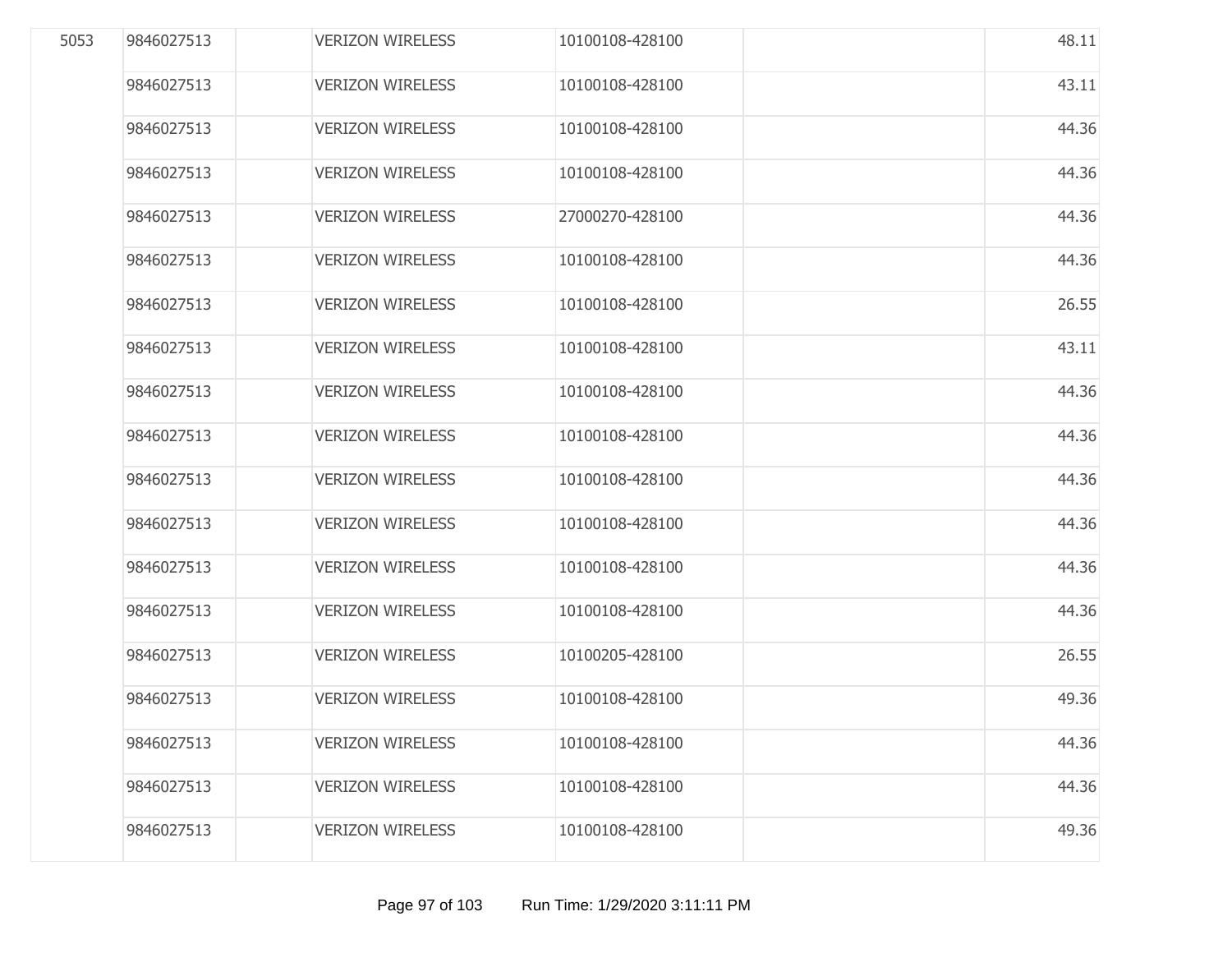| | | | | | | |
|---|---|---|---|---|---|---|
| 5053 | 9846027513 | | VERIZON WIRELESS | 10100108-428100 | | 48.11 |
| | 9846027513 | | VERIZON WIRELESS | 10100108-428100 | | 43.11 |
| | 9846027513 | | VERIZON WIRELESS | 10100108-428100 | | 44.36 |
| | 9846027513 | | VERIZON WIRELESS | 10100108-428100 | | 44.36 |
| | 9846027513 | | VERIZON WIRELESS | 27000270-428100 | | 44.36 |
| | 9846027513 | | VERIZON WIRELESS | 10100108-428100 | | 44.36 |
| | 9846027513 | | VERIZON WIRELESS | 10100108-428100 | | 26.55 |
| | 9846027513 | | VERIZON WIRELESS | 10100108-428100 | | 43.11 |
| | 9846027513 | | VERIZON WIRELESS | 10100108-428100 | | 44.36 |
| | 9846027513 | | VERIZON WIRELESS | 10100108-428100 | | 44.36 |
| | 9846027513 | | VERIZON WIRELESS | 10100108-428100 | | 44.36 |
| | 9846027513 | | VERIZON WIRELESS | 10100108-428100 | | 44.36 |
| | 9846027513 | | VERIZON WIRELESS | 10100108-428100 | | 44.36 |
| | 9846027513 | | VERIZON WIRELESS | 10100108-428100 | | 44.36 |
| | 9846027513 | | VERIZON WIRELESS | 10100205-428100 | | 26.55 |
| | 9846027513 | | VERIZON WIRELESS | 10100108-428100 | | 49.36 |
| | 9846027513 | | VERIZON WIRELESS | 10100108-428100 | | 44.36 |
| | 9846027513 | | VERIZON WIRELESS | 10100108-428100 | | 44.36 |
| | 9846027513 | | VERIZON WIRELESS | 10100108-428100 | | 49.36 |

Run Time: 1/29/2020 3:11:11 PM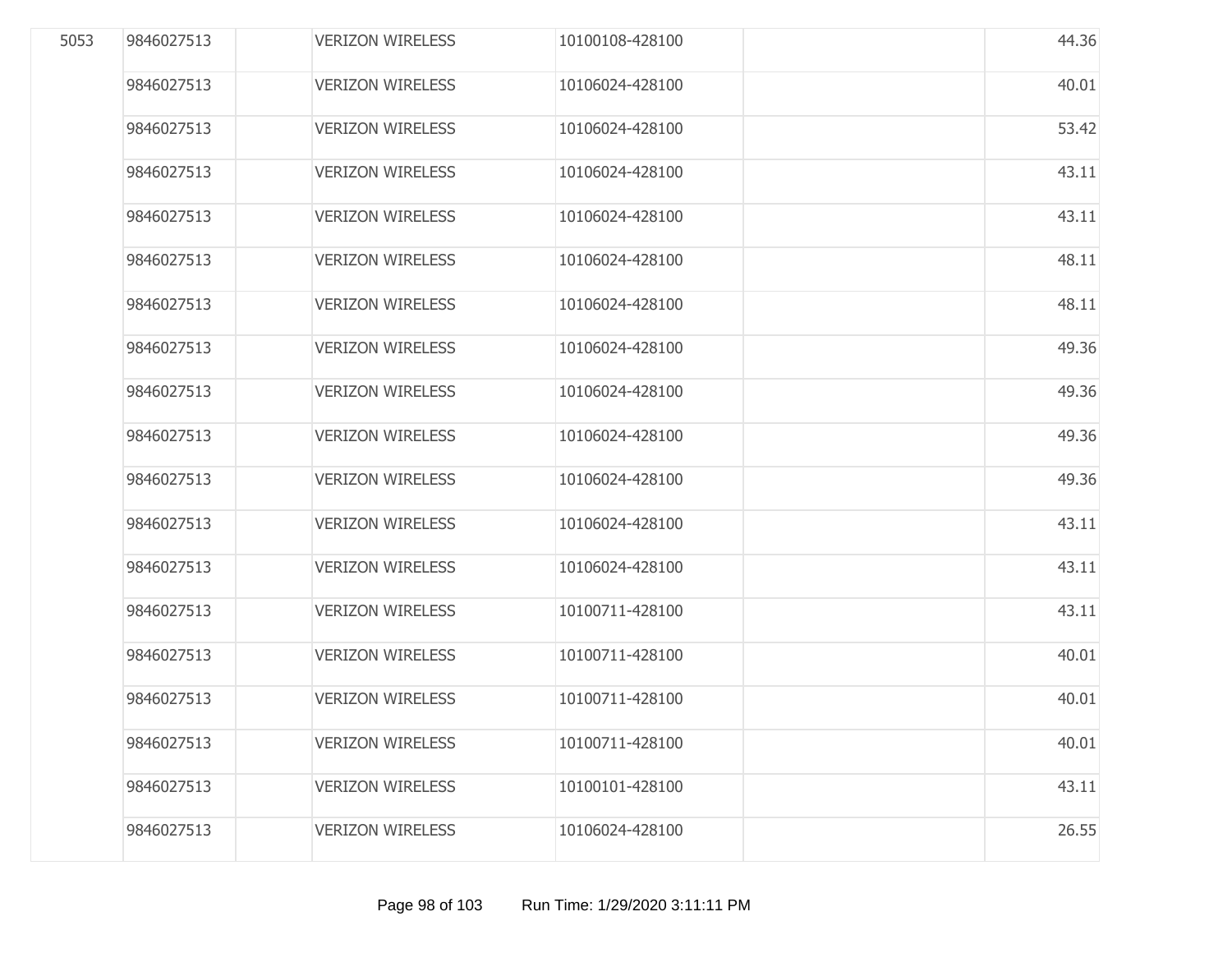| | | | | | | |
|---|---|---|---|---|---|---|
| 5053 | 9846027513 | | VERIZON WIRELESS | 10100108-428100 | | 44.36 |
| | 9846027513 | | VERIZON WIRELESS | 10106024-428100 | | 40.01 |
| | 9846027513 | | VERIZON WIRELESS | 10106024-428100 | | 53.42 |
| | 9846027513 | | VERIZON WIRELESS | 10106024-428100 | | 43.11 |
| | 9846027513 | | VERIZON WIRELESS | 10106024-428100 | | 43.11 |
| | 9846027513 | | VERIZON WIRELESS | 10106024-428100 | | 48.11 |
| | 9846027513 | | VERIZON WIRELESS | 10106024-428100 | | 48.11 |
| | 9846027513 | | VERIZON WIRELESS | 10106024-428100 | | 49.36 |
| | 9846027513 | | VERIZON WIRELESS | 10106024-428100 | | 49.36 |
| | 9846027513 | | VERIZON WIRELESS | 10106024-428100 | | 49.36 |
| | 9846027513 | | VERIZON WIRELESS | 10106024-428100 | | 49.36 |
| | 9846027513 | | VERIZON WIRELESS | 10106024-428100 | | 43.11 |
| | 9846027513 | | VERIZON WIRELESS | 10106024-428100 | | 43.11 |
| | 9846027513 | | VERIZON WIRELESS | 10100711-428100 | | 43.11 |
| | 9846027513 | | VERIZON WIRELESS | 10100711-428100 | | 40.01 |
| | 9846027513 | | VERIZON WIRELESS | 10100711-428100 | | 40.01 |
| | 9846027513 | | VERIZON WIRELESS | 10100711-428100 | | 40.01 |
| | 9846027513 | | VERIZON WIRELESS | 10100101-428100 | | 43.11 |
| | 9846027513 | | VERIZON WIRELESS | 10106024-428100 | | 26.55 |

Run Time: 1/29/2020 3:11:11 PM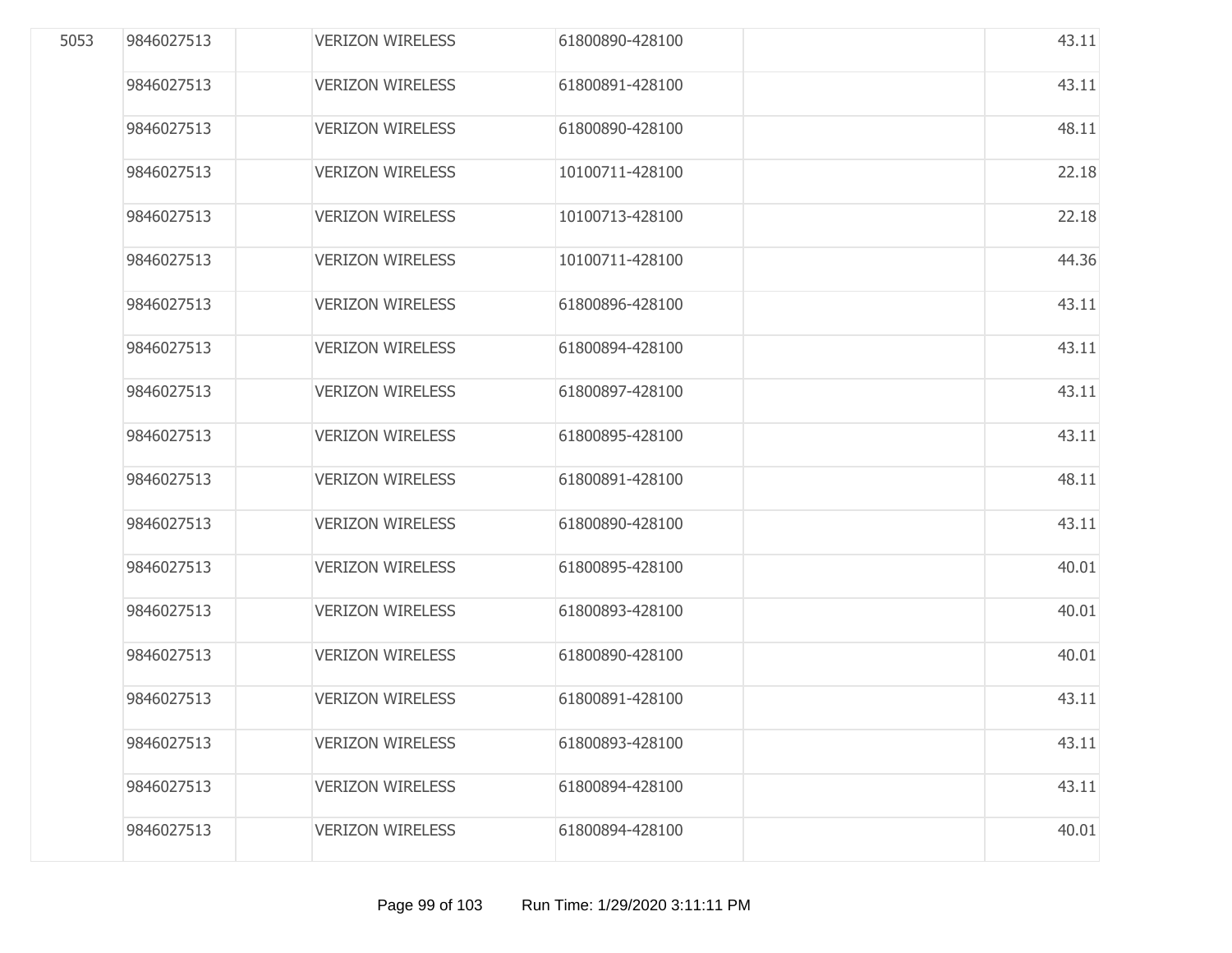| | | | | | | |
|---|---|---|---|---|---|---|
| 5053 | 9846027513 | | VERIZON WIRELESS | 61800890-428100 | | 43.11 |
| | 9846027513 | | VERIZON WIRELESS | 61800891-428100 | | 43.11 |
| | 9846027513 | | VERIZON WIRELESS | 61800890-428100 | | 48.11 |
| | 9846027513 | | VERIZON WIRELESS | 10100711-428100 | | 22.18 |
| | 9846027513 | | VERIZON WIRELESS | 10100713-428100 | | 22.18 |
| | 9846027513 | | VERIZON WIRELESS | 10100711-428100 | | 44.36 |
| | 9846027513 | | VERIZON WIRELESS | 61800896-428100 | | 43.11 |
| | 9846027513 | | VERIZON WIRELESS | 61800894-428100 | | 43.11 |
| | 9846027513 | | VERIZON WIRELESS | 61800897-428100 | | 43.11 |
| | 9846027513 | | VERIZON WIRELESS | 61800895-428100 | | 43.11 |
| | 9846027513 | | VERIZON WIRELESS | 61800891-428100 | | 48.11 |
| | 9846027513 | | VERIZON WIRELESS | 61800890-428100 | | 43.11 |
| | 9846027513 | | VERIZON WIRELESS | 61800895-428100 | | 40.01 |
| | 9846027513 | | VERIZON WIRELESS | 61800893-428100 | | 40.01 |
| | 9846027513 | | VERIZON WIRELESS | 61800890-428100 | | 40.01 |
| | 9846027513 | | VERIZON WIRELESS | 61800891-428100 | | 43.11 |
| | 9846027513 | | VERIZON WIRELESS | 61800893-428100 | | 43.11 |
| | 9846027513 | | VERIZON WIRELESS | 61800894-428100 | | 43.11 |
| | 9846027513 | | VERIZON WIRELESS | 61800894-428100 | | 40.01 |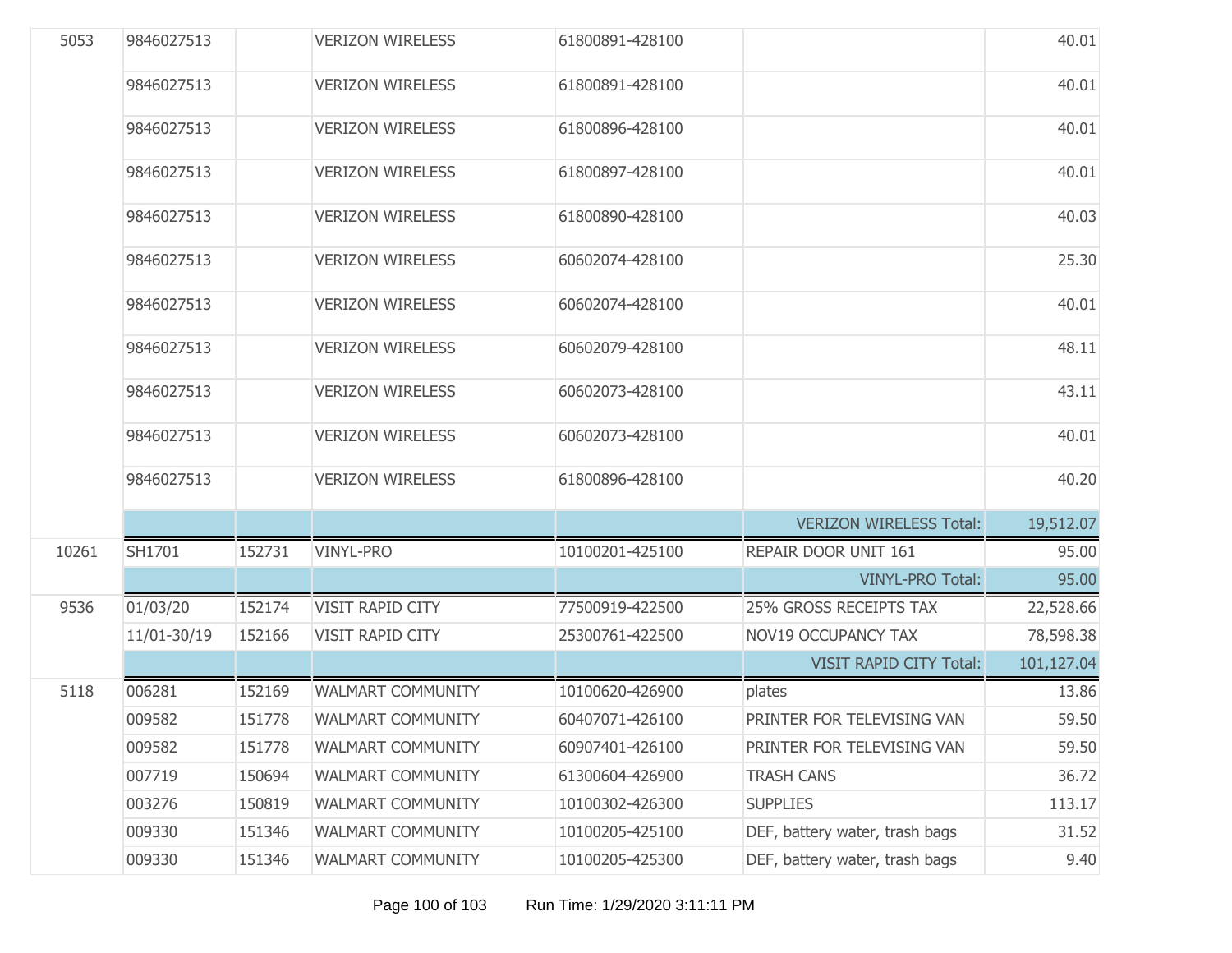| | | | | | | |
|---|---|---|---|---|---|---|
| 5053 | 9846027513 | | VERIZON WIRELESS | 61800891-428100 | | 40.01 |
| | 9846027513 | | VERIZON WIRELESS | 61800891-428100 | | 40.01 |
| | 9846027513 | | VERIZON WIRELESS | 61800896-428100 | | 40.01 |
| | 9846027513 | | VERIZON WIRELESS | 61800897-428100 | | 40.01 |
| | 9846027513 | | VERIZON WIRELESS | 61800890-428100 | | 40.03 |
| | 9846027513 | | VERIZON WIRELESS | 60602074-428100 | | 25.30 |
| | 9846027513 | | VERIZON WIRELESS | 60602074-428100 | | 40.01 |
| | 9846027513 | | VERIZON WIRELESS | 60602079-428100 | | 48.11 |
| | 9846027513 | | VERIZON WIRELESS | 60602073-428100 | | 43.11 |
| | 9846027513 | | VERIZON WIRELESS | 60602073-428100 | | 40.01 |
| | 9846027513 | | VERIZON WIRELESS | 61800896-428100 | | 40.20 |
| | | | | | VERIZON WIRELESS Total: | 19,512.07 |
| 10261 | SH1701 | 152731 | VINYL-PRO | 10100201-425100 | REPAIR DOOR UNIT 161 | 95.00 |
| | | | | | VINYL-PRO Total: | 95.00 |
| 9536 | 01/03/20 | 152174 | VISIT RAPID CITY | 77500919-422500 | 25% GROSS RECEIPTS TAX | 22,528.66 |
| | 11/01-30/19 | 152166 | VISIT RAPID CITY | 25300761-422500 | NOV19 OCCUPANCY TAX | 78,598.38 |
| | | | | | VISIT RAPID CITY Total: | 101,127.04 |
| 5118 | 006281 | 152169 | WALMART COMMUNITY | 10100620-426900 | plates | 13.86 |
| | 009582 | 151778 | WALMART COMMUNITY | 60407071-426100 | PRINTER FOR TELEVISING VAN | 59.50 |
| | 009582 | 151778 | WALMART COMMUNITY | 60907401-426100 | PRINTER FOR TELEVISING VAN | 59.50 |
| | 007719 | 150694 | WALMART COMMUNITY | 61300604-426900 | TRASH CANS | 36.72 |
| | 003276 | 150819 | WALMART COMMUNITY | 10100302-426300 | SUPPLIES | 113.17 |
| | 009330 | 151346 | WALMART COMMUNITY | 10100205-425100 | DEF, battery water, trash bags | 31.52 |
| | 009330 | 151346 | WALMART COMMUNITY | 10100205-425300 | DEF, battery water, trash bags | 9.40 |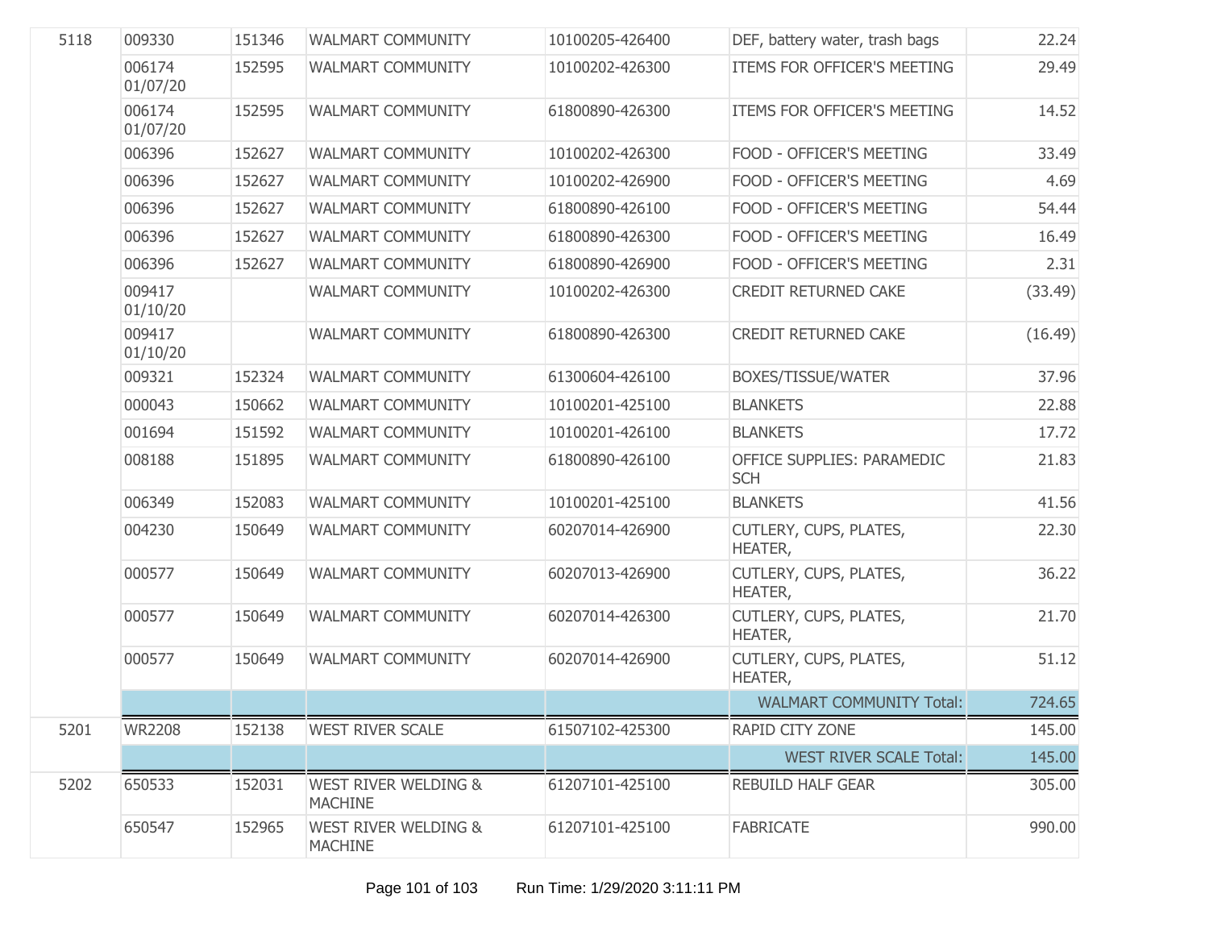| | | | | | | |
|---|---|---|---|---|---|---|
| 5118 | 009330 | 151346 | WALMART COMMUNITY | 10100205-426400 | DEF, battery water, trash bags | 22.24 |
| | 006174 01/07/20 | 152595 | WALMART COMMUNITY | 10100202-426300 | ITEMS FOR OFFICER'S MEETING | 29.49 |
| | 006174 01/07/20 | 152595 | WALMART COMMUNITY | 61800890-426300 | ITEMS FOR OFFICER'S MEETING | 14.52 |
| | 006396 | 152627 | WALMART COMMUNITY | 10100202-426300 | FOOD - OFFICER'S MEETING | 33.49 |
| | 006396 | 152627 | WALMART COMMUNITY | 10100202-426900 | FOOD - OFFICER'S MEETING | 4.69 |
| | 006396 | 152627 | WALMART COMMUNITY | 61800890-426100 | FOOD - OFFICER'S MEETING | 54.44 |
| | 006396 | 152627 | WALMART COMMUNITY | 61800890-426300 | FOOD - OFFICER'S MEETING | 16.49 |
| | 006396 | 152627 | WALMART COMMUNITY | 61800890-426900 | FOOD - OFFICER'S MEETING | 2.31 |
| | 009417 01/10/20 | | WALMART COMMUNITY | 10100202-426300 | CREDIT RETURNED CAKE | (33.49) |
| | 009417 01/10/20 | | WALMART COMMUNITY | 61800890-426300 | CREDIT RETURNED CAKE | (16.49) |
| | 009321 | 152324 | WALMART COMMUNITY | 61300604-426100 | BOXES/TISSUE/WATER | 37.96 |
| | 000043 | 150662 | WALMART COMMUNITY | 10100201-425100 | BLANKETS | 22.88 |
| | 001694 | 151592 | WALMART COMMUNITY | 10100201-426100 | BLANKETS | 17.72 |
| | 008188 | 151895 | WALMART COMMUNITY | 61800890-426100 | OFFICE SUPPLIES: PARAMEDIC SCH | 21.83 |
| | 006349 | 152083 | WALMART COMMUNITY | 10100201-425100 | BLANKETS | 41.56 |
| | 004230 | 150649 | WALMART COMMUNITY | 60207014-426900 | CUTLERY, CUPS, PLATES, HEATER, | 22.30 |
| | 000577 | 150649 | WALMART COMMUNITY | 60207013-426900 | CUTLERY, CUPS, PLATES, HEATER, | 36.22 |
| | 000577 | 150649 | WALMART COMMUNITY | 60207014-426300 | CUTLERY, CUPS, PLATES, HEATER, | 21.70 |
| | 000577 | 150649 | WALMART COMMUNITY | 60207014-426900 | CUTLERY, CUPS, PLATES, HEATER, | 51.12 |
| | | | | | WALMART COMMUNITY Total: | 724.65 |
| 5201 | WR2208 | 152138 | WEST RIVER SCALE | 61507102-425300 | RAPID CITY ZONE | 145.00 |
| | | | | | WEST RIVER SCALE Total: | 145.00 |
| 5202 | 650533 | 152031 | WEST RIVER WELDING & MACHINE | 61207101-425100 | REBUILD HALF GEAR | 305.00 |
| | 650547 | 152965 | WEST RIVER WELDING & MACHINE | 61207101-425100 | FABRICATE | 990.00 |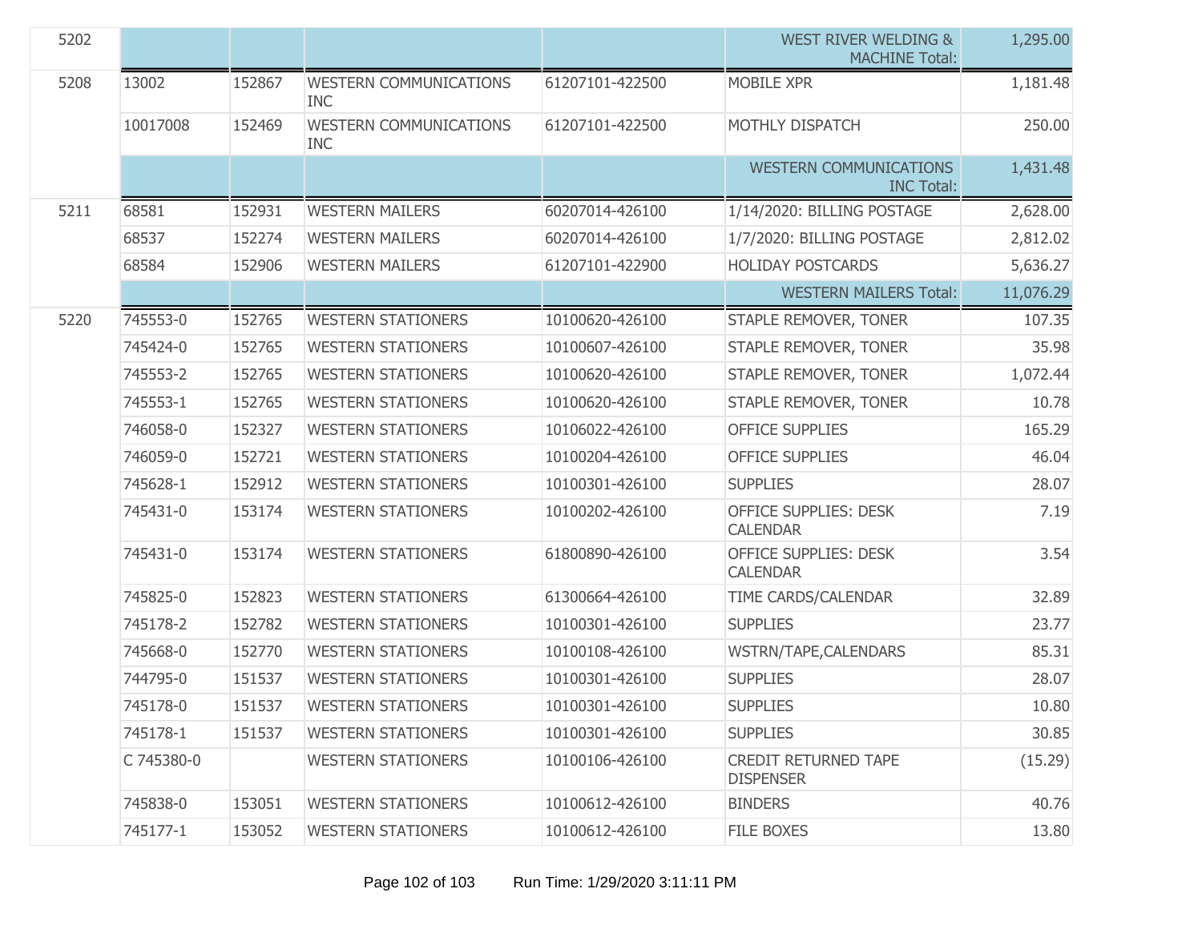| | | | | | | |
|---|---|---|---|---|---|---|
| 5202 | | | | | WEST RIVER WELDING & MACHINE Total: | 1,295.00 |
| 5208 | 13002 | 152867 | WESTERN COMMUNICATIONS INC | 61207101-422500 | MOBILE XPR | 1,181.48 |
| | 10017008 | 152469 | WESTERN COMMUNICATIONS INC | 61207101-422500 | MOTHLY DISPATCH | 250.00 |
| | | | | | WESTERN COMMUNICATIONS INC Total: | 1,431.48 |
| 5211 | 68581 | 152931 | WESTERN MAILERS | 60207014-426100 | 1/14/2020: BILLING POSTAGE | 2,628.00 |
| | 68537 | 152274 | WESTERN MAILERS | 60207014-426100 | 1/7/2020: BILLING POSTAGE | 2,812.02 |
| | 68584 | 152906 | WESTERN MAILERS | 61207101-422900 | HOLIDAY POSTCARDS | 5,636.27 |
| | | | | | WESTERN MAILERS Total: | 11,076.29 |
| 5220 | 745553-0 | 152765 | WESTERN STATIONERS | 10100620-426100 | STAPLE REMOVER, TONER | 107.35 |
| | 745424-0 | 152765 | WESTERN STATIONERS | 10100607-426100 | STAPLE REMOVER, TONER | 35.98 |
| | 745553-2 | 152765 | WESTERN STATIONERS | 10100620-426100 | STAPLE REMOVER, TONER | 1,072.44 |
| | 745553-1 | 152765 | WESTERN STATIONERS | 10100620-426100 | STAPLE REMOVER, TONER | 10.78 |
| | 746058-0 | 152327 | WESTERN STATIONERS | 10106022-426100 | OFFICE SUPPLIES | 165.29 |
| | 746059-0 | 152721 | WESTERN STATIONERS | 10100204-426100 | OFFICE SUPPLIES | 46.04 |
| | 745628-1 | 152912 | WESTERN STATIONERS | 10100301-426100 | SUPPLIES | 28.07 |
| | 745431-0 | 153174 | WESTERN STATIONERS | 10100202-426100 | OFFICE SUPPLIES: DESK CALENDAR | 7.19 |
| | 745431-0 | 153174 | WESTERN STATIONERS | 61800890-426100 | OFFICE SUPPLIES: DESK CALENDAR | 3.54 |
| | 745825-0 | 152823 | WESTERN STATIONERS | 61300664-426100 | TIME CARDS/CALENDAR | 32.89 |
| | 745178-2 | 152782 | WESTERN STATIONERS | 10100301-426100 | SUPPLIES | 23.77 |
| | 745668-0 | 152770 | WESTERN STATIONERS | 10100108-426100 | WSTRN/TAPE,CALENDARS | 85.31 |
| | 744795-0 | 151537 | WESTERN STATIONERS | 10100301-426100 | SUPPLIES | 28.07 |
| | 745178-0 | 151537 | WESTERN STATIONERS | 10100301-426100 | SUPPLIES | 10.80 |
| | 745178-1 | 151537 | WESTERN STATIONERS | 10100301-426100 | SUPPLIES | 30.85 |
| | C 745380-0 | | WESTERN STATIONERS | 10100106-426100 | CREDIT RETURNED TAPE DISPENSER | (15.29) |
| | 745838-0 | 153051 | WESTERN STATIONERS | 10100612-426100 | BINDERS | 40.76 |
| | 745177-1 | 153052 | WESTERN STATIONERS | 10100612-426100 | FILE BOXES | 13.80 |

Run Time: 1/29/2020 3:11:11 PM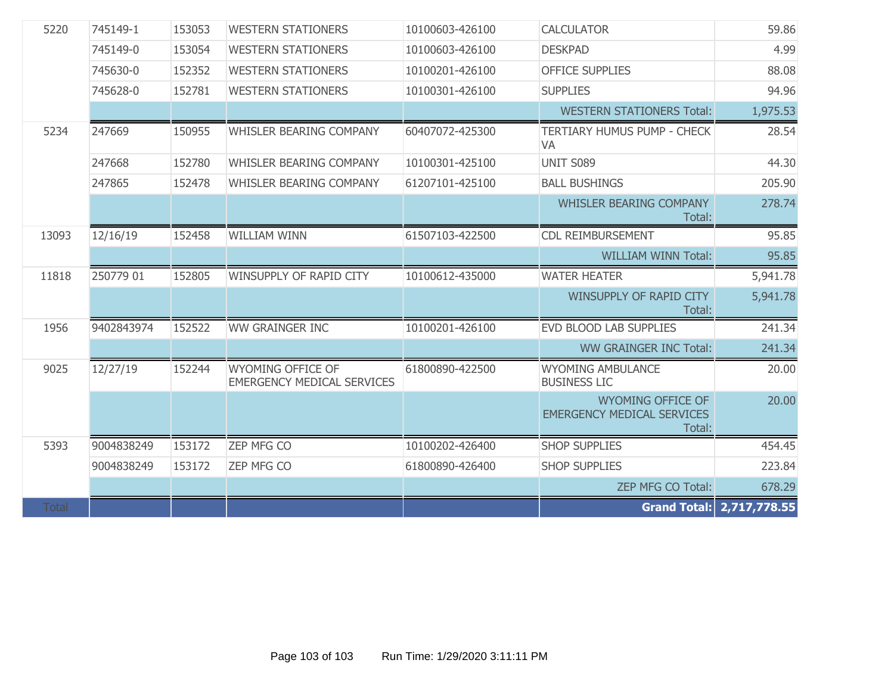| | | | | | | |
|---|---|---|---|---|---|---|
| 5220 | 745149-1 | 153053 | WESTERN STATIONERS | 10100603-426100 | CALCULATOR | 59.86 |
| | 745149-0 | 153054 | WESTERN STATIONERS | 10100603-426100 | DESKPAD | 4.99 |
| | 745630-0 | 152352 | WESTERN STATIONERS | 10100201-426100 | OFFICE SUPPLIES | 88.08 |
| | 745628-0 | 152781 | WESTERN STATIONERS | 10100301-426100 | SUPPLIES | 94.96 |
| | | | | | WESTERN STATIONERS Total: | 1,975.53 |
| 5234 | 247669 | 150955 | WHISLER BEARING COMPANY | 60407072-425300 | TERTIARY HUMUS PUMP - CHECK VA | 28.54 |
| | 247668 | 152780 | WHISLER BEARING COMPANY | 10100301-425100 | UNIT S089 | 44.30 |
| | 247865 | 152478 | WHISLER BEARING COMPANY | 61207101-425100 | BALL BUSHINGS | 205.90 |
| | | | | | WHISLER BEARING COMPANY Total: | 278.74 |
| 13093 | 12/16/19 | 152458 | WILLIAM WINN | 61507103-422500 | CDL REIMBURSEMENT | 95.85 |
| | | | | | WILLIAM WINN Total: | 95.85 |
| 11818 | 250779 01 | 152805 | WINSUPPLY OF RAPID CITY | 10100612-435000 | WATER HEATER | 5,941.78 |
| | | | | | WINSUPPLY OF RAPID CITY Total: | 5,941.78 |
| 1956 | 9402843974 | 152522 | WW GRAINGER INC | 10100201-426100 | EVD BLOOD LAB SUPPLIES | 241.34 |
| | | | | | WW GRAINGER INC Total: | 241.34 |
| 9025 | 12/27/19 | 152244 | WYOMING OFFICE OF EMERGENCY MEDICAL SERVICES | 61800890-422500 | WYOMING AMBULANCE BUSINESS LIC | 20.00 |
| | | | | | WYOMING OFFICE OF EMERGENCY MEDICAL SERVICES Total: | 20.00 |
| 5393 | 9004838249 | 153172 | ZEP MFG CO | 10100202-426400 | SHOP SUPPLIES | 454.45 |
| | 9004838249 | 153172 | ZEP MFG CO | 61800890-426400 | SHOP SUPPLIES | 223.84 |
| | | | | | ZEP MFG CO Total: | 678.29 |
| Total | | | | | **Grand Total:** | **2,717,778.55** |

Run Time: 1/29/2020 3:11:11 PM